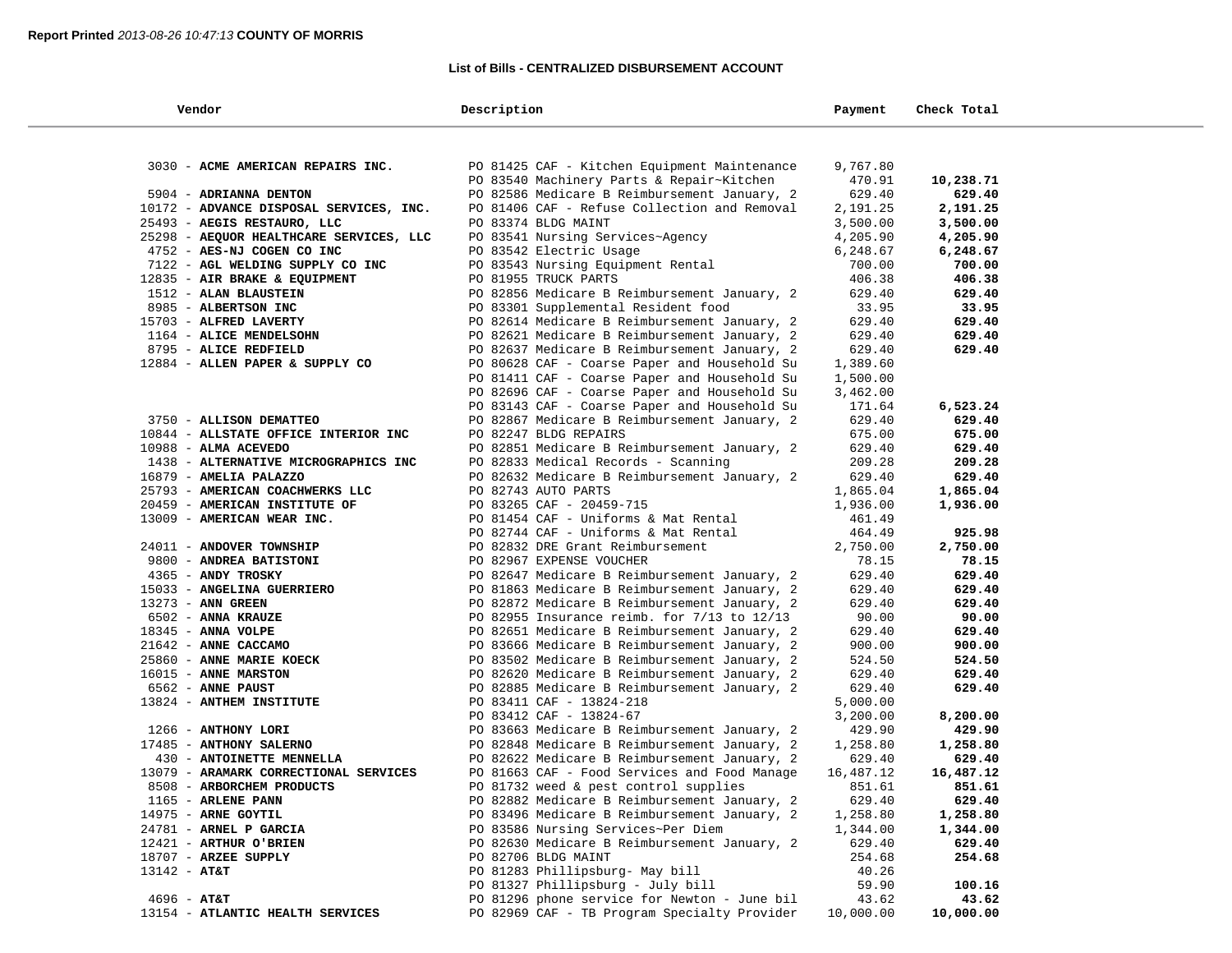**Report Printed** *2013-08-26 10:47:13* **COUNTY OF MORRIS**

### List of Bills - CENTRALIZED DISBURSEMENT ACCOUNT

| Vendor | Description | Payment | Check Total |
|---|---|---|---|
| 3030 - **ACME AMERICAN REPAIRS INC.** | PO 81425 CAF - Kitchen Equipment Maintenance | 9,767.80 | |
| | PO 83540 Machinery Parts & Repair~Kitchen | 470.91 | **10,238.71** |
| 5904 - **ADRIANNA DENTON** | PO 82586 Medicare B Reimbursement January, 2 | 629.40 | **629.40** |
| 10172 - **ADVANCE DISPOSAL SERVICES, INC.** | PO 81406 CAF - Refuse Collection and Removal | 2,191.25 | **2,191.25** |
| 25493 - **AEGIS RESTAURO, LLC** | PO 83374 BLDG MAINT | 3,500.00 | **3,500.00** |
| 25298 - **AEQUOR HEALTHCARE SERVICES, LLC** | PO 83541 Nursing Services~Agency | 4,205.90 | **4,205.90** |
| 4752 - **AES-NJ COGEN CO INC** | PO 83542 Electric Usage | 6,248.67 | **6,248.67** |
| 7122 - **AGL WELDING SUPPLY CO INC** | PO 83543 Nursing Equipment Rental | 700.00 | **700.00** |
| 12835 - **AIR BRAKE & EQUIPMENT** | PO 81955 TRUCK PARTS | 406.38 | **406.38** |
| 1512 - **ALAN BLAUSTEIN** | PO 82856 Medicare B Reimbursement January, 2 | 629.40 | **629.40** |
| 8985 - **ALBERTSON INC** | PO 83301 Supplemental Resident food | 33.95 | **33.95** |
| 15703 - **ALFRED LAVERTY** | PO 82614 Medicare B Reimbursement January, 2 | 629.40 | **629.40** |
| 1164 - **ALICE MENDELSOHN** | PO 82621 Medicare B Reimbursement January, 2 | 629.40 | **629.40** |
| 8795 - **ALICE REDFIELD** | PO 82637 Medicare B Reimbursement January, 2 | 629.40 | **629.40** |
| 12884 - **ALLEN PAPER & SUPPLY CO** | PO 80628 CAF - Coarse Paper and Household Su | 1,389.60 | |
| | PO 81411 CAF - Coarse Paper and Household Su | 1,500.00 | |
| | PO 82696 CAF - Coarse Paper and Household Su | 3,462.00 | |
| | PO 83143 CAF - Coarse Paper and Household Su | 171.64 | **6,523.24** |
| 3750 - **ALLISON DEMATTEO** | PO 82867 Medicare B Reimbursement January, 2 | 629.40 | **629.40** |
| 10844 - **ALLSTATE OFFICE INTERIOR INC** | PO 82247 BLDG REPAIRS | 675.00 | **675.00** |
| 10988 - **ALMA ACEVEDO** | PO 82851 Medicare B Reimbursement January, 2 | 629.40 | **629.40** |
| 1438 - **ALTERNATIVE MICROGRAPHICS INC** | PO 82833 Medical Records - Scanning | 209.28 | **209.28** |
| 16879 - **AMELIA PALAZZO** | PO 82632 Medicare B Reimbursement January, 2 | 629.40 | **629.40** |
| 25793 - **AMERICAN COACHWERKS LLC** | PO 82743 AUTO PARTS | 1,865.04 | **1,865.04** |
| 20459 - **AMERICAN INSTITUTE OF** | PO 83265 CAF - 20459-715 | 1,936.00 | **1,936.00** |
| 13009 - **AMERICAN WEAR INC.** | PO 81454 CAF - Uniforms & Mat Rental | 461.49 | |
| | PO 82744 CAF - Uniforms & Mat Rental | 464.49 | **925.98** |
| 24011 - **ANDOVER TOWNSHIP** | PO 82832 DRE Grant Reimbursement | 2,750.00 | **2,750.00** |
| 9800 - **ANDREA BATISTONI** | PO 82967 EXPENSE VOUCHER | 78.15 | **78.15** |
| 4365 - **ANDY TROSKY** | PO 82647 Medicare B Reimbursement January, 2 | 629.40 | **629.40** |
| 15033 - **ANGELINA GUERRIERO** | PO 81863 Medicare B Reimbursement January, 2 | 629.40 | **629.40** |
| 13273 - **ANN GREEN** | PO 82872 Medicare B Reimbursement January, 2 | 629.40 | **629.40** |
| 6502 - **ANNA KRAUZE** | PO 82955 Insurance reimb. for 7/13 to 12/13 | 90.00 | **90.00** |
| 18345 - **ANNA VOLPE** | PO 82651 Medicare B Reimbursement January, 2 | 629.40 | **629.40** |
| 21642 - **ANNE CACCAMO** | PO 83666 Medicare B Reimbursement January, 2 | 900.00 | **900.00** |
| 25860 - **ANNE MARIE KOECK** | PO 83502 Medicare B Reimbursement January, 2 | 524.50 | **524.50** |
| 16015 - **ANNE MARSTON** | PO 82620 Medicare B Reimbursement January, 2 | 629.40 | **629.40** |
| 6562 - **ANNE PAUST** | PO 82885 Medicare B Reimbursement January, 2 | 629.40 | **629.40** |
| 13824 - **ANTHEM INSTITUTE** | PO 83411 CAF - 13824-218 | 5,000.00 | |
| | PO 83412 CAF - 13824-67 | 3,200.00 | **8,200.00** |
| 1266 - **ANTHONY LORI** | PO 83663 Medicare B Reimbursement January, 2 | 429.90 | **429.90** |
| 17485 - **ANTHONY SALERNO** | PO 82848 Medicare B Reimbursement January, 2 | 1,258.80 | **1,258.80** |
| 430 - **ANTOINETTE MENNELLA** | PO 82622 Medicare B Reimbursement January, 2 | 629.40 | **629.40** |
| 13079 - **ARAMARK CORRECTIONAL SERVICES** | PO 81663 CAF - Food Services and Food Manage | 16,487.12 | **16,487.12** |
| 8508 - **ARBORCHEM PRODUCTS** | PO 81732 weed & pest control supplies | 851.61 | **851.61** |
| 1165 - **ARLENE PANN** | PO 82882 Medicare B Reimbursement January, 2 | 629.40 | **629.40** |
| 14975 - **ARNE GOYTIL** | PO 83496 Medicare B Reimbursement January, 2 | 1,258.80 | **1,258.80** |
| 24781 - **ARNEL P GARCIA** | PO 83586 Nursing Services~Per Diem | 1,344.00 | **1,344.00** |
| 12421 - **ARTHUR O'BRIEN** | PO 82630 Medicare B Reimbursement January, 2 | 629.40 | **629.40** |
| 18707 - **ARZEE SUPPLY** | PO 82706 BLDG MAINT | 254.68 | **254.68** |
| 13142 - **AT&T** | PO 81283 Phillipsburg- May bill | 40.26 | |
| | PO 81327 Phillipsburg - July bill | 59.90 | **100.16** |
| 4696 - **AT&T** | PO 81296 phone service for Newton - June bil | 43.62 | **43.62** |
| 13154 - **ATLANTIC HEALTH SERVICES** | PO 82969 CAF - TB Program Specialty Provider | 10,000.00 | **10,000.00** |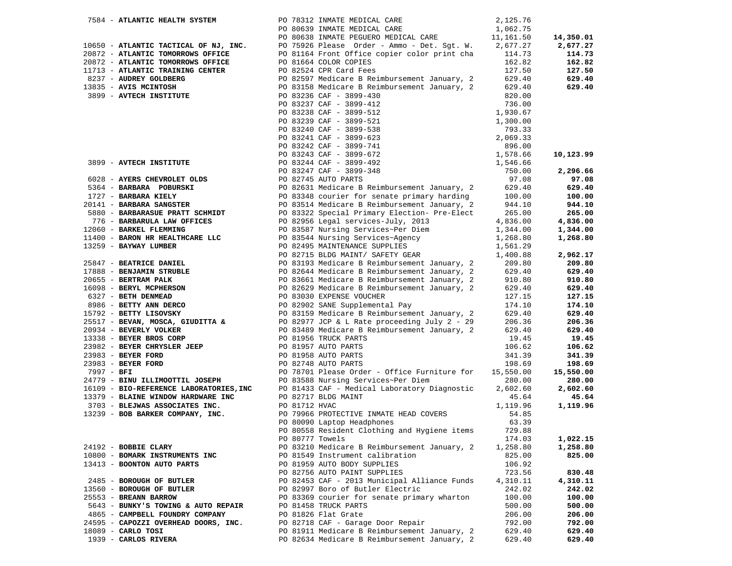| Vendor | PO / Description | Amount | Total |
|---|---|---|---|
| 7584 - **ATLANTIC HEALTH SYSTEM** | PO 78312 INMATE MEDICAL CARE | 2,125.76 | |
| | PO 80639 INMATE MEDICAL CARE | 1,062.75 | |
| | PO 80638 INMATE PEGUERO MEDICAL CARE | 11,161.50 | **14,350.01** |
| 10650 - **ATLANTIC TACTICAL OF NJ, INC.** | PO 75926 Please Order - Ammo - Det. Sgt. W. | 2,677.27 | **2,677.27** |
| 20872 - **ATLANTIC TOMORROWS OFFICE** | PO 81164 Front Office copier color print cha | 114.73 | **114.73** |
| 20872 - **ATLANTIC TOMORROWS OFFICE** | PO 81664 COLOR COPIES | 162.82 | **162.82** |
| 11713 - **ATLANTIC TRAINING CENTER** | PO 82524 CPR Card Fees | 127.50 | **127.50** |
| 8237 - **AUDREY GOLDBERG** | PO 82597 Medicare B Reimbursement January, 2 | 629.40 | **629.40** |
| 13835 - **AVIS MCINTOSH** | PO 83158 Medicare B Reimbursement January, 2 | 629.40 | **629.40** |
| 3899 - **AVTECH INSTITUTE** | PO 83236 CAF - 3899-430 | 820.00 | |
| | PO 83237 CAF - 3899-412 | 736.00 | |
| | PO 83238 CAF - 3899-512 | 1,930.67 | |
| | PO 83239 CAF - 3899-521 | 1,300.00 | |
| | PO 83240 CAF - 3899-538 | 793.33 | |
| | PO 83241 CAF - 3899-623 | 2,069.33 | |
| | PO 83242 CAF - 3899-741 | 896.00 | |
| | PO 83243 CAF - 3899-672 | 1,578.66 | **10,123.99** |
| 3899 - **AVTECH INSTITUTE** | PO 83244 CAF - 3899-492 | 1,546.66 | |
| | PO 83247 CAF - 3899-348 | 750.00 | **2,296.66** |
| 6028 - **AYERS CHEVROLET OLDS** | PO 82745 AUTO PARTS | 97.08 | **97.08** |
| 5364 - **BARBARA POBURSKI** | PO 82631 Medicare B Reimbursement January, 2 | 629.40 | **629.40** |
| 1727 - **BARBARA KIELY** | PO 83348 courier for senate primary harding | 100.00 | **100.00** |
| 20141 - **BARBARA SANGSTER** | PO 83514 Medicare B Reimbursement January, 2 | 944.10 | **944.10** |
| 5880 - **BARBARASUE PRATT SCHMIDT** | PO 83322 Special Primary Election- Pre-Elect | 265.00 | **265.00** |
| 776 - **BARBARULA LAW OFFICES** | PO 82956 Legal services-July, 2013 | 4,836.00 | **4,836.00** |
| 12060 - **BARKEL FLEMMING** | PO 83587 Nursing Services~Per Diem | 1,344.00 | **1,344.00** |
| 11400 - **BARON HR HEALTHCARE LLC** | PO 83544 Nursing Services~Agency | 1,268.80 | **1,268.80** |
| 13259 - **BAYWAY LUMBER** | PO 82495 MAINTENANCE SUPPLIES | 1,561.29 | |
| | PO 82715 BLDG MAINT/ SAFETY GEAR | 1,400.88 | **2,962.17** |
| 25847 - **BEATRICE DANIEL** | PO 83193 Medicare B Reimbursement January, 2 | 209.80 | **209.80** |
| 17888 - **BENJAMIN STRUBLE** | PO 82644 Medicare B Reimbursement January, 2 | 629.40 | **629.40** |
| 20655 - **BERTRAM PALK** | PO 83661 Medicare B Reimbursement January, 2 | 910.80 | **910.80** |
| 16098 - **BERYL MCPHERSON** | PO 82629 Medicare B Reimbursement January, 2 | 629.40 | **629.40** |
| 6327 - **BETH DENMEAD** | PO 83030 EXPENSE VOUCHER | 127.15 | **127.15** |
| 8986 - **BETTY ANN DERCO** | PO 82902 SANE Supplemental Pay | 174.10 | **174.10** |
| 15792 - **BETTY LISOVSKY** | PO 83159 Medicare B Reimbursement January, 2 | 629.40 | **629.40** |
| 25517 - **BEVAN, MOSCA, GIUDITTA &** | PO 82977 JCP & L Rate proceeding July 2 - 29 | 206.36 | **206.36** |
| 20934 - **BEVERLY VOLKER** | PO 83489 Medicare B Reimbursement January, 2 | 629.40 | **629.40** |
| 13338 - **BEYER BROS CORP** | PO 81956 TRUCK PARTS | 19.45 | **19.45** |
| 23982 - **BEYER CHRYSLER JEEP** | PO 81957 AUTO PARTS | 106.62 | **106.62** |
| 23983 - **BEYER FORD** | PO 81958 AUTO PARTS | 341.39 | **341.39** |
| 23983 - **BEYER FORD** | PO 82748 AUTO PARTS | 198.69 | **198.69** |
| 7997 - **BFI** | PO 78701 Please Order - Office Furniture for | 15,550.00 | **15,550.00** |
| 24779 - **BINU ILLIMOOTTIL JOSEPH** | PO 83588 Nursing Services~Per Diem | 280.00 | **280.00** |
| 16109 - **BIO-REFERENCE LABORATORIES,INC** | PO 81433 CAF - Medical Laboratory Diagnostic | 2,602.60 | **2,602.60** |
| 13379 - **BLAINE WINDOW HARDWARE INC** | PO 82717 BLDG MAINT | 45.64 | **45.64** |
| 3703 - **BLEJWAS ASSOCIATES INC.** | PO 81712 HVAC | 1,119.96 | **1,119.96** |
| 13239 - **BOB BARKER COMPANY, INC.** | PO 79966 PROTECTIVE INMATE HEAD COVERS | 54.85 | |
| | PO 80090 Laptop Headphones | 63.39 | |
| | PO 80558 Resident Clothing and Hygiene items | 729.88 | |
| | PO 80777 Towels | 174.03 | **1,022.15** |
| 24192 - **BOBBIE CLARY** | PO 83210 Medicare B Reimbursement January, 2 | 1,258.80 | **1,258.80** |
| 10800 - **BOMARK INSTRUMENTS INC** | PO 81549 Instrument calibration | 825.00 | **825.00** |
| 13413 - **BOONTON AUTO PARTS** | PO 81959 AUTO BODY SUPPLIES | 106.92 | |
| | PO 82756 AUTO PAINT SUPPLIES | 723.56 | **830.48** |
| 2485 - **BOROUGH OF BUTLER** | PO 82453 CAF - 2013 Municipal Alliance Funds | 4,310.11 | **4,310.11** |
| 13560 - **BOROUGH OF BUTLER** | PO 82997 Boro of Butler Electric | 242.02 | **242.02** |
| 25553 - **BREANN BARROW** | PO 83369 courier for senate primary wharton | 100.00 | **100.00** |
| 5643 - **BUNKY'S TOWING & AUTO REPAIR** | PO 81458 TRUCK PARTS | 500.00 | **500.00** |
| 4865 - **CAMPBELL FOUNDRY COMPANY** | PO 81826 Flat Grate | 206.00 | **206.00** |
| 24595 - **CAPOZZI OVERHEAD DOORS, INC.** | PO 82718 CAF - Garage Door Repair | 792.00 | **792.00** |
| 18089 - **CARLO TOSI** | PO 81911 Medicare B Reimbursement January, 2 | 629.40 | **629.40** |
| 1939 - **CARLOS RIVERA** | PO 82634 Medicare B Reimbursement January, 2 | 629.40 | **629.40** |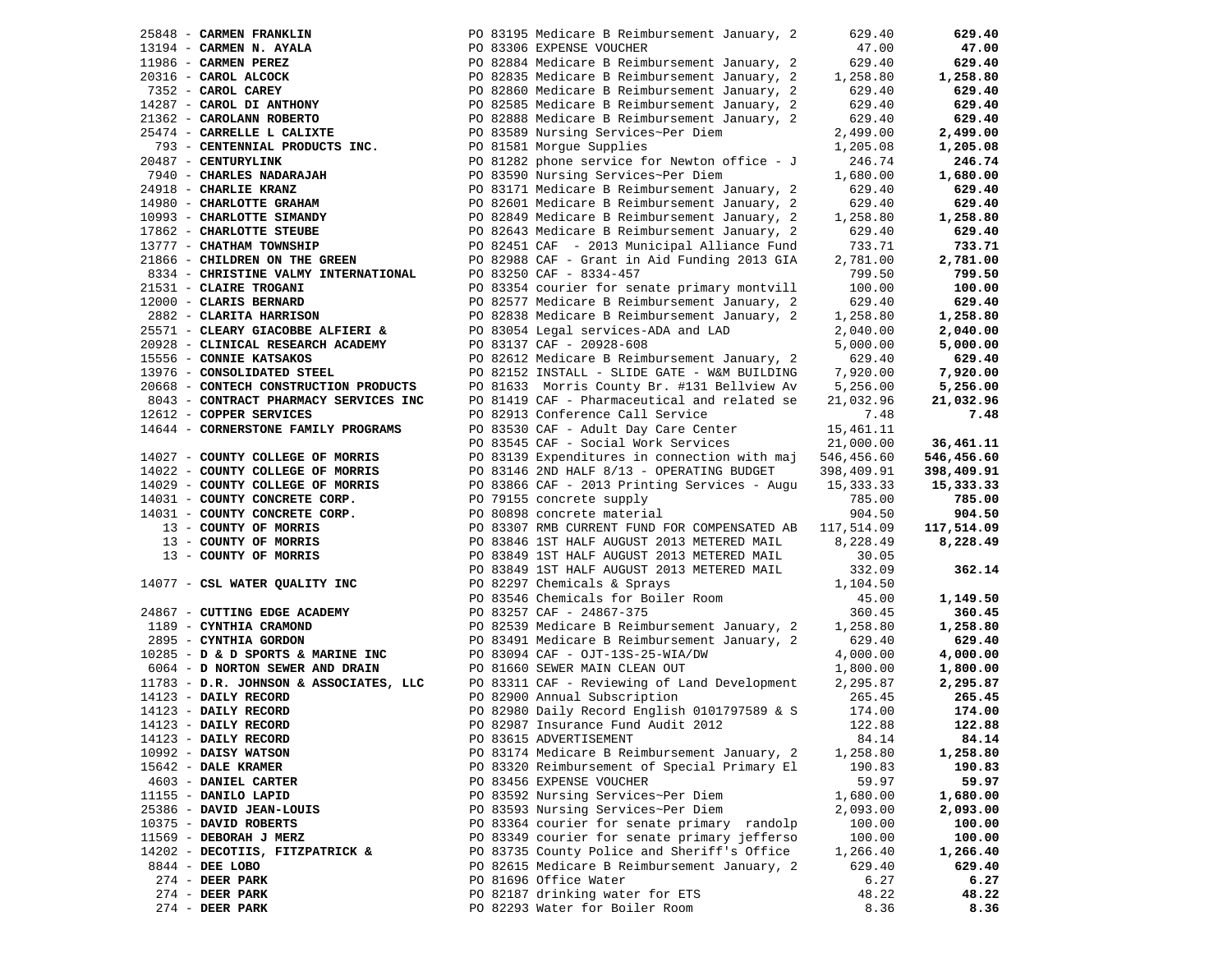| Vendor | PO / Description | Amount | Total |
|---|---|---|---|
| 25848 - **CARMEN FRANKLIN** | PO 83195 Medicare B Reimbursement January, 2 | 629.40 | **629.40** |
| 13194 - **CARMEN N. AYALA** | PO 83306 EXPENSE VOUCHER | 47.00 | **47.00** |
| 11986 - **CARMEN PEREZ** | PO 82884 Medicare B Reimbursement January, 2 | 629.40 | **629.40** |
| 20316 - **CAROL ALCOCK** | PO 82835 Medicare B Reimbursement January, 2 | 1,258.80 | **1,258.80** |
| 7352 - **CAROL CAREY** | PO 82860 Medicare B Reimbursement January, 2 | 629.40 | **629.40** |
| 14287 - **CAROL DI ANTHONY** | PO 82585 Medicare B Reimbursement January, 2 | 629.40 | **629.40** |
| 21362 - **CAROLANN ROBERTO** | PO 82888 Medicare B Reimbursement January, 2 | 629.40 | **629.40** |
| 25474 - **CARRELLE L CALIXTE** | PO 83589 Nursing Services~Per Diem | 2,499.00 | **2,499.00** |
| 793 - **CENTENNIAL PRODUCTS INC.** | PO 81581 Morgue Supplies | 1,205.08 | **1,205.08** |
| 20487 - **CENTURYLINK** | PO 81282 phone service for Newton office - J | 246.74 | **246.74** |
| 7940 - **CHARLES NADARAJAH** | PO 83590 Nursing Services~Per Diem | 1,680.00 | **1,680.00** |
| 24918 - **CHARLIE KRANZ** | PO 83171 Medicare B Reimbursement January, 2 | 629.40 | **629.40** |
| 14980 - **CHARLOTTE GRAHAM** | PO 82601 Medicare B Reimbursement January, 2 | 629.40 | **629.40** |
| 10993 - **CHARLOTTE SIMANDY** | PO 82849 Medicare B Reimbursement January, 2 | 1,258.80 | **1,258.80** |
| 17862 - **CHARLOTTE STEUBE** | PO 82643 Medicare B Reimbursement January, 2 | 629.40 | **629.40** |
| 13777 - **CHATHAM TOWNSHIP** | PO 82451 CAF - 2013 Municipal Alliance Fund | 733.71 | **733.71** |
| 21866 - **CHILDREN ON THE GREEN** | PO 82988 CAF - Grant in Aid Funding 2013 GIA | 2,781.00 | **2,781.00** |
| 8334 - **CHRISTINE VALMY INTERNATIONAL** | PO 83250 CAF - 8334-457 | 799.50 | **799.50** |
| 21531 - **CLAIRE TROGANI** | PO 83354 courier for senate primary montvill | 100.00 | **100.00** |
| 12000 - **CLARIS BERNARD** | PO 82577 Medicare B Reimbursement January, 2 | 629.40 | **629.40** |
| 2882 - **CLARITA HARRISON** | PO 82838 Medicare B Reimbursement January, 2 | 1,258.80 | **1,258.80** |
| 25571 - **CLEARY GIACOBBE ALFIERI &** | PO 83054 Legal services-ADA and LAD | 2,040.00 | **2,040.00** |
| 20928 - **CLINICAL RESEARCH ACADEMY** | PO 83137 CAF - 20928-608 | 5,000.00 | **5,000.00** |
| 15556 - **CONNIE KATSAKOS** | PO 82612 Medicare B Reimbursement January, 2 | 629.40 | **629.40** |
| 13976 - **CONSOLIDATED STEEL** | PO 82152 INSTALL - SLIDE GATE - W&M BUILDING | 7,920.00 | **7,920.00** |
| 20668 - **CONTECH CONSTRUCTION PRODUCTS** | PO 81633 Morris County Br. #131 Bellview Av | 5,256.00 | **5,256.00** |
| 8043 - **CONTRACT PHARMACY SERVICES INC** | PO 81419 CAF - Pharmaceutical and related se | 21,032.96 | **21,032.96** |
| 12612 - **COPPER SERVICES** | PO 82913 Conference Call Service | 7.48 | **7.48** |
| 14644 - **CORNERSTONE FAMILY PROGRAMS** | PO 83530 CAF - Adult Day Care Center | 15,461.11 | |
| | PO 83545 CAF - Social Work Services | 21,000.00 | **36,461.11** |
| 14027 - **COUNTY COLLEGE OF MORRIS** | PO 83139 Expenditures in connection with maj | 546,456.60 | **546,456.60** |
| 14022 - **COUNTY COLLEGE OF MORRIS** | PO 83146 2ND HALF 8/13 - OPERATING BUDGET | 398,409.91 | **398,409.91** |
| 14029 - **COUNTY COLLEGE OF MORRIS** | PO 83866 CAF - 2013 Printing Services - Augu | 15,333.33 | **15,333.33** |
| 14031 - **COUNTY CONCRETE CORP.** | PO 79155 concrete supply | 785.00 | **785.00** |
| 14031 - **COUNTY CONCRETE CORP.** | PO 80898 concrete material | 904.50 | **904.50** |
| 13 - **COUNTY OF MORRIS** | PO 83307 RMB CURRENT FUND FOR COMPENSATED AB | 117,514.09 | **117,514.09** |
| 13 - **COUNTY OF MORRIS** | PO 83846 1ST HALF AUGUST 2013 METERED MAIL | 8,228.49 | **8,228.49** |
| 13 - **COUNTY OF MORRIS** | PO 83849 1ST HALF AUGUST 2013 METERED MAIL | 30.05 | |
| | PO 83849 1ST HALF AUGUST 2013 METERED MAIL | 332.09 | **362.14** |
| 14077 - **CSL WATER QUALITY INC** | PO 82297 Chemicals & Sprays | 1,104.50 | |
| | PO 83546 Chemicals for Boiler Room | 45.00 | **1,149.50** |
| 24867 - **CUTTING EDGE ACADEMY** | PO 83257 CAF - 24867-375 | 360.45 | **360.45** |
| 1189 - **CYNTHIA CRAMOND** | PO 82539 Medicare B Reimbursement January, 2 | 1,258.80 | **1,258.80** |
| 2895 - **CYNTHIA GORDON** | PO 83491 Medicare B Reimbursement January, 2 | 629.40 | **629.40** |
| 10285 - **D & D SPORTS & MARINE INC** | PO 83094 CAF - OJT-13S-25-WIA/DW | 4,000.00 | **4,000.00** |
| 6064 - **D NORTON SEWER AND DRAIN** | PO 81660 SEWER MAIN CLEAN OUT | 1,800.00 | **1,800.00** |
| 11783 - **D.R. JOHNSON & ASSOCIATES, LLC** | PO 83311 CAF - Reviewing of Land Development | 2,295.87 | **2,295.87** |
| 14123 - **DAILY RECORD** | PO 82900 Annual Subscription | 265.45 | **265.45** |
| 14123 - **DAILY RECORD** | PO 82980 Daily Record English 0101797589 & S | 174.00 | **174.00** |
| 14123 - **DAILY RECORD** | PO 82987 Insurance Fund Audit 2012 | 122.88 | **122.88** |
| 14123 - **DAILY RECORD** | PO 83615 ADVERTISEMENT | 84.14 | **84.14** |
| 10992 - **DAISY WATSON** | PO 83174 Medicare B Reimbursement January, 2 | 1,258.80 | **1,258.80** |
| 15642 - **DALE KRAMER** | PO 83320 Reimbursement of Special Primary El | 190.83 | **190.83** |
| 4603 - **DANIEL CARTER** | PO 83456 EXPENSE VOUCHER | 59.97 | **59.97** |
| 11155 - **DANILO LAPID** | PO 83592 Nursing Services~Per Diem | 1,680.00 | **1,680.00** |
| 25386 - **DAVID JEAN-LOUIS** | PO 83593 Nursing Services~Per Diem | 2,093.00 | **2,093.00** |
| 10375 - **DAVID ROBERTS** | PO 83364 courier for senate primary randolp | 100.00 | **100.00** |
| 11569 - **DEBORAH J MERZ** | PO 83349 courier for senate primary jefferso | 100.00 | **100.00** |
| 14202 - **DECOTIIS, FITZPATRICK &** | PO 83735 County Police and Sheriff's Office | 1,266.40 | **1,266.40** |
| 8844 - **DEE LOBO** | PO 82615 Medicare B Reimbursement January, 2 | 629.40 | **629.40** |
| 274 - **DEER PARK** | PO 81696 Office Water | 6.27 | **6.27** |
| 274 - **DEER PARK** | PO 82187 drinking water for ETS | 48.22 | **48.22** |
| 274 - **DEER PARK** | PO 82293 Water for Boiler Room | 8.36 | **8.36** |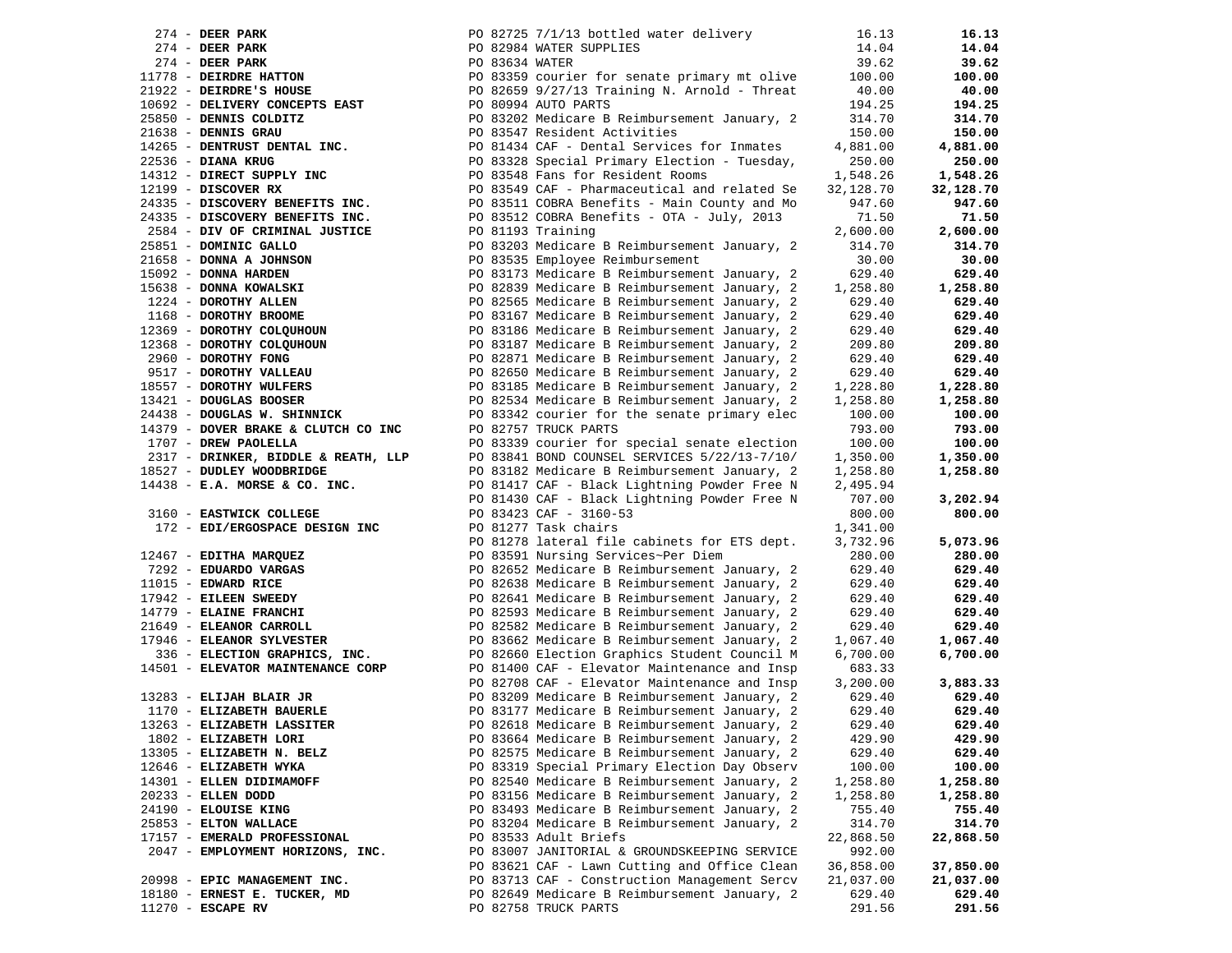| Vendor | PO / Description | Amount | Total |
|---|---|---|---|
| 274 - **DEER PARK** | PO 82725 7/1/13 bottled water delivery | 16.13 | **16.13** |
| 274 - **DEER PARK** | PO 82984 WATER SUPPLIES | 14.04 | **14.04** |
| 274 - **DEER PARK** | PO 83634 WATER | 39.62 | **39.62** |
| 11778 - **DEIRDRE HATTON** | PO 83359 courier for senate primary mt olive | 100.00 | **100.00** |
| 21922 - **DEIRDRE'S HOUSE** | PO 82659 9/27/13 Training N. Arnold - Threat | 40.00 | **40.00** |
| 10692 - **DELIVERY CONCEPTS EAST** | PO 80994 AUTO PARTS | 194.25 | **194.25** |
| 25850 - **DENNIS COLDITZ** | PO 83202 Medicare B Reimbursement January, 2 | 314.70 | **314.70** |
| 21638 - **DENNIS GRAU** | PO 83547 Resident Activities | 150.00 | **150.00** |
| 14265 - **DENTRUST DENTAL INC.** | PO 81434 CAF - Dental Services for Inmates | 4,881.00 | **4,881.00** |
| 22536 - **DIANA KRUG** | PO 83328 Special Primary Election - Tuesday, | 250.00 | **250.00** |
| 14312 - **DIRECT SUPPLY INC** | PO 83548 Fans for Resident Rooms | 1,548.26 | **1,548.26** |
| 12199 - **DISCOVER RX** | PO 83549 CAF - Pharmaceutical and related Se | 32,128.70 | **32,128.70** |
| 24335 - **DISCOVERY BENEFITS INC.** | PO 83511 COBRA Benefits - Main County and Mo | 947.60 | **947.60** |
| 24335 - **DISCOVERY BENEFITS INC.** | PO 83512 COBRA Benefits - OTA - July, 2013 | 71.50 | **71.50** |
| 2584 - **DIV OF CRIMINAL JUSTICE** | PO 81193 Training | 2,600.00 | **2,600.00** |
| 25851 - **DOMINIC GALLO** | PO 83203 Medicare B Reimbursement January, 2 | 314.70 | **314.70** |
| 21658 - **DONNA A JOHNSON** | PO 83535 Employee Reimbursement | 30.00 | **30.00** |
| 15092 - **DONNA HARDEN** | PO 83173 Medicare B Reimbursement January, 2 | 629.40 | **629.40** |
| 15638 - **DONNA KOWALSKI** | PO 82839 Medicare B Reimbursement January, 2 | 1,258.80 | **1,258.80** |
| 1224 - **DOROTHY ALLEN** | PO 82565 Medicare B Reimbursement January, 2 | 629.40 | **629.40** |
| 1168 - **DOROTHY BROOME** | PO 83167 Medicare B Reimbursement January, 2 | 629.40 | **629.40** |
| 12369 - **DOROTHY COLQUHOUN** | PO 83186 Medicare B Reimbursement January, 2 | 629.40 | **629.40** |
| 12368 - **DOROTHY COLQUHOUN** | PO 83187 Medicare B Reimbursement January, 2 | 209.80 | **209.80** |
| 2960 - **DOROTHY FONG** | PO 82871 Medicare B Reimbursement January, 2 | 629.40 | **629.40** |
| 9517 - **DOROTHY VALLEAU** | PO 82650 Medicare B Reimbursement January, 2 | 629.40 | **629.40** |
| 18557 - **DOROTHY WULFERS** | PO 83185 Medicare B Reimbursement January, 2 | 1,228.80 | **1,228.80** |
| 13421 - **DOUGLAS BOOSER** | PO 82534 Medicare B Reimbursement January, 2 | 1,258.80 | **1,258.80** |
| 24438 - **DOUGLAS W. SHINNICK** | PO 83342 courier for the senate primary elec | 100.00 | **100.00** |
| 14379 - **DOVER BRAKE & CLUTCH CO INC** | PO 82757 TRUCK PARTS | 793.00 | **793.00** |
| 1707 - **DREW PAOLELLA** | PO 83339 courier for special senate election | 100.00 | **100.00** |
| 2317 - **DRINKER, BIDDLE & REATH, LLP** | PO 83841 BOND COUNSEL SERVICES 5/22/13-7/10/ | 1,350.00 | **1,350.00** |
| 18527 - **DUDLEY WOODBRIDGE** | PO 83182 Medicare B Reimbursement January, 2 | 1,258.80 | **1,258.80** |
| 14438 - **E.A. MORSE & CO. INC.** | PO 81417 CAF - Black Lightning Powder Free N | 2,495.94 | |
| | PO 81430 CAF - Black Lightning Powder Free N | 707.00 | **3,202.94** |
| 3160 - **EASTWICK COLLEGE** | PO 83423 CAF - 3160-53 | 800.00 | **800.00** |
| 172 - **EDI/ERGOSPACE DESIGN INC** | PO 81277 Task chairs | 1,341.00 | |
| | PO 81278 lateral file cabinets for ETS dept. | 3,732.96 | **5,073.96** |
| 12467 - **EDITHA MARQUEZ** | PO 83591 Nursing Services~Per Diem | 280.00 | **280.00** |
| 7292 - **EDUARDO VARGAS** | PO 82652 Medicare B Reimbursement January, 2 | 629.40 | **629.40** |
| 11015 - **EDWARD RICE** | PO 82638 Medicare B Reimbursement January, 2 | 629.40 | **629.40** |
| 17942 - **EILEEN SWEEDY** | PO 82641 Medicare B Reimbursement January, 2 | 629.40 | **629.40** |
| 14779 - **ELAINE FRANCHI** | PO 82593 Medicare B Reimbursement January, 2 | 629.40 | **629.40** |
| 21649 - **ELEANOR CARROLL** | PO 82582 Medicare B Reimbursement January, 2 | 629.40 | **629.40** |
| 17946 - **ELEANOR SYLVESTER** | PO 83662 Medicare B Reimbursement January, 2 | 1,067.40 | **1,067.40** |
| 336 - **ELECTION GRAPHICS, INC.** | PO 82660 Election Graphics Student Council M | 6,700.00 | **6,700.00** |
| 14501 - **ELEVATOR MAINTENANCE CORP** | PO 81400 CAF - Elevator Maintenance and Insp | 683.33 | |
| | PO 82708 CAF - Elevator Maintenance and Insp | 3,200.00 | **3,883.33** |
| 13283 - **ELIJAH BLAIR JR** | PO 83209 Medicare B Reimbursement January, 2 | 629.40 | **629.40** |
| 1170 - **ELIZABETH BAUERLE** | PO 83177 Medicare B Reimbursement January, 2 | 629.40 | **629.40** |
| 13263 - **ELIZABETH LASSITER** | PO 82618 Medicare B Reimbursement January, 2 | 629.40 | **629.40** |
| 1802 - **ELIZABETH LORI** | PO 83664 Medicare B Reimbursement January, 2 | 429.90 | **429.90** |
| 13305 - **ELIZABETH N. BELZ** | PO 82575 Medicare B Reimbursement January, 2 | 629.40 | **629.40** |
| 12646 - **ELIZABETH WYKA** | PO 83319 Special Primary Election Day Observ | 100.00 | **100.00** |
| 14301 - **ELLEN DIDIMAMOFF** | PO 82540 Medicare B Reimbursement January, 2 | 1,258.80 | **1,258.80** |
| 20233 - **ELLEN DODD** | PO 83156 Medicare B Reimbursement January, 2 | 1,258.80 | **1,258.80** |
| 24190 - **ELOUISE KING** | PO 83493 Medicare B Reimbursement January, 2 | 755.40 | **755.40** |
| 25853 - **ELTON WALLACE** | PO 83204 Medicare B Reimbursement January, 2 | 314.70 | **314.70** |
| 17157 - **EMERALD PROFESSIONAL** | PO 83533 Adult Briefs | 22,868.50 | **22,868.50** |
| 2047 - **EMPLOYMENT HORIZONS, INC.** | PO 83007 JANITORIAL & GROUNDSKEEPING SERVICE | 992.00 | |
| | PO 83621 CAF - Lawn Cutting and Office Clean | 36,858.00 | **37,850.00** |
| 20998 - **EPIC MANAGEMENT INC.** | PO 83713 CAF - Construction Management Sercv | 21,037.00 | **21,037.00** |
| 18180 - **ERNEST E. TUCKER, MD** | PO 82649 Medicare B Reimbursement January, 2 | 629.40 | **629.40** |
| 11270 - **ESCAPE RV** | PO 82758 TRUCK PARTS | 291.56 | **291.56** |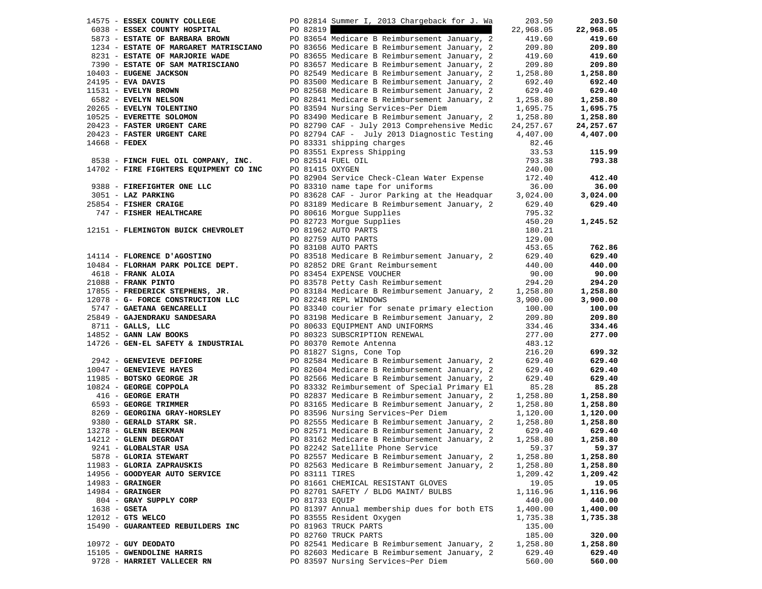| Vendor | PO / Description | Amount | Total |
|---|---|---|---|
| 14575 - **ESSEX COUNTY COLLEGE** | PO 82814 Summer I, 2013 Chargeback for J. Wa | 203.50 | **203.50** |
| 6038 - **ESSEX COUNTY HOSPITAL** | PO 82819 | 22,968.05 | **22,968.05** |
| 5873 - **ESTATE OF BARBARA BROWN** | PO 83654 Medicare B Reimbursement January, 2 | 419.60 | **419.60** |
| 1234 - **ESTATE OF MARGARET MATRISCIANO** | PO 83656 Medicare B Reimbursement January, 2 | 209.80 | **209.80** |
| 8231 - **ESTATE OF MARJORIE WADE** | PO 83655 Medicare B Reimbursement January, 2 | 419.60 | **419.60** |
| 7390 - **ESTATE OF SAM MATRISCIANO** | PO 83657 Medicare B Reimbursement January, 2 | 209.80 | **209.80** |
| 10403 - **EUGENE JACKSON** | PO 82549 Medicare B Reimbursement January, 2 | 1,258.80 | **1,258.80** |
| 24195 - **EVA DAVIS** | PO 83500 Medicare B Reimbursement January, 2 | 692.40 | **692.40** |
| 11531 - **EVELYN BROWN** | PO 82568 Medicare B Reimbursement January, 2 | 629.40 | **629.40** |
| 6582 - **EVELYN NELSON** | PO 82841 Medicare B Reimbursement January, 2 | 1,258.80 | **1,258.80** |
| 20265 - **EVELYN TOLENTINO** | PO 83594 Nursing Services~Per Diem | 1,695.75 | **1,695.75** |
| 10525 - **EVERETTE SOLOMON** | PO 83490 Medicare B Reimbursement January, 2 | 1,258.80 | **1,258.80** |
| 20423 - **FASTER URGENT CARE** | PO 82790 CAF - July 2013 Comprehensive Medic | 24,257.67 | **24,257.67** |
| 20423 - **FASTER URGENT CARE** | PO 82794 CAF - July 2013 Diagnostic Testing | 4,407.00 | **4,407.00** |
| 14668 - **FEDEX** | PO 83331 shipping charges | 82.46 | |
| | PO 83551 Express Shipping | 33.53 | **115.99** |
| 8538 - **FINCH FUEL OIL COMPANY, INC.** | PO 82514 FUEL OIL | 793.38 | **793.38** |
| 14702 - **FIRE FIGHTERS EQUIPMENT CO INC** | PO 81415 OXYGEN | 240.00 | |
| | PO 82904 Service Check-Clean Water Expense | 172.40 | **412.40** |
| 9388 - **FIREFIGHTER ONE LLC** | PO 83310 name tape for uniforms | 36.00 | **36.00** |
| 3051 - **LAZ PARKING** | PO 83628 CAF - Juror Parking at the Headquar | 3,024.00 | **3,024.00** |
| 25854 - **FISHER CRAIGE** | PO 83189 Medicare B Reimbursement January, 2 | 629.40 | **629.40** |
| 747 - **FISHER HEALTHCARE** | PO 80616 Morgue Supplies | 795.32 | |
| | PO 82723 Morgue Supplies | 450.20 | **1,245.52** |
| 12151 - **FLEMINGTON BUICK CHEVROLET** | PO 81962 AUTO PARTS | 180.21 | |
| | PO 82759 AUTO PARTS | 129.00 | |
| | PO 83108 AUTO PARTS | 453.65 | **762.86** |
| 14114 - **FLORENCE D'AGOSTINO** | PO 83518 Medicare B Reimbursement January, 2 | 629.40 | **629.40** |
| 10484 - **FLORHAM PARK POLICE DEPT.** | PO 82852 DRE Grant Reimbursement | 440.00 | **440.00** |
| 4618 - **FRANK ALOIA** | PO 83454 EXPENSE VOUCHER | 90.00 | **90.00** |
| 21088 - **FRANK PINTO** | PO 83578 Petty Cash Reimbursement | 294.20 | **294.20** |
| 17855 - **FREDERICK STEPHENS, JR.** | PO 83184 Medicare B Reimbursement January, 2 | 1,258.80 | **1,258.80** |
| 12078 - **G- FORCE CONSTRUCTION LLC** | PO 82248 REPL WINDOWS | 3,900.00 | **3,900.00** |
| 5747 - **GAETANA GENCARELLI** | PO 83340 courier for senate primary election | 100.00 | **100.00** |
| 25849 - **GAJENDRAKU SANDESARA** | PO 83198 Medicare B Reimbursement January, 2 | 209.80 | **209.80** |
| 8711 - **GALLS, LLC** | PO 80633 EQUIPMENT AND UNIFORMS | 334.46 | **334.46** |
| 14852 - **GANN LAW BOOKS** | PO 80323 SUBSCRIPTION RENEWAL | 277.00 | **277.00** |
| 14726 - **GEN-EL SAFETY & INDUSTRIAL** | PO 80370 Remote Antenna | 483.12 | |
| | PO 81827 Signs, Cone Top | 216.20 | **699.32** |
| 2942 - **GENEVIEVE DEFIORE** | PO 82584 Medicare B Reimbursement January, 2 | 629.40 | **629.40** |
| 10047 - **GENEVIEVE HAYES** | PO 82604 Medicare B Reimbursement January, 2 | 629.40 | **629.40** |
| 11985 - **BOTSKO GEORGE JR** | PO 82566 Medicare B Reimbursement January, 2 | 629.40 | **629.40** |
| 10824 - **GEORGE COPPOLA** | PO 83332 Reimbursement of Special Primary El | 85.28 | **85.28** |
| 416 - **GEORGE ERATH** | PO 82837 Medicare B Reimbursement January, 2 | 1,258.80 | **1,258.80** |
| 6593 - **GEORGE TRIMMER** | PO 83165 Medicare B Reimbursement January, 2 | 1,258.80 | **1,258.80** |
| 8269 - **GEORGINA GRAY-HORSLEY** | PO 83596 Nursing Services~Per Diem | 1,120.00 | **1,120.00** |
| 9380 - **GERALD STARK SR.** | PO 82555 Medicare B Reimbursement January, 2 | 1,258.80 | **1,258.80** |
| 13278 - **GLENN BEEKMAN** | PO 82571 Medicare B Reimbursement January, 2 | 629.40 | **629.40** |
| 14212 - **GLENN DEGROAT** | PO 83162 Medicare B Reimbursement January, 2 | 1,258.80 | **1,258.80** |
| 9241 - **GLOBALSTAR USA** | PO 82242 Satellite Phone Service | 59.37 | **59.37** |
| 5878 - **GLORIA STEWART** | PO 82557 Medicare B Reimbursement January, 2 | 1,258.80 | **1,258.80** |
| 11983 - **GLORIA ZAPRAUSKIS** | PO 82563 Medicare B Reimbursement January, 2 | 1,258.80 | **1,258.80** |
| 14956 - **GOODYEAR AUTO SERVICE** | PO 83111 TIRES | 1,209.42 | **1,209.42** |
| 14983 - **GRAINGER** | PO 81661 CHEMICAL RESISTANT GLOVES | 19.05 | **19.05** |
| 14984 - **GRAINGER** | PO 82701 SAFETY / BLDG MAINT/ BULBS | 1,116.96 | **1,116.96** |
| 804 - **GRAY SUPPLY CORP** | PO 81733 EQUIP | 440.00 | **440.00** |
| 1638 - **GSETA** | PO 81397 Annual membership dues for both ETS | 1,400.00 | **1,400.00** |
| 12012 - **GTS WELCO** | PO 83555 Resident Oxygen | 1,735.38 | **1,735.38** |
| 15490 - **GUARANTEED REBUILDERS INC** | PO 81963 TRUCK PARTS | 135.00 | |
| | PO 82760 TRUCK PARTS | 185.00 | **320.00** |
| 10972 - **GUY DEODATO** | PO 82541 Medicare B Reimbursement January, 2 | 1,258.80 | **1,258.80** |
| 15105 - **GWENDOLINE HARRIS** | PO 82603 Medicare B Reimbursement January, 2 | 629.40 | **629.40** |
| 9728 - **HARRIET VALLECER RN** | PO 83597 Nursing Services~Per Diem | 560.00 | **560.00** |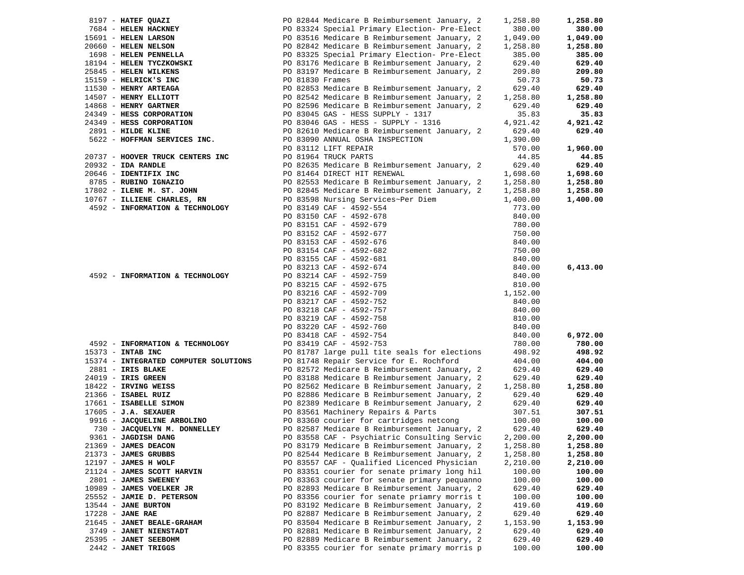| Vendor | PO / Description | Amount | Total |
|---|---|---|---|
| 8197 - **HATEF QUAZI** | PO 82844 Medicare B Reimbursement January, 2 | 1,258.80 | **1,258.80** |
| 7684 - **HELEN HACKNEY** | PO 83324 Special Primary Election- Pre-Elect | 380.00 | **380.00** |
| 15691 - **HELEN LARSON** | PO 83516 Medicare B Reimbursement January, 2 | 1,049.00 | **1,049.00** |
| 20660 - **HELEN NELSON** | PO 82842 Medicare B Reimbursement January, 2 | 1,258.80 | **1,258.80** |
| 1698 - **HELEN PENNELLA** | PO 83325 Special Primary Election- Pre-Elect | 385.00 | **385.00** |
| 18194 - **HELEN TYCZKOWSKI** | PO 83176 Medicare B Reimbursement January, 2 | 629.40 | **629.40** |
| 25845 - **HELEN WILKENS** | PO 83197 Medicare B Reimbursement January, 2 | 209.80 | **209.80** |
| 15159 - **HELRICK'S INC** | PO 81830 Frames | 50.73 | **50.73** |
| 11530 - **HENRY ARTEAGA** | PO 82853 Medicare B Reimbursement January, 2 | 629.40 | **629.40** |
| 14507 - **HENRY ELLIOTT** | PO 82542 Medicare B Reimbursement January, 2 | 1,258.80 | **1,258.80** |
| 14868 - **HENRY GARTNER** | PO 82596 Medicare B Reimbursement January, 2 | 629.40 | **629.40** |
| 24349 - **HESS CORPORATION** | PO 83045 GAS - HESS SUPPLY - 1317 | 35.83 | **35.83** |
| 24349 - **HESS CORPORATION** | PO 83046 GAS - HESS - SUPPLY - 1316 | 4,921.42 | **4,921.42** |
| 2891 - **HILDE KLINE** | PO 82610 Medicare B Reimbursement January, 2 | 629.40 | **629.40** |
| 5622 - **HOFFMAN SERVICES INC.** | PO 83090 ANNUAL OSHA INSPECTION | 1,390.00 | |
| | PO 83112 LIFT REPAIR | 570.00 | **1,960.00** |
| 20737 - **HOOVER TRUCK CENTERS INC** | PO 81964 TRUCK PARTS | 44.85 | **44.85** |
| 20932 - **IDA RANDLE** | PO 82635 Medicare B Reimbursement January, 2 | 629.40 | **629.40** |
| 20646 - **IDENTIFIX INC** | PO 81464 DIRECT HIT RENEWAL | 1,698.60 | **1,698.60** |
| 8785 - **RUBINO IGNAZIO** | PO 82553 Medicare B Reimbursement January, 2 | 1,258.80 | **1,258.80** |
| 17802 - **ILENE M. ST. JOHN** | PO 82845 Medicare B Reimbursement January, 2 | 1,258.80 | **1,258.80** |
| 10767 - **ILLIENE CHARLES, RN** | PO 83598 Nursing Services~Per Diem | 1,400.00 | **1,400.00** |
| 4592 - **INFORMATION & TECHNOLOGY** | PO 83149 CAF - 4592-554 | 773.00 | |
| | PO 83150 CAF - 4592-678 | 840.00 | |
| | PO 83151 CAF - 4592-679 | 780.00 | |
| | PO 83152 CAF - 4592-677 | 750.00 | |
| | PO 83153 CAF - 4592-676 | 840.00 | |
| | PO 83154 CAF - 4592-682 | 750.00 | |
| | PO 83155 CAF - 4592-681 | 840.00 | |
| | PO 83213 CAF - 4592-674 | 840.00 | **6,413.00** |
| 4592 - **INFORMATION & TECHNOLOGY** | PO 83214 CAF - 4592-759 | 840.00 | |
| | PO 83215 CAF - 4592-675 | 810.00 | |
| | PO 83216 CAF - 4592-709 | 1,152.00 | |
| | PO 83217 CAF - 4592-752 | 840.00 | |
| | PO 83218 CAF - 4592-757 | 840.00 | |
| | PO 83219 CAF - 4592-758 | 810.00 | |
| | PO 83220 CAF - 4592-760 | 840.00 | |
| | PO 83418 CAF - 4592-754 | 840.00 | **6,972.00** |
| 4592 - **INFORMATION & TECHNOLOGY** | PO 83419 CAF - 4592-753 | 780.00 | **780.00** |
| 15373 - **INTAB INC** | PO 81787 large pull tite seals for elections | 498.92 | **498.92** |
| 15374 - **INTEGRATED COMPUTER SOLUTIONS** | PO 81748 Repair Service for E. Rochford | 404.00 | **404.00** |
| 2881 - **IRIS BLAKE** | PO 82572 Medicare B Reimbursement January, 2 | 629.40 | **629.40** |
| 24019 - **IRIS GREEN** | PO 83188 Medicare B Reimbursement January, 2 | 629.40 | **629.40** |
| 18422 - **IRVING WEISS** | PO 82562 Medicare B Reimbursement January, 2 | 1,258.80 | **1,258.80** |
| 21366 - **ISABEL RUIZ** | PO 82886 Medicare B Reimbursement January, 2 | 629.40 | **629.40** |
| 17661 - **ISABELLE SIMON** | PO 82389 Medicare B Reimbursement January, 2 | 629.40 | **629.40** |
| 17605 - **J.A. SEXAUER** | PO 83561 Machinery Repairs & Parts | 307.51 | **307.51** |
| 9916 - **JACQUELINE ARBOLINO** | PO 83360 courier for cartridges netcong | 100.00 | **100.00** |
| 730 - **JACQUELYN M. DONNELLEY** | PO 82587 Medicare B Reimbursement January, 2 | 629.40 | **629.40** |
| 9361 - **JAGDISH DANG** | PO 83558 CAF - Psychiatric Consulting Servic | 2,200.00 | **2,200.00** |
| 21369 - **JAMES DEACON** | PO 83179 Medicare B Reimbursement January, 2 | 1,258.80 | **1,258.80** |
| 21373 - **JAMES GRUBBS** | PO 82544 Medicare B Reimbursement January, 2 | 1,258.80 | **1,258.80** |
| 12197 - **JAMES H WOLF** | PO 83557 CAF - Qualified Licenced Physician | 2,210.00 | **2,210.00** |
| 21124 - **JAMES SCOTT HARVIN** | PO 83351 courier for senate primary long hil | 100.00 | **100.00** |
| 2801 - **JAMES SWEENEY** | PO 83363 courier for senate primary pequanno | 100.00 | **100.00** |
| 10989 - **JAMES VOELKER JR** | PO 82893 Medicare B Reimbursement January, 2 | 629.40 | **629.40** |
| 25552 - **JAMIE D. PETERSON** | PO 83356 courier for senate priamry morris t | 100.00 | **100.00** |
| 13544 - **JANE BURTON** | PO 83192 Medicare B Reimbursement January, 2 | 419.60 | **419.60** |
| 17228 - **JANE RAE** | PO 82887 Medicare B Reimbursement January, 2 | 629.40 | **629.40** |
| 21645 - **JANET BEALE-GRAHAM** | PO 83504 Medicare B Reimbursement January, 2 | 1,153.90 | **1,153.90** |
| 3749 - **JANET NIENSTADT** | PO 82881 Medicare B Reimbursement January, 2 | 629.40 | **629.40** |
| 25395 - **JANET SEEBOHM** | PO 82889 Medicare B Reimbursement January, 2 | 629.40 | **629.40** |
| 2442 - **JANET TRIGGS** | PO 83355 courier for senate primary morris p | 100.00 | **100.00** |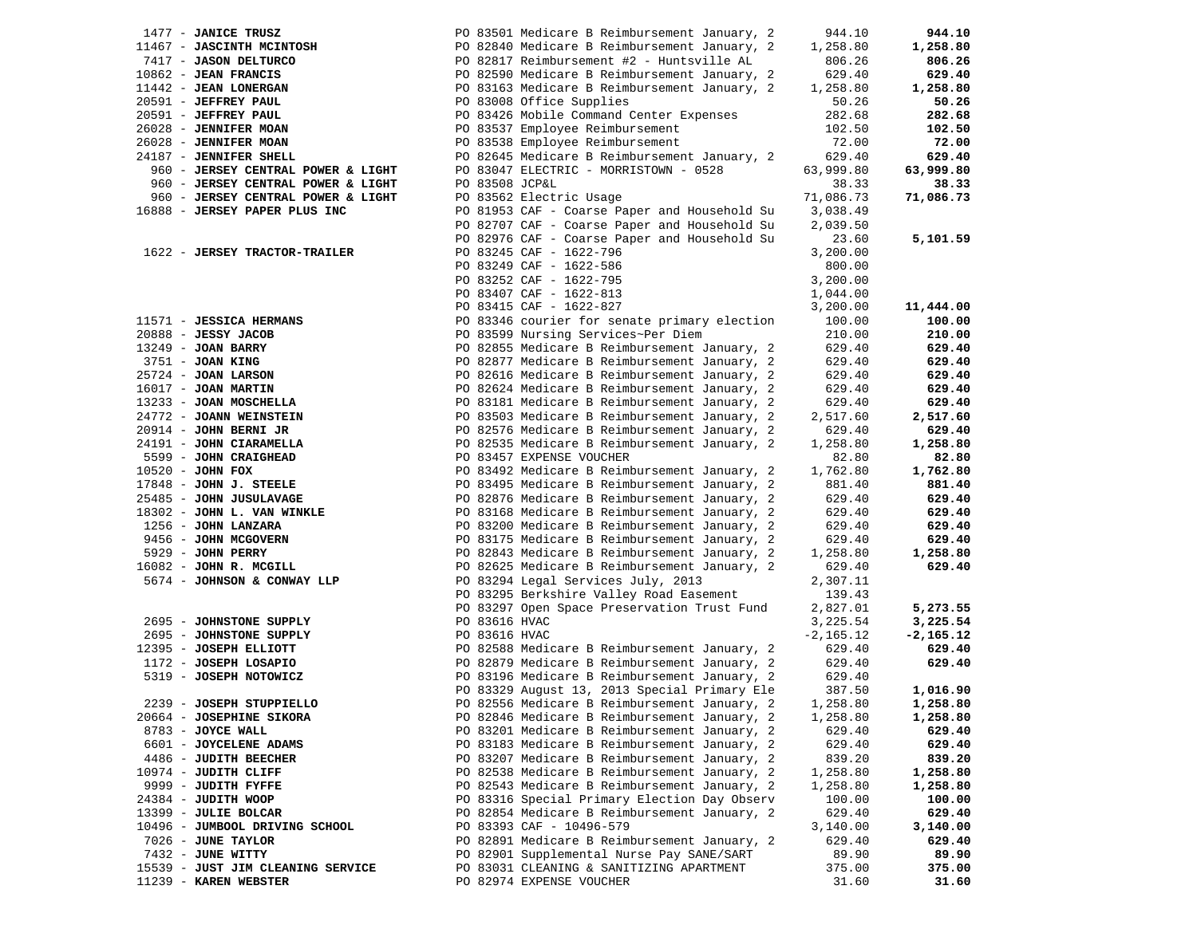| Vendor | Description | Amount | Total |
|---|---|---|---|
| 1477 - **JANICE TRUSZ** | PO 83501 Medicare B Reimbursement January, 2 | 944.10 | **944.10** |
| 11467 - **JASCINTH MCINTOSH** | PO 82840 Medicare B Reimbursement January, 2 | 1,258.80 | **1,258.80** |
| 7417 - **JASON DELTURCO** | PO 82817 Reimbursement #2 - Huntsville AL | 806.26 | **806.26** |
| 10862 - **JEAN FRANCIS** | PO 82590 Medicare B Reimbursement January, 2 | 629.40 | **629.40** |
| 11442 - **JEAN LONERGAN** | PO 83163 Medicare B Reimbursement January, 2 | 1,258.80 | **1,258.80** |
| 20591 - **JEFFREY PAUL** | PO 83008 Office Supplies | 50.26 | **50.26** |
| 20591 - **JEFFREY PAUL** | PO 83426 Mobile Command Center Expenses | 282.68 | **282.68** |
| 26028 - **JENNIFER MOAN** | PO 83537 Employee Reimbursement | 102.50 | **102.50** |
| 26028 - **JENNIFER MOAN** | PO 83538 Employee Reimbursement | 72.00 | **72.00** |
| 24187 - **JENNIFER SHELL** | PO 82645 Medicare B Reimbursement January, 2 | 629.40 | **629.40** |
| 960 - **JERSEY CENTRAL POWER & LIGHT** | PO 83047 ELECTRIC - MORRISTOWN - 0528 | 63,999.80 | **63,999.80** |
| 960 - **JERSEY CENTRAL POWER & LIGHT** | PO 83508 JCP&L | 38.33 | **38.33** |
| 960 - **JERSEY CENTRAL POWER & LIGHT** | PO 83562 Electric Usage | 71,086.73 | **71,086.73** |
| 16888 - **JERSEY PAPER PLUS INC** | PO 81953 CAF - Coarse Paper and Household Su | 3,038.49 | |
| | PO 82707 CAF - Coarse Paper and Household Su | 2,039.50 | |
| | PO 82976 CAF - Coarse Paper and Household Su | 23.60 | **5,101.59** |
| 1622 - **JERSEY TRACTOR-TRAILER** | PO 83245 CAF - 1622-796 | 3,200.00 | |
| | PO 83249 CAF - 1622-586 | 800.00 | |
| | PO 83252 CAF - 1622-795 | 3,200.00 | |
| | PO 83407 CAF - 1622-813 | 1,044.00 | |
| | PO 83415 CAF - 1622-827 | 3,200.00 | **11,444.00** |
| 11571 - **JESSICA HERMANS** | PO 83346 courier for senate primary election | 100.00 | **100.00** |
| 20888 - **JESSY JACOB** | PO 83599 Nursing Services~Per Diem | 210.00 | **210.00** |
| 13249 - **JOAN BARRY** | PO 82855 Medicare B Reimbursement January, 2 | 629.40 | **629.40** |
| 3751 - **JOAN KING** | PO 82877 Medicare B Reimbursement January, 2 | 629.40 | **629.40** |
| 25724 - **JOAN LARSON** | PO 82616 Medicare B Reimbursement January, 2 | 629.40 | **629.40** |
| 16017 - **JOAN MARTIN** | PO 82624 Medicare B Reimbursement January, 2 | 629.40 | **629.40** |
| 13233 - **JOAN MOSCHELLA** | PO 83181 Medicare B Reimbursement January, 2 | 629.40 | **629.40** |
| 24772 - **JOANN WEINSTEIN** | PO 83503 Medicare B Reimbursement January, 2 | 2,517.60 | **2,517.60** |
| 20914 - **JOHN BERNI JR** | PO 82576 Medicare B Reimbursement January, 2 | 629.40 | **629.40** |
| 24191 - **JOHN CIARAMELLA** | PO 82535 Medicare B Reimbursement January, 2 | 1,258.80 | **1,258.80** |
| 5599 - **JOHN CRAIGHEAD** | PO 83457 EXPENSE VOUCHER | 82.80 | **82.80** |
| 10520 - **JOHN FOX** | PO 83492 Medicare B Reimbursement January, 2 | 1,762.80 | **1,762.80** |
| 17848 - **JOHN J. STEELE** | PO 83495 Medicare B Reimbursement January, 2 | 881.40 | **881.40** |
| 25485 - **JOHN JUSULAVAGE** | PO 82876 Medicare B Reimbursement January, 2 | 629.40 | **629.40** |
| 18302 - **JOHN L. VAN WINKLE** | PO 83168 Medicare B Reimbursement January, 2 | 629.40 | **629.40** |
| 1256 - **JOHN LANZARA** | PO 83200 Medicare B Reimbursement January, 2 | 629.40 | **629.40** |
| 9456 - **JOHN MCGOVERN** | PO 83175 Medicare B Reimbursement January, 2 | 629.40 | **629.40** |
| 5929 - **JOHN PERRY** | PO 82843 Medicare B Reimbursement January, 2 | 1,258.80 | **1,258.80** |
| 16082 - **JOHN R. MCGILL** | PO 82625 Medicare B Reimbursement January, 2 | 629.40 | **629.40** |
| 5674 - **JOHNSON & CONWAY LLP** | PO 83294 Legal Services July, 2013 | 2,307.11 | |
| | PO 83295 Berkshire Valley Road Easement | 139.43 | |
| | PO 83297 Open Space Preservation Trust Fund | 2,827.01 | **5,273.55** |
| 2695 - **JOHNSTONE SUPPLY** | PO 83616 HVAC | 3,225.54 | **3,225.54** |
| 2695 - **JOHNSTONE SUPPLY** | PO 83616 HVAC | -2,165.12 | **-2,165.12** |
| 12395 - **JOSEPH ELLIOTT** | PO 82588 Medicare B Reimbursement January, 2 | 629.40 | **629.40** |
| 1172 - **JOSEPH LOSAPIO** | PO 82879 Medicare B Reimbursement January, 2 | 629.40 | **629.40** |
| 5319 - **JOSEPH NOTOWICZ** | PO 83196 Medicare B Reimbursement January, 2 | 629.40 | |
| | PO 83329 August 13, 2013 Special Primary Ele | 387.50 | **1,016.90** |
| 2239 - **JOSEPH STUPPIELLO** | PO 82556 Medicare B Reimbursement January, 2 | 1,258.80 | **1,258.80** |
| 20664 - **JOSEPHINE SIKORA** | PO 82846 Medicare B Reimbursement January, 2 | 1,258.80 | **1,258.80** |
| 8783 - **JOYCE WALL** | PO 83201 Medicare B Reimbursement January, 2 | 629.40 | **629.40** |
| 6601 - **JOYCELENE ADAMS** | PO 83183 Medicare B Reimbursement January, 2 | 629.40 | **629.40** |
| 4486 - **JUDITH BEECHER** | PO 83207 Medicare B Reimbursement January, 2 | 839.20 | **839.20** |
| 10974 - **JUDITH CLIFF** | PO 82538 Medicare B Reimbursement January, 2 | 1,258.80 | **1,258.80** |
| 9999 - **JUDITH FYFFE** | PO 82543 Medicare B Reimbursement January, 2 | 1,258.80 | **1,258.80** |
| 24384 - **JUDITH WOOP** | PO 83316 Special Primary Election Day Observ | 100.00 | **100.00** |
| 13399 - **JULIE BOLCAR** | PO 82854 Medicare B Reimbursement January, 2 | 629.40 | **629.40** |
| 10496 - **JUMBOOL DRIVING SCHOOL** | PO 83393 CAF - 10496-579 | 3,140.00 | **3,140.00** |
| 7026 - **JUNE TAYLOR** | PO 82891 Medicare B Reimbursement January, 2 | 629.40 | **629.40** |
| 7432 - **JUNE WITTY** | PO 82901 Supplemental Nurse Pay SANE/SART | 89.90 | **89.90** |
| 15539 - **JUST JIM CLEANING SERVICE** | PO 83031 CLEANING & SANITIZING APARTMENT | 375.00 | **375.00** |
| 11239 - **KAREN WEBSTER** | PO 82974 EXPENSE VOUCHER | 31.60 | **31.60** |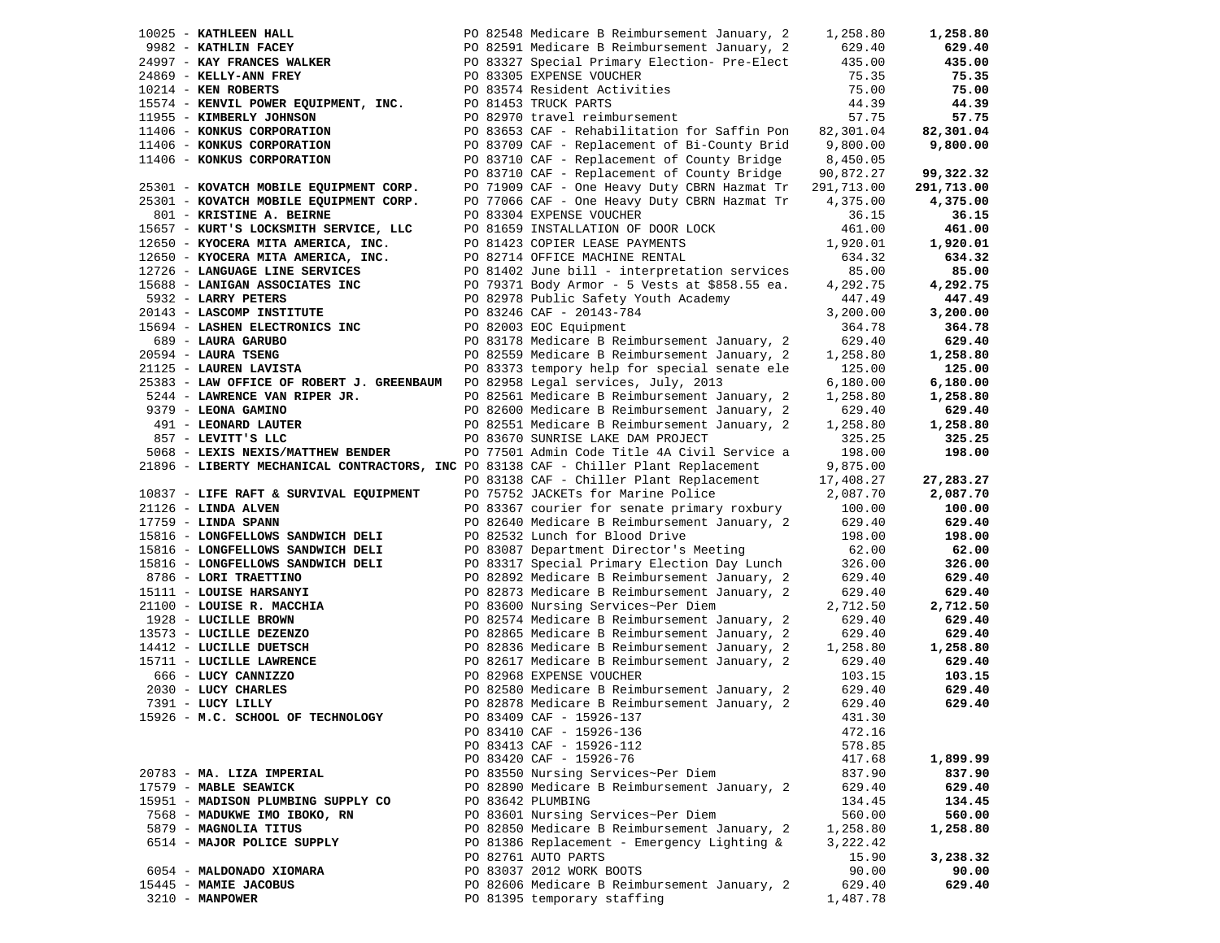| Vendor | PO / Description | Amount | Total |
|---|---|---|---|
| 10025 - **KATHLEEN HALL** | PO 82548 Medicare B Reimbursement January, 2 | 1,258.80 | **1,258.80** |
| 9982 - **KATHLIN FACEY** | PO 82591 Medicare B Reimbursement January, 2 | 629.40 | **629.40** |
| 24997 - **KAY FRANCES WALKER** | PO 83327 Special Primary Election- Pre-Elect | 435.00 | **435.00** |
| 24869 - **KELLY-ANN FREY** | PO 83305 EXPENSE VOUCHER | 75.35 | **75.35** |
| 10214 - **KEN ROBERTS** | PO 83574 Resident Activities | 75.00 | **75.00** |
| 15574 - **KENVIL POWER EQUIPMENT, INC.** | PO 81453 TRUCK PARTS | 44.39 | **44.39** |
| 11955 - **KIMBERLY JOHNSON** | PO 82970 travel reimbursement | 57.75 | **57.75** |
| 11406 - **KONKUS CORPORATION** | PO 83653 CAF - Rehabilitation for Saffin Pon | 82,301.04 | **82,301.04** |
| 11406 - **KONKUS CORPORATION** | PO 83709 CAF - Replacement of Bi-County Brid | 9,800.00 | **9,800.00** |
| 11406 - **KONKUS CORPORATION** | PO 83710 CAF - Replacement of County Bridge | 8,450.05 | |
| | PO 83710 CAF - Replacement of County Bridge | 90,872.27 | **99,322.32** |
| 25301 - **KOVATCH MOBILE EQUIPMENT CORP.** | PO 71909 CAF - One Heavy Duty CBRN Hazmat Tr | 291,713.00 | **291,713.00** |
| 25301 - **KOVATCH MOBILE EQUIPMENT CORP.** | PO 77066 CAF - One Heavy Duty CBRN Hazmat Tr | 4,375.00 | **4,375.00** |
| 801 - **KRISTINE A. BEIRNE** | PO 83304 EXPENSE VOUCHER | 36.15 | **36.15** |
| 15657 - **KURT'S LOCKSMITH SERVICE, LLC** | PO 81659 INSTALLATION OF DOOR LOCK | 461.00 | **461.00** |
| 12650 - **KYOCERA MITA AMERICA, INC.** | PO 81423 COPIER LEASE PAYMENTS | 1,920.01 | **1,920.01** |
| 12650 - **KYOCERA MITA AMERICA, INC.** | PO 82714 OFFICE MACHINE RENTAL | 634.32 | **634.32** |
| 12726 - **LANGUAGE LINE SERVICES** | PO 81402 June bill - interpretation services | 85.00 | **85.00** |
| 15688 - **LANIGAN ASSOCIATES INC** | PO 79371 Body Armor - 5 Vests at $858.55 ea. | 4,292.75 | **4,292.75** |
| 5932 - **LARRY PETERS** | PO 82978 Public Safety Youth Academy | 447.49 | **447.49** |
| 20143 - **LASCOMP INSTITUTE** | PO 83246 CAF - 20143-784 | 3,200.00 | **3,200.00** |
| 15694 - **LASHEN ELECTRONICS INC** | PO 82003 EOC Equipment | 364.78 | **364.78** |
| 689 - **LAURA GARUBO** | PO 83178 Medicare B Reimbursement January, 2 | 629.40 | **629.40** |
| 20594 - **LAURA TSENG** | PO 82559 Medicare B Reimbursement January, 2 | 1,258.80 | **1,258.80** |
| 21125 - **LAUREN LAVISTA** | PO 83373 tempory help for special senate ele | 125.00 | **125.00** |
| 25383 - **LAW OFFICE OF ROBERT J. GREENBAUM** | PO 82958 Legal services, July, 2013 | 6,180.00 | **6,180.00** |
| 5244 - **LAWRENCE VAN RIPER JR.** | PO 82561 Medicare B Reimbursement January, 2 | 1,258.80 | **1,258.80** |
| 9379 - **LEONA GAMINO** | PO 82600 Medicare B Reimbursement January, 2 | 629.40 | **629.40** |
| 491 - **LEONARD LAUTER** | PO 82551 Medicare B Reimbursement January, 2 | 1,258.80 | **1,258.80** |
| 857 - **LEVITT'S LLC** | PO 83670 SUNRISE LAKE DAM PROJECT | 325.25 | **325.25** |
| 5068 - **LEXIS NEXIS/MATTHEW BENDER** | PO 77501 Admin Code Title 4A Civil Service a | 198.00 | **198.00** |
| 21896 - **LIBERTY MECHANICAL CONTRACTORS, INC** | PO 83138 CAF - Chiller Plant Replacement | 9,875.00 | |
| | PO 83138 CAF - Chiller Plant Replacement | 17,408.27 | **27,283.27** |
| 10837 - **LIFE RAFT & SURVIVAL EQUIPMENT** | PO 75752 JACKETs for Marine Police | 2,087.70 | **2,087.70** |
| 21126 - **LINDA ALVEN** | PO 83367 courier for senate primary roxbury | 100.00 | **100.00** |
| 17759 - **LINDA SPANN** | PO 82640 Medicare B Reimbursement January, 2 | 629.40 | **629.40** |
| 15816 - **LONGFELLOWS SANDWICH DELI** | PO 82532 Lunch for Blood Drive | 198.00 | **198.00** |
| 15816 - **LONGFELLOWS SANDWICH DELI** | PO 83087 Department Director's Meeting | 62.00 | **62.00** |
| 15816 - **LONGFELLOWS SANDWICH DELI** | PO 83317 Special Primary Election Day Lunch | 326.00 | **326.00** |
| 8786 - **LORI TRAETTINO** | PO 82892 Medicare B Reimbursement January, 2 | 629.40 | **629.40** |
| 15111 - **LOUISE HARSANYI** | PO 82873 Medicare B Reimbursement January, 2 | 629.40 | **629.40** |
| 21100 - **LOUISE R. MACCHIA** | PO 83600 Nursing Services~Per Diem | 2,712.50 | **2,712.50** |
| 1928 - **LUCILLE BROWN** | PO 82574 Medicare B Reimbursement January, 2 | 629.40 | **629.40** |
| 13573 - **LUCILLE DEZENZO** | PO 82865 Medicare B Reimbursement January, 2 | 629.40 | **629.40** |
| 14412 - **LUCILLE DUETSCH** | PO 82836 Medicare B Reimbursement January, 2 | 1,258.80 | **1,258.80** |
| 15711 - **LUCILLE LAWRENCE** | PO 82617 Medicare B Reimbursement January, 2 | 629.40 | **629.40** |
| 666 - **LUCY CANNIZZO** | PO 82968 EXPENSE VOUCHER | 103.15 | **103.15** |
| 2030 - **LUCY CHARLES** | PO 82580 Medicare B Reimbursement January, 2 | 629.40 | **629.40** |
| 7391 - **LUCY LILLY** | PO 82878 Medicare B Reimbursement January, 2 | 629.40 | **629.40** |
| 15926 - **M.C. SCHOOL OF TECHNOLOGY** | PO 83409 CAF - 15926-137 | 431.30 | |
| | PO 83410 CAF - 15926-136 | 472.16 | |
| | PO 83413 CAF - 15926-112 | 578.85 | |
| | PO 83420 CAF - 15926-76 | 417.68 | **1,899.99** |
| 20783 - **MA. LIZA IMPERIAL** | PO 83550 Nursing Services~Per Diem | 837.90 | **837.90** |
| 17579 - **MABLE SEAWICK** | PO 82890 Medicare B Reimbursement January, 2 | 629.40 | **629.40** |
| 15951 - **MADISON PLUMBING SUPPLY CO** | PO 83642 PLUMBING | 134.45 | **134.45** |
| 7568 - **MADUKWE IMO IBOKO, RN** | PO 83601 Nursing Services~Per Diem | 560.00 | **560.00** |
| 5879 - **MAGNOLIA TITUS** | PO 82850 Medicare B Reimbursement January, 2 | 1,258.80 | **1,258.80** |
| 6514 - **MAJOR POLICE SUPPLY** | PO 81386 Replacement - Emergency Lighting & | 3,222.42 | |
| | PO 82761 AUTO PARTS | 15.90 | **3,238.32** |
| 6054 - **MALDONADO XIOMARA** | PO 83037 2012 WORK BOOTS | 90.00 | **90.00** |
| 15445 - **MAMIE JACOBUS** | PO 82606 Medicare B Reimbursement January, 2 | 629.40 | **629.40** |
| 3210 - **MANPOWER** | PO 81395 temporary staffing | 1,487.78 | |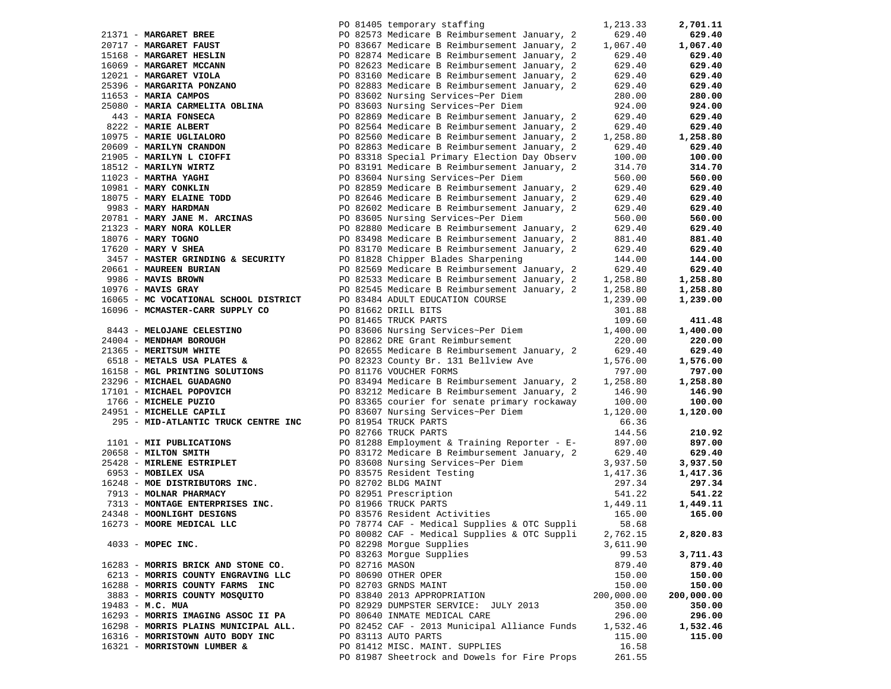| Vendor | PO / Description | Amount | Total |
|---|---|---|---|
| | PO 81405 temporary staffing | 1,213.33 | **2,701.11** |
| 21371 - **MARGARET BREE** | PO 82573 Medicare B Reimbursement January, 2 | 629.40 | **629.40** |
| 20717 - **MARGARET FAUST** | PO 83667 Medicare B Reimbursement January, 2 | 1,067.40 | **1,067.40** |
| 15168 - **MARGARET HESLIN** | PO 82874 Medicare B Reimbursement January, 2 | 629.40 | **629.40** |
| 16069 - **MARGARET MCCANN** | PO 82623 Medicare B Reimbursement January, 2 | 629.40 | **629.40** |
| 12021 - **MARGARET VIOLA** | PO 83160 Medicare B Reimbursement January, 2 | 629.40 | **629.40** |
| 25396 - **MARGARITA PONZANO** | PO 82883 Medicare B Reimbursement January, 2 | 629.40 | **629.40** |
| 11653 - **MARIA CAMPOS** | PO 83602 Nursing Services~Per Diem | 280.00 | **280.00** |
| 25080 - **MARIA CARMELITA OBLINA** | PO 83603 Nursing Services~Per Diem | 924.00 | **924.00** |
| 443 - **MARIA FONSECA** | PO 82869 Medicare B Reimbursement January, 2 | 629.40 | **629.40** |
| 8222 - **MARIE ALBERT** | PO 82564 Medicare B Reimbursement January, 2 | 629.40 | **629.40** |
| 10975 - **MARIE UGLIALORO** | PO 82560 Medicare B Reimbursement January, 2 | 1,258.80 | **1,258.80** |
| 20609 - **MARILYN CRANDON** | PO 82863 Medicare B Reimbursement January, 2 | 629.40 | **629.40** |
| 21905 - **MARILYN L CIOFFI** | PO 83318 Special Primary Election Day Observ | 100.00 | **100.00** |
| 18512 - **MARILYN WIRTZ** | PO 83191 Medicare B Reimbursement January, 2 | 314.70 | **314.70** |
| 11023 - **MARTHA YAGHI** | PO 83604 Nursing Services~Per Diem | 560.00 | **560.00** |
| 10981 - **MARY CONKLIN** | PO 82859 Medicare B Reimbursement January, 2 | 629.40 | **629.40** |
| 18075 - **MARY ELAINE TODD** | PO 82646 Medicare B Reimbursement January, 2 | 629.40 | **629.40** |
| 9983 - **MARY HARDMAN** | PO 82602 Medicare B Reimbursement January, 2 | 629.40 | **629.40** |
| 20781 - **MARY JANE M. ARCINAS** | PO 83605 Nursing Services~Per Diem | 560.00 | **560.00** |
| 21323 - **MARY NORA KOLLER** | PO 82880 Medicare B Reimbursement January, 2 | 629.40 | **629.40** |
| 18076 - **MARY TOGNO** | PO 83498 Medicare B Reimbursement January, 2 | 881.40 | **881.40** |
| 17620 - **MARY V SHEA** | PO 83170 Medicare B Reimbursement January, 2 | 629.40 | **629.40** |
| 3457 - **MASTER GRINDING & SECURITY** | PO 81828 Chipper Blades Sharpening | 144.00 | **144.00** |
| 20661 - **MAUREEN BURIAN** | PO 82569 Medicare B Reimbursement January, 2 | 629.40 | **629.40** |
| 9986 - **MAVIS BROWN** | PO 82533 Medicare B Reimbursement January, 2 | 1,258.80 | **1,258.80** |
| 10976 - **MAVIS GRAY** | PO 82545 Medicare B Reimbursement January, 2 | 1,258.80 | **1,258.80** |
| 16065 - **MC VOCATIONAL SCHOOL DISTRICT** | PO 83484 ADULT EDUCATION COURSE | 1,239.00 | **1,239.00** |
| 16096 - **MCMASTER-CARR SUPPLY CO** | PO 81662 DRILL BITS | 301.88 | |
| | PO 81465 TRUCK PARTS | 109.60 | **411.48** |
| 8443 - **MELOJANE CELESTINO** | PO 83606 Nursing Services~Per Diem | 1,400.00 | **1,400.00** |
| 24004 - **MENDHAM BOROUGH** | PO 82862 DRE Grant Reimbursement | 220.00 | **220.00** |
| 21365 - **MERITSUM WHITE** | PO 82655 Medicare B Reimbursement January, 2 | 629.40 | **629.40** |
| 6518 - **METALS USA PLATES &** | PO 82323 County Br. 131 Bellview Ave | 1,576.00 | **1,576.00** |
| 16158 - **MGL PRINTING SOLUTIONS** | PO 81176 VOUCHER FORMS | 797.00 | **797.00** |
| 23296 - **MICHAEL GUADAGNO** | PO 83494 Medicare B Reimbursement January, 2 | 1,258.80 | **1,258.80** |
| 17101 - **MICHAEL POPOVICH** | PO 83212 Medicare B Reimbursement January, 2 | 146.90 | **146.90** |
| 1766 - **MICHELE PUZIO** | PO 83365 courier for senate primary rockaway | 100.00 | **100.00** |
| 24951 - **MICHELLE CAPILI** | PO 83607 Nursing Services~Per Diem | 1,120.00 | **1,120.00** |
| 295 - **MID-ATLANTIC TRUCK CENTRE INC** | PO 81954 TRUCK PARTS | 66.36 | |
| | PO 82766 TRUCK PARTS | 144.56 | **210.92** |
| 1101 - **MII PUBLICATIONS** | PO 81288 Employment & Training Reporter - E- | 897.00 | **897.00** |
| 20658 - **MILTON SMITH** | PO 83172 Medicare B Reimbursement January, 2 | 629.40 | **629.40** |
| 25428 - **MIRLENE ESTRIPLET** | PO 83608 Nursing Services~Per Diem | 3,937.50 | **3,937.50** |
| 6953 - **MOBILEX USA** | PO 83575 Resident Testing | 1,417.36 | **1,417.36** |
| 16248 - **MOE DISTRIBUTORS INC.** | PO 82702 BLDG MAINT | 297.34 | **297.34** |
| 7913 - **MOLNAR PHARMACY** | PO 82951 Prescription | 541.22 | **541.22** |
| 7313 - **MONTAGE ENTERPRISES INC.** | PO 81966 TRUCK PARTS | 1,449.11 | **1,449.11** |
| 24348 - **MOONLIGHT DESIGNS** | PO 83576 Resident Activities | 165.00 | **165.00** |
| 16273 - **MOORE MEDICAL LLC** | PO 78774 CAF - Medical Supplies & OTC Suppli | 58.68 | |
| | PO 80082 CAF - Medical Supplies & OTC Suppli | 2,762.15 | **2,820.83** |
| 4033 - **MOPEC INC.** | PO 82298 Morgue Supplies | 3,611.90 | |
| | PO 83263 Morgue Supplies | 99.53 | **3,711.43** |
| 16283 - **MORRIS BRICK AND STONE CO.** | PO 82716 MASON | 879.40 | **879.40** |
| 6213 - **MORRIS COUNTY ENGRAVING LLC** | PO 80690 OTHER OPER | 150.00 | **150.00** |
| 16288 - **MORRIS COUNTY FARMS INC** | PO 82703 GRNDS MAINT | 150.00 | **150.00** |
| 3883 - **MORRIS COUNTY MOSQUITO** | PO 83840 2013 APPROPRIATION | 200,000.00 | **200,000.00** |
| 19483 - **M.C. MUA** | PO 82929 DUMPSTER SERVICE: JULY 2013 | 350.00 | **350.00** |
| 16293 - **MORRIS IMAGING ASSOC II PA** | PO 80640 INMATE MEDICAL CARE | 296.00 | **296.00** |
| 16298 - **MORRIS PLAINS MUNICIPAL ALL.** | PO 82452 CAF - 2013 Municipal Alliance Funds | 1,532.46 | **1,532.46** |
| 16316 - **MORRISTOWN AUTO BODY INC** | PO 83113 AUTO PARTS | 115.00 | **115.00** |
| 16321 - **MORRISTOWN LUMBER &** | PO 81412 MISC. MAINT. SUPPLIES | 16.58 | |
| | PO 81987 Sheetrock and Dowels for Fire Props | 261.55 | |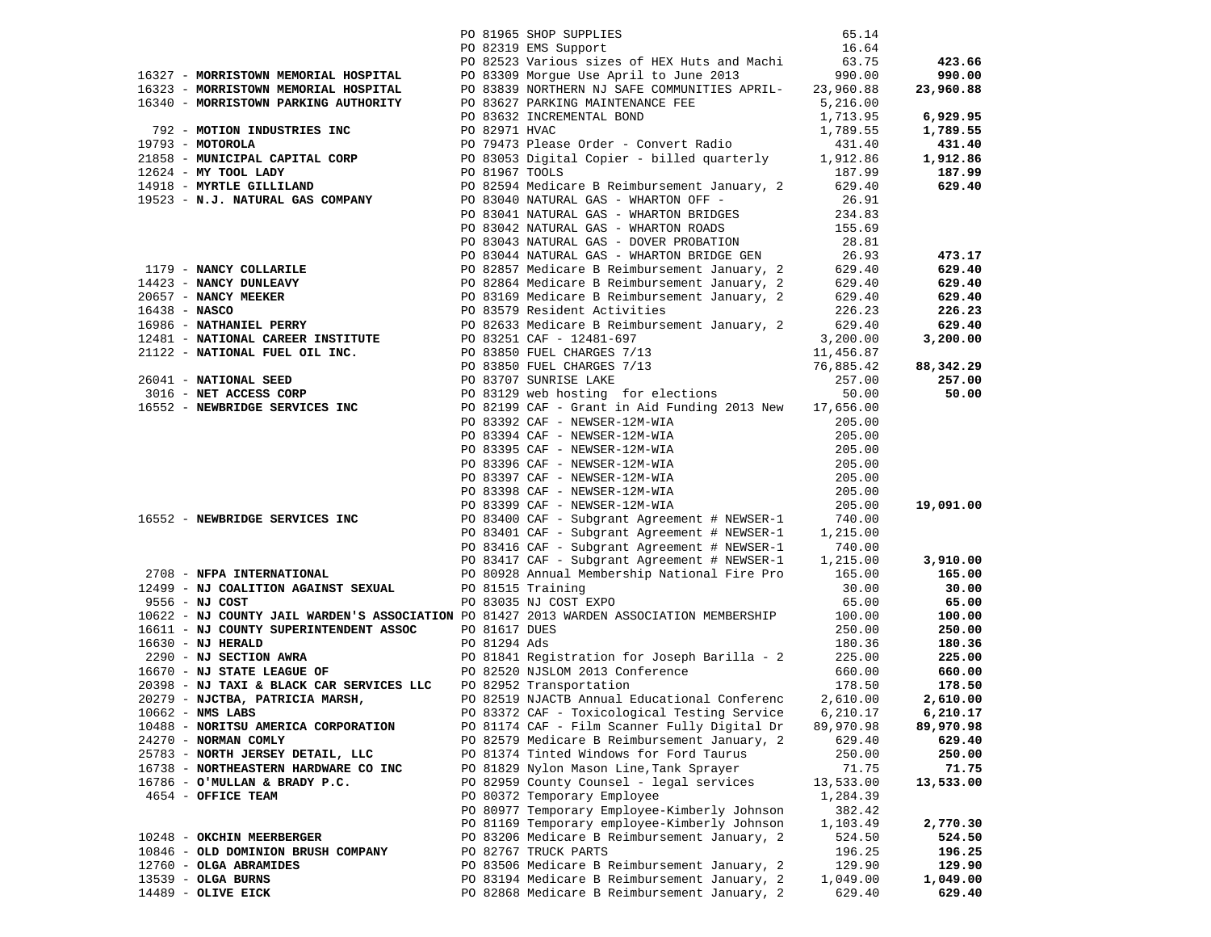| Vendor | PO / Description | Amount | Total |
|---|---|---|---|
| | PO 81965 SHOP SUPPLIES | 65.14 | |
| | PO 82319 EMS Support | 16.64 | |
| | PO 82523 Various sizes of HEX Huts and Machi | 63.75 | **423.66** |
| 16327 - **MORRISTOWN MEMORIAL HOSPITAL** | PO 83309 Morgue Use April to June 2013 | 990.00 | **990.00** |
| 16323 - **MORRISTOWN MEMORIAL HOSPITAL** | PO 83839 NORTHERN NJ SAFE COMMUNITIES APRIL- | 23,960.88 | **23,960.88** |
| 16340 - **MORRISTOWN PARKING AUTHORITY** | PO 83627 PARKING MAINTENANCE FEE | 5,216.00 | |
| | PO 83632 INCREMENTAL BOND | 1,713.95 | **6,929.95** |
| 792 - **MOTION INDUSTRIES INC** | PO 82971 HVAC | 1,789.55 | **1,789.55** |
| 19793 - **MOTOROLA** | PO 79473 Please Order - Convert Radio | 431.40 | **431.40** |
| 21858 - **MUNICIPAL CAPITAL CORP** | PO 83053 Digital Copier - billed quarterly | 1,912.86 | **1,912.86** |
| 12624 - **MY TOOL LADY** | PO 81967 TOOLS | 187.99 | **187.99** |
| 14918 - **MYRTLE GILLILAND** | PO 82594 Medicare B Reimbursement January, 2 | 629.40 | **629.40** |
| 19523 - **N.J. NATURAL GAS COMPANY** | PO 83040 NATURAL GAS - WHARTON OFF - | 26.91 | |
| | PO 83041 NATURAL GAS - WHARTON BRIDGES | 234.83 | |
| | PO 83042 NATURAL GAS - WHARTON ROADS | 155.69 | |
| | PO 83043 NATURAL GAS - DOVER PROBATION | 28.81 | |
| | PO 83044 NATURAL GAS - WHARTON BRIDGE GEN | 26.93 | **473.17** |
| 1179 - **NANCY COLLARILE** | PO 82857 Medicare B Reimbursement January, 2 | 629.40 | **629.40** |
| 14423 - **NANCY DUNLEAVY** | PO 82864 Medicare B Reimbursement January, 2 | 629.40 | **629.40** |
| 20657 - **NANCY MEEKER** | PO 83169 Medicare B Reimbursement January, 2 | 629.40 | **629.40** |
| 16438 - **NASCO** | PO 83579 Resident Activities | 226.23 | **226.23** |
| 16986 - **NATHANIEL PERRY** | PO 82633 Medicare B Reimbursement January, 2 | 629.40 | **629.40** |
| 12481 - **NATIONAL CAREER INSTITUTE** | PO 83251 CAF - 12481-697 | 3,200.00 | **3,200.00** |
| 21122 - **NATIONAL FUEL OIL INC.** | PO 83850 FUEL CHARGES 7/13 | 11,456.87 | |
| | PO 83850 FUEL CHARGES 7/13 | 76,885.42 | **88,342.29** |
| 26041 - **NATIONAL SEED** | PO 83707 SUNRISE LAKE | 257.00 | **257.00** |
| 3016 - **NET ACCESS CORP** | PO 83129 web hosting for elections | 50.00 | **50.00** |
| 16552 - **NEWBRIDGE SERVICES INC** | PO 82199 CAF - Grant in Aid Funding 2013 New | 17,656.00 | |
| | PO 83392 CAF - NEWSER-12M-WIA | 205.00 | |
| | PO 83394 CAF - NEWSER-12M-WIA | 205.00 | |
| | PO 83395 CAF - NEWSER-12M-WIA | 205.00 | |
| | PO 83396 CAF - NEWSER-12M-WIA | 205.00 | |
| | PO 83397 CAF - NEWSER-12M-WIA | 205.00 | |
| | PO 83398 CAF - NEWSER-12M-WIA | 205.00 | |
| | PO 83399 CAF - NEWSER-12M-WIA | 205.00 | **19,091.00** |
| 16552 - **NEWBRIDGE SERVICES INC** | PO 83400 CAF - Subgrant Agreement # NEWSER-1 | 740.00 | |
| | PO 83401 CAF - Subgrant Agreement # NEWSER-1 | 1,215.00 | |
| | PO 83416 CAF - Subgrant Agreement # NEWSER-1 | 740.00 | |
| | PO 83417 CAF - Subgrant Agreement # NEWSER-1 | 1,215.00 | **3,910.00** |
| 2708 - **NFPA INTERNATIONAL** | PO 80928 Annual Membership National Fire Pro | 165.00 | **165.00** |
| 12499 - **NJ COALITION AGAINST SEXUAL** | PO 81515 Training | 30.00 | **30.00** |
| 9556 - **NJ COST** | PO 83035 NJ COST EXPO | 65.00 | **65.00** |
| 10622 - **NJ COUNTY JAIL WARDEN'S ASSOCIATION** | PO 81427 2013 WARDEN ASSOCIATION MEMBERSHIP | 100.00 | **100.00** |
| 16611 - **NJ COUNTY SUPERINTENDENT ASSOC** | PO 81617 DUES | 250.00 | **250.00** |
| 16630 - **NJ HERALD** | PO 81294 Ads | 180.36 | **180.36** |
| 2290 - **NJ SECTION AWRA** | PO 81841 Registration for Joseph Barilla - 2 | 225.00 | **225.00** |
| 16670 - **NJ STATE LEAGUE OF** | PO 82520 NJSLOM 2013 Conference | 660.00 | **660.00** |
| 20398 - **NJ TAXI & BLACK CAR SERVICES LLC** | PO 82952 Transportation | 178.50 | **178.50** |
| 20279 - **NJCTBA, PATRICIA MARSH,** | PO 82519 NJACTB Annual Educational Conferenc | 2,610.00 | **2,610.00** |
| 10662 - **NMS LABS** | PO 83372 CAF - Toxicological Testing Service | 6,210.17 | **6,210.17** |
| 10488 - **NORITSU AMERICA CORPORATION** | PO 81174 CAF - Film Scanner Fully Digital Dr | 89,970.98 | **89,970.98** |
| 24270 - **NORMAN COMLY** | PO 82579 Medicare B Reimbursement January, 2 | 629.40 | **629.40** |
| 25783 - **NORTH JERSEY DETAIL, LLC** | PO 81374 Tinted Windows for Ford Taurus | 250.00 | **250.00** |
| 16738 - **NORTHEASTERN HARDWARE CO INC** | PO 81829 Nylon Mason Line,Tank Sprayer | 71.75 | **71.75** |
| 16786 - **O'MULLAN & BRADY P.C.** | PO 82959 County Counsel - legal services | 13,533.00 | **13,533.00** |
| 4654 - **OFFICE TEAM** | PO 80372 Temporary Employee | 1,284.39 | |
| | PO 80977 Temporary Employee-Kimberly Johnson | 382.42 | |
| | PO 81169 Temporary employee-Kimberly Johnson | 1,103.49 | **2,770.30** |
| 10248 - **OKCHIN MEERBERGER** | PO 83206 Medicare B Reimbursement January, 2 | 524.50 | **524.50** |
| 10846 - **OLD DOMINION BRUSH COMPANY** | PO 82767 TRUCK PARTS | 196.25 | **196.25** |
| 12760 - **OLGA ABRAMIDES** | PO 83506 Medicare B Reimbursement January, 2 | 129.90 | **129.90** |
| 13539 - **OLGA BURNS** | PO 83194 Medicare B Reimbursement January, 2 | 1,049.00 | **1,049.00** |
| 14489 - **OLIVE EICK** | PO 82868 Medicare B Reimbursement January, 2 | 629.40 | **629.40** |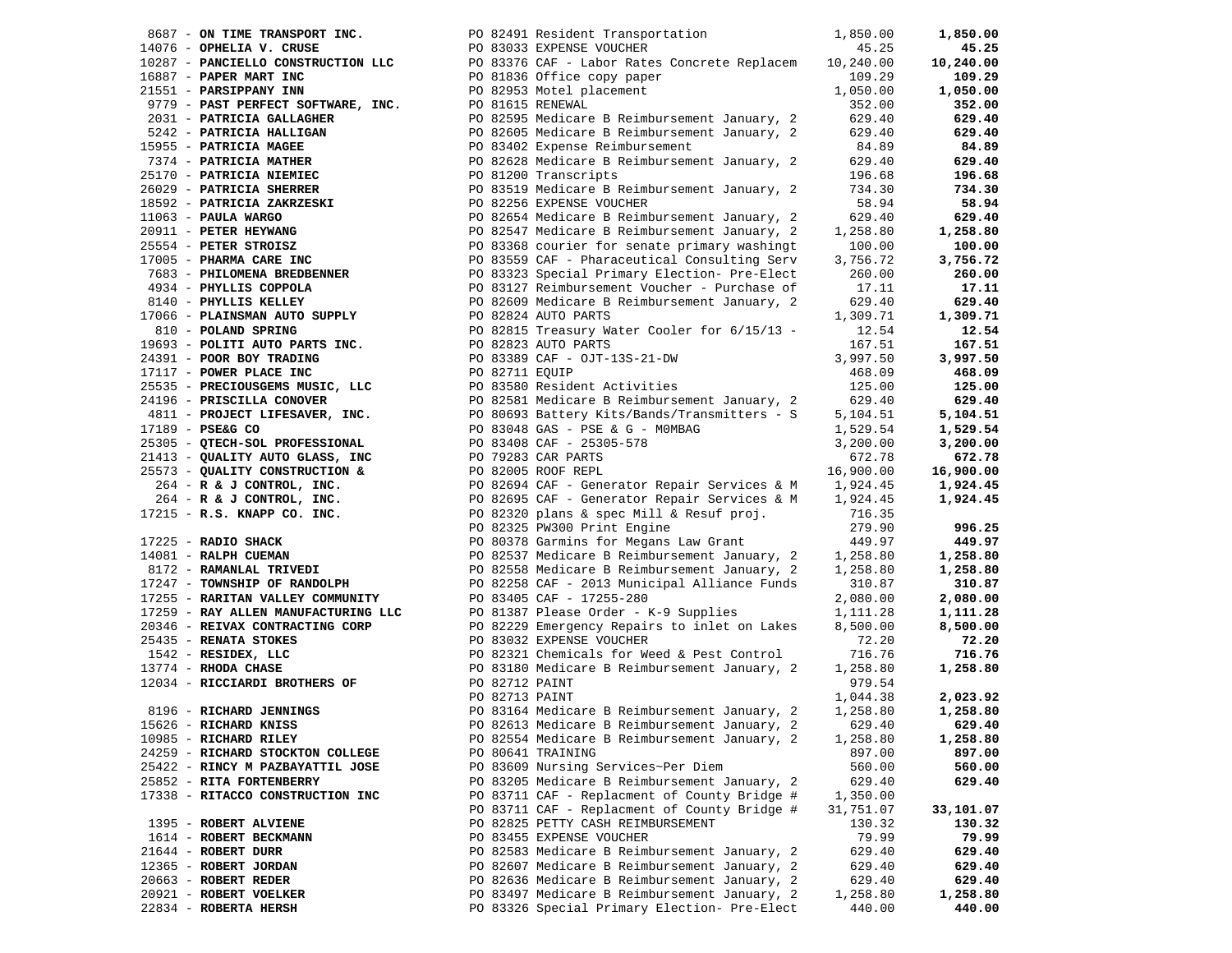| Vendor | PO / Description | Amount | Total |
|---|---|---|---|
| 8687 - **ON TIME TRANSPORT INC.** | PO 82491 Resident Transportation | 1,850.00 | **1,850.00** |
| 14076 - **OPHELIA V. CRUSE** | PO 83033 EXPENSE VOUCHER | 45.25 | **45.25** |
| 10287 - **PANCIELLO CONSTRUCTION LLC** | PO 83376 CAF - Labor Rates Concrete Replacem | 10,240.00 | **10,240.00** |
| 16887 - **PAPER MART INC** | PO 81836 Office copy paper | 109.29 | **109.29** |
| 21551 - **PARSIPPANY INN** | PO 82953 Motel placement | 1,050.00 | **1,050.00** |
| 9779 - **PAST PERFECT SOFTWARE, INC.** | PO 81615 RENEWAL | 352.00 | **352.00** |
| 2031 - **PATRICIA GALLAGHER** | PO 82595 Medicare B Reimbursement January, 2 | 629.40 | **629.40** |
| 5242 - **PATRICIA HALLIGAN** | PO 82605 Medicare B Reimbursement January, 2 | 629.40 | **629.40** |
| 15955 - **PATRICIA MAGEE** | PO 83402 Expense Reimbursement | 84.89 | **84.89** |
| 7374 - **PATRICIA MATHER** | PO 82628 Medicare B Reimbursement January, 2 | 629.40 | **629.40** |
| 25170 - **PATRICIA NIEMIEC** | PO 81200 Transcripts | 196.68 | **196.68** |
| 26029 - **PATRICIA SHERRER** | PO 83519 Medicare B Reimbursement January, 2 | 734.30 | **734.30** |
| 18592 - **PATRICIA ZAKRZESKI** | PO 82256 EXPENSE VOUCHER | 58.94 | **58.94** |
| 11063 - **PAULA WARGO** | PO 82654 Medicare B Reimbursement January, 2 | 629.40 | **629.40** |
| 20911 - **PETER HEYWANG** | PO 82547 Medicare B Reimbursement January, 2 | 1,258.80 | **1,258.80** |
| 25554 - **PETER STROISZ** | PO 83368 courier for senate primary washingt | 100.00 | **100.00** |
| 17005 - **PHARMA CARE INC** | PO 83559 CAF - Pharaceutical Consulting Serv | 3,756.72 | **3,756.72** |
| 7683 - **PHILOMENA BREDBENNER** | PO 83323 Special Primary Election- Pre-Elect | 260.00 | **260.00** |
| 4934 - **PHYLLIS COPPOLA** | PO 83127 Reimbursement Voucher - Purchase of | 17.11 | **17.11** |
| 8140 - **PHYLLIS KELLEY** | PO 82609 Medicare B Reimbursement January, 2 | 629.40 | **629.40** |
| 17066 - **PLAINSMAN AUTO SUPPLY** | PO 82824 AUTO PARTS | 1,309.71 | **1,309.71** |
| 810 - **POLAND SPRING** | PO 82815 Treasury Water Cooler for 6/15/13 - | 12.54 | **12.54** |
| 19693 - **POLITI AUTO PARTS INC.** | PO 82823 AUTO PARTS | 167.51 | **167.51** |
| 24391 - **POOR BOY TRADING** | PO 83389 CAF - OJT-13S-21-DW | 3,997.50 | **3,997.50** |
| 17117 - **POWER PLACE INC** | PO 82711 EQUIP | 468.09 | **468.09** |
| 25535 - **PRECIOUSGEMS MUSIC, LLC** | PO 83580 Resident Activities | 125.00 | **125.00** |
| 24196 - **PRISCILLA CONOVER** | PO 82581 Medicare B Reimbursement January, 2 | 629.40 | **629.40** |
| 4811 - **PROJECT LIFESAVER, INC.** | PO 80693 Battery Kits/Bands/Transmitters - S | 5,104.51 | **5,104.51** |
| 17189 - **PSE&G CO** | PO 83048 GAS - PSE & G - MOMBAG | 1,529.54 | **1,529.54** |
| 25305 - **QTECH-SOL PROFESSIONAL** | PO 83408 CAF - 25305-578 | 3,200.00 | **3,200.00** |
| 21413 - **QUALITY AUTO GLASS, INC** | PO 79283 CAR PARTS | 672.78 | **672.78** |
| 25573 - **QUALITY CONSTRUCTION &** | PO 82005 ROOF REPL | 16,900.00 | **16,900.00** |
| 264 - **R & J CONTROL, INC.** | PO 82694 CAF - Generator Repair Services & M | 1,924.45 | **1,924.45** |
| 264 - **R & J CONTROL, INC.** | PO 82695 CAF - Generator Repair Services & M | 1,924.45 | **1,924.45** |
| 17215 - **R.S. KNAPP CO. INC.** | PO 82320 plans & spec Mill & Resuf proj. | 716.35 | |
| | PO 82325 PW300 Print Engine | 279.90 | **996.25** |
| 17225 - **RADIO SHACK** | PO 80378 Garmins for Megans Law Grant | 449.97 | **449.97** |
| 14081 - **RALPH CUEMAN** | PO 82537 Medicare B Reimbursement January, 2 | 1,258.80 | **1,258.80** |
| 8172 - **RAMANLAL TRIVEDI** | PO 82558 Medicare B Reimbursement January, 2 | 1,258.80 | **1,258.80** |
| 17247 - **TOWNSHIP OF RANDOLPH** | PO 82258 CAF - 2013 Municipal Alliance Funds | 310.87 | **310.87** |
| 17255 - **RARITAN VALLEY COMMUNITY** | PO 83405 CAF - 17255-280 | 2,080.00 | **2,080.00** |
| 17259 - **RAY ALLEN MANUFACTURING LLC** | PO 81387 Please Order - K-9 Supplies | 1,111.28 | **1,111.28** |
| 20346 - **REIVAX CONTRACTING CORP** | PO 82229 Emergency Repairs to inlet on Lakes | 8,500.00 | **8,500.00** |
| 25435 - **RENATA STOKES** | PO 83032 EXPENSE VOUCHER | 72.20 | **72.20** |
| 1542 - **RESIDEX, LLC** | PO 82321 Chemicals for Weed & Pest Control | 716.76 | **716.76** |
| 13774 - **RHODA CHASE** | PO 83180 Medicare B Reimbursement January, 2 | 1,258.80 | **1,258.80** |
| 12034 - **RICCIARDI BROTHERS OF** | PO 82712 PAINT | 979.54 | |
| | PO 82713 PAINT | 1,044.38 | **2,023.92** |
| 8196 - **RICHARD JENNINGS** | PO 83164 Medicare B Reimbursement January, 2 | 1,258.80 | **1,258.80** |
| 15626 - **RICHARD KNISS** | PO 82613 Medicare B Reimbursement January, 2 | 629.40 | **629.40** |
| 10985 - **RICHARD RILEY** | PO 82554 Medicare B Reimbursement January, 2 | 1,258.80 | **1,258.80** |
| 24259 - **RICHARD STOCKTON COLLEGE** | PO 80641 TRAINING | 897.00 | **897.00** |
| 25422 - **RINCY M PAZBAYATTIL JOSE** | PO 83609 Nursing Services~Per Diem | 560.00 | **560.00** |
| 25852 - **RITA FORTENBERRY** | PO 83205 Medicare B Reimbursement January, 2 | 629.40 | **629.40** |
| 17338 - **RITACCO CONSTRUCTION INC** | PO 83711 CAF - Replacment of County Bridge # | 1,350.00 | |
| | PO 83711 CAF - Replacment of County Bridge # | 31,751.07 | **33,101.07** |
| 1395 - **ROBERT ALVIENE** | PO 82825 PETTY CASH REIMBURSEMENT | 130.32 | **130.32** |
| 1614 - **ROBERT BECKMANN** | PO 83455 EXPENSE VOUCHER | 79.99 | **79.99** |
| 21644 - **ROBERT DURR** | PO 82583 Medicare B Reimbursement January, 2 | 629.40 | **629.40** |
| 12365 - **ROBERT JORDAN** | PO 82607 Medicare B Reimbursement January, 2 | 629.40 | **629.40** |
| 20663 - **ROBERT REDER** | PO 82636 Medicare B Reimbursement January, 2 | 629.40 | **629.40** |
| 20921 - **ROBERT VOELKER** | PO 83497 Medicare B Reimbursement January, 2 | 1,258.80 | **1,258.80** |
| 22834 - **ROBERTA HERSH** | PO 83326 Special Primary Election- Pre-Elect | 440.00 | **440.00** |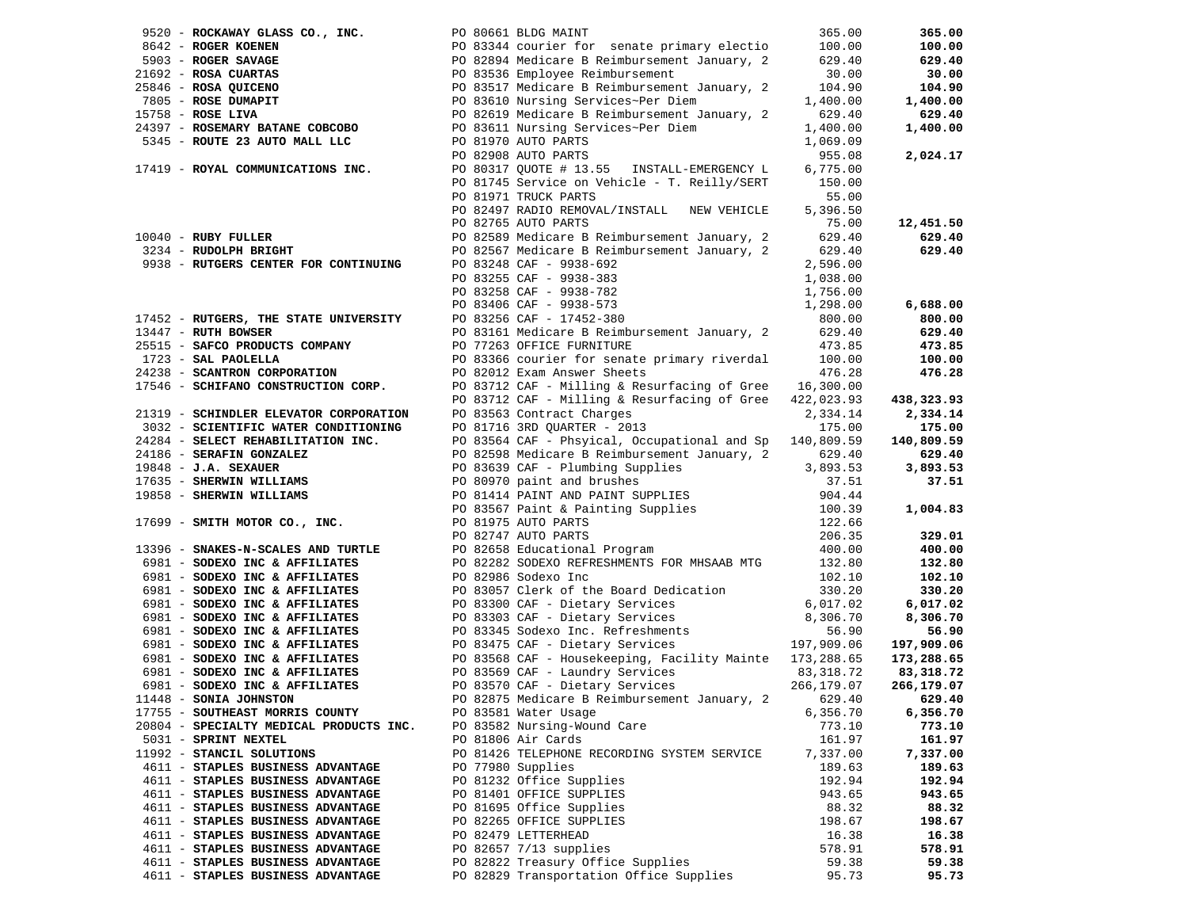| Vendor | PO / Description | Amount | Total |
|---|---|---|---|
| 9520 - **ROCKAWAY GLASS CO., INC.** | PO 80661 BLDG MAINT | 365.00 | **365.00** |
| 8642 - **ROGER KOENEN** | PO 83344 courier for senate primary electio | 100.00 | **100.00** |
| 5903 - **ROGER SAVAGE** | PO 82894 Medicare B Reimbursement January, 2 | 629.40 | **629.40** |
| 21692 - **ROSA CUARTAS** | PO 83536 Employee Reimbursement | 30.00 | **30.00** |
| 25846 - **ROSA QUICENO** | PO 83517 Medicare B Reimbursement January, 2 | 104.90 | **104.90** |
| 7805 - **ROSE DUMAPIT** | PO 83610 Nursing Services~Per Diem | 1,400.00 | **1,400.00** |
| 15758 - **ROSE LIVA** | PO 82619 Medicare B Reimbursement January, 2 | 629.40 | **629.40** |
| 24397 - **ROSEMARY BATANE COBCOBO** | PO 83611 Nursing Services~Per Diem | 1,400.00 | **1,400.00** |
| 5345 - **ROUTE 23 AUTO MALL LLC** | PO 81970 AUTO PARTS | 1,069.09 | |
| | PO 82908 AUTO PARTS | 955.08 | **2,024.17** |
| 17419 - **ROYAL COMMUNICATIONS INC.** | PO 80317 QUOTE # 13.55 INSTALL-EMERGENCY L | 6,775.00 | |
| | PO 81745 Service on Vehicle - T. Reilly/SERT | 150.00 | |
| | PO 81971 TRUCK PARTS | 55.00 | |
| | PO 82497 RADIO REMOVAL/INSTALL NEW VEHICLE | 5,396.50 | |
| | PO 82765 AUTO PARTS | 75.00 | **12,451.50** |
| 10040 - **RUBY FULLER** | PO 82589 Medicare B Reimbursement January, 2 | 629.40 | **629.40** |
| 3234 - **RUDOLPH BRIGHT** | PO 82567 Medicare B Reimbursement January, 2 | 629.40 | **629.40** |
| 9938 - **RUTGERS CENTER FOR CONTINUING** | PO 83248 CAF - 9938-692 | 2,596.00 | |
| | PO 83255 CAF - 9938-383 | 1,038.00 | |
| | PO 83258 CAF - 9938-782 | 1,756.00 | |
| | PO 83406 CAF - 9938-573 | 1,298.00 | **6,688.00** |
| 17452 - **RUTGERS, THE STATE UNIVERSITY** | PO 83256 CAF - 17452-380 | 800.00 | **800.00** |
| 13447 - **RUTH BOWSER** | PO 83161 Medicare B Reimbursement January, 2 | 629.40 | **629.40** |
| 25515 - **SAFCO PRODUCTS COMPANY** | PO 77263 OFFICE FURNITURE | 473.85 | **473.85** |
| 1723 - **SAL PAOLELLA** | PO 83366 courier for senate primary riverdal | 100.00 | **100.00** |
| 24238 - **SCANTRON CORPORATION** | PO 82012 Exam Answer Sheets | 476.28 | **476.28** |
| 17546 - **SCHIFANO CONSTRUCTION CORP.** | PO 83712 CAF - Milling & Resurfacing of Gree | 16,300.00 | |
| | PO 83712 CAF - Milling & Resurfacing of Gree | 422,023.93 | **438,323.93** |
| 21319 - **SCHINDLER ELEVATOR CORPORATION** | PO 83563 Contract Charges | 2,334.14 | **2,334.14** |
| 3032 - **SCIENTIFIC WATER CONDITIONING** | PO 81716 3RD QUARTER - 2013 | 175.00 | **175.00** |
| 24284 - **SELECT REHABILITATION INC.** | PO 83564 CAF - Phsyical, Occupational and Sp | 140,809.59 | **140,809.59** |
| 24186 - **SERAFIN GONZALEZ** | PO 82598 Medicare B Reimbursement January, 2 | 629.40 | **629.40** |
| 19848 - **J.A. SEXAUER** | PO 83639 CAF - Plumbing Supplies | 3,893.53 | **3,893.53** |
| 17635 - **SHERWIN WILLIAMS** | PO 80970 paint and brushes | 37.51 | **37.51** |
| 19858 - **SHERWIN WILLIAMS** | PO 81414 PAINT AND PAINT SUPPLIES | 904.44 | |
| | PO 83567 Paint & Painting Supplies | 100.39 | **1,004.83** |
| 17699 - **SMITH MOTOR CO., INC.** | PO 81975 AUTO PARTS | 122.66 | |
| | PO 82747 AUTO PARTS | 206.35 | **329.01** |
| 13396 - **SNAKES-N-SCALES AND TURTLE** | PO 82658 Educational Program | 400.00 | **400.00** |
| 6981 - **SODEXO INC & AFFILIATES** | PO 82282 SODEXO REFRESHMENTS FOR MHSAAB MTG | 132.80 | **132.80** |
| 6981 - **SODEXO INC & AFFILIATES** | PO 82986 Sodexo Inc | 102.10 | **102.10** |
| 6981 - **SODEXO INC & AFFILIATES** | PO 83057 Clerk of the Board Dedication | 330.20 | **330.20** |
| 6981 - **SODEXO INC & AFFILIATES** | PO 83300 CAF - Dietary Services | 6,017.02 | **6,017.02** |
| 6981 - **SODEXO INC & AFFILIATES** | PO 83303 CAF - Dietary Services | 8,306.70 | **8,306.70** |
| 6981 - **SODEXO INC & AFFILIATES** | PO 83345 Sodexo Inc. Refreshments | 56.90 | **56.90** |
| 6981 - **SODEXO INC & AFFILIATES** | PO 83475 CAF - Dietary Services | 197,909.06 | **197,909.06** |
| 6981 - **SODEXO INC & AFFILIATES** | PO 83568 CAF - Housekeeping, Facility Mainte | 173,288.65 | **173,288.65** |
| 6981 - **SODEXO INC & AFFILIATES** | PO 83569 CAF - Laundry Services | 83,318.72 | **83,318.72** |
| 6981 - **SODEXO INC & AFFILIATES** | PO 83570 CAF - Dietary Services | 266,179.07 | **266,179.07** |
| 11448 - **SONIA JOHNSTON** | PO 82875 Medicare B Reimbursement January, 2 | 629.40 | **629.40** |
| 17755 - **SOUTHEAST MORRIS COUNTY** | PO 83581 Water Usage | 6,356.70 | **6,356.70** |
| 20804 - **SPECIALTY MEDICAL PRODUCTS INC.** | PO 83582 Nursing-Wound Care | 773.10 | **773.10** |
| 5031 - **SPRINT NEXTEL** | PO 81806 Air Cards | 161.97 | **161.97** |
| 11992 - **STANCIL SOLUTIONS** | PO 81426 TELEPHONE RECORDING SYSTEM SERVICE | 7,337.00 | **7,337.00** |
| 4611 - **STAPLES BUSINESS ADVANTAGE** | PO 77980 Supplies | 189.63 | **189.63** |
| 4611 - **STAPLES BUSINESS ADVANTAGE** | PO 81232 Office Supplies | 192.94 | **192.94** |
| 4611 - **STAPLES BUSINESS ADVANTAGE** | PO 81401 OFFICE SUPPLIES | 943.65 | **943.65** |
| 4611 - **STAPLES BUSINESS ADVANTAGE** | PO 81695 Office Supplies | 88.32 | **88.32** |
| 4611 - **STAPLES BUSINESS ADVANTAGE** | PO 82265 OFFICE SUPPLIES | 198.67 | **198.67** |
| 4611 - **STAPLES BUSINESS ADVANTAGE** | PO 82479 LETTERHEAD | 16.38 | **16.38** |
| 4611 - **STAPLES BUSINESS ADVANTAGE** | PO 82657 7/13 supplies | 578.91 | **578.91** |
| 4611 - **STAPLES BUSINESS ADVANTAGE** | PO 82822 Treasury Office Supplies | 59.38 | **59.38** |
| 4611 - **STAPLES BUSINESS ADVANTAGE** | PO 82829 Transportation Office Supplies | 95.73 | **95.73** |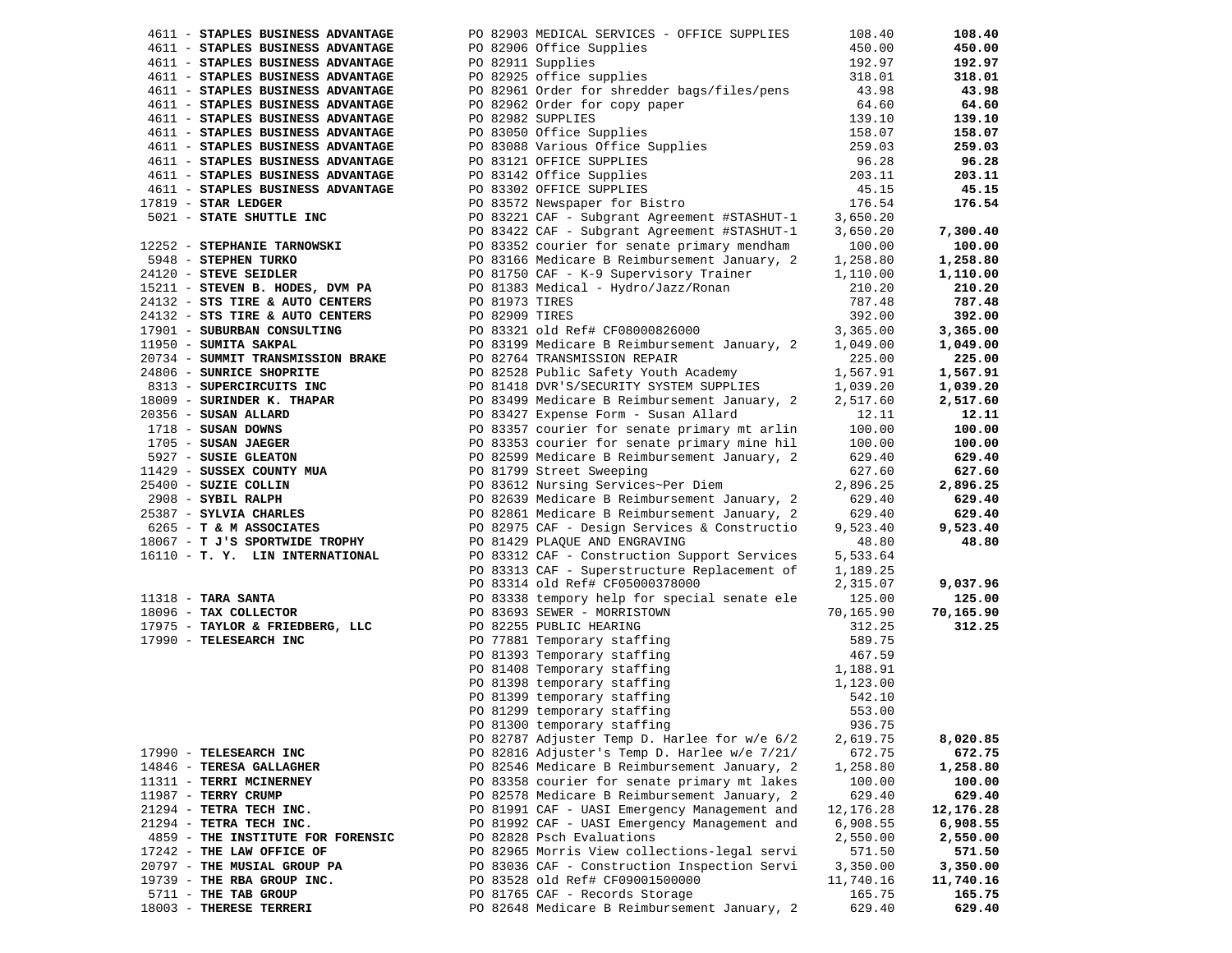| Vendor | Description | Amount | Total |
|---|---|---|---|
| 4611 - **STAPLES BUSINESS ADVANTAGE** | PO 82903 MEDICAL SERVICES - OFFICE SUPPLIES | 108.40 | **108.40** |
| 4611 - **STAPLES BUSINESS ADVANTAGE** | PO 82906 Office Supplies | 450.00 | **450.00** |
| 4611 - **STAPLES BUSINESS ADVANTAGE** | PO 82911 Supplies | 192.97 | **192.97** |
| 4611 - **STAPLES BUSINESS ADVANTAGE** | PO 82925 office supplies | 318.01 | **318.01** |
| 4611 - **STAPLES BUSINESS ADVANTAGE** | PO 82961 Order for shredder bags/files/pens | 43.98 | **43.98** |
| 4611 - **STAPLES BUSINESS ADVANTAGE** | PO 82962 Order for copy paper | 64.60 | **64.60** |
| 4611 - **STAPLES BUSINESS ADVANTAGE** | PO 82982 SUPPLIES | 139.10 | **139.10** |
| 4611 - **STAPLES BUSINESS ADVANTAGE** | PO 83050 Office Supplies | 158.07 | **158.07** |
| 4611 - **STAPLES BUSINESS ADVANTAGE** | PO 83088 Various Office Supplies | 259.03 | **259.03** |
| 4611 - **STAPLES BUSINESS ADVANTAGE** | PO 83121 OFFICE SUPPLIES | 96.28 | **96.28** |
| 4611 - **STAPLES BUSINESS ADVANTAGE** | PO 83142 Office Supplies | 203.11 | **203.11** |
| 4611 - **STAPLES BUSINESS ADVANTAGE** | PO 83302 OFFICE SUPPLIES | 45.15 | **45.15** |
| 17819 - **STAR LEDGER** | PO 83572 Newspaper for Bistro | 176.54 | **176.54** |
| 5021 - **STATE SHUTTLE INC** | PO 83221 CAF - Subgrant Agreement #STASHUT-1 | 3,650.20 | |
| | PO 83422 CAF - Subgrant Agreement #STASHUT-1 | 3,650.20 | **7,300.40** |
| 12252 - **STEPHANIE TARNOWSKI** | PO 83352 courier for senate primary mendham | 100.00 | **100.00** |
| 5948 - **STEPHEN TURKO** | PO 83166 Medicare B Reimbursement January, 2 | 1,258.80 | **1,258.80** |
| 24120 - **STEVE SEIDLER** | PO 81750 CAF - K-9 Supervisory Trainer | 1,110.00 | **1,110.00** |
| 15211 - **STEVEN B. HODES, DVM PA** | PO 81383 Medical - Hydro/Jazz/Ronan | 210.20 | **210.20** |
| 24132 - **STS TIRE & AUTO CENTERS** | PO 81973 TIRES | 787.48 | **787.48** |
| 24132 - **STS TIRE & AUTO CENTERS** | PO 82909 TIRES | 392.00 | **392.00** |
| 17901 - **SUBURBAN CONSULTING** | PO 83321 old Ref# CF08000826000 | 3,365.00 | **3,365.00** |
| 11950 - **SUMITA SAKPAL** | PO 83199 Medicare B Reimbursement January, 2 | 1,049.00 | **1,049.00** |
| 20734 - **SUMMIT TRANSMISSION BRAKE** | PO 82764 TRANSMISSION REPAIR | 225.00 | **225.00** |
| 24806 - **SUNRICE SHOPRITE** | PO 82528 Public Safety Youth Academy | 1,567.91 | **1,567.91** |
| 8313 - **SUPERCIRCUITS INC** | PO 81418 DVR'S/SECURITY SYSTEM SUPPLIES | 1,039.20 | **1,039.20** |
| 18009 - **SURINDER K. THAPAR** | PO 83499 Medicare B Reimbursement January, 2 | 2,517.60 | **2,517.60** |
| 20356 - **SUSAN ALLARD** | PO 83427 Expense Form - Susan Allard | 12.11 | **12.11** |
| 1718 - **SUSAN DOWNS** | PO 83357 courier for senate primary mt arlin | 100.00 | **100.00** |
| 1705 - **SUSAN JAEGER** | PO 83353 courier for senate primary mine hil | 100.00 | **100.00** |
| 5927 - **SUSIE GLEATON** | PO 82599 Medicare B Reimbursement January, 2 | 629.40 | **629.40** |
| 11429 - **SUSSEX COUNTY MUA** | PO 81799 Street Sweeping | 627.60 | **627.60** |
| 25400 - **SUZIE COLLIN** | PO 83612 Nursing Services~Per Diem | 2,896.25 | **2,896.25** |
| 2908 - **SYBIL RALPH** | PO 82639 Medicare B Reimbursement January, 2 | 629.40 | **629.40** |
| 25387 - **SYLVIA CHARLES** | PO 82861 Medicare B Reimbursement January, 2 | 629.40 | **629.40** |
| 6265 - **T & M ASSOCIATES** | PO 82975 CAF - Design Services & Constructio | 9,523.40 | **9,523.40** |
| 18067 - **T J'S SPORTWIDE TROPHY** | PO 81429 PLAQUE AND ENGRAVING | 48.80 | **48.80** |
| 16110 - **T. Y. LIN INTERNATIONAL** | PO 83312 CAF - Construction Support Services | 5,533.64 | |
| | PO 83313 CAF - Superstructure Replacement of | 1,189.25 | |
| | PO 83314 old Ref# CF05000378000 | 2,315.07 | **9,037.96** |
| 11318 - **TARA SANTA** | PO 83338 tempory help for special senate ele | 125.00 | **125.00** |
| 18096 - **TAX COLLECTOR** | PO 83693 SEWER - MORRISTOWN | 70,165.90 | **70,165.90** |
| 17975 - **TAYLOR & FRIEDBERG, LLC** | PO 82255 PUBLIC HEARING | 312.25 | **312.25** |
| 17990 - **TELESEARCH INC** | PO 77881 Temporary staffing | 589.75 | |
| | PO 81393 Temporary staffing | 467.59 | |
| | PO 81408 Temporary staffing | 1,188.91 | |
| | PO 81398 temporary staffing | 1,123.00 | |
| | PO 81399 temporary staffing | 542.10 | |
| | PO 81299 temporary staffing | 553.00 | |
| | PO 81300 temporary staffing | 936.75 | |
| | PO 82787 Adjuster Temp D. Harlee for w/e 6/2 | 2,619.75 | **8,020.85** |
| 17990 - **TELESEARCH INC** | PO 82816 Adjuster's Temp D. Harlee w/e 7/21/ | 672.75 | **672.75** |
| 14846 - **TERESA GALLAGHER** | PO 82546 Medicare B Reimbursement January, 2 | 1,258.80 | **1,258.80** |
| 11311 - **TERRI MCINERNEY** | PO 83358 courier for senate primary mt lakes | 100.00 | **100.00** |
| 11987 - **TERRY CRUMP** | PO 82578 Medicare B Reimbursement January, 2 | 629.40 | **629.40** |
| 21294 - **TETRA TECH INC.** | PO 81991 CAF - UASI Emergency Management and | 12,176.28 | **12,176.28** |
| 21294 - **TETRA TECH INC.** | PO 81992 CAF - UASI Emergency Management and | 6,908.55 | **6,908.55** |
| 4859 - **THE INSTITUTE FOR FORENSIC** | PO 82828 Psch Evaluations | 2,550.00 | **2,550.00** |
| 17242 - **THE LAW OFFICE OF** | PO 82965 Morris View collections-legal servi | 571.50 | **571.50** |
| 20797 - **THE MUSIAL GROUP PA** | PO 83036 CAF - Construction Inspection Servi | 3,350.00 | **3,350.00** |
| 19739 - **THE RBA GROUP INC.** | PO 83528 old Ref# CF09001500000 | 11,740.16 | **11,740.16** |
| 5711 - **THE TAB GROUP** | PO 81765 CAF - Records Storage | 165.75 | **165.75** |
| 18003 - **THERESE TERRERI** | PO 82648 Medicare B Reimbursement January, 2 | 629.40 | **629.40** |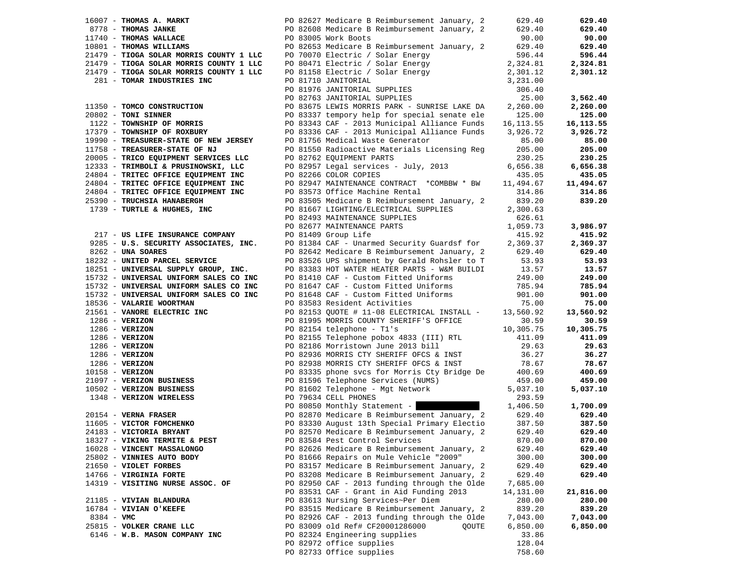| Vendor | PO / Description | Amount | Total |
|---|---|---|---|
| 16007 - **THOMAS A. MARKT** | PO 82627 Medicare B Reimbursement January, 2 | 629.40 | **629.40** |
| 8778 - **THOMAS JANKE** | PO 82608 Medicare B Reimbursement January, 2 | 629.40 | **629.40** |
| 11740 - **THOMAS WALLACE** | PO 83005 Work Boots | 90.00 | **90.00** |
| 10801 - **THOMAS WILLIAMS** | PO 82653 Medicare B Reimbursement January, 2 | 629.40 | **629.40** |
| 21479 - **TIOGA SOLAR MORRIS COUNTY 1 LLC** | PO 70070 Electric / Solar Energy | 596.44 | **596.44** |
| 21479 - **TIOGA SOLAR MORRIS COUNTY 1 LLC** | PO 80471 Electric / Solar Energy | 2,324.81 | **2,324.81** |
| 21479 - **TIOGA SOLAR MORRIS COUNTY 1 LLC** | PO 81158 Electric / Solar Energy | 2,301.12 | **2,301.12** |
| 281 - **TOMAR INDUSTRIES INC** | PO 81710 JANITORIAL | 3,231.00 | |
| | PO 81976 JANITORIAL SUPPLIES | 306.40 | |
| | PO 82763 JANITORIAL SUPPLIES | 25.00 | **3,562.40** |
| 11350 - **TOMCO CONSTRUCTION** | PO 83675 LEWIS MORRIS PARK - SUNRISE LAKE DA | 2,260.00 | **2,260.00** |
| 20802 - **TONI SINNER** | PO 83337 tempory help for special senate ele | 125.00 | **125.00** |
| 1122 - **TOWNSHIP OF MORRIS** | PO 83343 CAF - 2013 Municipal Alliance Funds | 16,113.55 | **16,113.55** |
| 17379 - **TOWNSHIP OF ROXBURY** | PO 83336 CAF - 2013 Municipal Alliance Funds | 3,926.72 | **3,926.72** |
| 19990 - **TREASURER-STATE OF NEW JERSEY** | PO 81756 Medical Waste Generator | 85.00 | **85.00** |
| 11758 - **TREASURER-STATE OF NJ** | PO 81550 Radioactive Materials Licensing Reg | 205.00 | **205.00** |
| 20005 - **TRICO EQUIPMENT SERVICES LLC** | PO 82762 EQUIPMENT PARTS | 230.25 | **230.25** |
| 12333 - **TRIMBOLI & PRUSINOWSKI, LLC** | PO 82957 Legal services - July, 2013 | 6,656.38 | **6,656.38** |
| 24804 - **TRITEC OFFICE EQUIPMENT INC** | PO 82266 COLOR COPIES | 435.05 | **435.05** |
| 24804 - **TRITEC OFFICE EQUIPMENT INC** | PO 82947 MAINTENANCE CONTRACT *COMBBW * BW | 11,494.67 | **11,494.67** |
| 24804 - **TRITEC OFFICE EQUIPMENT INC** | PO 83573 Office Machine Rental | 314.86 | **314.86** |
| 25390 - **TRUCHSIA HANABERGH** | PO 83505 Medicare B Reimbursement January, 2 | 839.20 | **839.20** |
| 1739 - **TURTLE & HUGHES, INC** | PO 81667 LIGHTING/ELECTRICAL SUPPLIES | 2,300.63 | |
| | PO 82493 MAINTENANCE SUPPLIES | 626.61 | |
| | PO 82677 MAINTENANCE PARTS | 1,059.73 | **3,986.97** |
| 217 - **US LIFE INSURANCE COMPANY** | PO 81409 Group Life | 415.92 | **415.92** |
| 9285 - **U.S. SECURITY ASSOCIATES, INC.** | PO 81384 CAF - Unarmed Security Guardsf for | 2,369.37 | **2,369.37** |
| 8262 - **UNA SOARES** | PO 82642 Medicare B Reimbursement January, 2 | 629.40 | **629.40** |
| 18232 - **UNITED PARCEL SERVICE** | PO 83526 UPS shipment by Gerald Rohsler to T | 53.93 | **53.93** |
| 18251 - **UNIVERSAL SUPPLY GROUP, INC.** | PO 83383 HOT WATER HEATER PARTS - W&M BUILDI | 13.57 | **13.57** |
| 15732 - **UNIVERSAL UNIFORM SALES CO INC** | PO 81410 CAF - Custom Fitted Uniforms | 249.00 | **249.00** |
| 15732 - **UNIVERSAL UNIFORM SALES CO INC** | PO 81647 CAF - Custom Fitted Uniforms | 785.94 | **785.94** |
| 15732 - **UNIVERSAL UNIFORM SALES CO INC** | PO 81648 CAF - Custom Fitted Uniforms | 901.00 | **901.00** |
| 18536 - **VALARIE WOORTMAN** | PO 83583 Resident Activities | 75.00 | **75.00** |
| 21561 - **VANORE ELECTRIC INC** | PO 82153 QUOTE # 11-08 ELECTRICAL INSTALL - | 13,560.92 | **13,560.92** |
| 1286 - **VERIZON** | PO 81995 MORRIS COUNTY SHERIFF'S OFFICE | 30.59 | **30.59** |
| 1286 - **VERIZON** | PO 82154 telephone - T1's | 10,305.75 | **10,305.75** |
| 1286 - **VERIZON** | PO 82155 Telephone pobox 4833 (III) RTL | 411.09 | **411.09** |
| 1286 - **VERIZON** | PO 82186 Morristown June 2013 bill | 29.63 | **29.63** |
| 1286 - **VERIZON** | PO 82936 MORRIS CTY SHERIFF OFCS & INST | 36.27 | **36.27** |
| 1286 - **VERIZON** | PO 82938 MORRIS CTY SHERIFF OFCS & INST | 78.67 | **78.67** |
| 10158 - **VERIZON** | PO 83335 phone svcs for Morris Cty Bridge De | 400.69 | **400.69** |
| 21097 - **VERIZON BUSINESS** | PO 81596 Telephone Services (NUMS) | 459.00 | **459.00** |
| 10502 - **VERIZON BUSINESS** | PO 81602 Telephone - Mgt Network | 5,037.10 | **5,037.10** |
| 1348 - **VERIZON WIRELESS** | PO 79634 CELL PHONES | 293.59 | |
| | PO 80850 Monthly Statement - [REDACTED] | 1,406.50 | **1,700.09** |
| 20154 - **VERNA FRASER** | PO 82870 Medicare B Reimbursement January, 2 | 629.40 | **629.40** |
| 11605 - **VICTOR FOMCHENKO** | PO 83330 August 13th Special Primary Electio | 387.50 | **387.50** |
| 24183 - **VICTORIA BRYANT** | PO 82570 Medicare B Reimbursement January, 2 | 629.40 | **629.40** |
| 18327 - **VIKING TERMITE & PEST** | PO 83584 Pest Control Services | 870.00 | **870.00** |
| 16028 - **VINCENT MASSALONGO** | PO 82626 Medicare B Reimbursement January, 2 | 629.40 | **629.40** |
| 25802 - **VINNIES AUTO BODY** | PO 81666 Repairs on Mule Vehicle "2009" | 300.00 | **300.00** |
| 21650 - **VIOLET FORBES** | PO 83157 Medicare B Reimbursement January, 2 | 629.40 | **629.40** |
| 14766 - **VIRGINIA FORTE** | PO 83208 Medicare B Reimbursement January, 2 | 629.40 | **629.40** |
| 14319 - **VISITING NURSE ASSOC. OF** | PO 82950 CAF - 2013 funding through the Olde | 7,685.00 | |
| | PO 83531 CAF - Grant in Aid Funding 2013 | 14,131.00 | **21,816.00** |
| 21185 - **VIVIAN BLANDURA** | PO 83613 Nursing Services~Per Diem | 280.00 | **280.00** |
| 16784 - **VIVIAN O'KEEFE** | PO 83515 Medicare B Reimbursement January, 2 | 839.20 | **839.20** |
| 8384 - **VMC** | PO 82926 CAF - 2013 funding through the Olde | 7,043.00 | **7,043.00** |
| 25815 - **VOLKER CRANE LLC** | PO 83009 old Ref# CF20001286000 QOUTE | 6,850.00 | **6,850.00** |
| 6146 - **W.B. MASON COMPANY INC** | PO 82324 Engineering supplies | 33.86 | |
| | PO 82972 office supplies | 128.04 | |
| | PO 82733 Office supplies | 758.60 | |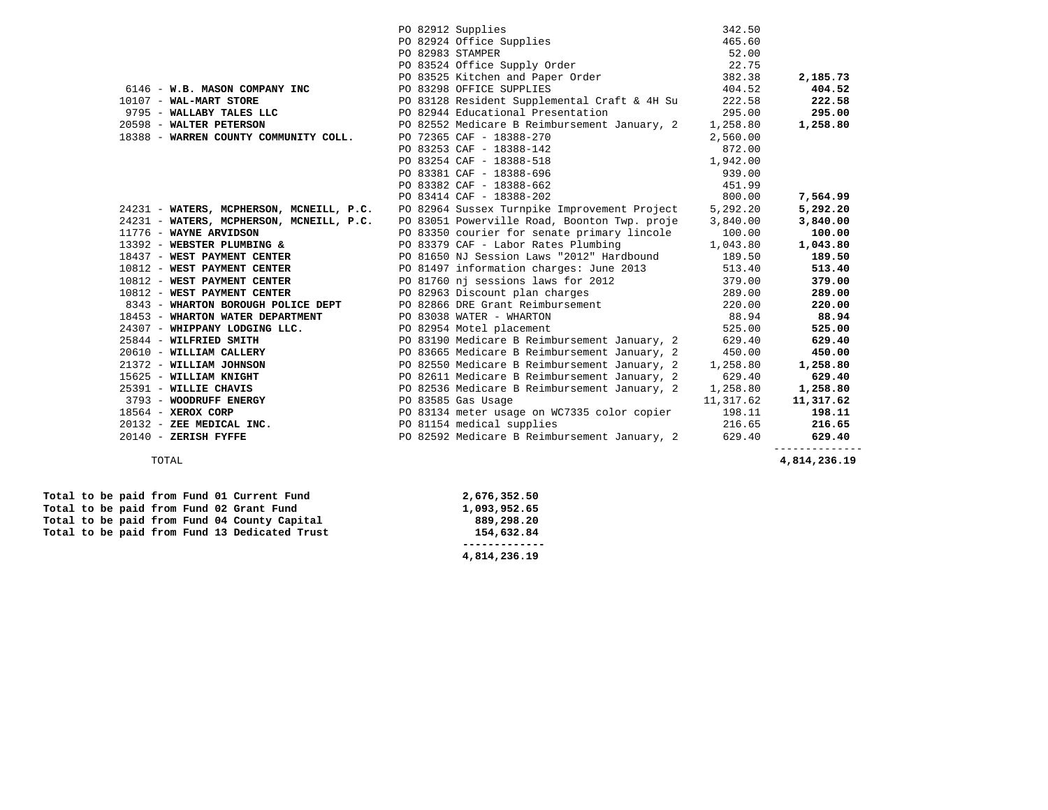| Vendor | PO / Description | Amount | Vendor Total |
|---|---|---|---|
| | PO 82912 Supplies | 342.50 | |
| | PO 82924 Office Supplies | 465.60 | |
| | PO 82983 STAMPER | 52.00 | |
| | PO 83524 Office Supply Order | 22.75 | |
| | PO 83525 Kitchen and Paper Order | 382.38 | **2,185.73** |
| 6146 - **W.B. MASON COMPANY INC** | PO 83298 OFFICE SUPPLIES | 404.52 | **404.52** |
| 10107 - **WAL-MART STORE** | PO 83128 Resident Supplemental Craft & 4H Su | 222.58 | **222.58** |
| 9795 - **WALLABY TALES LLC** | PO 82944 Educational Presentation | 295.00 | **295.00** |
| 20598 - **WALTER PETERSON** | PO 82552 Medicare B Reimbursement January, 2 | 1,258.80 | **1,258.80** |
| 18388 - **WARREN COUNTY COMMUNITY COLL.** | PO 72365 CAF - 18388-270 | 2,560.00 | |
| | PO 83253 CAF - 18388-142 | 872.00 | |
| | PO 83254 CAF - 18388-518 | 1,942.00 | |
| | PO 83381 CAF - 18388-696 | 939.00 | |
| | PO 83382 CAF - 18388-662 | 451.99 | |
| | PO 83414 CAF - 18388-202 | 800.00 | **7,564.99** |
| 24231 - **WATERS, MCPHERSON, MCNEILL, P.C.** | PO 82964 Sussex Turnpike Improvement Project | 5,292.20 | **5,292.20** |
| 24231 - **WATERS, MCPHERSON, MCNEILL, P.C.** | PO 83051 Powerville Road, Boonton Twp. proje | 3,840.00 | **3,840.00** |
| 11776 - **WAYNE ARVIDSON** | PO 83350 courier for senate primary lincole | 100.00 | **100.00** |
| 13392 - **WEBSTER PLUMBING &** | PO 83379 CAF - Labor Rates Plumbing | 1,043.80 | **1,043.80** |
| 18437 - **WEST PAYMENT CENTER** | PO 81650 NJ Session Laws "2012" Hardbound | 189.50 | **189.50** |
| 10812 - **WEST PAYMENT CENTER** | PO 81497 information charges: June 2013 | 513.40 | **513.40** |
| 10812 - **WEST PAYMENT CENTER** | PO 81760 nj sessions laws for 2012 | 379.00 | **379.00** |
| 10812 - **WEST PAYMENT CENTER** | PO 82963 Discount plan charges | 289.00 | **289.00** |
| 8343 - **WHARTON BOROUGH POLICE DEPT** | PO 82866 DRE Grant Reimbursement | 220.00 | **220.00** |
| 18453 - **WHARTON WATER DEPARTMENT** | PO 83038 WATER - WHARTON | 88.94 | **88.94** |
| 24307 - **WHIPPANY LODGING LLC.** | PO 82954 Motel placement | 525.00 | **525.00** |
| 25844 - **WILFRIED SMITH** | PO 83190 Medicare B Reimbursement January, 2 | 629.40 | **629.40** |
| 20610 - **WILLIAM CALLERY** | PO 83665 Medicare B Reimbursement January, 2 | 450.00 | **450.00** |
| 21372 - **WILLIAM JOHNSON** | PO 82550 Medicare B Reimbursement January, 2 | 1,258.80 | **1,258.80** |
| 15625 - **WILLIAM KNIGHT** | PO 82611 Medicare B Reimbursement January, 2 | 629.40 | **629.40** |
| 25391 - **WILLIE CHAVIS** | PO 82536 Medicare B Reimbursement January, 2 | 1,258.80 | **1,258.80** |
| 3793 - **WOODRUFF ENERGY** | PO 83585 Gas Usage | 11,317.62 | **11,317.62** |
| 18564 - **XEROX CORP** | PO 83134 meter usage on WC7335 color copier | 198.11 | **198.11** |
| 20132 - **ZEE MEDICAL INC.** | PO 81154 medical supplies | 216.65 | **216.65** |
| 20140 - **ZERISH FYFFE** | PO 82592 Medicare B Reimbursement January, 2 | 629.40 | **629.40** |
| TOTAL | | | **4,814,236.19** |

| | |
|---|---|
| **Total to be paid from Fund 01 Current Fund** | **2,676,352.50** |
| **Total to be paid from Fund 02 Grant Fund** | **1,093,952.65** |
| **Total to be paid from Fund 04 County Capital** | **889,298.20** |
| **Total to be paid from Fund 13 Dedicated Trust** | **154,632.84** |
| | **4,814,236.19** |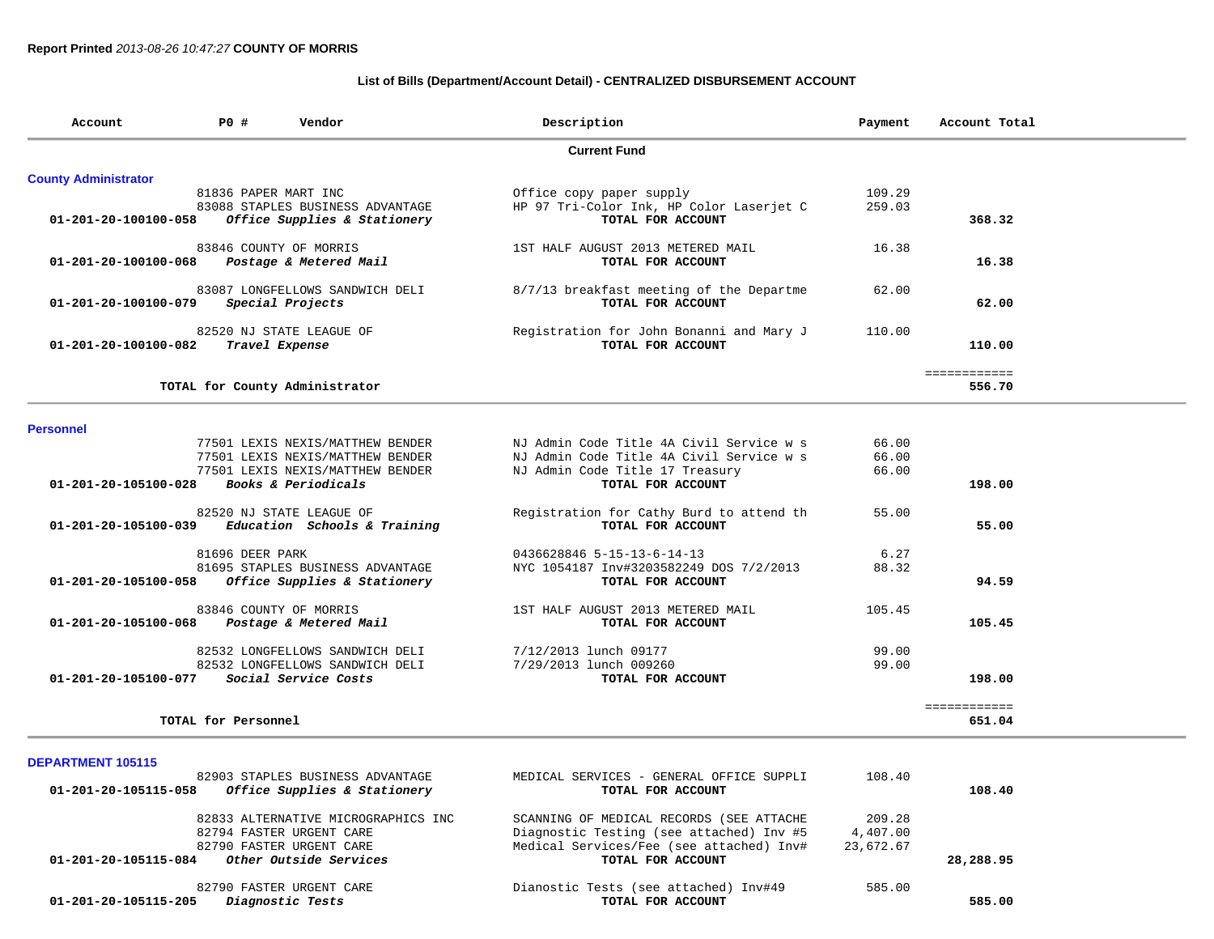**Report Printed** *2013-08-26 10:47:27* **COUNTY OF MORRIS**

## List of Bills (Department/Account Detail) - CENTRALIZED DISBURSEMENT ACCOUNT

| Account | PO # | Vendor | Description | Payment | Account Total |
|---|---|---|---|---|---|
| | | **Current Fund** | | | |
| **County Administrator** | | | | | |
| | 81836 | PAPER MART INC | Office copy paper supply | 109.29 | |
| | 83088 | STAPLES BUSINESS ADVANTAGE | HP 97 Tri-Color Ink, HP Color Laserjet C | 259.03 | |
| **01-201-20-100100-058** | | ***Office Supplies & Stationery*** | **TOTAL FOR ACCOUNT** | | **368.32** |
| | 83846 | COUNTY OF MORRIS | 1ST HALF AUGUST 2013 METERED MAIL | 16.38 | |
| **01-201-20-100100-068** | | ***Postage & Metered Mail*** | **TOTAL FOR ACCOUNT** | | **16.38** |
| | 83087 | LONGFELLOWS SANDWICH DELI | 8/7/13 breakfast meeting of the Departme | 62.00 | |
| **01-201-20-100100-079** | | ***Special Projects*** | **TOTAL FOR ACCOUNT** | | **62.00** |
| | 82520 | NJ STATE LEAGUE OF | Registration for John Bonanni and Mary J | 110.00 | |
| **01-201-20-100100-082** | | ***Travel Expense*** | **TOTAL FOR ACCOUNT** | | **110.00** |
| | | **TOTAL for County Administrator** | | | ============ **556.70** |
| **Personnel** | | | | | |
| | 77501 | LEXIS NEXIS/MATTHEW BENDER | NJ Admin Code Title 4A Civil Service w s | 66.00 | |
| | 77501 | LEXIS NEXIS/MATTHEW BENDER | NJ Admin Code Title 4A Civil Service w s | 66.00 | |
| | 77501 | LEXIS NEXIS/MATTHEW BENDER | NJ Admin Code Title 17 Treasury | 66.00 | |
| **01-201-20-105100-028** | | ***Books & Periodicals*** | **TOTAL FOR ACCOUNT** | | **198.00** |
| | 82520 | NJ STATE LEAGUE OF | Registration for Cathy Burd to attend th | 55.00 | |
| **01-201-20-105100-039** | | ***Education Schools & Training*** | **TOTAL FOR ACCOUNT** | | **55.00** |
| | 81696 | DEER PARK | 0436628846 5-15-13-6-14-13 | 6.27 | |
| | 81695 | STAPLES BUSINESS ADVANTAGE | NYC 1054187 Inv#3203582249 DOS 7/2/2013 | 88.32 | |
| **01-201-20-105100-058** | | ***Office Supplies & Stationery*** | **TOTAL FOR ACCOUNT** | | **94.59** |
| | 83846 | COUNTY OF MORRIS | 1ST HALF AUGUST 2013 METERED MAIL | 105.45 | |
| **01-201-20-105100-068** | | ***Postage & Metered Mail*** | **TOTAL FOR ACCOUNT** | | **105.45** |
| | 82532 | LONGFELLOWS SANDWICH DELI | 7/12/2013 lunch 09177 | 99.00 | |
| | 82532 | LONGFELLOWS SANDWICH DELI | 7/29/2013 lunch 009260 | 99.00 | |
| **01-201-20-105100-077** | | ***Social Service Costs*** | **TOTAL FOR ACCOUNT** | | **198.00** |
| | | **TOTAL for Personnel** | | | ============ **651.04** |
| **DEPARTMENT 105115** | | | | | |
| | 82903 | STAPLES BUSINESS ADVANTAGE | MEDICAL SERVICES - GENERAL OFFICE SUPPLI | 108.40 | |
| **01-201-20-105115-058** | | ***Office Supplies & Stationery*** | **TOTAL FOR ACCOUNT** | | **108.40** |
| | 82833 | ALTERNATIVE MICROGRAPHICS INC | SCANNING OF MEDICAL RECORDS (SEE ATTACHE | 209.28 | |
| | 82794 | FASTER URGENT CARE | Diagnostic Testing (see attached) Inv #5 | 4,407.00 | |
| | 82790 | FASTER URGENT CARE | Medical Services/Fee (see attached) Inv# | 23,672.67 | |
| **01-201-20-105115-084** | | ***Other Outside Services*** | **TOTAL FOR ACCOUNT** | | **28,288.95** |
| | 82790 | FASTER URGENT CARE | Dianostic Tests (see attached) Inv#49 | 585.00 | |
| **01-201-20-105115-205** | | ***Diagnostic Tests*** | **TOTAL FOR ACCOUNT** | | **585.00** |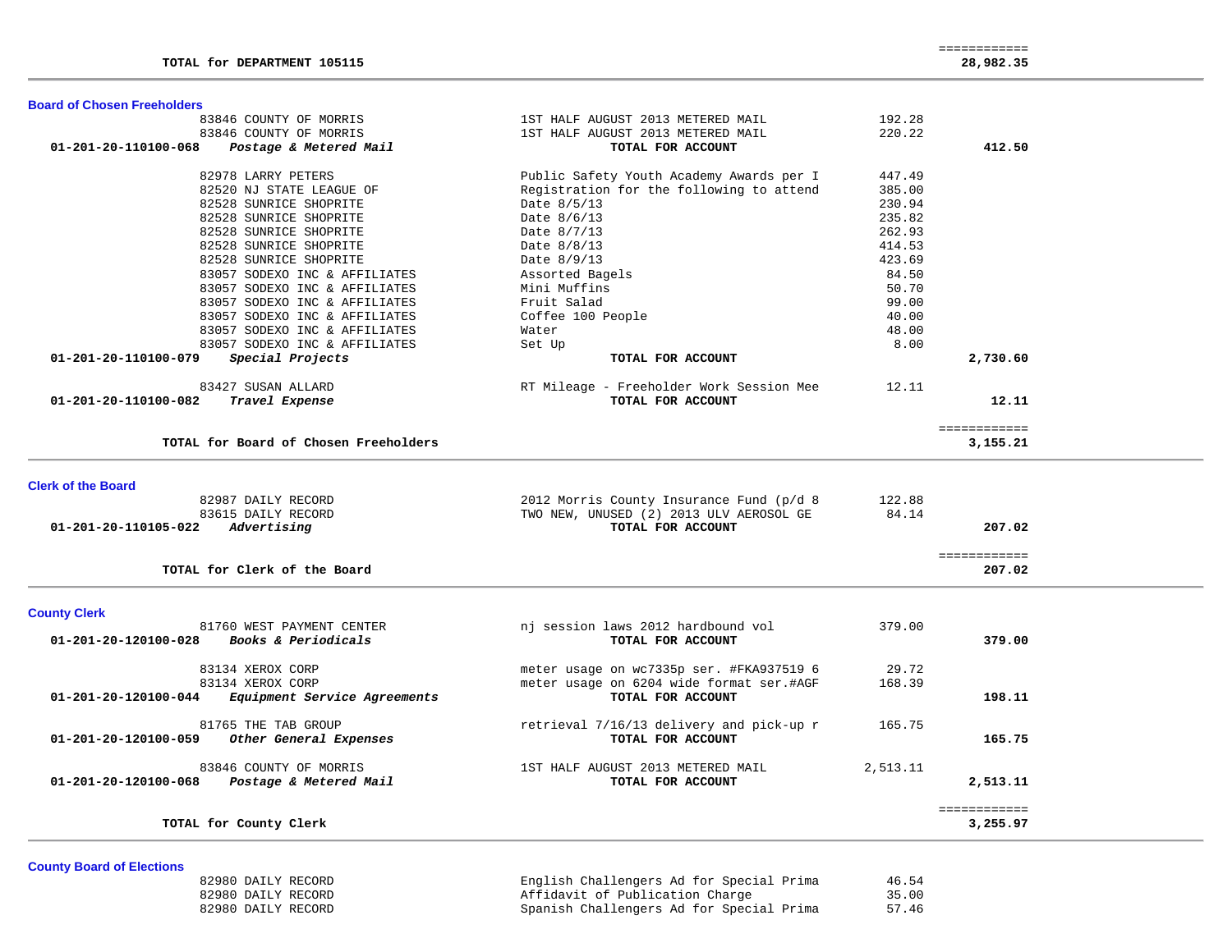| | | | | |
|---|---|---|---|---|
| | **TOTAL for DEPARTMENT 105115** | | | ============ **28,982.35** |

## Board of Chosen Freeholders

| Account | Vendor | Description | Amount | Total |
|---|---|---|---|---|
| | 83846 COUNTY OF MORRIS | 1ST HALF AUGUST 2013 METERED MAIL | 192.28 | |
| | 83846 COUNTY OF MORRIS | 1ST HALF AUGUST 2013 METERED MAIL | 220.22 | |
| **01-201-20-110100-068** | ***Postage & Metered Mail*** | **TOTAL FOR ACCOUNT** | | **412.50** |
| | 82978 LARRY PETERS | Public Safety Youth Academy Awards per I | 447.49 | |
| | 82520 NJ STATE LEAGUE OF | Registration for the following to attend | 385.00 | |
| | 82528 SUNRICE SHOPRITE | Date 8/5/13 | 230.94 | |
| | 82528 SUNRICE SHOPRITE | Date 8/6/13 | 235.82 | |
| | 82528 SUNRICE SHOPRITE | Date 8/7/13 | 262.93 | |
| | 82528 SUNRICE SHOPRITE | Date 8/8/13 | 414.53 | |
| | 82528 SUNRICE SHOPRITE | Date 8/9/13 | 423.69 | |
| | 83057 SODEXO INC & AFFILIATES | Assorted Bagels | 84.50 | |
| | 83057 SODEXO INC & AFFILIATES | Mini Muffins | 50.70 | |
| | 83057 SODEXO INC & AFFILIATES | Fruit Salad | 99.00 | |
| | 83057 SODEXO INC & AFFILIATES | Coffee 100 People | 40.00 | |
| | 83057 SODEXO INC & AFFILIATES | Water | 48.00 | |
| | 83057 SODEXO INC & AFFILIATES | Set Up | 8.00 | |
| **01-201-20-110100-079** | ***Special Projects*** | **TOTAL FOR ACCOUNT** | | **2,730.60** |
| | 83427 SUSAN ALLARD | RT Mileage - Freeholder Work Session Mee | 12.11 | |
| **01-201-20-110100-082** | ***Travel Expense*** | **TOTAL FOR ACCOUNT** | | **12.11** |
| | **TOTAL for Board of Chosen Freeholders** | | | ============ **3,155.21** |

## Clerk of the Board

| Account | Vendor | Description | Amount | Total |
|---|---|---|---|---|
| | 82987 DAILY RECORD | 2012 Morris County Insurance Fund (p/d 8 | 122.88 | |
| | 83615 DAILY RECORD | TWO NEW, UNUSED (2) 2013 ULV AEROSOL GE | 84.14 | |
| **01-201-20-110105-022** | ***Advertising*** | **TOTAL FOR ACCOUNT** | | **207.02** |
| | **TOTAL for Clerk of the Board** | | | ============ **207.02** |

## County Clerk

| Account | Vendor | Description | Amount | Total |
|---|---|---|---|---|
| | 81760 WEST PAYMENT CENTER | nj session laws 2012 hardbound vol | 379.00 | |
| **01-201-20-120100-028** | ***Books & Periodicals*** | **TOTAL FOR ACCOUNT** | | **379.00** |
| | 83134 XEROX CORP | meter usage on wc7335p ser. #FKA937519 6 | 29.72 | |
| | 83134 XEROX CORP | meter usage on 6204 wide format ser.#AGF | 168.39 | |
| **01-201-20-120100-044** | ***Equipment Service Agreements*** | **TOTAL FOR ACCOUNT** | | **198.11** |
| | 81765 THE TAB GROUP | retrieval 7/16/13 delivery and pick-up r | 165.75 | |
| **01-201-20-120100-059** | ***Other General Expenses*** | **TOTAL FOR ACCOUNT** | | **165.75** |
| | 83846 COUNTY OF MORRIS | 1ST HALF AUGUST 2013 METERED MAIL | 2,513.11 | |
| **01-201-20-120100-068** | ***Postage & Metered Mail*** | **TOTAL FOR ACCOUNT** | | **2,513.11** |
| | **TOTAL for County Clerk** | | | ============ **3,255.97** |

## County Board of Elections

| Account | Vendor | Description | Amount | Total |
|---|---|---|---|---|
| | 82980 DAILY RECORD | English Challengers Ad for Special Prima | 46.54 | |
| | 82980 DAILY RECORD | Affidavit of Publication Charge | 35.00 | |
| | 82980 DAILY RECORD | Spanish Challengers Ad for Special Prima | 57.46 | |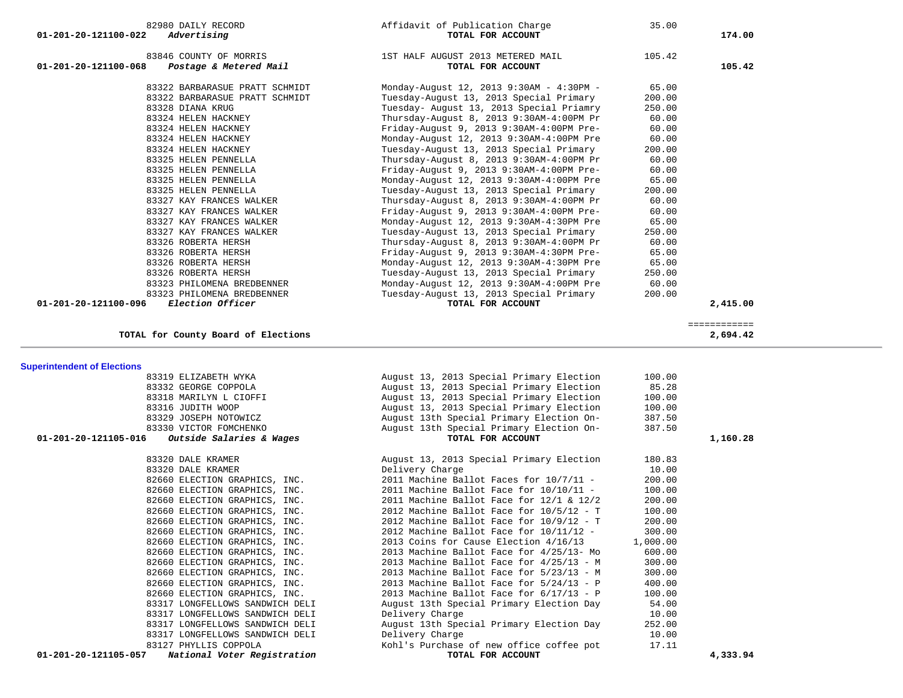| Account | Vendor | Description | Amount | Total |
|---|---|---|---|---|
| | 82980 DAILY RECORD | Affidavit of Publication Charge | 35.00 | |
| 01-201-20-121100-022 *Advertising* | | **TOTAL FOR ACCOUNT** | | **174.00** |
| | 83846 COUNTY OF MORRIS | 1ST HALF AUGUST 2013 METERED MAIL | 105.42 | |
| 01-201-20-121100-068 *Postage & Metered Mail* | | **TOTAL FOR ACCOUNT** | | **105.42** |
| | 83322 BARBARASUE PRATT SCHMIDT | Monday-August 12, 2013 9:30AM - 4:30PM - | 65.00 | |
| | 83322 BARBARASUE PRATT SCHMIDT | Tuesday-August 13, 2013 Special Primary | 200.00 | |
| | 83328 DIANA KRUG | Tuesday- August 13, 2013 Special Priamry | 250.00 | |
| | 83324 HELEN HACKNEY | Thursday-August 8, 2013 9:30AM-4:00PM Pr | 60.00 | |
| | 83324 HELEN HACKNEY | Friday-August 9, 2013 9:30AM-4:00PM Pre- | 60.00 | |
| | 83324 HELEN HACKNEY | Monday-August 12, 2013 9:30AM-4:00PM Pre | 60.00 | |
| | 83324 HELEN HACKNEY | Tuesday-August 13, 2013 Special Primary | 200.00 | |
| | 83325 HELEN PENNELLA | Thursday-August 8, 2013 9:30AM-4:00PM Pr | 60.00 | |
| | 83325 HELEN PENNELLA | Friday-August 9, 2013 9:30AM-4:00PM Pre- | 60.00 | |
| | 83325 HELEN PENNELLA | Monday-August 12, 2013 9:30AM-4:00PM Pre | 65.00 | |
| | 83325 HELEN PENNELLA | Tuesday-August 13, 2013 Special Primary | 200.00 | |
| | 83327 KAY FRANCES WALKER | Thursday-August 8, 2013 9:30AM-4:00PM Pr | 60.00 | |
| | 83327 KAY FRANCES WALKER | Friday-August 9, 2013 9:30AM-4:00PM Pre- | 60.00 | |
| | 83327 KAY FRANCES WALKER | Monday-August 12, 2013 9:30AM-4:30PM Pre | 65.00 | |
| | 83327 KAY FRANCES WALKER | Tuesday-August 13, 2013 Special Primary | 250.00 | |
| | 83326 ROBERTA HERSH | Thursday-August 8, 2013 9:30AM-4:00PM Pr | 60.00 | |
| | 83326 ROBERTA HERSH | Friday-August 9, 2013 9:30AM-4:30PM Pre- | 65.00 | |
| | 83326 ROBERTA HERSH | Monday-August 12, 2013 9:30AM-4:30PM Pre | 65.00 | |
| | 83326 ROBERTA HERSH | Tuesday-August 13, 2013 Special Primary | 250.00 | |
| | 83323 PHILOMENA BREDBENNER | Monday-August 12, 2013 9:30AM-4:00PM Pre | 60.00 | |
| | 83323 PHILOMENA BREDBENNER | Tuesday-August 13, 2013 Special Primary | 200.00 | |
| 01-201-20-121100-096 *Election Officer* | | **TOTAL FOR ACCOUNT** | | **2,415.00** |
| | | | | ============ |
| **TOTAL for County Board of Elections** | | | | **2,694.42** |

**Superintendent of Elections**

| Account | Vendor | Description | Amount | Total |
|---|---|---|---|---|
| | 83319 ELIZABETH WYKA | August 13, 2013 Special Primary Election | 100.00 | |
| | 83332 GEORGE COPPOLA | August 13, 2013 Special Primary Election | 85.28 | |
| | 83318 MARILYN L CIOFFI | August 13, 2013 Special Primary Election | 100.00 | |
| | 83316 JUDITH WOOP | August 13, 2013 Special Primary Election | 100.00 | |
| | 83329 JOSEPH NOTOWICZ | August 13th Special Primary Election On- | 387.50 | |
| | 83330 VICTOR FOMCHENKO | August 13th Special Primary Election On- | 387.50 | |
| 01-201-20-121105-016 *Outside Salaries & Wages* | | **TOTAL FOR ACCOUNT** | | **1,160.28** |
| | 83320 DALE KRAMER | August 13, 2013 Special Primary Election | 180.83 | |
| | 83320 DALE KRAMER | Delivery Charge | 10.00 | |
| | 82660 ELECTION GRAPHICS, INC. | 2011 Machine Ballot Faces for 10/7/11 - | 200.00 | |
| | 82660 ELECTION GRAPHICS, INC. | 2011 Machine Ballot Face for 10/10/11 - | 100.00 | |
| | 82660 ELECTION GRAPHICS, INC. | 2011 Machine Ballot Face for 12/1 & 12/2 | 200.00 | |
| | 82660 ELECTION GRAPHICS, INC. | 2012 Machine Ballot Face for 10/5/12 - T | 100.00 | |
| | 82660 ELECTION GRAPHICS, INC. | 2012 Machine Ballot Face for 10/9/12 - T | 200.00 | |
| | 82660 ELECTION GRAPHICS, INC. | 2012 Machine Ballot Face for 10/11/12 - | 300.00 | |
| | 82660 ELECTION GRAPHICS, INC. | 2013 Coins for Cause Election 4/16/13 | 1,000.00 | |
| | 82660 ELECTION GRAPHICS, INC. | 2013 Machine Ballot Face for 4/25/13- Mo | 600.00 | |
| | 82660 ELECTION GRAPHICS, INC. | 2013 Machine Ballot Face for 4/25/13 - M | 300.00 | |
| | 82660 ELECTION GRAPHICS, INC. | 2013 Machine Ballot Face for 5/23/13 - M | 300.00 | |
| | 82660 ELECTION GRAPHICS, INC. | 2013 Machine Ballot Face for 5/24/13 - P | 400.00 | |
| | 82660 ELECTION GRAPHICS, INC. | 2013 Machine Ballot Face for 6/17/13 - P | 100.00 | |
| | 83317 LONGFELLOWS SANDWICH DELI | August 13th Special Primary Election Day | 54.00 | |
| | 83317 LONGFELLOWS SANDWICH DELI | Delivery Charge | 10.00 | |
| | 83317 LONGFELLOWS SANDWICH DELI | August 13th Special Primary Election Day | 252.00 | |
| | 83317 LONGFELLOWS SANDWICH DELI | Delivery Charge | 10.00 | |
| | 83127 PHYLLIS COPPOLA | Kohl's Purchase of new office coffee pot | 17.11 | |
| 01-201-20-121105-057 *National Voter Registration* | | **TOTAL FOR ACCOUNT** | | **4,333.94** |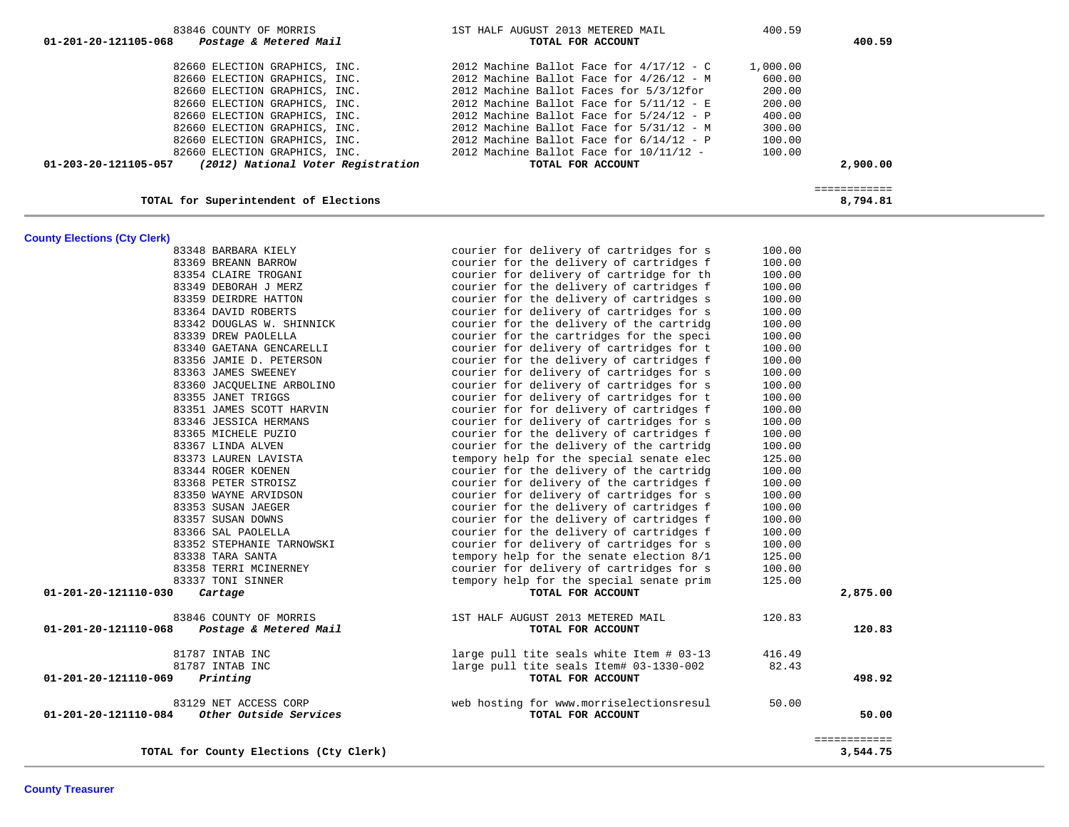| Account | Vendor | Description | Amount | Total |
|---|---|---|---|---|
| | 83846 COUNTY OF MORRIS | 1ST HALF AUGUST 2013 METERED MAIL | 400.59 | |
| 01-201-20-121105-068 | *Postage & Metered Mail* | **TOTAL FOR ACCOUNT** | | **400.59** |
| | 82660 ELECTION GRAPHICS, INC. | 2012 Machine Ballot Face for 4/17/12 - C | 1,000.00 | |
| | 82660 ELECTION GRAPHICS, INC. | 2012 Machine Ballot Face for 4/26/12 - M | 600.00 | |
| | 82660 ELECTION GRAPHICS, INC. | 2012 Machine Ballot Faces for 5/3/12for | 200.00 | |
| | 82660 ELECTION GRAPHICS, INC. | 2012 Machine Ballot Face for 5/11/12 - E | 200.00 | |
| | 82660 ELECTION GRAPHICS, INC. | 2012 Machine Ballot Face for 5/24/12 - P | 400.00 | |
| | 82660 ELECTION GRAPHICS, INC. | 2012 Machine Ballot Face for 5/31/12 - M | 300.00 | |
| | 82660 ELECTION GRAPHICS, INC. | 2012 Machine Ballot Face for 6/14/12 - P | 100.00 | |
| | 82660 ELECTION GRAPHICS, INC. | 2012 Machine Ballot Face for 10/11/12 - | 100.00 | |
| 01-203-20-121105-057 | *(2012) National Voter Registration* | **TOTAL FOR ACCOUNT** | | **2,900.00** |

**TOTAL for Superintendent of Elections** ============ **8,794.81**

## County Elections (Cty Clerk)

| Account | Vendor | Description | Amount | Total |
|---|---|---|---|---|
| | 83348 BARBARA KIELY | courier for delivery of cartridges for s | 100.00 | |
| | 83369 BREANN BARROW | courier for the delivery of cartridges f | 100.00 | |
| | 83354 CLAIRE TROGANI | courier for delivery of cartridge for th | 100.00 | |
| | 83349 DEBORAH J MERZ | courier for the delivery of cartridges f | 100.00 | |
| | 83359 DEIRDRE HATTON | courier for the delivery of cartridges s | 100.00 | |
| | 83364 DAVID ROBERTS | courier for delivery of cartridges for s | 100.00 | |
| | 83342 DOUGLAS W. SHINNICK | courier for the delivery of the cartridg | 100.00 | |
| | 83339 DREW PAOLELLA | courier for the cartridges for the speci | 100.00 | |
| | 83340 GAETANA GENCARELLI | courier for delivery of cartridges for t | 100.00 | |
| | 83356 JAMIE D. PETERSON | courier for the delivery of cartridges f | 100.00 | |
| | 83363 JAMES SWEENEY | courier for delivery of cartridges for s | 100.00 | |
| | 83360 JACQUELINE ARBOLINO | courier for delivery of cartridges for s | 100.00 | |
| | 83355 JANET TRIGGS | courier for delivery of cartridges for t | 100.00 | |
| | 83351 JAMES SCOTT HARVIN | courier for for delivery of cartridges f | 100.00 | |
| | 83346 JESSICA HERMANS | courier for delivery of cartridges for s | 100.00 | |
| | 83365 MICHELE PUZIO | courier for the delivery of cartridges f | 100.00 | |
| | 83367 LINDA ALVEN | courier for the delivery of the cartridg | 100.00 | |
| | 83373 LAUREN LAVISTA | tempory help for the special senate elec | 125.00 | |
| | 83344 ROGER KOENEN | courier for the delivery of the cartridg | 100.00 | |
| | 83368 PETER STROISZ | courier for delivery of the cartridges f | 100.00 | |
| | 83350 WAYNE ARVIDSON | courier for delivery of cartridges for s | 100.00 | |
| | 83353 SUSAN JAEGER | courier for the delivery of cartridges f | 100.00 | |
| | 83357 SUSAN DOWNS | courier for the delivery of cartridges f | 100.00 | |
| | 83366 SAL PAOLELLA | courier for the delivery of cartridges f | 100.00 | |
| | 83352 STEPHANIE TARNOWSKI | courier for delivery of cartridges for s | 100.00 | |
| | 83338 TARA SANTA | tempory help for the senate election 8/1 | 125.00 | |
| | 83358 TERRI MCINERNEY | courier for delivery of cartridges for s | 100.00 | |
| | 83337 TONI SINNER | tempory help for the special senate prim | 125.00 | |
| 01-201-20-121110-030 | *Cartage* | **TOTAL FOR ACCOUNT** | | **2,875.00** |
| | 83846 COUNTY OF MORRIS | 1ST HALF AUGUST 2013 METERED MAIL | 120.83 | |
| 01-201-20-121110-068 | *Postage & Metered Mail* | **TOTAL FOR ACCOUNT** | | **120.83** |
| | 81787 INTAB INC | large pull tite seals white Item # 03-13 | 416.49 | |
| | 81787 INTAB INC | large pull tite seals Item# 03-1330-002 | 82.43 | |
| 01-201-20-121110-069 | *Printing* | **TOTAL FOR ACCOUNT** | | **498.92** |
| | 83129 NET ACCESS CORP | web hosting for www.morriselectionsresul | 50.00 | |
| 01-201-20-121110-084 | *Other Outside Services* | **TOTAL FOR ACCOUNT** | | **50.00** |

**TOTAL for County Elections (Cty Clerk)** ============ **3,544.75**

## County Treasurer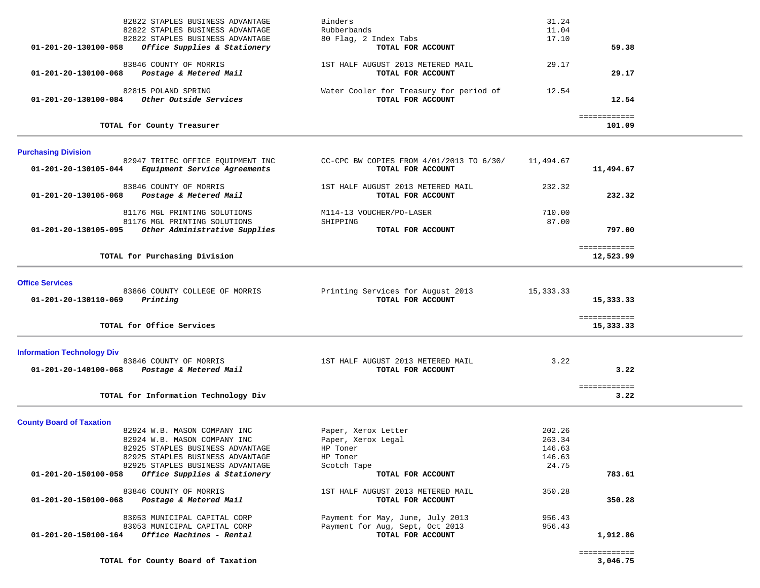| Account / Vendor | Description | Amount | Total |
|---|---|---|---|
| 82822 STAPLES BUSINESS ADVANTAGE | Binders | 31.24 | |
| 82822 STAPLES BUSINESS ADVANTAGE | Rubberbands | 11.04 | |
| 82822 STAPLES BUSINESS ADVANTAGE | 80 Flag, 2 Index Tabs | 17.10 | |
| **01-201-20-130100-058** ***Office Supplies & Stationery*** | **TOTAL FOR ACCOUNT** | | **59.38** |
| 83846 COUNTY OF MORRIS | 1ST HALF AUGUST 2013 METERED MAIL | 29.17 | |
| **01-201-20-130100-068** ***Postage & Metered Mail*** | **TOTAL FOR ACCOUNT** | | **29.17** |
| 82815 POLAND SPRING | Water Cooler for Treasury for period of | 12.54 | |
| **01-201-20-130100-084** ***Other Outside Services*** | **TOTAL FOR ACCOUNT** | | **12.54** |
| **TOTAL for County Treasurer** | | | **101.09** |

## Purchasing Division

| Account / Vendor | Description | Amount | Total |
|---|---|---|---|
| 82947 TRITEC OFFICE EQUIPMENT INC | CC-CPC BW COPIES FROM 4/01/2013 TO 6/30/ | 11,494.67 | |
| **01-201-20-130105-044** ***Equipment Service Agreements*** | **TOTAL FOR ACCOUNT** | | **11,494.67** |
| 83846 COUNTY OF MORRIS | 1ST HALF AUGUST 2013 METERED MAIL | 232.32 | |
| **01-201-20-130105-068** ***Postage & Metered Mail*** | **TOTAL FOR ACCOUNT** | | **232.32** |
| 81176 MGL PRINTING SOLUTIONS | M114-13 VOUCHER/PO-LASER | 710.00 | |
| 81176 MGL PRINTING SOLUTIONS | SHIPPING | 87.00 | |
| **01-201-20-130105-095** ***Other Administrative Supplies*** | **TOTAL FOR ACCOUNT** | | **797.00** |
| **TOTAL for Purchasing Division** | | | **12,523.99** |

## Office Services

| Account / Vendor | Description | Amount | Total |
|---|---|---|---|
| 83866 COUNTY COLLEGE OF MORRIS | Printing Services for August 2013 | 15,333.33 | |
| **01-201-20-130110-069** ***Printing*** | **TOTAL FOR ACCOUNT** | | **15,333.33** |
| **TOTAL for Office Services** | | | **15,333.33** |

## Information Technology Div

| Account / Vendor | Description | Amount | Total |
|---|---|---|---|
| 83846 COUNTY OF MORRIS | 1ST HALF AUGUST 2013 METERED MAIL | 3.22 | |
| **01-201-20-140100-068** ***Postage & Metered Mail*** | **TOTAL FOR ACCOUNT** | | **3.22** |
| **TOTAL for Information Technology Div** | | | **3.22** |

## County Board of Taxation

| Account / Vendor | Description | Amount | Total |
|---|---|---|---|
| 82924 W.B. MASON COMPANY INC | Paper, Xerox Letter | 202.26 | |
| 82924 W.B. MASON COMPANY INC | Paper, Xerox Legal | 263.34 | |
| 82925 STAPLES BUSINESS ADVANTAGE | HP Toner | 146.63 | |
| 82925 STAPLES BUSINESS ADVANTAGE | HP Toner | 146.63 | |
| 82925 STAPLES BUSINESS ADVANTAGE | Scotch Tape | 24.75 | |
| **01-201-20-150100-058** ***Office Supplies & Stationery*** | **TOTAL FOR ACCOUNT** | | **783.61** |
| 83846 COUNTY OF MORRIS | 1ST HALF AUGUST 2013 METERED MAIL | 350.28 | |
| **01-201-20-150100-068** ***Postage & Metered Mail*** | **TOTAL FOR ACCOUNT** | | **350.28** |
| 83053 MUNICIPAL CAPITAL CORP | Payment for May, June, July 2013 | 956.43 | |
| 83053 MUNICIPAL CAPITAL CORP | Payment for Aug, Sept, Oct 2013 | 956.43 | |
| **01-201-20-150100-164** ***Office Machines - Rental*** | **TOTAL FOR ACCOUNT** | | **1,912.86** |
| **TOTAL for County Board of Taxation** | | | **3,046.75** |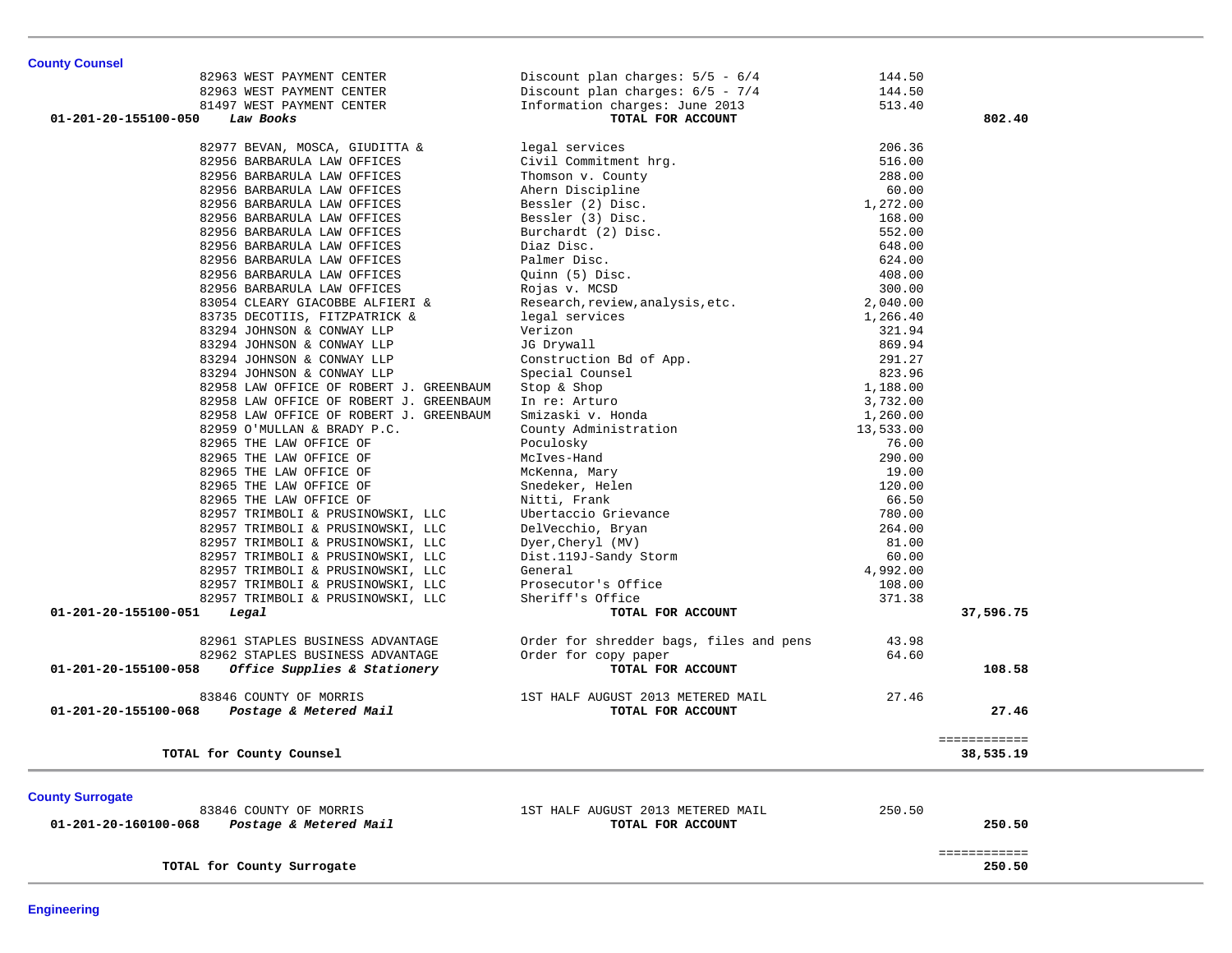**County Counsel**

| Vendor | Description | Amount | Total |
|---|---|---|---|
| 82963 WEST PAYMENT CENTER | Discount plan charges: 5/5 - 6/4 | 144.50 | |
| 82963 WEST PAYMENT CENTER | Discount plan charges: 6/5 - 7/4 | 144.50 | |
| 81497 WEST PAYMENT CENTER | Information charges: June 2013 | 513.40 | |
| **01-201-20-155100-050** ***Law Books*** | **TOTAL FOR ACCOUNT** | | **802.40** |
| 82977 BEVAN, MOSCA, GIUDITTA & | legal services | 206.36 | |
| 82956 BARBARULA LAW OFFICES | Civil Commitment hrg. | 516.00 | |
| 82956 BARBARULA LAW OFFICES | Thomson v. County | 288.00 | |
| 82956 BARBARULA LAW OFFICES | Ahern Discipline | 60.00 | |
| 82956 BARBARULA LAW OFFICES | Bessler (2) Disc. | 1,272.00 | |
| 82956 BARBARULA LAW OFFICES | Bessler (3) Disc. | 168.00 | |
| 82956 BARBARULA LAW OFFICES | Burchardt (2) Disc. | 552.00 | |
| 82956 BARBARULA LAW OFFICES | Diaz Disc. | 648.00 | |
| 82956 BARBARULA LAW OFFICES | Palmer Disc. | 624.00 | |
| 82956 BARBARULA LAW OFFICES | Quinn (5) Disc. | 408.00 | |
| 82956 BARBARULA LAW OFFICES | Rojas v. MCSD | 300.00 | |
| 83054 CLEARY GIACOBBE ALFIERI & | Research,review,analysis,etc. | 2,040.00 | |
| 83735 DECOTIIS, FITZPATRICK & | legal services | 1,266.40 | |
| 83294 JOHNSON & CONWAY LLP | Verizon | 321.94 | |
| 83294 JOHNSON & CONWAY LLP | JG Drywall | 869.94 | |
| 83294 JOHNSON & CONWAY LLP | Construction Bd of App. | 291.27 | |
| 83294 JOHNSON & CONWAY LLP | Special Counsel | 823.96 | |
| 82958 LAW OFFICE OF ROBERT J. GREENBAUM | Stop & Shop | 1,188.00 | |
| 82958 LAW OFFICE OF ROBERT J. GREENBAUM | In re: Arturo | 3,732.00 | |
| 82958 LAW OFFICE OF ROBERT J. GREENBAUM | Smizaski v. Honda | 1,260.00 | |
| 82959 O'MULLAN & BRADY P.C. | County Administration | 13,533.00 | |
| 82965 THE LAW OFFICE OF | Poculosky | 76.00 | |
| 82965 THE LAW OFFICE OF | McIves-Hand | 290.00 | |
| 82965 THE LAW OFFICE OF | McKenna, Mary | 19.00 | |
| 82965 THE LAW OFFICE OF | Snedeker, Helen | 120.00 | |
| 82965 THE LAW OFFICE OF | Nitti, Frank | 66.50 | |
| 82957 TRIMBOLI & PRUSINOWSKI, LLC | Ubertaccio Grievance | 780.00 | |
| 82957 TRIMBOLI & PRUSINOWSKI, LLC | DelVecchio, Bryan | 264.00 | |
| 82957 TRIMBOLI & PRUSINOWSKI, LLC | Dyer,Cheryl (MV) | 81.00 | |
| 82957 TRIMBOLI & PRUSINOWSKI, LLC | Dist.119J-Sandy Storm | 60.00 | |
| 82957 TRIMBOLI & PRUSINOWSKI, LLC | General | 4,992.00 | |
| 82957 TRIMBOLI & PRUSINOWSKI, LLC | Prosecutor's Office | 108.00 | |
| 82957 TRIMBOLI & PRUSINOWSKI, LLC | Sheriff's Office | 371.38 | |
| **01-201-20-155100-051** ***Legal*** | **TOTAL FOR ACCOUNT** | | **37,596.75** |
| 82961 STAPLES BUSINESS ADVANTAGE | Order for shredder bags, files and pens | 43.98 | |
| 82962 STAPLES BUSINESS ADVANTAGE | Order for copy paper | 64.60 | |
| **01-201-20-155100-058** ***Office Supplies & Stationery*** | **TOTAL FOR ACCOUNT** | | **108.58** |
| 83846 COUNTY OF MORRIS | 1ST HALF AUGUST 2013 METERED MAIL | 27.46 | |
| **01-201-20-155100-068** ***Postage & Metered Mail*** | **TOTAL FOR ACCOUNT** | | **27.46** |
| | | | ============ |
| **TOTAL for County Counsel** | | | **38,535.19** |

**County Surrogate**

| Vendor | Description | Amount | Total |
|---|---|---|---|
| 83846 COUNTY OF MORRIS | 1ST HALF AUGUST 2013 METERED MAIL | 250.50 | |
| **01-201-20-160100-068** ***Postage & Metered Mail*** | **TOTAL FOR ACCOUNT** | | **250.50** |
| | | | ============ |
| **TOTAL for County Surrogate** | | | **250.50** |

**Engineering**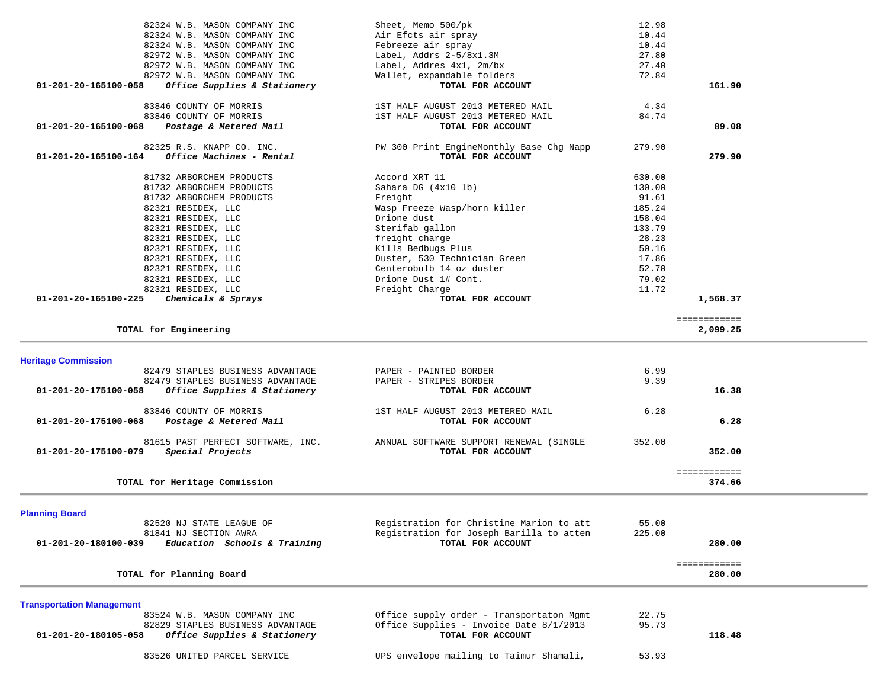| Account | Vendor | Description | Amount | Total |
|---|---|---|---|---|
| | 82324 W.B. MASON COMPANY INC | Sheet, Memo 500/pk | 12.98 | |
| | 82324 W.B. MASON COMPANY INC | Air Efcts air spray | 10.44 | |
| | 82324 W.B. MASON COMPANY INC | Febreeze air spray | 10.44 | |
| | 82972 W.B. MASON COMPANY INC | Label, Addrs 2-5/8x1.3M | 27.80 | |
| | 82972 W.B. MASON COMPANY INC | Label, Addres 4x1, 2m/bx | 27.40 | |
| | 82972 W.B. MASON COMPANY INC | Wallet, expandable folders | 72.84 | |
| **01-201-20-165100-058** | ***Office Supplies & Stationery*** | **TOTAL FOR ACCOUNT** | | **161.90** |
| | 83846 COUNTY OF MORRIS | 1ST HALF AUGUST 2013 METERED MAIL | 4.34 | |
| | 83846 COUNTY OF MORRIS | 1ST HALF AUGUST 2013 METERED MAIL | 84.74 | |
| **01-201-20-165100-068** | ***Postage & Metered Mail*** | **TOTAL FOR ACCOUNT** | | **89.08** |
| | 82325 R.S. KNAPP CO. INC. | PW 300 Print EngineMonthly Base Chg Napp | 279.90 | |
| **01-201-20-165100-164** | ***Office Machines - Rental*** | **TOTAL FOR ACCOUNT** | | **279.90** |
| | 81732 ARBORCHEM PRODUCTS | Accord XRT 11 | 630.00 | |
| | 81732 ARBORCHEM PRODUCTS | Sahara DG (4x10 lb) | 130.00 | |
| | 81732 ARBORCHEM PRODUCTS | Freight | 91.61 | |
| | 82321 RESIDEX, LLC | Wasp Freeze Wasp/horn killer | 185.24 | |
| | 82321 RESIDEX, LLC | Drione dust | 158.04 | |
| | 82321 RESIDEX, LLC | Sterifab gallon | 133.79 | |
| | 82321 RESIDEX, LLC | freight charge | 28.23 | |
| | 82321 RESIDEX, LLC | Kills Bedbugs Plus | 50.16 | |
| | 82321 RESIDEX, LLC | Duster, 530 Technician Green | 17.86 | |
| | 82321 RESIDEX, LLC | Centerobulb 14 oz duster | 52.70 | |
| | 82321 RESIDEX, LLC | Drione Dust 1# Cont. | 79.02 | |
| | 82321 RESIDEX, LLC | Freight Charge | 11.72 | |
| **01-201-20-165100-225** | ***Chemicals & Sprays*** | **TOTAL FOR ACCOUNT** | | **1,568.37** |
| | | | | ============ |
| | **TOTAL for Engineering** | | | **2,099.25** |

## Heritage Commission

| Account | Vendor | Description | Amount | Total |
|---|---|---|---|---|
| | 82479 STAPLES BUSINESS ADVANTAGE | PAPER - PAINTED BORDER | 6.99 | |
| | 82479 STAPLES BUSINESS ADVANTAGE | PAPER - STRIPES BORDER | 9.39 | |
| **01-201-20-175100-058** | ***Office Supplies & Stationery*** | **TOTAL FOR ACCOUNT** | | **16.38** |
| | 83846 COUNTY OF MORRIS | 1ST HALF AUGUST 2013 METERED MAIL | 6.28 | |
| **01-201-20-175100-068** | ***Postage & Metered Mail*** | **TOTAL FOR ACCOUNT** | | **6.28** |
| | 81615 PAST PERFECT SOFTWARE, INC. | ANNUAL SOFTWARE SUPPORT RENEWAL (SINGLE | 352.00 | |
| **01-201-20-175100-079** | ***Special Projects*** | **TOTAL FOR ACCOUNT** | | **352.00** |
| | | | | ============ |
| | **TOTAL for Heritage Commission** | | | **374.66** |

## Planning Board

| Account | Vendor | Description | Amount | Total |
|---|---|---|---|---|
| | 82520 NJ STATE LEAGUE OF | Registration for Christine Marion to att | 55.00 | |
| | 81841 NJ SECTION AWRA | Registration for Joseph Barilla to atten | 225.00 | |
| **01-201-20-180100-039** | ***Education Schools & Training*** | **TOTAL FOR ACCOUNT** | | **280.00** |
| | | | | ============ |
| | **TOTAL for Planning Board** | | | **280.00** |

## Transportation Management

| Account | Vendor | Description | Amount | Total |
|---|---|---|---|---|
| | 83524 W.B. MASON COMPANY INC | Office supply order - Transportaton Mgmt | 22.75 | |
| | 82829 STAPLES BUSINESS ADVANTAGE | Office Supplies - Invoice Date 8/1/2013 | 95.73 | |
| **01-201-20-180105-058** | ***Office Supplies & Stationery*** | **TOTAL FOR ACCOUNT** | | **118.48** |
| | 83526 UNITED PARCEL SERVICE | UPS envelope mailing to Taimur Shamali, | 53.93 | |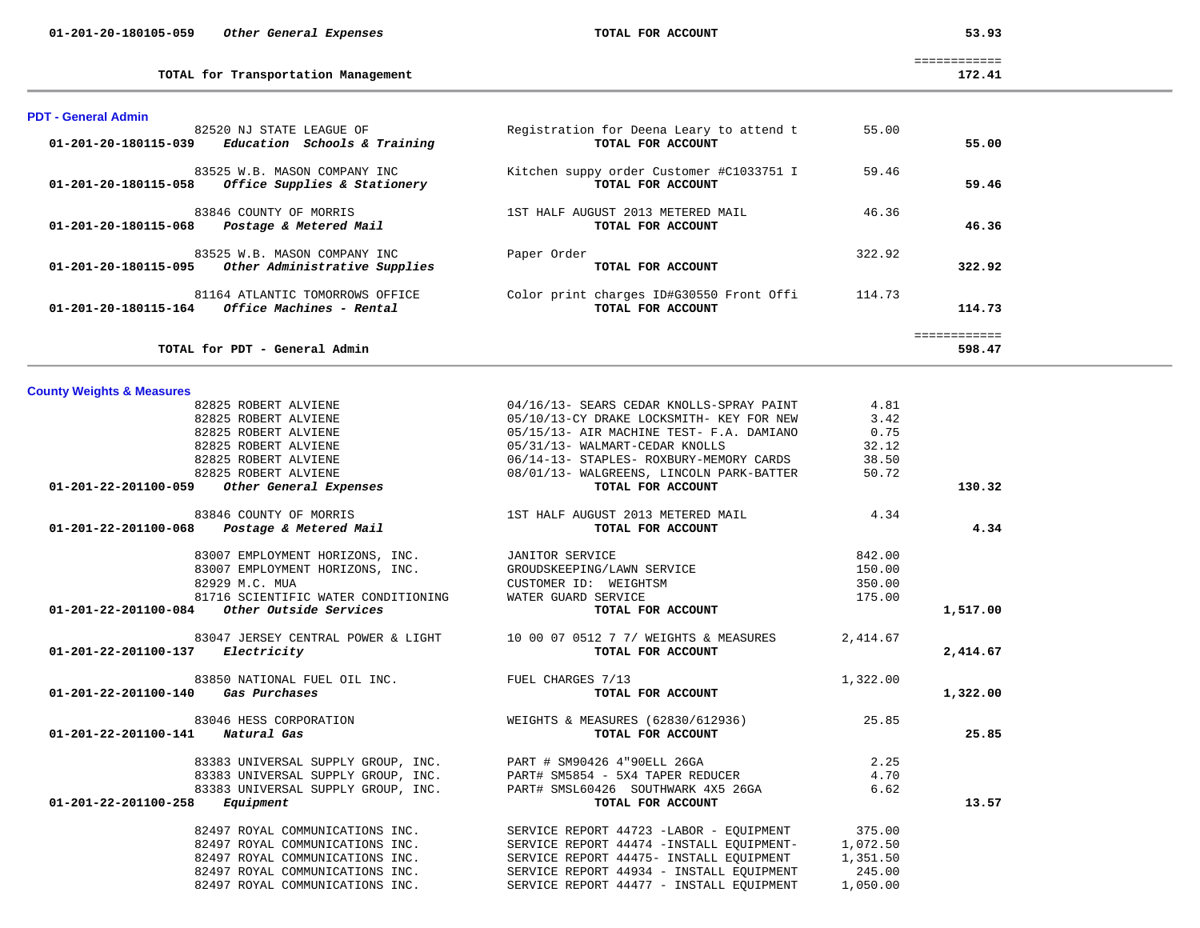| Account | Vendor / Description | | Amount | Total |
|---|---|---|---|---|
| 01-201-20-180105-059 *Other General Expenses* | | **TOTAL FOR ACCOUNT** | | **53.93** |
| | | | | ============ |
| **TOTAL for Transportation Management** | | | | **172.41** |

## PDT - General Admin

| Account | Vendor | Description | Amount | Total |
|---|---|---|---|---|
| | 82520 NJ STATE LEAGUE OF | Registration for Deena Leary to attend t | 55.00 | |
| **01-201-20-180115-039** ***Education Schools & Training*** | | **TOTAL FOR ACCOUNT** | | **55.00** |
| | 83525 W.B. MASON COMPANY INC | Kitchen suppy order Customer #C1033751 I | 59.46 | |
| **01-201-20-180115-058** ***Office Supplies & Stationery*** | | **TOTAL FOR ACCOUNT** | | **59.46** |
| | 83846 COUNTY OF MORRIS | 1ST HALF AUGUST 2013 METERED MAIL | 46.36 | |
| **01-201-20-180115-068** ***Postage & Metered Mail*** | | **TOTAL FOR ACCOUNT** | | **46.36** |
| | 83525 W.B. MASON COMPANY INC | Paper Order | 322.92 | |
| **01-201-20-180115-095** ***Other Administrative Supplies*** | | **TOTAL FOR ACCOUNT** | | **322.92** |
| | 81164 ATLANTIC TOMORROWS OFFICE | Color print charges ID#G30550 Front Offi | 114.73 | |
| **01-201-20-180115-164** ***Office Machines - Rental*** | | **TOTAL FOR ACCOUNT** | | **114.73** |
| | | | | ============ |
| **TOTAL for PDT - General Admin** | | | | **598.47** |

## County Weights & Measures

| Account | Vendor | Description | Amount | Total |
|---|---|---|---|---|
| | 82825 ROBERT ALVIENE | 04/16/13- SEARS CEDAR KNOLLS-SPRAY PAINT | 4.81 | |
| | 82825 ROBERT ALVIENE | 05/10/13-CY DRAKE LOCKSMITH- KEY FOR NEW | 3.42 | |
| | 82825 ROBERT ALVIENE | 05/15/13- AIR MACHINE TEST- F.A. DAMIANO | 0.75 | |
| | 82825 ROBERT ALVIENE | 05/31/13- WALMART-CEDAR KNOLLS | 32.12 | |
| | 82825 ROBERT ALVIENE | 06/14-13- STAPLES- ROXBURY-MEMORY CARDS | 38.50 | |
| | 82825 ROBERT ALVIENE | 08/01/13- WALGREENS, LINCOLN PARK-BATTER | 50.72 | |
| **01-201-22-201100-059** ***Other General Expenses*** | | **TOTAL FOR ACCOUNT** | | **130.32** |
| | 83846 COUNTY OF MORRIS | 1ST HALF AUGUST 2013 METERED MAIL | 4.34 | |
| **01-201-22-201100-068** ***Postage & Metered Mail*** | | **TOTAL FOR ACCOUNT** | | **4.34** |
| | 83007 EMPLOYMENT HORIZONS, INC. | JANITOR SERVICE | 842.00 | |
| | 83007 EMPLOYMENT HORIZONS, INC. | GROUDSKEEPING/LAWN SERVICE | 150.00 | |
| | 82929 M.C. MUA | CUSTOMER ID: WEIGHTSM | 350.00 | |
| | 81716 SCIENTIFIC WATER CONDITIONING | WATER GUARD SERVICE | 175.00 | |
| **01-201-22-201100-084** ***Other Outside Services*** | | **TOTAL FOR ACCOUNT** | | **1,517.00** |
| | 83047 JERSEY CENTRAL POWER & LIGHT | 10 00 07 0512 7 7/ WEIGHTS & MEASURES | 2,414.67 | |
| **01-201-22-201100-137** ***Electricity*** | | **TOTAL FOR ACCOUNT** | | **2,414.67** |
| | 83850 NATIONAL FUEL OIL INC. | FUEL CHARGES 7/13 | 1,322.00 | |
| **01-201-22-201100-140** ***Gas Purchases*** | | **TOTAL FOR ACCOUNT** | | **1,322.00** |
| | 83046 HESS CORPORATION | WEIGHTS & MEASURES (62830/612936) | 25.85 | |
| **01-201-22-201100-141** ***Natural Gas*** | | **TOTAL FOR ACCOUNT** | | **25.85** |
| | 83383 UNIVERSAL SUPPLY GROUP, INC. | PART # SM90426 4"90ELL 26GA | 2.25 | |
| | 83383 UNIVERSAL SUPPLY GROUP, INC. | PART# SM5854 - 5X4 TAPER REDUCER | 4.70 | |
| | 83383 UNIVERSAL SUPPLY GROUP, INC. | PART# SMSL60426 SOUTHWARK 4X5 26GA | 6.62 | |
| **01-201-22-201100-258** ***Equipment*** | | **TOTAL FOR ACCOUNT** | | **13.57** |
| | 82497 ROYAL COMMUNICATIONS INC. | SERVICE REPORT 44723 -LABOR - EQUIPMENT | 375.00 | |
| | 82497 ROYAL COMMUNICATIONS INC. | SERVICE REPORT 44474 -INSTALL EQUIPMENT- | 1,072.50 | |
| | 82497 ROYAL COMMUNICATIONS INC. | SERVICE REPORT 44475- INSTALL EQUIPMENT | 1,351.50 | |
| | 82497 ROYAL COMMUNICATIONS INC. | SERVICE REPORT 44934 - INSTALL EQUIPMENT | 245.00 | |
| | 82497 ROYAL COMMUNICATIONS INC. | SERVICE REPORT 44477 - INSTALL EQUIPMENT | 1,050.00 | |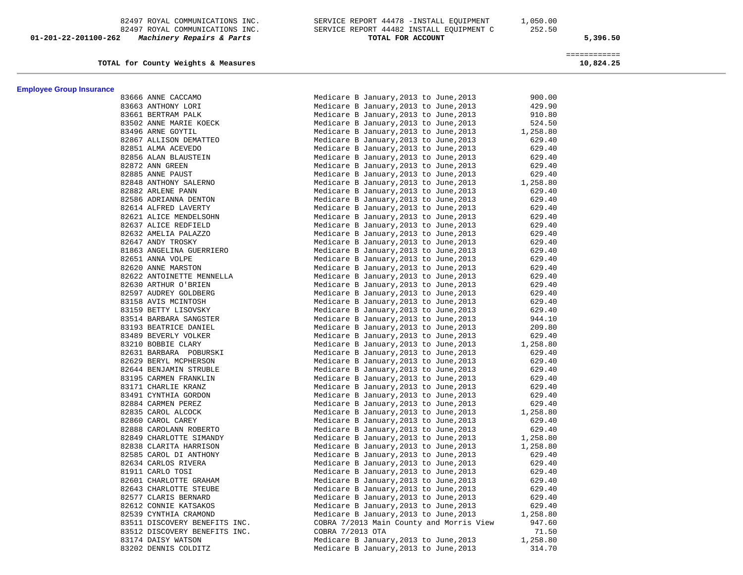| | | | | |
|---|---|---|---|---|
| | 82497 ROYAL COMMUNICATIONS INC. | SERVICE REPORT 44478 -INSTALL EQUIPMENT | 1,050.00 | |
| | 82497 ROYAL COMMUNICATIONS INC. | SERVICE REPORT 44482 INSTALL EQUIPMENT C | 252.50 | |
| 01-201-22-201100-262 | *Machinery Repairs & Parts* | **TOTAL FOR ACCOUNT** | | 5,396.50 |

| | |
|---|---|
| **TOTAL for County Weights & Measures** | ============ 10,824.25 |

**Employee Group Insurance**

| Vendor | Description | Amount |
|---|---|---|
| 83666 ANNE CACCAMO | Medicare B January,2013 to June,2013 | 900.00 |
| 83663 ANTHONY LORI | Medicare B January,2013 to June,2013 | 429.90 |
| 83661 BERTRAM PALK | Medicare B January,2013 to June,2013 | 910.80 |
| 83502 ANNE MARIE KOECK | Medicare B January,2013 to June,2013 | 524.50 |
| 83496 ARNE GOYTIL | Medicare B January,2013 to June,2013 | 1,258.80 |
| 82867 ALLISON DEMATTEO | Medicare B January,2013 to June,2013 | 629.40 |
| 82851 ALMA ACEVEDO | Medicare B January,2013 to June,2013 | 629.40 |
| 82856 ALAN BLAUSTEIN | Medicare B January,2013 to June,2013 | 629.40 |
| 82872 ANN GREEN | Medicare B January,2013 to June,2013 | 629.40 |
| 82885 ANNE PAUST | Medicare B January,2013 to June,2013 | 629.40 |
| 82848 ANTHONY SALERNO | Medicare B January,2013 to June,2013 | 1,258.80 |
| 82882 ARLENE PANN | Medicare B January,2013 to June,2013 | 629.40 |
| 82586 ADRIANNA DENTON | Medicare B January,2013 to June,2013 | 629.40 |
| 82614 ALFRED LAVERTY | Medicare B January,2013 to June,2013 | 629.40 |
| 82621 ALICE MENDELSOHN | Medicare B January,2013 to June,2013 | 629.40 |
| 82637 ALICE REDFIELD | Medicare B January,2013 to June,2013 | 629.40 |
| 82632 AMELIA PALAZZO | Medicare B January,2013 to June,2013 | 629.40 |
| 82647 ANDY TROSKY | Medicare B January,2013 to June,2013 | 629.40 |
| 81863 ANGELINA GUERRIERO | Medicare B January,2013 to June,2013 | 629.40 |
| 82651 ANNA VOLPE | Medicare B January,2013 to June,2013 | 629.40 |
| 82620 ANNE MARSTON | Medicare B January,2013 to June,2013 | 629.40 |
| 82622 ANTOINETTE MENNELLA | Medicare B January,2013 to June,2013 | 629.40 |
| 82630 ARTHUR O'BRIEN | Medicare B January,2013 to June,2013 | 629.40 |
| 82597 AUDREY GOLDBERG | Medicare B January,2013 to June,2013 | 629.40 |
| 83158 AVIS MCINTOSH | Medicare B January,2013 to June,2013 | 629.40 |
| 83159 BETTY LISOVSKY | Medicare B January,2013 to June,2013 | 629.40 |
| 83514 BARBARA SANGSTER | Medicare B January,2013 to June,2013 | 944.10 |
| 83193 BEATRICE DANIEL | Medicare B January,2013 to June,2013 | 209.80 |
| 83489 BEVERLY VOLKER | Medicare B January,2013 to June,2013 | 629.40 |
| 83210 BOBBIE CLARY | Medicare B January,2013 to June,2013 | 1,258.80 |
| 82631 BARBARA POBURSKI | Medicare B January,2013 to June,2013 | 629.40 |
| 82629 BERYL MCPHERSON | Medicare B January,2013 to June,2013 | 629.40 |
| 82644 BENJAMIN STRUBLE | Medicare B January,2013 to June,2013 | 629.40 |
| 83195 CARMEN FRANKLIN | Medicare B January,2013 to June,2013 | 629.40 |
| 83171 CHARLIE KRANZ | Medicare B January,2013 to June,2013 | 629.40 |
| 83491 CYNTHIA GORDON | Medicare B January,2013 to June,2013 | 629.40 |
| 82884 CARMEN PEREZ | Medicare B January,2013 to June,2013 | 629.40 |
| 82835 CAROL ALCOCK | Medicare B January,2013 to June,2013 | 1,258.80 |
| 82860 CAROL CAREY | Medicare B January,2013 to June,2013 | 629.40 |
| 82888 CAROLANN ROBERTO | Medicare B January,2013 to June,2013 | 629.40 |
| 82849 CHARLOTTE SIMANDY | Medicare B January,2013 to June,2013 | 1,258.80 |
| 82838 CLARITA HARRISON | Medicare B January,2013 to June,2013 | 1,258.80 |
| 82585 CAROL DI ANTHONY | Medicare B January,2013 to June,2013 | 629.40 |
| 82634 CARLOS RIVERA | Medicare B January,2013 to June,2013 | 629.40 |
| 81911 CARLO TOSI | Medicare B January,2013 to June,2013 | 629.40 |
| 82601 CHARLOTTE GRAHAM | Medicare B January,2013 to June,2013 | 629.40 |
| 82643 CHARLOTTE STEUBE | Medicare B January,2013 to June,2013 | 629.40 |
| 82577 CLARIS BERNARD | Medicare B January,2013 to June,2013 | 629.40 |
| 82612 CONNIE KATSAKOS | Medicare B January,2013 to June,2013 | 629.40 |
| 82539 CYNTHIA CRAMOND | Medicare B January,2013 to June,2013 | 1,258.80 |
| 83511 DISCOVERY BENEFITS INC. | COBRA 7/2013 Main County and Morris View | 947.60 |
| 83512 DISCOVERY BENEFITS INC. | COBRA 7/2013 OTA | 71.50 |
| 83174 DAISY WATSON | Medicare B January,2013 to June,2013 | 1,258.80 |
| 83202 DENNIS COLDITZ | Medicare B January,2013 to June,2013 | 314.70 |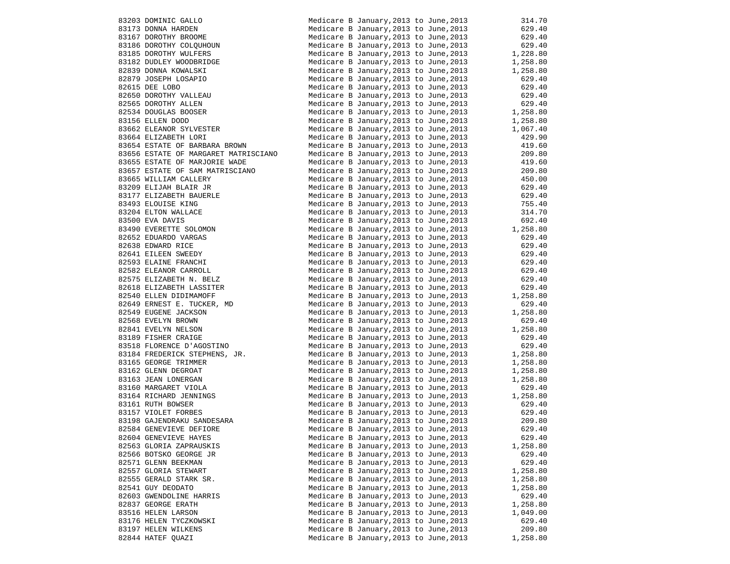| | | | |
|---|---|---|---|
| 83203 | DOMINIC GALLO | Medicare B January,2013 to June,2013 | 314.70 |
| 83173 | DONNA HARDEN | Medicare B January,2013 to June,2013 | 629.40 |
| 83167 | DOROTHY BROOME | Medicare B January,2013 to June,2013 | 629.40 |
| 83186 | DOROTHY COLQUHOUN | Medicare B January,2013 to June,2013 | 629.40 |
| 83185 | DOROTHY WULFERS | Medicare B January,2013 to June,2013 | 1,228.80 |
| 83182 | DUDLEY WOODBRIDGE | Medicare B January,2013 to June,2013 | 1,258.80 |
| 82839 | DONNA KOWALSKI | Medicare B January,2013 to June,2013 | 1,258.80 |
| 82879 | JOSEPH LOSAPIO | Medicare B January,2013 to June,2013 | 629.40 |
| 82615 | DEE LOBO | Medicare B January,2013 to June,2013 | 629.40 |
| 82650 | DOROTHY VALLEAU | Medicare B January,2013 to June,2013 | 629.40 |
| 82565 | DOROTHY ALLEN | Medicare B January,2013 to June,2013 | 629.40 |
| 82534 | DOUGLAS BOOSER | Medicare B January,2013 to June,2013 | 1,258.80 |
| 83156 | ELLEN DODD | Medicare B January,2013 to June,2013 | 1,258.80 |
| 83662 | ELEANOR SYLVESTER | Medicare B January,2013 to June,2013 | 1,067.40 |
| 83664 | ELIZABETH LORI | Medicare B January,2013 to June,2013 | 429.90 |
| 83654 | ESTATE OF BARBARA BROWN | Medicare B January,2013 to June,2013 | 419.60 |
| 83656 | ESTATE OF MARGARET MATRISCIANO | Medicare B January,2013 to June,2013 | 209.80 |
| 83655 | ESTATE OF MARJORIE WADE | Medicare B January,2013 to June,2013 | 419.60 |
| 83657 | ESTATE OF SAM MATRISCIANO | Medicare B January,2013 to June,2013 | 209.80 |
| 83665 | WILLIAM CALLERY | Medicare B January,2013 to June,2013 | 450.00 |
| 83209 | ELIJAH BLAIR JR | Medicare B January,2013 to June,2013 | 629.40 |
| 83177 | ELIZABETH BAUERLE | Medicare B January,2013 to June,2013 | 629.40 |
| 83493 | ELOUISE KING | Medicare B January,2013 to June,2013 | 755.40 |
| 83204 | ELTON WALLACE | Medicare B January,2013 to June,2013 | 314.70 |
| 83500 | EVA DAVIS | Medicare B January,2013 to June,2013 | 692.40 |
| 83490 | EVERETTE SOLOMON | Medicare B January,2013 to June,2013 | 1,258.80 |
| 82652 | EDUARDO VARGAS | Medicare B January,2013 to June,2013 | 629.40 |
| 82638 | EDWARD RICE | Medicare B January,2013 to June,2013 | 629.40 |
| 82641 | EILEEN SWEEDY | Medicare B January,2013 to June,2013 | 629.40 |
| 82593 | ELAINE FRANCHI | Medicare B January,2013 to June,2013 | 629.40 |
| 82582 | ELEANOR CARROLL | Medicare B January,2013 to June,2013 | 629.40 |
| 82575 | ELIZABETH N. BELZ | Medicare B January,2013 to June,2013 | 629.40 |
| 82618 | ELIZABETH LASSITER | Medicare B January,2013 to June,2013 | 629.40 |
| 82540 | ELLEN DIDIMAMOFF | Medicare B January,2013 to June,2013 | 1,258.80 |
| 82649 | ERNEST E. TUCKER, MD | Medicare B January,2013 to June,2013 | 629.40 |
| 82549 | EUGENE JACKSON | Medicare B January,2013 to June,2013 | 1,258.80 |
| 82568 | EVELYN BROWN | Medicare B January,2013 to June,2013 | 629.40 |
| 82841 | EVELYN NELSON | Medicare B January,2013 to June,2013 | 1,258.80 |
| 83189 | FISHER CRAIGE | Medicare B January,2013 to June,2013 | 629.40 |
| 83518 | FLORENCE D'AGOSTINO | Medicare B January,2013 to June,2013 | 629.40 |
| 83184 | FREDERICK STEPHENS, JR. | Medicare B January,2013 to June,2013 | 1,258.80 |
| 83165 | GEORGE TRIMMER | Medicare B January,2013 to June,2013 | 1,258.80 |
| 83162 | GLENN DEGROAT | Medicare B January,2013 to June,2013 | 1,258.80 |
| 83163 | JEAN LONERGAN | Medicare B January,2013 to June,2013 | 1,258.80 |
| 83160 | MARGARET VIOLA | Medicare B January,2013 to June,2013 | 629.40 |
| 83164 | RICHARD JENNINGS | Medicare B January,2013 to June,2013 | 1,258.80 |
| 83161 | RUTH BOWSER | Medicare B January,2013 to June,2013 | 629.40 |
| 83157 | VIOLET FORBES | Medicare B January,2013 to June,2013 | 629.40 |
| 83198 | GAJENDRAKU SANDESARA | Medicare B January,2013 to June,2013 | 209.80 |
| 82584 | GENEVIEVE DEFIORE | Medicare B January,2013 to June,2013 | 629.40 |
| 82604 | GENEVIEVE HAYES | Medicare B January,2013 to June,2013 | 629.40 |
| 82563 | GLORIA ZAPRAUSKIS | Medicare B January,2013 to June,2013 | 1,258.80 |
| 82566 | BOTSKO GEORGE JR | Medicare B January,2013 to June,2013 | 629.40 |
| 82571 | GLENN BEEKMAN | Medicare B January,2013 to June,2013 | 629.40 |
| 82557 | GLORIA STEWART | Medicare B January,2013 to June,2013 | 1,258.80 |
| 82555 | GERALD STARK SR. | Medicare B January,2013 to June,2013 | 1,258.80 |
| 82541 | GUY DEODATO | Medicare B January,2013 to June,2013 | 1,258.80 |
| 82603 | GWENDOLINE HARRIS | Medicare B January,2013 to June,2013 | 629.40 |
| 82837 | GEORGE ERATH | Medicare B January,2013 to June,2013 | 1,258.80 |
| 83516 | HELEN LARSON | Medicare B January,2013 to June,2013 | 1,049.00 |
| 83176 | HELEN TYCZKOWSKI | Medicare B January,2013 to June,2013 | 629.40 |
| 83197 | HELEN WILKENS | Medicare B January,2013 to June,2013 | 209.80 |
| 82844 | HATEF QUAZI | Medicare B January,2013 to June,2013 | 1,258.80 |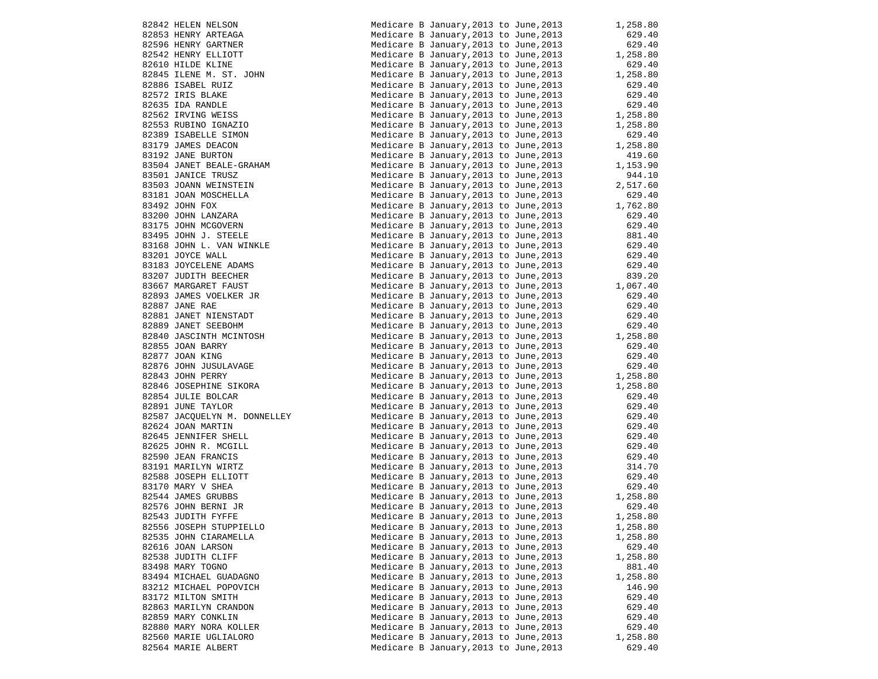| | | | |
|---|---|---|---|
| 82842 | HELEN NELSON | Medicare B January,2013 to June,2013 | 1,258.80 |
| 82853 | HENRY ARTEAGA | Medicare B January,2013 to June,2013 | 629.40 |
| 82596 | HENRY GARTNER | Medicare B January,2013 to June,2013 | 629.40 |
| 82542 | HENRY ELLIOTT | Medicare B January,2013 to June,2013 | 1,258.80 |
| 82610 | HILDE KLINE | Medicare B January,2013 to June,2013 | 629.40 |
| 82845 | ILENE M. ST. JOHN | Medicare B January,2013 to June,2013 | 1,258.80 |
| 82886 | ISABEL RUIZ | Medicare B January,2013 to June,2013 | 629.40 |
| 82572 | IRIS BLAKE | Medicare B January,2013 to June,2013 | 629.40 |
| 82635 | IDA RANDLE | Medicare B January,2013 to June,2013 | 629.40 |
| 82562 | IRVING WEISS | Medicare B January,2013 to June,2013 | 1,258.80 |
| 82553 | RUBINO IGNAZIO | Medicare B January,2013 to June,2013 | 1,258.80 |
| 82389 | ISABELLE SIMON | Medicare B January,2013 to June,2013 | 629.40 |
| 83179 | JAMES DEACON | Medicare B January,2013 to June,2013 | 1,258.80 |
| 83192 | JANE BURTON | Medicare B January,2013 to June,2013 | 419.60 |
| 83504 | JANET BEALE-GRAHAM | Medicare B January,2013 to June,2013 | 1,153.90 |
| 83501 | JANICE TRUSZ | Medicare B January,2013 to June,2013 | 944.10 |
| 83503 | JOANN WEINSTEIN | Medicare B January,2013 to June,2013 | 2,517.60 |
| 83181 | JOAN MOSCHELLA | Medicare B January,2013 to June,2013 | 629.40 |
| 83492 | JOHN FOX | Medicare B January,2013 to June,2013 | 1,762.80 |
| 83200 | JOHN LANZARA | Medicare B January,2013 to June,2013 | 629.40 |
| 83175 | JOHN MCGOVERN | Medicare B January,2013 to June,2013 | 629.40 |
| 83495 | JOHN J. STEELE | Medicare B January,2013 to June,2013 | 881.40 |
| 83168 | JOHN L. VAN WINKLE | Medicare B January,2013 to June,2013 | 629.40 |
| 83201 | JOYCE WALL | Medicare B January,2013 to June,2013 | 629.40 |
| 83183 | JOYCELENE ADAMS | Medicare B January,2013 to June,2013 | 629.40 |
| 83207 | JUDITH BEECHER | Medicare B January,2013 to June,2013 | 839.20 |
| 83667 | MARGARET FAUST | Medicare B January,2013 to June,2013 | 1,067.40 |
| 82893 | JAMES VOELKER JR | Medicare B January,2013 to June,2013 | 629.40 |
| 82887 | JANE RAE | Medicare B January,2013 to June,2013 | 629.40 |
| 82881 | JANET NIENSTADT | Medicare B January,2013 to June,2013 | 629.40 |
| 82889 | JANET SEEBOHM | Medicare B January,2013 to June,2013 | 629.40 |
| 82840 | JASCINTH MCINTOSH | Medicare B January,2013 to June,2013 | 1,258.80 |
| 82855 | JOAN BARRY | Medicare B January,2013 to June,2013 | 629.40 |
| 82877 | JOAN KING | Medicare B January,2013 to June,2013 | 629.40 |
| 82876 | JOHN JUSULAVAGE | Medicare B January,2013 to June,2013 | 629.40 |
| 82843 | JOHN PERRY | Medicare B January,2013 to June,2013 | 1,258.80 |
| 82846 | JOSEPHINE SIKORA | Medicare B January,2013 to June,2013 | 1,258.80 |
| 82854 | JULIE BOLCAR | Medicare B January,2013 to June,2013 | 629.40 |
| 82891 | JUNE TAYLOR | Medicare B January,2013 to June,2013 | 629.40 |
| 82587 | JACQUELYN M. DONNELLEY | Medicare B January,2013 to June,2013 | 629.40 |
| 82624 | JOAN MARTIN | Medicare B January,2013 to June,2013 | 629.40 |
| 82645 | JENNIFER SHELL | Medicare B January,2013 to June,2013 | 629.40 |
| 82625 | JOHN R. MCGILL | Medicare B January,2013 to June,2013 | 629.40 |
| 82590 | JEAN FRANCIS | Medicare B January,2013 to June,2013 | 629.40 |
| 83191 | MARILYN WIRTZ | Medicare B January,2013 to June,2013 | 314.70 |
| 82588 | JOSEPH ELLIOTT | Medicare B January,2013 to June,2013 | 629.40 |
| 83170 | MARY V SHEA | Medicare B January,2013 to June,2013 | 629.40 |
| 82544 | JAMES GRUBBS | Medicare B January,2013 to June,2013 | 1,258.80 |
| 82576 | JOHN BERNI JR | Medicare B January,2013 to June,2013 | 629.40 |
| 82543 | JUDITH FYFFE | Medicare B January,2013 to June,2013 | 1,258.80 |
| 82556 | JOSEPH STUPPIELLO | Medicare B January,2013 to June,2013 | 1,258.80 |
| 82535 | JOHN CIARAMELLA | Medicare B January,2013 to June,2013 | 1,258.80 |
| 82616 | JOAN LARSON | Medicare B January,2013 to June,2013 | 629.40 |
| 82538 | JUDITH CLIFF | Medicare B January,2013 to June,2013 | 1,258.80 |
| 83498 | MARY TOGNO | Medicare B January,2013 to June,2013 | 881.40 |
| 83494 | MICHAEL GUADAGNO | Medicare B January,2013 to June,2013 | 1,258.80 |
| 83212 | MICHAEL POPOVICH | Medicare B January,2013 to June,2013 | 146.90 |
| 83172 | MILTON SMITH | Medicare B January,2013 to June,2013 | 629.40 |
| 82863 | MARILYN CRANDON | Medicare B January,2013 to June,2013 | 629.40 |
| 82859 | MARY CONKLIN | Medicare B January,2013 to June,2013 | 629.40 |
| 82880 | MARY NORA KOLLER | Medicare B January,2013 to June,2013 | 629.40 |
| 82560 | MARIE UGLIALORO | Medicare B January,2013 to June,2013 | 1,258.80 |
| 82564 | MARIE ALBERT | Medicare B January,2013 to June,2013 | 629.40 |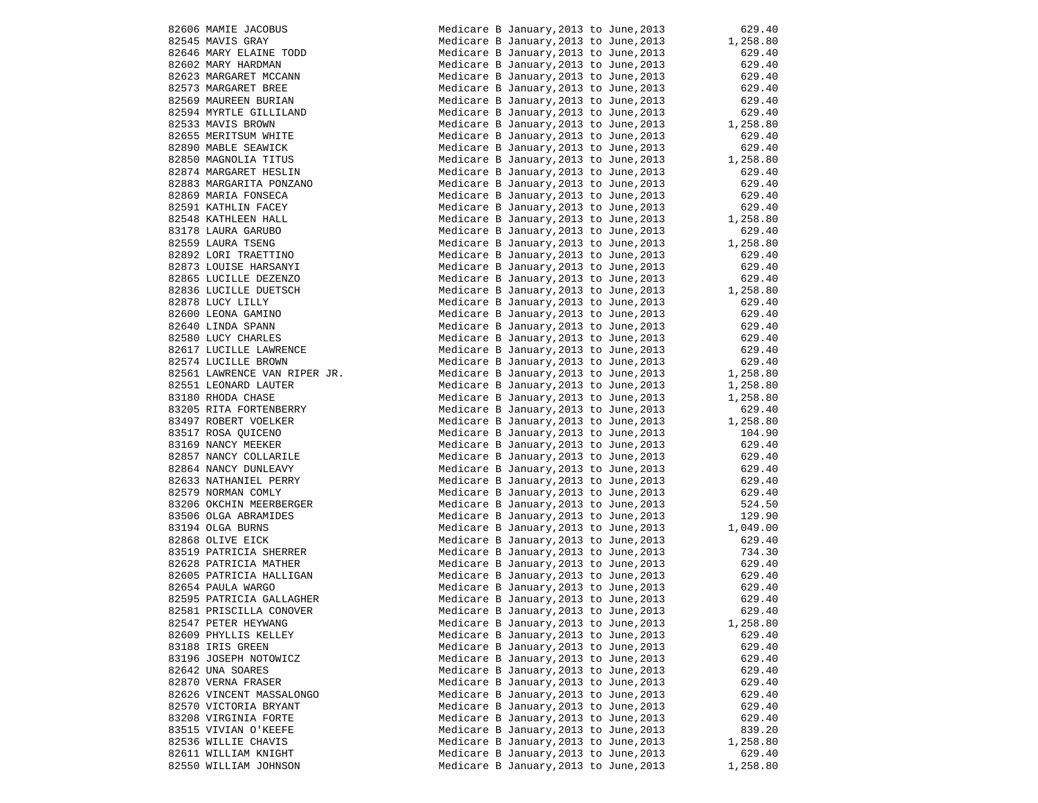| | | | |
|---|---|---|---|
| 82606 | MAMIE JACOBUS | Medicare B January,2013 to June,2013 | 629.40 |
| 82545 | MAVIS GRAY | Medicare B January,2013 to June,2013 | 1,258.80 |
| 82646 | MARY ELAINE TODD | Medicare B January,2013 to June,2013 | 629.40 |
| 82602 | MARY HARDMAN | Medicare B January,2013 to June,2013 | 629.40 |
| 82623 | MARGARET MCCANN | Medicare B January,2013 to June,2013 | 629.40 |
| 82573 | MARGARET BREE | Medicare B January,2013 to June,2013 | 629.40 |
| 82569 | MAUREEN BURIAN | Medicare B January,2013 to June,2013 | 629.40 |
| 82594 | MYRTLE GILLILAND | Medicare B January,2013 to June,2013 | 629.40 |
| 82533 | MAVIS BROWN | Medicare B January,2013 to June,2013 | 1,258.80 |
| 82655 | MERITSUM WHITE | Medicare B January,2013 to June,2013 | 629.40 |
| 82890 | MABLE SEAWICK | Medicare B January,2013 to June,2013 | 629.40 |
| 82850 | MAGNOLIA TITUS | Medicare B January,2013 to June,2013 | 1,258.80 |
| 82874 | MARGARET HESLIN | Medicare B January,2013 to June,2013 | 629.40 |
| 82883 | MARGARITA PONZANO | Medicare B January,2013 to June,2013 | 629.40 |
| 82869 | MARIA FONSECA | Medicare B January,2013 to June,2013 | 629.40 |
| 82591 | KATHLIN FACEY | Medicare B January,2013 to June,2013 | 629.40 |
| 82548 | KATHLEEN HALL | Medicare B January,2013 to June,2013 | 1,258.80 |
| 83178 | LAURA GARUBO | Medicare B January,2013 to June,2013 | 629.40 |
| 82559 | LAURA TSENG | Medicare B January,2013 to June,2013 | 1,258.80 |
| 82892 | LORI TRAETTINO | Medicare B January,2013 to June,2013 | 629.40 |
| 82873 | LOUISE HARSANYI | Medicare B January,2013 to June,2013 | 629.40 |
| 82865 | LUCILLE DEZENZO | Medicare B January,2013 to June,2013 | 629.40 |
| 82836 | LUCILLE DUETSCH | Medicare B January,2013 to June,2013 | 1,258.80 |
| 82878 | LUCY LILLY | Medicare B January,2013 to June,2013 | 629.40 |
| 82600 | LEONA GAMINO | Medicare B January,2013 to June,2013 | 629.40 |
| 82640 | LINDA SPANN | Medicare B January,2013 to June,2013 | 629.40 |
| 82580 | LUCY CHARLES | Medicare B January,2013 to June,2013 | 629.40 |
| 82617 | LUCILLE LAWRENCE | Medicare B January,2013 to June,2013 | 629.40 |
| 82574 | LUCILLE BROWN | Medicare B January,2013 to June,2013 | 629.40 |
| 82561 | LAWRENCE VAN RIPER JR. | Medicare B January,2013 to June,2013 | 1,258.80 |
| 82551 | LEONARD LAUTER | Medicare B January,2013 to June,2013 | 1,258.80 |
| 83180 | RHODA CHASE | Medicare B January,2013 to June,2013 | 1,258.80 |
| 83205 | RITA FORTENBERRY | Medicare B January,2013 to June,2013 | 629.40 |
| 83497 | ROBERT VOELKER | Medicare B January,2013 to June,2013 | 1,258.80 |
| 83517 | ROSA QUICENO | Medicare B January,2013 to June,2013 | 104.90 |
| 83169 | NANCY MEEKER | Medicare B January,2013 to June,2013 | 629.40 |
| 82857 | NANCY COLLARILE | Medicare B January,2013 to June,2013 | 629.40 |
| 82864 | NANCY DUNLEAVY | Medicare B January,2013 to June,2013 | 629.40 |
| 82633 | NATHANIEL PERRY | Medicare B January,2013 to June,2013 | 629.40 |
| 82579 | NORMAN COMLY | Medicare B January,2013 to June,2013 | 629.40 |
| 83206 | OKCHIN MEERBERGER | Medicare B January,2013 to June,2013 | 524.50 |
| 83506 | OLGA ABRAMIDES | Medicare B January,2013 to June,2013 | 129.90 |
| 83194 | OLGA BURNS | Medicare B January,2013 to June,2013 | 1,049.00 |
| 82868 | OLIVE EICK | Medicare B January,2013 to June,2013 | 629.40 |
| 83519 | PATRICIA SHERRER | Medicare B January,2013 to June,2013 | 734.30 |
| 82628 | PATRICIA MATHER | Medicare B January,2013 to June,2013 | 629.40 |
| 82605 | PATRICIA HALLIGAN | Medicare B January,2013 to June,2013 | 629.40 |
| 82654 | PAULA WARGO | Medicare B January,2013 to June,2013 | 629.40 |
| 82595 | PATRICIA GALLAGHER | Medicare B January,2013 to June,2013 | 629.40 |
| 82581 | PRISCILLA CONOVER | Medicare B January,2013 to June,2013 | 629.40 |
| 82547 | PETER HEYWANG | Medicare B January,2013 to June,2013 | 1,258.80 |
| 82609 | PHYLLIS KELLEY | Medicare B January,2013 to June,2013 | 629.40 |
| 83188 | IRIS GREEN | Medicare B January,2013 to June,2013 | 629.40 |
| 83196 | JOSEPH NOTOWICZ | Medicare B January,2013 to June,2013 | 629.40 |
| 82642 | UNA SOARES | Medicare B January,2013 to June,2013 | 629.40 |
| 82870 | VERNA FRASER | Medicare B January,2013 to June,2013 | 629.40 |
| 82626 | VINCENT MASSALONGO | Medicare B January,2013 to June,2013 | 629.40 |
| 82570 | VICTORIA BRYANT | Medicare B January,2013 to June,2013 | 629.40 |
| 83208 | VIRGINIA FORTE | Medicare B January,2013 to June,2013 | 629.40 |
| 83515 | VIVIAN O'KEEFE | Medicare B January,2013 to June,2013 | 839.20 |
| 82536 | WILLIE CHAVIS | Medicare B January,2013 to June,2013 | 1,258.80 |
| 82611 | WILLIAM KNIGHT | Medicare B January,2013 to June,2013 | 629.40 |
| 82550 | WILLIAM JOHNSON | Medicare B January,2013 to June,2013 | 1,258.80 |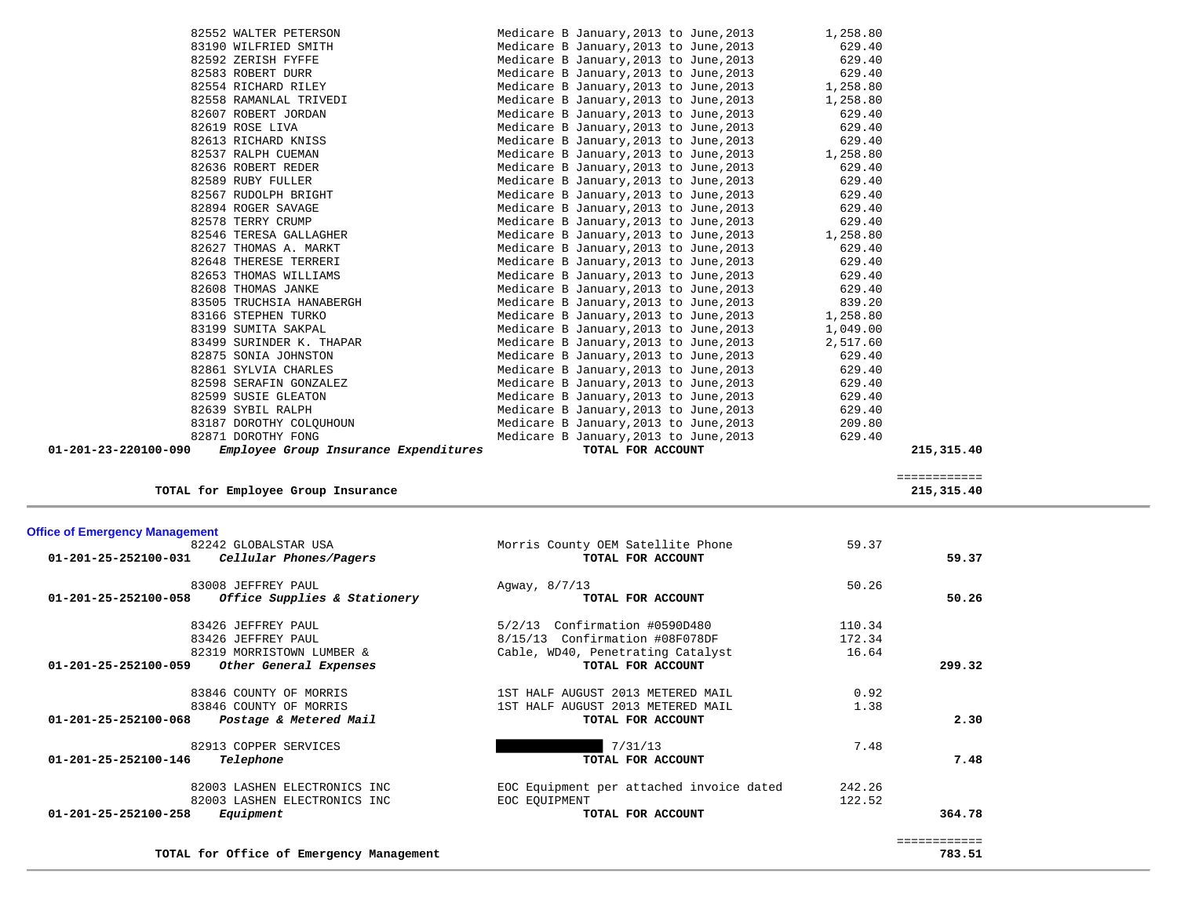| Vendor | Description | Amount | Total |
|---|---|---|---|
| 82552 WALTER PETERSON | Medicare B January,2013 to June,2013 | 1,258.80 | |
| 83190 WILFRIED SMITH | Medicare B January,2013 to June,2013 | 629.40 | |
| 82592 ZERISH FYFFE | Medicare B January,2013 to June,2013 | 629.40 | |
| 82583 ROBERT DURR | Medicare B January,2013 to June,2013 | 629.40 | |
| 82554 RICHARD RILEY | Medicare B January,2013 to June,2013 | 1,258.80 | |
| 82558 RAMANLAL TRIVEDI | Medicare B January,2013 to June,2013 | 1,258.80 | |
| 82607 ROBERT JORDAN | Medicare B January,2013 to June,2013 | 629.40 | |
| 82619 ROSE LIVA | Medicare B January,2013 to June,2013 | 629.40 | |
| 82613 RICHARD KNISS | Medicare B January,2013 to June,2013 | 629.40 | |
| 82537 RALPH CUEMAN | Medicare B January,2013 to June,2013 | 1,258.80 | |
| 82636 ROBERT REDER | Medicare B January,2013 to June,2013 | 629.40 | |
| 82589 RUBY FULLER | Medicare B January,2013 to June,2013 | 629.40 | |
| 82567 RUDOLPH BRIGHT | Medicare B January,2013 to June,2013 | 629.40 | |
| 82894 ROGER SAVAGE | Medicare B January,2013 to June,2013 | 629.40 | |
| 82578 TERRY CRUMP | Medicare B January,2013 to June,2013 | 629.40 | |
| 82546 TERESA GALLAGHER | Medicare B January,2013 to June,2013 | 1,258.80 | |
| 82627 THOMAS A. MARKT | Medicare B January,2013 to June,2013 | 629.40 | |
| 82648 THERESE TERRERI | Medicare B January,2013 to June,2013 | 629.40 | |
| 82653 THOMAS WILLIAMS | Medicare B January,2013 to June,2013 | 629.40 | |
| 82608 THOMAS JANKE | Medicare B January,2013 to June,2013 | 629.40 | |
| 83505 TRUCHSIA HANABERGH | Medicare B January,2013 to June,2013 | 839.20 | |
| 83166 STEPHEN TURKO | Medicare B January,2013 to June,2013 | 1,258.80 | |
| 83199 SUMITA SAKPAL | Medicare B January,2013 to June,2013 | 1,049.00 | |
| 83499 SURINDER K. THAPAR | Medicare B January,2013 to June,2013 | 2,517.60 | |
| 82875 SONIA JOHNSTON | Medicare B January,2013 to June,2013 | 629.40 | |
| 82861 SYLVIA CHARLES | Medicare B January,2013 to June,2013 | 629.40 | |
| 82598 SERAFIN GONZALEZ | Medicare B January,2013 to June,2013 | 629.40 | |
| 82599 SUSIE GLEATON | Medicare B January,2013 to June,2013 | 629.40 | |
| 82639 SYBIL RALPH | Medicare B January,2013 to June,2013 | 629.40 | |
| 83187 DOROTHY COLQUHOUN | Medicare B January,2013 to June,2013 | 209.80 | |
| 82871 DOROTHY FONG | Medicare B January,2013 to June,2013 | 629.40 | |
| **01-201-23-220100-090** ***Employee Group Insurance Expenditures*** | **TOTAL FOR ACCOUNT** | | **215,315.40** |

**TOTAL for Employee Group Insurance** ============ **215,315.40**

## Office of Emergency Management

| Vendor | Description | Amount | Total |
|---|---|---|---|
| 82242 GLOBALSTAR USA | Morris County OEM Satellite Phone | 59.37 | |
| **01-201-25-252100-031** ***Cellular Phones/Pagers*** | **TOTAL FOR ACCOUNT** | | **59.37** |
| 83008 JEFFREY PAUL | Agway, 8/7/13 | 50.26 | |
| **01-201-25-252100-058** ***Office Supplies & Stationery*** | **TOTAL FOR ACCOUNT** | | **50.26** |
| 83426 JEFFREY PAUL | 5/2/13 Confirmation #0590D480 | 110.34 | |
| 83426 JEFFREY PAUL | 8/15/13 Confirmation #08F078DF | 172.34 | |
| 82319 MORRISTOWN LUMBER & | Cable, WD40, Penetrating Catalyst | 16.64 | |
| **01-201-25-252100-059** ***Other General Expenses*** | **TOTAL FOR ACCOUNT** | | **299.32** |
| 83846 COUNTY OF MORRIS | 1ST HALF AUGUST 2013 METERED MAIL | 0.92 | |
| 83846 COUNTY OF MORRIS | 1ST HALF AUGUST 2013 METERED MAIL | 1.38 | |
| **01-201-25-252100-068** ***Postage & Metered Mail*** | **TOTAL FOR ACCOUNT** | | **2.30** |
| 82913 COPPER SERVICES | [REDACTED] 7/31/13 | 7.48 | |
| **01-201-25-252100-146** ***Telephone*** | **TOTAL FOR ACCOUNT** | | **7.48** |
| 82003 LASHEN ELECTRONICS INC | EOC Equipment per attached invoice dated | 242.26 | |
| 82003 LASHEN ELECTRONICS INC | EOC EQUIPMENT | 122.52 | |
| **01-201-25-252100-258** ***Equipment*** | **TOTAL FOR ACCOUNT** | | **364.78** |

**TOTAL for Office of Emergency Management** ============ **783.51**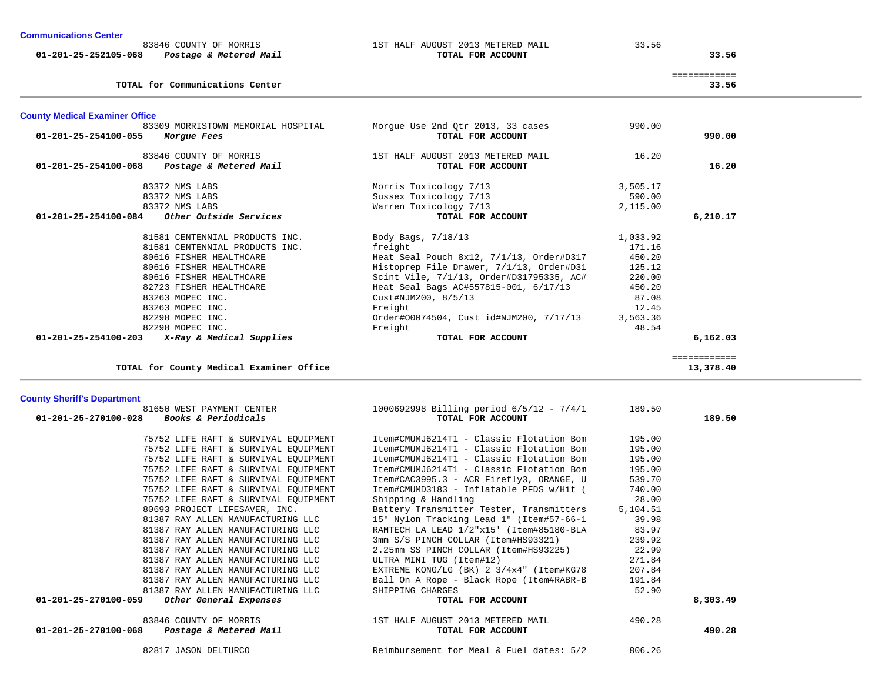### Communications Center

| Account | Vendor / Description | Item Description | Amount | Total |
|---|---|---|---|---|
| | 83846 COUNTY OF MORRIS | 1ST HALF AUGUST 2013 METERED MAIL | 33.56 | |
| **01-201-25-252105-068** | ***Postage & Metered Mail*** | **TOTAL FOR ACCOUNT** | | **33.56** |

| | | ============ |
|---|---|---|
| **TOTAL for Communications Center** | | **33.56** |

---

### County Medical Examiner Office

| Account | Vendor / Description | Item Description | Amount | Total |
|---|---|---|---|---|
| | 83309 MORRISTOWN MEMORIAL HOSPITAL | Morgue Use 2nd Qtr 2013, 33 cases | 990.00 | |
| **01-201-25-254100-055** | ***Morgue Fees*** | **TOTAL FOR ACCOUNT** | | **990.00** |
| | 83846 COUNTY OF MORRIS | 1ST HALF AUGUST 2013 METERED MAIL | 16.20 | |
| **01-201-25-254100-068** | ***Postage & Metered Mail*** | **TOTAL FOR ACCOUNT** | | **16.20** |
| | 83372 NMS LABS | Morris Toxicology 7/13 | 3,505.17 | |
| | 83372 NMS LABS | Sussex Toxicology 7/13 | 590.00 | |
| | 83372 NMS LABS | Warren Toxicology 7/13 | 2,115.00 | |
| **01-201-25-254100-084** | ***Other Outside Services*** | **TOTAL FOR ACCOUNT** | | **6,210.17** |
| | 81581 CENTENNIAL PRODUCTS INC. | Body Bags, 7/18/13 | 1,033.92 | |
| | 81581 CENTENNIAL PRODUCTS INC. | freight | 171.16 | |
| | 80616 FISHER HEALTHCARE | Heat Seal Pouch 8x12, 7/1/13, Order#D317 | 450.20 | |
| | 80616 FISHER HEALTHCARE | Histoprep File Drawer, 7/1/13, Order#D31 | 125.12 | |
| | 80616 FISHER HEALTHCARE | Scint Vile, 7/1/13, Order#D31795335, AC# | 220.00 | |
| | 82723 FISHER HEALTHCARE | Heat Seal Bags AC#557815-001, 6/17/13 | 450.20 | |
| | 83263 MOPEC INC. | Cust#NJM200, 8/5/13 | 87.08 | |
| | 83263 MOPEC INC. | Freight | 12.45 | |
| | 82298 MOPEC INC. | Order#O0074504, Cust id#NJM200, 7/17/13 | 3,563.36 | |
| | 82298 MOPEC INC. | Freight | 48.54 | |
| **01-201-25-254100-203** | ***X-Ray & Medical Supplies*** | **TOTAL FOR ACCOUNT** | | **6,162.03** |

| | | ============ |
|---|---|---|
| **TOTAL for County Medical Examiner Office** | | **13,378.40** |

---

### County Sheriff's Department

| Account | Vendor / Description | Item Description | Amount | Total |
|---|---|---|---|---|
| | 81650 WEST PAYMENT CENTER | 1000692998 Billing period 6/5/12 - 7/4/1 | 189.50 | |
| **01-201-25-270100-028** | ***Books & Periodicals*** | **TOTAL FOR ACCOUNT** | | **189.50** |
| | 75752 LIFE RAFT & SURVIVAL EQUIPMENT | Item#CMUMJ6214T1 - Classic Flotation Bom | 195.00 | |
| | 75752 LIFE RAFT & SURVIVAL EQUIPMENT | Item#CMUMJ6214T1 - Classic Flotation Bom | 195.00 | |
| | 75752 LIFE RAFT & SURVIVAL EQUIPMENT | Item#CMUMJ6214T1 - Classic Flotation Bom | 195.00 | |
| | 75752 LIFE RAFT & SURVIVAL EQUIPMENT | Item#CMUMJ6214T1 - Classic Flotation Bom | 195.00 | |
| | 75752 LIFE RAFT & SURVIVAL EQUIPMENT | Item#CAC3995.3 - ACR Firefly3, ORANGE, U | 539.70 | |
| | 75752 LIFE RAFT & SURVIVAL EQUIPMENT | Item#CMUMD3183 - Inflatable PFDS w/Hit ( | 740.00 | |
| | 75752 LIFE RAFT & SURVIVAL EQUIPMENT | Shipping & Handling | 28.00 | |
| | 80693 PROJECT LIFESAVER, INC. | Battery Transmitter Tester, Transmitters | 5,104.51 | |
| | 81387 RAY ALLEN MANUFACTURING LLC | 15" Nylon Tracking Lead 1" (Item#57-66-1 | 39.98 | |
| | 81387 RAY ALLEN MANUFACTURING LLC | RAMTECH LA LEAD 1/2"x15' (Item#85180-BLA | 83.97 | |
| | 81387 RAY ALLEN MANUFACTURING LLC | 3mm S/S PINCH COLLAR (Item#HS93321) | 239.92 | |
| | 81387 RAY ALLEN MANUFACTURING LLC | 2.25mm SS PINCH COLLAR (Item#HS93225) | 22.99 | |
| | 81387 RAY ALLEN MANUFACTURING LLC | ULTRA MINI TUG (Item#12) | 271.84 | |
| | 81387 RAY ALLEN MANUFACTURING LLC | EXTREME KONG/LG (BK) 2 3/4x4" (Item#KG78 | 207.84 | |
| | 81387 RAY ALLEN MANUFACTURING LLC | Ball On A Rope - Black Rope (Item#RABR-B | 191.84 | |
| | 81387 RAY ALLEN MANUFACTURING LLC | SHIPPING CHARGES | 52.90 | |
| **01-201-25-270100-059** | ***Other General Expenses*** | **TOTAL FOR ACCOUNT** | | **8,303.49** |
| | 83846 COUNTY OF MORRIS | 1ST HALF AUGUST 2013 METERED MAIL | 490.28 | |
| **01-201-25-270100-068** | ***Postage & Metered Mail*** | **TOTAL FOR ACCOUNT** | | **490.28** |
| | 82817 JASON DELTURCO | Reimbursement for Meal & Fuel dates: 5/2 | 806.26 | |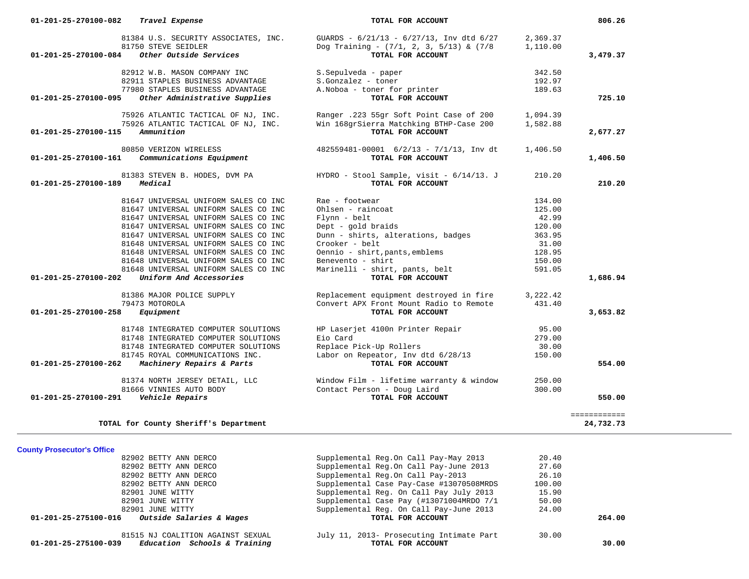| Account | Description / Vendor | Item | Amount | Total |
|---|---|---|---|---|
| 01-201-25-270100-082 | *Travel Expense* | **TOTAL FOR ACCOUNT** | | **806.26** |
| | 81384 U.S. SECURITY ASSOCIATES, INC. | GUARDS - 6/21/13 - 6/27/13, Inv dtd 6/27 | 2,369.37 | |
| | 81750 STEVE SEIDLER | Dog Training - (7/1, 2, 3, 5/13) & (7/8 | 1,110.00 | |
| 01-201-25-270100-084 | *Other Outside Services* | **TOTAL FOR ACCOUNT** | | **3,479.37** |
| | 82912 W.B. MASON COMPANY INC | S.Sepulveda - paper | 342.50 | |
| | 82911 STAPLES BUSINESS ADVANTAGE | S.Gonzalez - toner | 192.97 | |
| | 77980 STAPLES BUSINESS ADVANTAGE | A.Noboa - toner for printer | 189.63 | |
| 01-201-25-270100-095 | *Other Administrative Supplies* | **TOTAL FOR ACCOUNT** | | **725.10** |
| | 75926 ATLANTIC TACTICAL OF NJ, INC. | Ranger .223 55gr Soft Point Case of 200 | 1,094.39 | |
| | 75926 ATLANTIC TACTICAL OF NJ, INC. | Win 168grSierra Matchking BTHP-Case 200 | 1,582.88 | |
| 01-201-25-270100-115 | *Ammunition* | **TOTAL FOR ACCOUNT** | | **2,677.27** |
| | 80850 VERIZON WIRELESS | 482559481-00001 6/2/13 - 7/1/13, Inv dt | 1,406.50 | |
| 01-201-25-270100-161 | *Communications Equipment* | **TOTAL FOR ACCOUNT** | | **1,406.50** |
| | 81383 STEVEN B. HODES, DVM PA | HYDRO - Stool Sample, visit - 6/14/13. J | 210.20 | |
| 01-201-25-270100-189 | *Medical* | **TOTAL FOR ACCOUNT** | | **210.20** |
| | 81647 UNIVERSAL UNIFORM SALES CO INC | Rae - footwear | 134.00 | |
| | 81647 UNIVERSAL UNIFORM SALES CO INC | Ohlsen - raincoat | 125.00 | |
| | 81647 UNIVERSAL UNIFORM SALES CO INC | Flynn - belt | 42.99 | |
| | 81647 UNIVERSAL UNIFORM SALES CO INC | Dept - gold braids | 120.00 | |
| | 81647 UNIVERSAL UNIFORM SALES CO INC | Dunn - shirts, alterations, badges | 363.95 | |
| | 81648 UNIVERSAL UNIFORM SALES CO INC | Crooker - belt | 31.00 | |
| | 81648 UNIVERSAL UNIFORM SALES CO INC | Oennio - shirt,pants,emblems | 128.95 | |
| | 81648 UNIVERSAL UNIFORM SALES CO INC | Benevento - shirt | 150.00 | |
| | 81648 UNIVERSAL UNIFORM SALES CO INC | Marinelli - shirt, pants, belt | 591.05 | |
| 01-201-25-270100-202 | *Uniform And Accessories* | **TOTAL FOR ACCOUNT** | | **1,686.94** |
| | 81386 MAJOR POLICE SUPPLY | Replacement equipment destroyed in fire | 3,222.42 | |
| | 79473 MOTOROLA | Convert APX Front Mount Radio to Remote | 431.40 | |
| 01-201-25-270100-258 | *Equipment* | **TOTAL FOR ACCOUNT** | | **3,653.82** |
| | 81748 INTEGRATED COMPUTER SOLUTIONS | HP Laserjet 4100n Printer Repair | 95.00 | |
| | 81748 INTEGRATED COMPUTER SOLUTIONS | Eio Card | 279.00 | |
| | 81748 INTEGRATED COMPUTER SOLUTIONS | Replace Pick-Up Rollers | 30.00 | |
| | 81745 ROYAL COMMUNICATIONS INC. | Labor on Repeater, Inv dtd 6/28/13 | 150.00 | |
| 01-201-25-270100-262 | *Machinery Repairs & Parts* | **TOTAL FOR ACCOUNT** | | **554.00** |
| | 81374 NORTH JERSEY DETAIL, LLC | Window Film - lifetime warranty & window | 250.00 | |
| | 81666 VINNIES AUTO BODY | Contact Person - Doug Laird | 300.00 | |
| 01-201-25-270100-291 | *Vehicle Repairs* | **TOTAL FOR ACCOUNT** | | **550.00** |
| | **TOTAL for County Sheriff's Department** | | | ============ **24,732.73** |

## County Prosecutor's Office

| Account | Description / Vendor | Item | Amount | Total |
|---|---|---|---|---|
| | 82902 BETTY ANN DERCO | Supplemental Reg.On Call Pay-May 2013 | 20.40 | |
| | 82902 BETTY ANN DERCO | Supplemental Reg.On Call Pay-June 2013 | 27.60 | |
| | 82902 BETTY ANN DERCO | Supplemental Reg.On Call Pay-2013 | 26.10 | |
| | 82902 BETTY ANN DERCO | Supplemental Case Pay-Case #13070508MRDS | 100.00 | |
| | 82901 JUNE WITTY | Supplemental Reg. On Call Pay July 2013 | 15.90 | |
| | 82901 JUNE WITTY | Supplemental Case Pay (#13071004MRDO 7/1 | 50.00 | |
| | 82901 JUNE WITTY | Supplemental Reg. On Call Pay-June 2013 | 24.00 | |
| 01-201-25-275100-016 | *Outside Salaries & Wages* | **TOTAL FOR ACCOUNT** | | **264.00** |
| | 81515 NJ COALITION AGAINST SEXUAL | July 11, 2013- Prosecuting Intimate Part | 30.00 | |
| 01-201-25-275100-039 | *Education Schools & Training* | **TOTAL FOR ACCOUNT** | | **30.00** |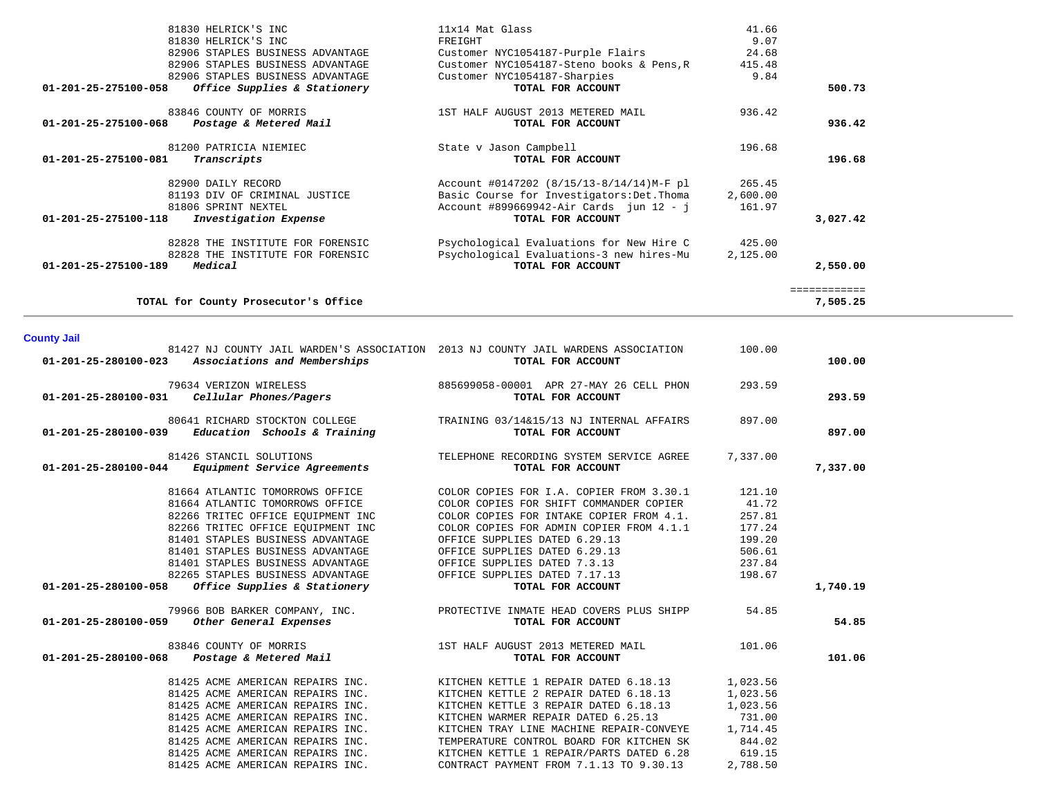| Account | Vendor / Account Name | Description | Amount | Total |
|---|---|---|---|---|
| | 81830 HELRICK'S INC | 11x14 Mat Glass | 41.66 | |
| | 81830 HELRICK'S INC | FREIGHT | 9.07 | |
| | 82906 STAPLES BUSINESS ADVANTAGE | Customer NYC1054187-Purple Flairs | 24.68 | |
| | 82906 STAPLES BUSINESS ADVANTAGE | Customer NYC1054187-Steno books & Pens,R | 415.48 | |
| | 82906 STAPLES BUSINESS ADVANTAGE | Customer NYC1054187-Sharpies | 9.84 | |
| **01-201-25-275100-058** | ***Office Supplies & Stationery*** | **TOTAL FOR ACCOUNT** | | **500.73** |
| | 83846 COUNTY OF MORRIS | 1ST HALF AUGUST 2013 METERED MAIL | 936.42 | |
| **01-201-25-275100-068** | ***Postage & Metered Mail*** | **TOTAL FOR ACCOUNT** | | **936.42** |
| | 81200 PATRICIA NIEMIEC | State v Jason Campbell | 196.68 | |
| **01-201-25-275100-081** | ***Transcripts*** | **TOTAL FOR ACCOUNT** | | **196.68** |
| | 82900 DAILY RECORD | Account #0147202 (8/15/13-8/14/14)M-F pl | 265.45 | |
| | 81193 DIV OF CRIMINAL JUSTICE | Basic Course for Investigators:Det.Thoma | 2,600.00 | |
| | 81806 SPRINT NEXTEL | Account #899669942-Air Cards jun 12 - j | 161.97 | |
| **01-201-25-275100-118** | ***Investigation Expense*** | **TOTAL FOR ACCOUNT** | | **3,027.42** |
| | 82828 THE INSTITUTE FOR FORENSIC | Psychological Evaluations for New Hire C | 425.00 | |
| | 82828 THE INSTITUTE FOR FORENSIC | Psychological Evaluations-3 new hires-Mu | 2,125.00 | |
| **01-201-25-275100-189** | ***Medical*** | **TOTAL FOR ACCOUNT** | | **2,550.00** |
| | | | | ============ |
| | **TOTAL for County Prosecutor's Office** | | | **7,505.25** |

**County Jail**

| Account | Vendor / Account Name | Description | Amount | Total |
|---|---|---|---|---|
| | 81427 NJ COUNTY JAIL WARDEN'S ASSOCIATION | 2013 NJ COUNTY JAIL WARDENS ASSOCIATION | 100.00 | |
| **01-201-25-280100-023** | ***Associations and Memberships*** | **TOTAL FOR ACCOUNT** | | **100.00** |
| | 79634 VERIZON WIRELESS | 885699058-00001 APR 27-MAY 26 CELL PHON | 293.59 | |
| **01-201-25-280100-031** | ***Cellular Phones/Pagers*** | **TOTAL FOR ACCOUNT** | | **293.59** |
| | 80641 RICHARD STOCKTON COLLEGE | TRAINING 03/14&15/13 NJ INTERNAL AFFAIRS | 897.00 | |
| **01-201-25-280100-039** | ***Education Schools & Training*** | **TOTAL FOR ACCOUNT** | | **897.00** |
| | 81426 STANCIL SOLUTIONS | TELEPHONE RECORDING SYSTEM SERVICE AGREE | 7,337.00 | |
| **01-201-25-280100-044** | ***Equipment Service Agreements*** | **TOTAL FOR ACCOUNT** | | **7,337.00** |
| | 81664 ATLANTIC TOMORROWS OFFICE | COLOR COPIES FOR I.A. COPIER FROM 3.30.1 | 121.10 | |
| | 81664 ATLANTIC TOMORROWS OFFICE | COLOR COPIES FOR SHIFT COMMANDER COPIER | 41.72 | |
| | 82266 TRITEC OFFICE EQUIPMENT INC | COLOR COPIES FOR INTAKE COPIER FROM 4.1. | 257.81 | |
| | 82266 TRITEC OFFICE EQUIPMENT INC | COLOR COPIES FOR ADMIN COPIER FROM 4.1.1 | 177.24 | |
| | 81401 STAPLES BUSINESS ADVANTAGE | OFFICE SUPPLIES DATED 6.29.13 | 199.20 | |
| | 81401 STAPLES BUSINESS ADVANTAGE | OFFICE SUPPLIES DATED 6.29.13 | 506.61 | |
| | 81401 STAPLES BUSINESS ADVANTAGE | OFFICE SUPPLIES DATED 7.3.13 | 237.84 | |
| | 82265 STAPLES BUSINESS ADVANTAGE | OFFICE SUPPLIES DATED 7.17.13 | 198.67 | |
| **01-201-25-280100-058** | ***Office Supplies & Stationery*** | **TOTAL FOR ACCOUNT** | | **1,740.19** |
| | 79966 BOB BARKER COMPANY, INC. | PROTECTIVE INMATE HEAD COVERS PLUS SHIPP | 54.85 | |
| **01-201-25-280100-059** | ***Other General Expenses*** | **TOTAL FOR ACCOUNT** | | **54.85** |
| | 83846 COUNTY OF MORRIS | 1ST HALF AUGUST 2013 METERED MAIL | 101.06 | |
| **01-201-25-280100-068** | ***Postage & Metered Mail*** | **TOTAL FOR ACCOUNT** | | **101.06** |
| | 81425 ACME AMERICAN REPAIRS INC. | KITCHEN KETTLE 1 REPAIR DATED 6.18.13 | 1,023.56 | |
| | 81425 ACME AMERICAN REPAIRS INC. | KITCHEN KETTLE 2 REPAIR DATED 6.18.13 | 1,023.56 | |
| | 81425 ACME AMERICAN REPAIRS INC. | KITCHEN KETTLE 3 REPAIR DATED 6.18.13 | 1,023.56 | |
| | 81425 ACME AMERICAN REPAIRS INC. | KITCHEN WARMER REPAIR DATED 6.25.13 | 731.00 | |
| | 81425 ACME AMERICAN REPAIRS INC. | KITCHEN TRAY LINE MACHINE REPAIR-CONVEYE | 1,714.45 | |
| | 81425 ACME AMERICAN REPAIRS INC. | TEMPERATURE CONTROL BOARD FOR KITCHEN SK | 844.02 | |
| | 81425 ACME AMERICAN REPAIRS INC. | KITCHEN KETTLE 1 REPAIR/PARTS DATED 6.28 | 619.15 | |
| | 81425 ACME AMERICAN REPAIRS INC. | CONTRACT PAYMENT FROM 7.1.13 TO 9.30.13 | 2,788.50 | |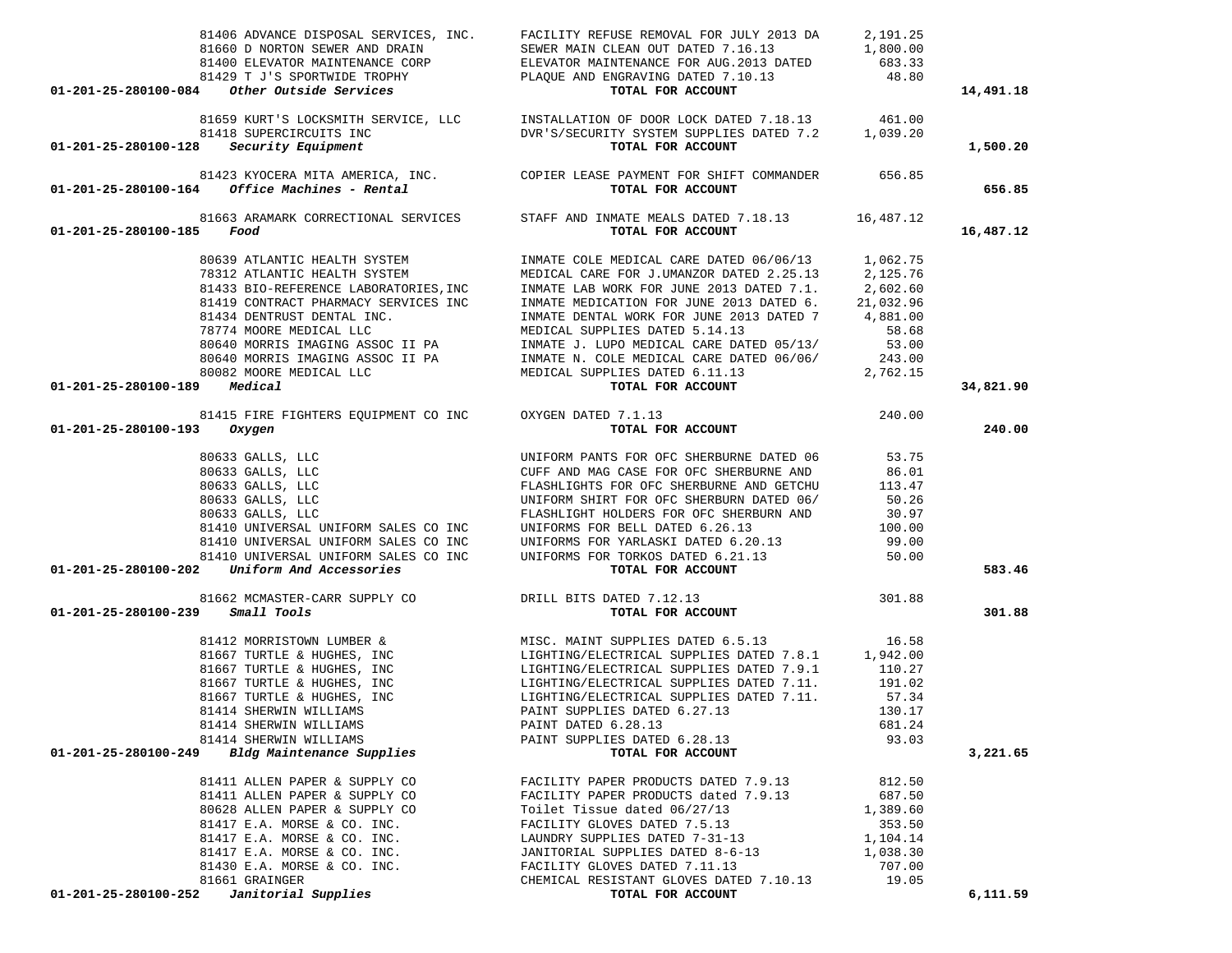| Account | Vendor | Description | Amount | Total |
|---|---|---|---|---|
| | 81406 ADVANCE DISPOSAL SERVICES, INC. | FACILITY REFUSE REMOVAL FOR JULY 2013 DA | 2,191.25 | |
| | 81660 D NORTON SEWER AND DRAIN | SEWER MAIN CLEAN OUT DATED 7.16.13 | 1,800.00 | |
| | 81400 ELEVATOR MAINTENANCE CORP | ELEVATOR MAINTENANCE FOR AUG.2013 DATED | 683.33 | |
| | 81429 T J'S SPORTWIDE TROPHY | PLAQUE AND ENGRAVING DATED 7.10.13 | 48.80 | |
| **01-201-25-280100-084** *Other Outside Services* | | **TOTAL FOR ACCOUNT** | | **14,491.18** |
| | 81659 KURT'S LOCKSMITH SERVICE, LLC | INSTALLATION OF DOOR LOCK DATED 7.18.13 | 461.00 | |
| | 81418 SUPERCIRCUITS INC | DVR'S/SECURITY SYSTEM SUPPLIES DATED 7.2 | 1,039.20 | |
| **01-201-25-280100-128** *Security Equipment* | | **TOTAL FOR ACCOUNT** | | **1,500.20** |
| | 81423 KYOCERA MITA AMERICA, INC. | COPIER LEASE PAYMENT FOR SHIFT COMMANDER | 656.85 | |
| **01-201-25-280100-164** *Office Machines - Rental* | | **TOTAL FOR ACCOUNT** | | **656.85** |
| | 81663 ARAMARK CORRECTIONAL SERVICES | STAFF AND INMATE MEALS DATED 7.18.13 | 16,487.12 | |
| **01-201-25-280100-185** *Food* | | **TOTAL FOR ACCOUNT** | | **16,487.12** |
| | 80639 ATLANTIC HEALTH SYSTEM | INMATE COLE MEDICAL CARE DATED 06/06/13 | 1,062.75 | |
| | 78312 ATLANTIC HEALTH SYSTEM | MEDICAL CARE FOR J.UMANZOR DATED 2.25.13 | 2,125.76 | |
| | 81433 BIO-REFERENCE LABORATORIES,INC | INMATE LAB WORK FOR JUNE 2013 DATED 7.1. | 2,602.60 | |
| | 81419 CONTRACT PHARMACY SERVICES INC | INMATE MEDICATION FOR JUNE 2013 DATED 6. | 21,032.96 | |
| | 81434 DENTRUST DENTAL INC. | INMATE DENTAL WORK FOR JUNE 2013 DATED 7 | 4,881.00 | |
| | 78774 MOORE MEDICAL LLC | MEDICAL SUPPLIES DATED 5.14.13 | 58.68 | |
| | 80640 MORRIS IMAGING ASSOC II PA | INMATE J. LUPO MEDICAL CARE DATED 05/13/ | 53.00 | |
| | 80640 MORRIS IMAGING ASSOC II PA | INMATE N. COLE MEDICAL CARE DATED 06/06/ | 243.00 | |
| | 80082 MOORE MEDICAL LLC | MEDICAL SUPPLIES DATED 6.11.13 | 2,762.15 | |
| **01-201-25-280100-189** *Medical* | | **TOTAL FOR ACCOUNT** | | **34,821.90** |
| | 81415 FIRE FIGHTERS EQUIPMENT CO INC | OXYGEN DATED 7.1.13 | 240.00 | |
| **01-201-25-280100-193** *Oxygen* | | **TOTAL FOR ACCOUNT** | | **240.00** |
| | 80633 GALLS, LLC | UNIFORM PANTS FOR OFC SHERBURNE DATED 06 | 53.75 | |
| | 80633 GALLS, LLC | CUFF AND MAG CASE FOR OFC SHERBURNE AND | 86.01 | |
| | 80633 GALLS, LLC | FLASHLIGHTS FOR OFC SHERBURNE AND GETCHU | 113.47 | |
| | 80633 GALLS, LLC | UNIFORM SHIRT FOR OFC SHERBURN DATED 06/ | 50.26 | |
| | 80633 GALLS, LLC | FLASHLIGHT HOLDERS FOR OFC SHERBURN AND | 30.97 | |
| | 81410 UNIVERSAL UNIFORM SALES CO INC | UNIFORMS FOR BELL DATED 6.26.13 | 100.00 | |
| | 81410 UNIVERSAL UNIFORM SALES CO INC | UNIFORMS FOR YARLASKI DATED 6.20.13 | 99.00 | |
| | 81410 UNIVERSAL UNIFORM SALES CO INC | UNIFORMS FOR TORKOS DATED 6.21.13 | 50.00 | |
| **01-201-25-280100-202** *Uniform And Accessories* | | **TOTAL FOR ACCOUNT** | | **583.46** |
| | 81662 MCMASTER-CARR SUPPLY CO | DRILL BITS DATED 7.12.13 | 301.88 | |
| **01-201-25-280100-239** *Small Tools* | | **TOTAL FOR ACCOUNT** | | **301.88** |
| | 81412 MORRISTOWN LUMBER & | MISC. MAINT SUPPLIES DATED 6.5.13 | 16.58 | |
| | 81667 TURTLE & HUGHES, INC | LIGHTING/ELECTRICAL SUPPLIES DATED 7.8.1 | 1,942.00 | |
| | 81667 TURTLE & HUGHES, INC | LIGHTING/ELECTRICAL SUPPLIES DATED 7.9.1 | 110.27 | |
| | 81667 TURTLE & HUGHES, INC | LIGHTING/ELECTRICAL SUPPLIES DATED 7.11. | 191.02 | |
| | 81667 TURTLE & HUGHES, INC | LIGHTING/ELECTRICAL SUPPLIES DATED 7.11. | 57.34 | |
| | 81414 SHERWIN WILLIAMS | PAINT SUPPLIES DATED 6.27.13 | 130.17 | |
| | 81414 SHERWIN WILLIAMS | PAINT DATED 6.28.13 | 681.24 | |
| | 81414 SHERWIN WILLIAMS | PAINT SUPPLIES DATED 6.28.13 | 93.03 | |
| **01-201-25-280100-249** *Bldg Maintenance Supplies* | | **TOTAL FOR ACCOUNT** | | **3,221.65** |
| | 81411 ALLEN PAPER & SUPPLY CO | FACILITY PAPER PRODUCTS DATED 7.9.13 | 812.50 | |
| | 81411 ALLEN PAPER & SUPPLY CO | FACILITY PAPER PRODUCTS dated 7.9.13 | 687.50 | |
| | 80628 ALLEN PAPER & SUPPLY CO | Toilet Tissue dated 06/27/13 | 1,389.60 | |
| | 81417 E.A. MORSE & CO. INC. | FACILITY GLOVES DATED 7.5.13 | 353.50 | |
| | 81417 E.A. MORSE & CO. INC. | LAUNDRY SUPPLIES DATED 7-31-13 | 1,104.14 | |
| | 81417 E.A. MORSE & CO. INC. | JANITORIAL SUPPLIES DATED 8-6-13 | 1,038.30 | |
| | 81430 E.A. MORSE & CO. INC. | FACILITY GLOVES DATED 7.11.13 | 707.00 | |
| | 81661 GRAINGER | CHEMICAL RESISTANT GLOVES DATED 7.10.13 | 19.05 | |
| **01-201-25-280100-252** *Janitorial Supplies* | | **TOTAL FOR ACCOUNT** | | **6,111.59** |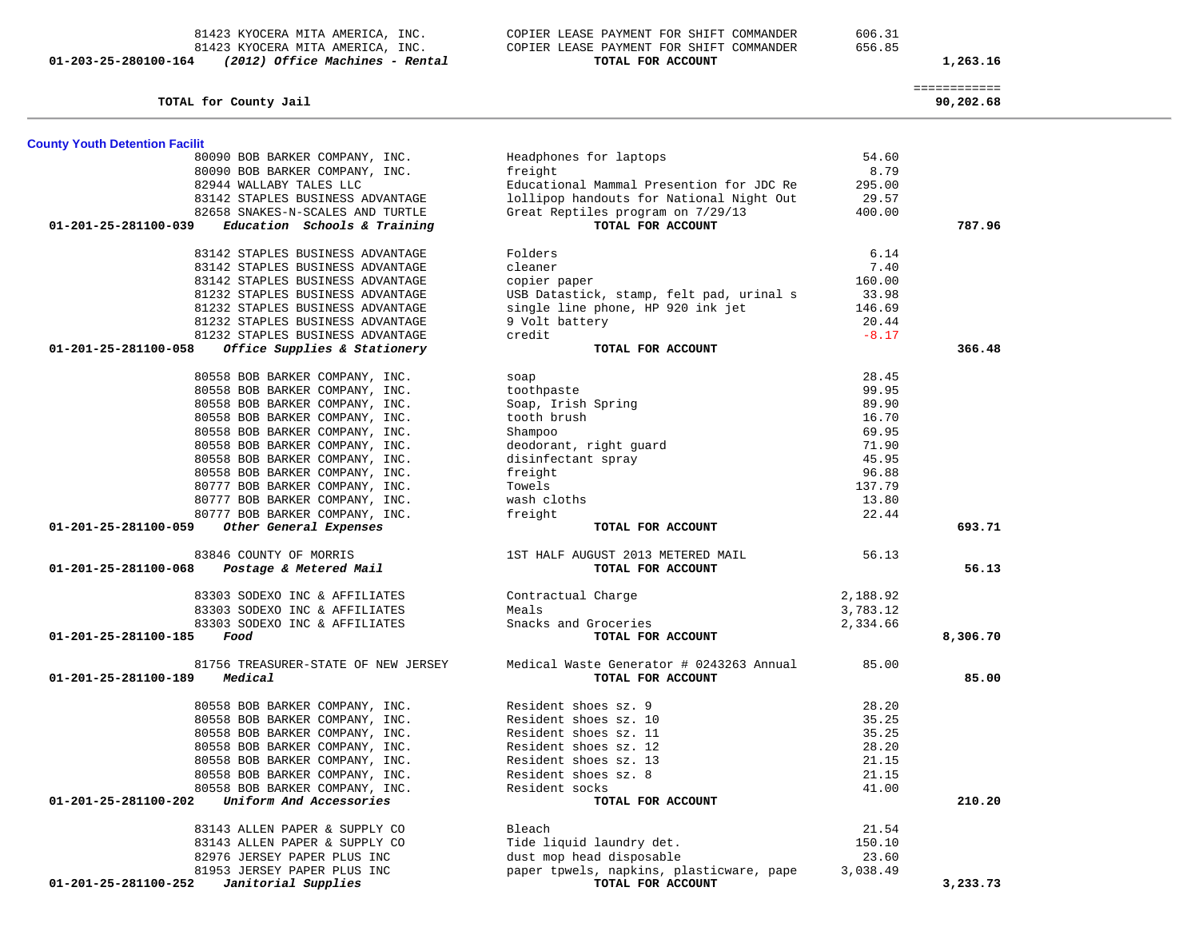| Account | Vendor | Description | Amount | Total |
|---|---|---|---|---|
| | 81423 KYOCERA MITA AMERICA, INC. | COPIER LEASE PAYMENT FOR SHIFT COMMANDER | 606.31 | |
| | 81423 KYOCERA MITA AMERICA, INC. | COPIER LEASE PAYMENT FOR SHIFT COMMANDER | 656.85 | |
| **01-203-25-280100-164** | ***(2012) Office Machines - Rental*** | **TOTAL FOR ACCOUNT** | | **1,263.16** |
| | | | | ============ |
| | **TOTAL for County Jail** | | | **90,202.68** |

## County Youth Detention Facilit

| Account | Vendor | Description | Amount | Total |
|---|---|---|---|---|
| | 80090 BOB BARKER COMPANY, INC. | Headphones for laptops | 54.60 | |
| | 80090 BOB BARKER COMPANY, INC. | freight | 8.79 | |
| | 82944 WALLABY TALES LLC | Educational Mammal Presention for JDC Re | 295.00 | |
| | 83142 STAPLES BUSINESS ADVANTAGE | lollipop handouts for National Night Out | 29.57 | |
| | 82658 SNAKES-N-SCALES AND TURTLE | Great Reptiles program on 7/29/13 | 400.00 | |
| **01-201-25-281100-039** | ***Education Schools & Training*** | **TOTAL FOR ACCOUNT** | | **787.96** |
| | 83142 STAPLES BUSINESS ADVANTAGE | Folders | 6.14 | |
| | 83142 STAPLES BUSINESS ADVANTAGE | cleaner | 7.40 | |
| | 83142 STAPLES BUSINESS ADVANTAGE | copier paper | 160.00 | |
| | 81232 STAPLES BUSINESS ADVANTAGE | USB Datastick, stamp, felt pad, urinal s | 33.98 | |
| | 81232 STAPLES BUSINESS ADVANTAGE | single line phone, HP 920 ink jet | 146.69 | |
| | 81232 STAPLES BUSINESS ADVANTAGE | 9 Volt battery | 20.44 | |
| | 81232 STAPLES BUSINESS ADVANTAGE | credit | -8.17 | |
| **01-201-25-281100-058** | ***Office Supplies & Stationery*** | **TOTAL FOR ACCOUNT** | | **366.48** |
| | 80558 BOB BARKER COMPANY, INC. | soap | 28.45 | |
| | 80558 BOB BARKER COMPANY, INC. | toothpaste | 99.95 | |
| | 80558 BOB BARKER COMPANY, INC. | Soap, Irish Spring | 89.90 | |
| | 80558 BOB BARKER COMPANY, INC. | tooth brush | 16.70 | |
| | 80558 BOB BARKER COMPANY, INC. | Shampoo | 69.95 | |
| | 80558 BOB BARKER COMPANY, INC. | deodorant, right guard | 71.90 | |
| | 80558 BOB BARKER COMPANY, INC. | disinfectant spray | 45.95 | |
| | 80558 BOB BARKER COMPANY, INC. | freight | 96.88 | |
| | 80777 BOB BARKER COMPANY, INC. | Towels | 137.79 | |
| | 80777 BOB BARKER COMPANY, INC. | wash cloths | 13.80 | |
| | 80777 BOB BARKER COMPANY, INC. | freight | 22.44 | |
| **01-201-25-281100-059** | ***Other General Expenses*** | **TOTAL FOR ACCOUNT** | | **693.71** |
| | 83846 COUNTY OF MORRIS | 1ST HALF AUGUST 2013 METERED MAIL | 56.13 | |
| **01-201-25-281100-068** | ***Postage & Metered Mail*** | **TOTAL FOR ACCOUNT** | | **56.13** |
| | 83303 SODEXO INC & AFFILIATES | Contractual Charge | 2,188.92 | |
| | 83303 SODEXO INC & AFFILIATES | Meals | 3,783.12 | |
| | 83303 SODEXO INC & AFFILIATES | Snacks and Groceries | 2,334.66 | |
| **01-201-25-281100-185** | ***Food*** | **TOTAL FOR ACCOUNT** | | **8,306.70** |
| | 81756 TREASURER-STATE OF NEW JERSEY | Medical Waste Generator # 0243263 Annual | 85.00 | |
| **01-201-25-281100-189** | ***Medical*** | **TOTAL FOR ACCOUNT** | | **85.00** |
| | 80558 BOB BARKER COMPANY, INC. | Resident shoes sz. 9 | 28.20 | |
| | 80558 BOB BARKER COMPANY, INC. | Resident shoes sz. 10 | 35.25 | |
| | 80558 BOB BARKER COMPANY, INC. | Resident shoes sz. 11 | 35.25 | |
| | 80558 BOB BARKER COMPANY, INC. | Resident shoes sz. 12 | 28.20 | |
| | 80558 BOB BARKER COMPANY, INC. | Resident shoes sz. 13 | 21.15 | |
| | 80558 BOB BARKER COMPANY, INC. | Resident shoes sz. 8 | 21.15 | |
| | 80558 BOB BARKER COMPANY, INC. | Resident socks | 41.00 | |
| **01-201-25-281100-202** | ***Uniform And Accessories*** | **TOTAL FOR ACCOUNT** | | **210.20** |
| | 83143 ALLEN PAPER & SUPPLY CO | Bleach | 21.54 | |
| | 83143 ALLEN PAPER & SUPPLY CO | Tide liquid laundry det. | 150.10 | |
| | 82976 JERSEY PAPER PLUS INC | dust mop head disposable | 23.60 | |
| | 81953 JERSEY PAPER PLUS INC | paper tpwels, napkins, plasticware, pape | 3,038.49 | |
| **01-201-25-281100-252** | ***Janitorial Supplies*** | **TOTAL FOR ACCOUNT** | | **3,233.73** |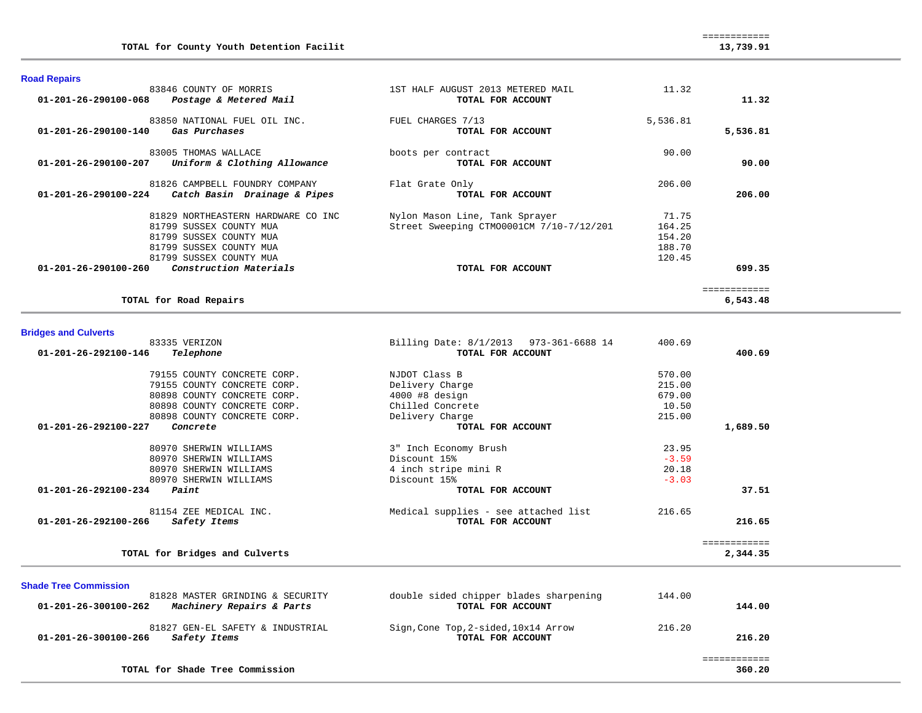| | | | Amount | Total |
|---|---|---|---|---|
| | **TOTAL for County Youth Detention Facilit** | | | ============ **13,739.91** |

## Road Repairs

| Account | Vendor / Description | Item Description | Amount | Total |
|---|---|---|---|---|
| | 83846 COUNTY OF MORRIS | 1ST HALF AUGUST 2013 METERED MAIL | 11.32 | |
| **01-201-26-290100-068** | ***Postage & Metered Mail*** | **TOTAL FOR ACCOUNT** | | **11.32** |
| | 83850 NATIONAL FUEL OIL INC. | FUEL CHARGES 7/13 | 5,536.81 | |
| **01-201-26-290100-140** | ***Gas Purchases*** | **TOTAL FOR ACCOUNT** | | **5,536.81** |
| | 83005 THOMAS WALLACE | boots per contract | 90.00 | |
| **01-201-26-290100-207** | ***Uniform & Clothing Allowance*** | **TOTAL FOR ACCOUNT** | | **90.00** |
| | 81826 CAMPBELL FOUNDRY COMPANY | Flat Grate Only | 206.00 | |
| **01-201-26-290100-224** | ***Catch Basin Drainage & Pipes*** | **TOTAL FOR ACCOUNT** | | **206.00** |
| | 81829 NORTHEASTERN HARDWARE CO INC | Nylon Mason Line, Tank Sprayer | 71.75 | |
| | 81799 SUSSEX COUNTY MUA | Street Sweeping CTMO0001CM 7/10-7/12/201 | 164.25 | |
| | 81799 SUSSEX COUNTY MUA | | 154.20 | |
| | 81799 SUSSEX COUNTY MUA | | 188.70 | |
| | 81799 SUSSEX COUNTY MUA | | 120.45 | |
| **01-201-26-290100-260** | ***Construction Materials*** | **TOTAL FOR ACCOUNT** | | **699.35** |
| | **TOTAL for Road Repairs** | | | ============ **6,543.48** |

## Bridges and Culverts

| Account | Vendor / Description | Item Description | Amount | Total |
|---|---|---|---|---|
| | 83335 VERIZON | Billing Date: 8/1/2013 973-361-6688 14 | 400.69 | |
| **01-201-26-292100-146** | ***Telephone*** | **TOTAL FOR ACCOUNT** | | **400.69** |
| | 79155 COUNTY CONCRETE CORP. | NJDOT Class B | 570.00 | |
| | 79155 COUNTY CONCRETE CORP. | Delivery Charge | 215.00 | |
| | 80898 COUNTY CONCRETE CORP. | 4000 #8 design | 679.00 | |
| | 80898 COUNTY CONCRETE CORP. | Chilled Concrete | 10.50 | |
| | 80898 COUNTY CONCRETE CORP. | Delivery Charge | 215.00 | |
| **01-201-26-292100-227** | ***Concrete*** | **TOTAL FOR ACCOUNT** | | **1,689.50** |
| | 80970 SHERWIN WILLIAMS | 3" Inch Economy Brush | 23.95 | |
| | 80970 SHERWIN WILLIAMS | Discount 15% | -3.59 | |
| | 80970 SHERWIN WILLIAMS | 4 inch stripe mini R | 20.18 | |
| | 80970 SHERWIN WILLIAMS | Discount 15% | -3.03 | |
| **01-201-26-292100-234** | ***Paint*** | **TOTAL FOR ACCOUNT** | | **37.51** |
| | 81154 ZEE MEDICAL INC. | Medical supplies - see attached list | 216.65 | |
| **01-201-26-292100-266** | ***Safety Items*** | **TOTAL FOR ACCOUNT** | | **216.65** |
| | **TOTAL for Bridges and Culverts** | | | ============ **2,344.35** |

## Shade Tree Commission

| Account | Vendor / Description | Item Description | Amount | Total |
|---|---|---|---|---|
| | 81828 MASTER GRINDING & SECURITY | double sided chipper blades sharpening | 144.00 | |
| **01-201-26-300100-262** | ***Machinery Repairs & Parts*** | **TOTAL FOR ACCOUNT** | | **144.00** |
| | 81827 GEN-EL SAFETY & INDUSTRIAL | Sign,Cone Top,2-sided,10x14 Arrow | 216.20 | |
| **01-201-26-300100-266** | ***Safety Items*** | **TOTAL FOR ACCOUNT** | | **216.20** |
| | **TOTAL for Shade Tree Commission** | | | ============ **360.20** |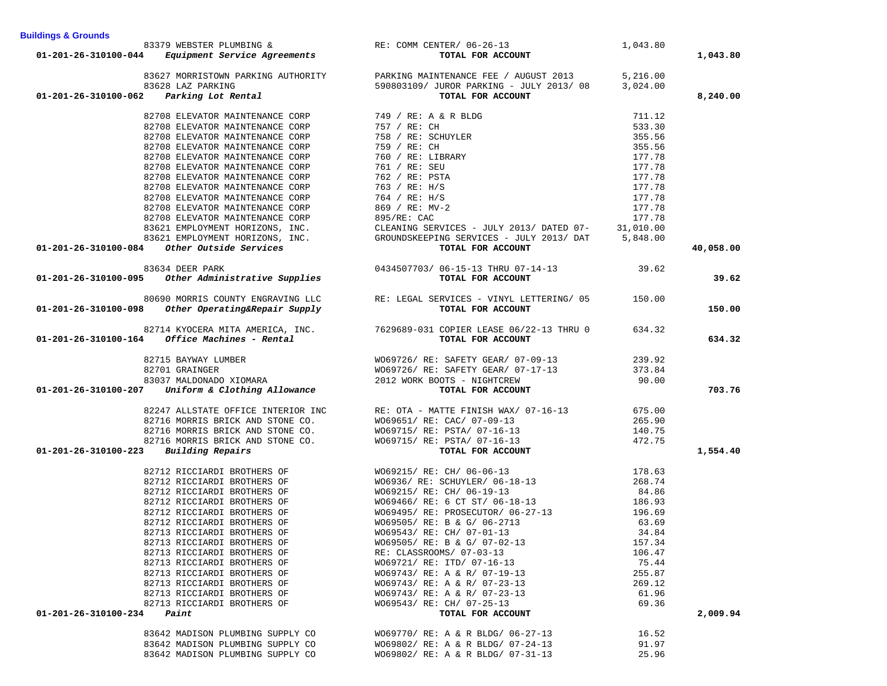**Buildings & Grounds**

| Account | Vendor | Description | Amount | Total |
|---|---|---|---|---|
| | 83379 WEBSTER PLUMBING & | RE: COMM CENTER/ 06-26-13 | 1,043.80 | |
| **01-201-26-310100-044** | ***Equipment Service Agreements*** | **TOTAL FOR ACCOUNT** | | **1,043.80** |
| | 83627 MORRISTOWN PARKING AUTHORITY | PARKING MAINTENANCE FEE / AUGUST 2013 | 5,216.00 | |
| | 83628 LAZ PARKING | 590803109/ JUROR PARKING - JULY 2013/ 08 | 3,024.00 | |
| **01-201-26-310100-062** | ***Parking Lot Rental*** | **TOTAL FOR ACCOUNT** | | **8,240.00** |
| | 82708 ELEVATOR MAINTENANCE CORP | 749 / RE: A & R BLDG | 711.12 | |
| | 82708 ELEVATOR MAINTENANCE CORP | 757 / RE: CH | 533.30 | |
| | 82708 ELEVATOR MAINTENANCE CORP | 758 / RE: SCHUYLER | 355.56 | |
| | 82708 ELEVATOR MAINTENANCE CORP | 759 / RE: CH | 355.56 | |
| | 82708 ELEVATOR MAINTENANCE CORP | 760 / RE: LIBRARY | 177.78 | |
| | 82708 ELEVATOR MAINTENANCE CORP | 761 / RE: SEU | 177.78 | |
| | 82708 ELEVATOR MAINTENANCE CORP | 762 / RE: PSTA | 177.78 | |
| | 82708 ELEVATOR MAINTENANCE CORP | 763 / RE: H/S | 177.78 | |
| | 82708 ELEVATOR MAINTENANCE CORP | 764 / RE: H/S | 177.78 | |
| | 82708 ELEVATOR MAINTENANCE CORP | 869 / RE: MV-2 | 177.78 | |
| | 82708 ELEVATOR MAINTENANCE CORP | 895/RE: CAC | 177.78 | |
| | 83621 EMPLOYMENT HORIZONS, INC. | CLEANING SERVICES - JULY 2013/ DATED 07- | 31,010.00 | |
| | 83621 EMPLOYMENT HORIZONS, INC. | GROUNDSKEEPING SERVICES - JULY 2013/ DAT | 5,848.00 | |
| **01-201-26-310100-084** | ***Other Outside Services*** | **TOTAL FOR ACCOUNT** | | **40,058.00** |
| | 83634 DEER PARK | 0434507703/ 06-15-13 THRU 07-14-13 | 39.62 | |
| **01-201-26-310100-095** | ***Other Administrative Supplies*** | **TOTAL FOR ACCOUNT** | | **39.62** |
| | 80690 MORRIS COUNTY ENGRAVING LLC | RE: LEGAL SERVICES - VINYL LETTERING/ 05 | 150.00 | |
| **01-201-26-310100-098** | ***Other Operating&Repair Supply*** | **TOTAL FOR ACCOUNT** | | **150.00** |
| | 82714 KYOCERA MITA AMERICA, INC. | 7629689-031 COPIER LEASE 06/22-13 THRU 0 | 634.32 | |
| **01-201-26-310100-164** | ***Office Machines - Rental*** | **TOTAL FOR ACCOUNT** | | **634.32** |
| | 82715 BAYWAY LUMBER | WO69726/ RE: SAFETY GEAR/ 07-09-13 | 239.92 | |
| | 82701 GRAINGER | WO69726/ RE: SAFETY GEAR/ 07-17-13 | 373.84 | |
| | 83037 MALDONADO XIOMARA | 2012 WORK BOOTS - NIGHTCREW | 90.00 | |
| **01-201-26-310100-207** | ***Uniform & Clothing Allowance*** | **TOTAL FOR ACCOUNT** | | **703.76** |
| | 82247 ALLSTATE OFFICE INTERIOR INC | RE: OTA - MATTE FINISH WAX/ 07-16-13 | 675.00 | |
| | 82716 MORRIS BRICK AND STONE CO. | WO69651/ RE: CAC/ 07-09-13 | 265.90 | |
| | 82716 MORRIS BRICK AND STONE CO. | WO69715/ RE: PSTA/ 07-16-13 | 140.75 | |
| | 82716 MORRIS BRICK AND STONE CO. | WO69715/ RE: PSTA/ 07-16-13 | 472.75 | |
| **01-201-26-310100-223** | ***Building Repairs*** | **TOTAL FOR ACCOUNT** | | **1,554.40** |
| | 82712 RICCIARDI BROTHERS OF | WO69215/ RE: CH/ 06-06-13 | 178.63 | |
| | 82712 RICCIARDI BROTHERS OF | WO6936/ RE: SCHUYLER/ 06-18-13 | 268.74 | |
| | 82712 RICCIARDI BROTHERS OF | WO69215/ RE: CH/ 06-19-13 | 84.86 | |
| | 82712 RICCIARDI BROTHERS OF | WO69466/ RE: 6 CT ST/ 06-18-13 | 186.93 | |
| | 82712 RICCIARDI BROTHERS OF | WO69495/ RE: PROSECUTOR/ 06-27-13 | 196.69 | |
| | 82712 RICCIARDI BROTHERS OF | WO69505/ RE: B & G/ 06-2713 | 63.69 | |
| | 82713 RICCIARDI BROTHERS OF | WO69543/ RE: CH/ 07-01-13 | 34.84 | |
| | 82713 RICCIARDI BROTHERS OF | WO69505/ RE: B & G/ 07-02-13 | 157.34 | |
| | 82713 RICCIARDI BROTHERS OF | RE: CLASSROOMS/ 07-03-13 | 106.47 | |
| | 82713 RICCIARDI BROTHERS OF | WO69721/ RE: ITD/ 07-16-13 | 75.44 | |
| | 82713 RICCIARDI BROTHERS OF | WO69743/ RE: A & R/ 07-19-13 | 255.87 | |
| | 82713 RICCIARDI BROTHERS OF | WO69743/ RE: A & R/ 07-23-13 | 269.12 | |
| | 82713 RICCIARDI BROTHERS OF | WO69743/ RE: A & R/ 07-23-13 | 61.96 | |
| | 82713 RICCIARDI BROTHERS OF | WO69543/ RE: CH/ 07-25-13 | 69.36 | |
| **01-201-26-310100-234** | ***Paint*** | **TOTAL FOR ACCOUNT** | | **2,009.94** |
| | 83642 MADISON PLUMBING SUPPLY CO | WO69770/ RE: A & R BLDG/ 06-27-13 | 16.52 | |
| | 83642 MADISON PLUMBING SUPPLY CO | WO69802/ RE: A & R BLDG/ 07-24-13 | 91.97 | |
| | 83642 MADISON PLUMBING SUPPLY CO | WO69802/ RE: A & R BLDG/ 07-31-13 | 25.96 | |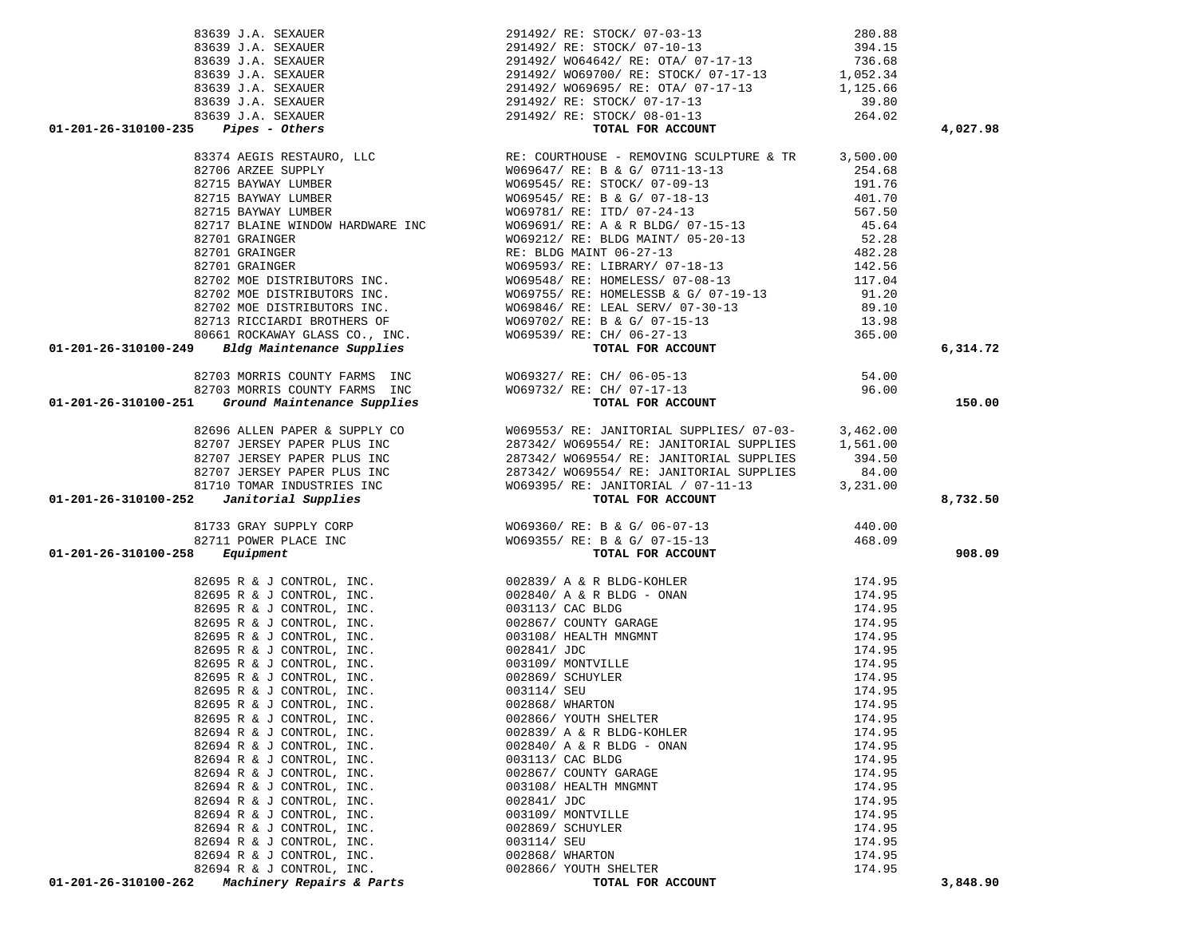| Account | Vendor | Description | Amount | Total |
|---|---|---|---|---|
| | 83639 J.A. SEXAUER | 291492/ RE: STOCK/ 07-03-13 | 280.88 | |
| | 83639 J.A. SEXAUER | 291492/ RE: STOCK/ 07-10-13 | 394.15 | |
| | 83639 J.A. SEXAUER | 291492/ WO64642/ RE: OTA/ 07-17-13 | 736.68 | |
| | 83639 J.A. SEXAUER | 291492/ WO69700/ RE: STOCK/ 07-17-13 | 1,052.34 | |
| | 83639 J.A. SEXAUER | 291492/ WO69695/ RE: OTA/ 07-17-13 | 1,125.66 | |
| | 83639 J.A. SEXAUER | 291492/ RE: STOCK/ 07-17-13 | 39.80 | |
| | 83639 J.A. SEXAUER | 291492/ RE: STOCK/ 08-01-13 | 264.02 | |
| **01-201-26-310100-235** | ***Pipes - Others*** | **TOTAL FOR ACCOUNT** | | **4,027.98** |
| | 83374 AEGIS RESTAURO, LLC | RE: COURTHOUSE - REMOVING SCULPTURE & TR | 3,500.00 | |
| | 82706 ARZEE SUPPLY | W069647/ RE: B & G/ 0711-13-13 | 254.68 | |
| | 82715 BAYWAY LUMBER | WO69545/ RE: STOCK/ 07-09-13 | 191.76 | |
| | 82715 BAYWAY LUMBER | WO69545/ RE: B & G/ 07-18-13 | 401.70 | |
| | 82715 BAYWAY LUMBER | WO69781/ RE: ITD/ 07-24-13 | 567.50 | |
| | 82717 BLAINE WINDOW HARDWARE INC | WO69691/ RE: A & R BLDG/ 07-15-13 | 45.64 | |
| | 82701 GRAINGER | WO69212/ RE: BLDG MAINT/ 05-20-13 | 52.28 | |
| | 82701 GRAINGER | RE: BLDG MAINT 06-27-13 | 482.28 | |
| | 82701 GRAINGER | WO69593/ RE: LIBRARY/ 07-18-13 | 142.56 | |
| | 82702 MOE DISTRIBUTORS INC. | WO69548/ RE: HOMELESS/ 07-08-13 | 117.04 | |
| | 82702 MOE DISTRIBUTORS INC. | WO69755/ RE: HOMELESSB & G/ 07-19-13 | 91.20 | |
| | 82702 MOE DISTRIBUTORS INC. | WO69846/ RE: LEAL SERV/ 07-30-13 | 89.10 | |
| | 82713 RICCIARDI BROTHERS OF | WO69702/ RE: B & G/ 07-15-13 | 13.98 | |
| | 80661 ROCKAWAY GLASS CO., INC. | WO69539/ RE: CH/ 06-27-13 | 365.00 | |
| **01-201-26-310100-249** | ***Bldg Maintenance Supplies*** | **TOTAL FOR ACCOUNT** | | **6,314.72** |
| | 82703 MORRIS COUNTY FARMS INC | WO69327/ RE: CH/ 06-05-13 | 54.00 | |
| | 82703 MORRIS COUNTY FARMS INC | WO69732/ RE: CH/ 07-17-13 | 96.00 | |
| **01-201-26-310100-251** | ***Ground Maintenance Supplies*** | **TOTAL FOR ACCOUNT** | | **150.00** |
| | 82696 ALLEN PAPER & SUPPLY CO | W069553/ RE: JANITORIAL SUPPLIES/ 07-03- | 3,462.00 | |
| | 82707 JERSEY PAPER PLUS INC | 287342/ WO69554/ RE: JANITORIAL SUPPLIES | 1,561.00 | |
| | 82707 JERSEY PAPER PLUS INC | 287342/ WO69554/ RE: JANITORIAL SUPPLIES | 394.50 | |
| | 82707 JERSEY PAPER PLUS INC | 287342/ WO69554/ RE: JANITORIAL SUPPLIES | 84.00 | |
| | 81710 TOMAR INDUSTRIES INC | WO69395/ RE: JANITORIAL / 07-11-13 | 3,231.00 | |
| **01-201-26-310100-252** | ***Janitorial Supplies*** | **TOTAL FOR ACCOUNT** | | **8,732.50** |
| | 81733 GRAY SUPPLY CORP | WO69360/ RE: B & G/ 06-07-13 | 440.00 | |
| | 82711 POWER PLACE INC | WO69355/ RE: B & G/ 07-15-13 | 468.09 | |
| **01-201-26-310100-258** | ***Equipment*** | **TOTAL FOR ACCOUNT** | | **908.09** |
| | 82695 R & J CONTROL, INC. | 002839/ A & R BLDG-KOHLER | 174.95 | |
| | 82695 R & J CONTROL, INC. | 002840/ A & R BLDG - ONAN | 174.95 | |
| | 82695 R & J CONTROL, INC. | 003113/ CAC BLDG | 174.95 | |
| | 82695 R & J CONTROL, INC. | 002867/ COUNTY GARAGE | 174.95 | |
| | 82695 R & J CONTROL, INC. | 003108/ HEALTH MNGMNT | 174.95 | |
| | 82695 R & J CONTROL, INC. | 002841/ JDC | 174.95 | |
| | 82695 R & J CONTROL, INC. | 003109/ MONTVILLE | 174.95 | |
| | 82695 R & J CONTROL, INC. | 002869/ SCHUYLER | 174.95 | |
| | 82695 R & J CONTROL, INC. | 003114/ SEU | 174.95 | |
| | 82695 R & J CONTROL, INC. | 002868/ WHARTON | 174.95 | |
| | 82695 R & J CONTROL, INC. | 002866/ YOUTH SHELTER | 174.95 | |
| | 82694 R & J CONTROL, INC. | 002839/ A & R BLDG-KOHLER | 174.95 | |
| | 82694 R & J CONTROL, INC. | 002840/ A & R BLDG - ONAN | 174.95 | |
| | 82694 R & J CONTROL, INC. | 003113/ CAC BLDG | 174.95 | |
| | 82694 R & J CONTROL, INC. | 002867/ COUNTY GARAGE | 174.95 | |
| | 82694 R & J CONTROL, INC. | 003108/ HEALTH MNGMNT | 174.95 | |
| | 82694 R & J CONTROL, INC. | 002841/ JDC | 174.95 | |
| | 82694 R & J CONTROL, INC. | 003109/ MONTVILLE | 174.95 | |
| | 82694 R & J CONTROL, INC. | 002869/ SCHUYLER | 174.95 | |
| | 82694 R & J CONTROL, INC. | 003114/ SEU | 174.95 | |
| | 82694 R & J CONTROL, INC. | 002868/ WHARTON | 174.95 | |
| | 82694 R & J CONTROL, INC. | 002866/ YOUTH SHELTER | 174.95 | |
| **01-201-26-310100-262** | ***Machinery Repairs & Parts*** | **TOTAL FOR ACCOUNT** | | **3,848.90** |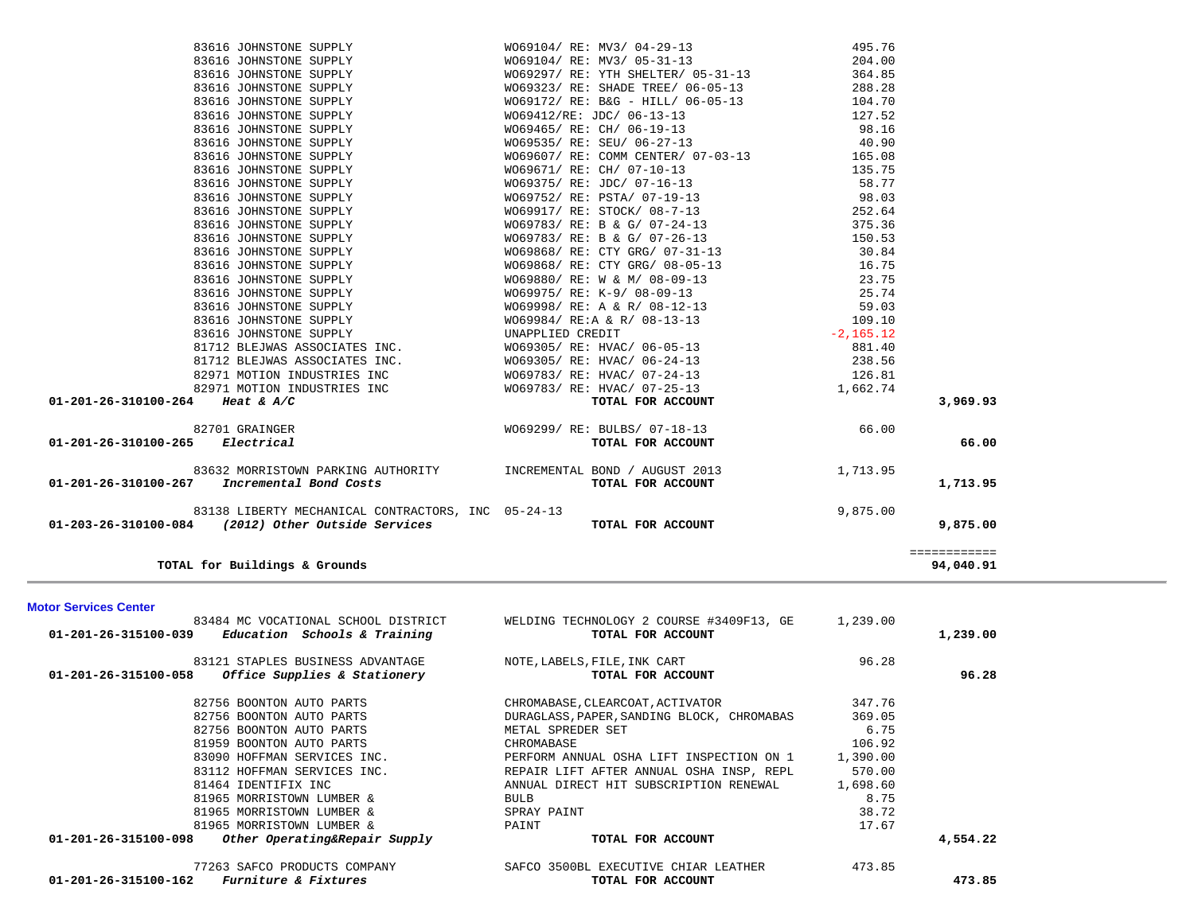| Account | Vendor | Description | Amount | Total |
|---|---|---|---|---|
| | 83616 JOHNSTONE SUPPLY | WO69104/ RE: MV3/ 04-29-13 | 495.76 | |
| | 83616 JOHNSTONE SUPPLY | WO69104/ RE: MV3/ 05-31-13 | 204.00 | |
| | 83616 JOHNSTONE SUPPLY | WO69297/ RE: YTH SHELTER/ 05-31-13 | 364.85 | |
| | 83616 JOHNSTONE SUPPLY | WO69323/ RE: SHADE TREE/ 06-05-13 | 288.28 | |
| | 83616 JOHNSTONE SUPPLY | WO69172/ RE: B&G - HILL/ 06-05-13 | 104.70 | |
| | 83616 JOHNSTONE SUPPLY | WO69412/RE: JDC/ 06-13-13 | 127.52 | |
| | 83616 JOHNSTONE SUPPLY | WO69465/ RE: CH/ 06-19-13 | 98.16 | |
| | 83616 JOHNSTONE SUPPLY | WO69535/ RE: SEU/ 06-27-13 | 40.90 | |
| | 83616 JOHNSTONE SUPPLY | WO69607/ RE: COMM CENTER/ 07-03-13 | 165.08 | |
| | 83616 JOHNSTONE SUPPLY | WO69671/ RE: CH/ 07-10-13 | 135.75 | |
| | 83616 JOHNSTONE SUPPLY | WO69375/ RE: JDC/ 07-16-13 | 58.77 | |
| | 83616 JOHNSTONE SUPPLY | WO69752/ RE: PSTA/ 07-19-13 | 98.03 | |
| | 83616 JOHNSTONE SUPPLY | WO69917/ RE: STOCK/ 08-7-13 | 252.64 | |
| | 83616 JOHNSTONE SUPPLY | WO69783/ RE: B & G/ 07-24-13 | 375.36 | |
| | 83616 JOHNSTONE SUPPLY | WO69783/ RE: B & G/ 07-26-13 | 150.53 | |
| | 83616 JOHNSTONE SUPPLY | WO69868/ RE: CTY GRG/ 07-31-13 | 30.84 | |
| | 83616 JOHNSTONE SUPPLY | WO69868/ RE: CTY GRG/ 08-05-13 | 16.75 | |
| | 83616 JOHNSTONE SUPPLY | WO69880/ RE: W & M/ 08-09-13 | 23.75 | |
| | 83616 JOHNSTONE SUPPLY | WO69975/ RE: K-9/ 08-09-13 | 25.74 | |
| | 83616 JOHNSTONE SUPPLY | WO69998/ RE: A & R/ 08-12-13 | 59.03 | |
| | 83616 JOHNSTONE SUPPLY | WO69984/ RE:A & R/ 08-13-13 | 109.10 | |
| | 83616 JOHNSTONE SUPPLY | UNAPPLIED CREDIT | -2,165.12 | |
| | 81712 BLEJWAS ASSOCIATES INC. | WO69305/ RE: HVAC/ 06-05-13 | 881.40 | |
| | 81712 BLEJWAS ASSOCIATES INC. | WO69305/ RE: HVAC/ 06-24-13 | 238.56 | |
| | 82971 MOTION INDUSTRIES INC | WO69783/ RE: HVAC/ 07-24-13 | 126.81 | |
| | 82971 MOTION INDUSTRIES INC | WO69783/ RE: HVAC/ 07-25-13 | 1,662.74 | |
| **01-201-26-310100-264** | ***Heat & A/C*** | **TOTAL FOR ACCOUNT** | | **3,969.93** |
| | 82701 GRAINGER | WO69299/ RE: BULBS/ 07-18-13 | 66.00 | |
| **01-201-26-310100-265** | ***Electrical*** | **TOTAL FOR ACCOUNT** | | **66.00** |
| | 83632 MORRISTOWN PARKING AUTHORITY | INCREMENTAL BOND / AUGUST 2013 | 1,713.95 | |
| **01-201-26-310100-267** | ***Incremental Bond Costs*** | **TOTAL FOR ACCOUNT** | | **1,713.95** |
| | 83138 LIBERTY MECHANICAL CONTRACTORS, INC | 05-24-13 | 9,875.00 | |
| **01-203-26-310100-084** | ***(2012) Other Outside Services*** | **TOTAL FOR ACCOUNT** | | **9,875.00** |
| | | | | ============ |
| | **TOTAL for Buildings & Grounds** | | | **94,040.91** |

## Motor Services Center

| Account | Vendor | Description | Amount | Total |
|---|---|---|---|---|
| | 83484 MC VOCATIONAL SCHOOL DISTRICT | WELDING TECHNOLOGY 2 COURSE #3409F13, GE | 1,239.00 | |
| **01-201-26-315100-039** | ***Education Schools & Training*** | **TOTAL FOR ACCOUNT** | | **1,239.00** |
| | 83121 STAPLES BUSINESS ADVANTAGE | NOTE,LABELS,FILE,INK CART | 96.28 | |
| **01-201-26-315100-058** | ***Office Supplies & Stationery*** | **TOTAL FOR ACCOUNT** | | **96.28** |
| | 82756 BOONTON AUTO PARTS | CHROMABASE,CLEARCOAT,ACTIVATOR | 347.76 | |
| | 82756 BOONTON AUTO PARTS | DURAGLASS,PAPER,SANDING BLOCK, CHROMABAS | 369.05 | |
| | 82756 BOONTON AUTO PARTS | METAL SPREDER SET | 6.75 | |
| | 81959 BOONTON AUTO PARTS | CHROMABASE | 106.92 | |
| | 83090 HOFFMAN SERVICES INC. | PERFORM ANNUAL OSHA LIFT INSPECTION ON 1 | 1,390.00 | |
| | 83112 HOFFMAN SERVICES INC. | REPAIR LIFT AFTER ANNUAL OSHA INSP, REPL | 570.00 | |
| | 81464 IDENTIFIX INC | ANNUAL DIRECT HIT SUBSCRIPTION RENEWAL | 1,698.60 | |
| | 81965 MORRISTOWN LUMBER & | BULB | 8.75 | |
| | 81965 MORRISTOWN LUMBER & | SPRAY PAINT | 38.72 | |
| | 81965 MORRISTOWN LUMBER & | PAINT | 17.67 | |
| **01-201-26-315100-098** | ***Other Operating&Repair Supply*** | **TOTAL FOR ACCOUNT** | | **4,554.22** |
| | 77263 SAFCO PRODUCTS COMPANY | SAFCO 3500BL EXECUTIVE CHIAR LEATHER | 473.85 | |
| **01-201-26-315100-162** | ***Furniture & Fixtures*** | **TOTAL FOR ACCOUNT** | | **473.85** |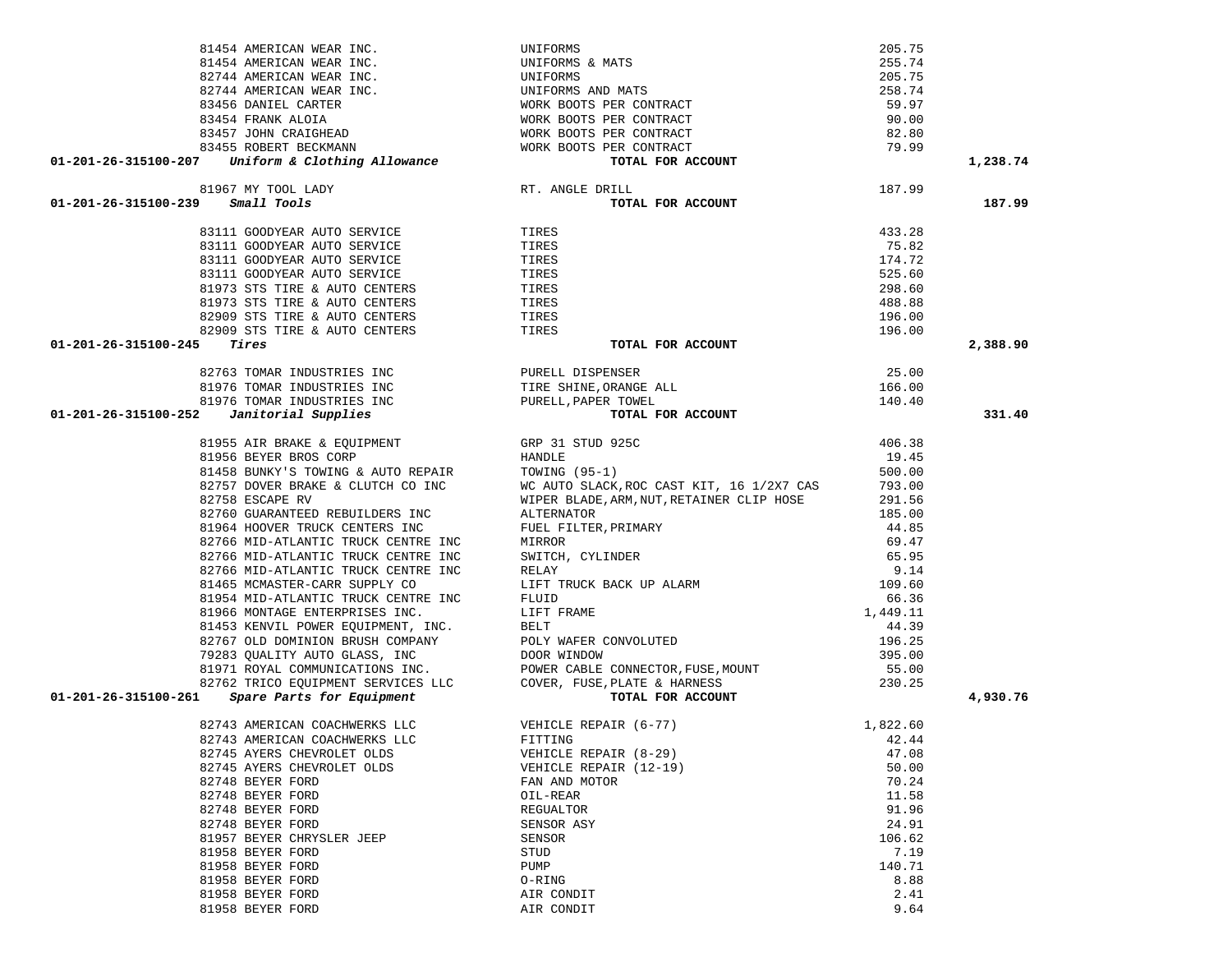| Account | Vendor | Description | Amount | Total |
|---|---|---|---|---|
| | 81454 AMERICAN WEAR INC. | UNIFORMS | 205.75 | |
| | 81454 AMERICAN WEAR INC. | UNIFORMS & MATS | 255.74 | |
| | 82744 AMERICAN WEAR INC. | UNIFORMS | 205.75 | |
| | 82744 AMERICAN WEAR INC. | UNIFORMS AND MATS | 258.74 | |
| | 83456 DANIEL CARTER | WORK BOOTS PER CONTRACT | 59.97 | |
| | 83454 FRANK ALOIA | WORK BOOTS PER CONTRACT | 90.00 | |
| | 83457 JOHN CRAIGHEAD | WORK BOOTS PER CONTRACT | 82.80 | |
| | 83455 ROBERT BECKMANN | WORK BOOTS PER CONTRACT | 79.99 | |
| **01-201-26-315100-207** | ***Uniform & Clothing Allowance*** | **TOTAL FOR ACCOUNT** | | **1,238.74** |
| | 81967 MY TOOL LADY | RT. ANGLE DRILL | 187.99 | |
| **01-201-26-315100-239** | ***Small Tools*** | **TOTAL FOR ACCOUNT** | | **187.99** |
| | 83111 GOODYEAR AUTO SERVICE | TIRES | 433.28 | |
| | 83111 GOODYEAR AUTO SERVICE | TIRES | 75.82 | |
| | 83111 GOODYEAR AUTO SERVICE | TIRES | 174.72 | |
| | 83111 GOODYEAR AUTO SERVICE | TIRES | 525.60 | |
| | 81973 STS TIRE & AUTO CENTERS | TIRES | 298.60 | |
| | 81973 STS TIRE & AUTO CENTERS | TIRES | 488.88 | |
| | 82909 STS TIRE & AUTO CENTERS | TIRES | 196.00 | |
| | 82909 STS TIRE & AUTO CENTERS | TIRES | 196.00 | |
| **01-201-26-315100-245** | ***Tires*** | **TOTAL FOR ACCOUNT** | | **2,388.90** |
| | 82763 TOMAR INDUSTRIES INC | PURELL DISPENSER | 25.00 | |
| | 81976 TOMAR INDUSTRIES INC | TIRE SHINE,ORANGE ALL | 166.00 | |
| | 81976 TOMAR INDUSTRIES INC | PURELL,PAPER TOWEL | 140.40 | |
| **01-201-26-315100-252** | ***Janitorial Supplies*** | **TOTAL FOR ACCOUNT** | | **331.40** |
| | 81955 AIR BRAKE & EQUIPMENT | GRP 31 STUD 925C | 406.38 | |
| | 81956 BEYER BROS CORP | HANDLE | 19.45 | |
| | 81458 BUNKY'S TOWING & AUTO REPAIR | TOWING (95-1) | 500.00 | |
| | 82757 DOVER BRAKE & CLUTCH CO INC | WC AUTO SLACK,ROC CAST KIT, 16 1/2X7 CAS | 793.00 | |
| | 82758 ESCAPE RV | WIPER BLADE,ARM,NUT,RETAINER CLIP HOSE | 291.56 | |
| | 82760 GUARANTEED REBUILDERS INC | ALTERNATOR | 185.00 | |
| | 81964 HOOVER TRUCK CENTERS INC | FUEL FILTER,PRIMARY | 44.85 | |
| | 82766 MID-ATLANTIC TRUCK CENTRE INC | MIRROR | 69.47 | |
| | 82766 MID-ATLANTIC TRUCK CENTRE INC | SWITCH, CYLINDER | 65.95 | |
| | 82766 MID-ATLANTIC TRUCK CENTRE INC | RELAY | 9.14 | |
| | 81465 MCMASTER-CARR SUPPLY CO | LIFT TRUCK BACK UP ALARM | 109.60 | |
| | 81954 MID-ATLANTIC TRUCK CENTRE INC | FLUID | 66.36 | |
| | 81966 MONTAGE ENTERPRISES INC. | LIFT FRAME | 1,449.11 | |
| | 81453 KENVIL POWER EQUIPMENT, INC. | BELT | 44.39 | |
| | 82767 OLD DOMINION BRUSH COMPANY | POLY WAFER CONVOLUTED | 196.25 | |
| | 79283 QUALITY AUTO GLASS, INC | DOOR WINDOW | 395.00 | |
| | 81971 ROYAL COMMUNICATIONS INC. | POWER CABLE CONNECTOR,FUSE,MOUNT | 55.00 | |
| | 82762 TRICO EQUIPMENT SERVICES LLC | COVER, FUSE,PLATE & HARNESS | 230.25 | |
| **01-201-26-315100-261** | ***Spare Parts for Equipment*** | **TOTAL FOR ACCOUNT** | | **4,930.76** |
| | 82743 AMERICAN COACHWERKS LLC | VEHICLE REPAIR (6-77) | 1,822.60 | |
| | 82743 AMERICAN COACHWERKS LLC | FITTING | 42.44 | |
| | 82745 AYERS CHEVROLET OLDS | VEHICLE REPAIR (8-29) | 47.08 | |
| | 82745 AYERS CHEVROLET OLDS | VEHICLE REPAIR (12-19) | 50.00 | |
| | 82748 BEYER FORD | FAN AND MOTOR | 70.24 | |
| | 82748 BEYER FORD | OIL-REAR | 11.58 | |
| | 82748 BEYER FORD | REGUALTOR | 91.96 | |
| | 82748 BEYER FORD | SENSOR ASY | 24.91 | |
| | 81957 BEYER CHRYSLER JEEP | SENSOR | 106.62 | |
| | 81958 BEYER FORD | STUD | 7.19 | |
| | 81958 BEYER FORD | PUMP | 140.71 | |
| | 81958 BEYER FORD | O-RING | 8.88 | |
| | 81958 BEYER FORD | AIR CONDIT | 2.41 | |
| | 81958 BEYER FORD | AIR CONDIT | 9.64 | |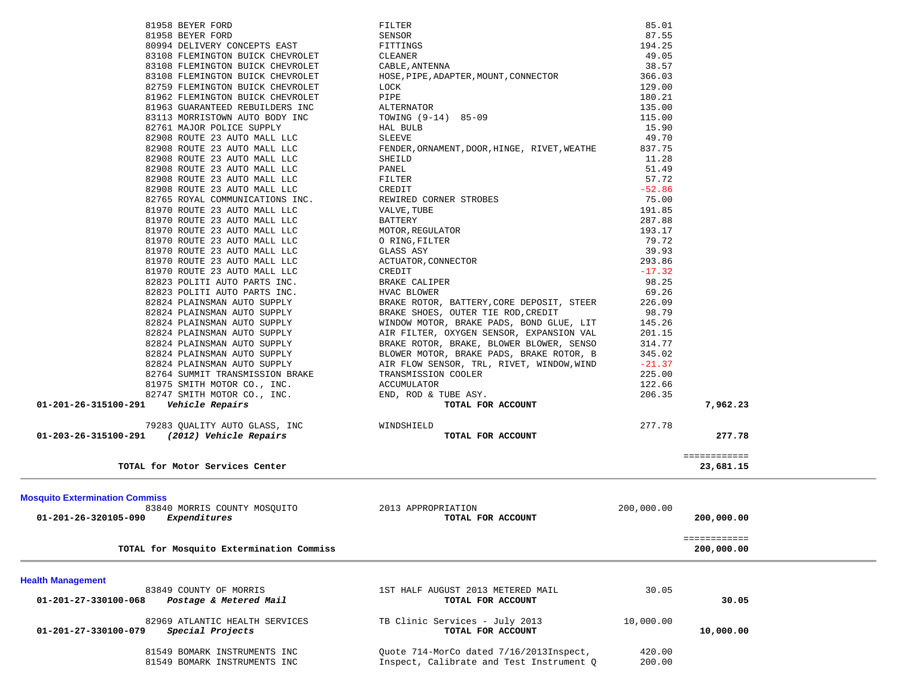| Account | Vendor | Description | Amount | Total |
|---|---|---|---|---|
| | 81958 BEYER FORD | FILTER | 85.01 | |
| | 81958 BEYER FORD | SENSOR | 87.55 | |
| | 80994 DELIVERY CONCEPTS EAST | FITTINGS | 194.25 | |
| | 83108 FLEMINGTON BUICK CHEVROLET | CLEANER | 49.05 | |
| | 83108 FLEMINGTON BUICK CHEVROLET | CABLE,ANTENNA | 38.57 | |
| | 83108 FLEMINGTON BUICK CHEVROLET | HOSE,PIPE,ADAPTER,MOUNT,CONNECTOR | 366.03 | |
| | 82759 FLEMINGTON BUICK CHEVROLET | LOCK | 129.00 | |
| | 81962 FLEMINGTON BUICK CHEVROLET | PIPE | 180.21 | |
| | 81963 GUARANTEED REBUILDERS INC | ALTERNATOR | 135.00 | |
| | 83113 MORRISTOWN AUTO BODY INC | TOWING (9-14) 85-09 | 115.00 | |
| | 82761 MAJOR POLICE SUPPLY | HAL BULB | 15.90 | |
| | 82908 ROUTE 23 AUTO MALL LLC | SLEEVE | 49.70 | |
| | 82908 ROUTE 23 AUTO MALL LLC | FENDER,ORNAMENT,DOOR,HINGE, RIVET,WEATHE | 837.75 | |
| | 82908 ROUTE 23 AUTO MALL LLC | SHEILD | 11.28 | |
| | 82908 ROUTE 23 AUTO MALL LLC | PANEL | 51.49 | |
| | 82908 ROUTE 23 AUTO MALL LLC | FILTER | 57.72 | |
| | 82908 ROUTE 23 AUTO MALL LLC | CREDIT | -52.86 | |
| | 82765 ROYAL COMMUNICATIONS INC. | REWIRED CORNER STROBES | 75.00 | |
| | 81970 ROUTE 23 AUTO MALL LLC | VALVE,TUBE | 191.85 | |
| | 81970 ROUTE 23 AUTO MALL LLC | BATTERY | 287.88 | |
| | 81970 ROUTE 23 AUTO MALL LLC | MOTOR,REGULATOR | 193.17 | |
| | 81970 ROUTE 23 AUTO MALL LLC | O RING,FILTER | 79.72 | |
| | 81970 ROUTE 23 AUTO MALL LLC | GLASS ASY | 39.93 | |
| | 81970 ROUTE 23 AUTO MALL LLC | ACTUATOR,CONNECTOR | 293.86 | |
| | 81970 ROUTE 23 AUTO MALL LLC | CREDIT | -17.32 | |
| | 82823 POLITI AUTO PARTS INC. | BRAKE CALIPER | 98.25 | |
| | 82823 POLITI AUTO PARTS INC. | HVAC BLOWER | 69.26 | |
| | 82824 PLAINSMAN AUTO SUPPLY | BRAKE ROTOR, BATTERY,CORE DEPOSIT, STEER | 226.09 | |
| | 82824 PLAINSMAN AUTO SUPPLY | BRAKE SHOES, OUTER TIE ROD,CREDIT | 98.79 | |
| | 82824 PLAINSMAN AUTO SUPPLY | WINDOW MOTOR, BRAKE PADS, BOND GLUE, LIT | 145.26 | |
| | 82824 PLAINSMAN AUTO SUPPLY | AIR FILTER, OXYGEN SENSOR, EXPANSION VAL | 201.15 | |
| | 82824 PLAINSMAN AUTO SUPPLY | BRAKE ROTOR, BRAKE, BLOWER BLOWER, SENSO | 314.77 | |
| | 82824 PLAINSMAN AUTO SUPPLY | BLOWER MOTOR, BRAKE PADS, BRAKE ROTOR, B | 345.02 | |
| | 82824 PLAINSMAN AUTO SUPPLY | AIR FLOW SENSOR, TRL, RIVET, WINDOW,WIND | -21.37 | |
| | 82764 SUMMIT TRANSMISSION BRAKE | TRANSMISSION COOLER | 225.00 | |
| | 81975 SMITH MOTOR CO., INC. | ACCUMULATOR | 122.66 | |
| | 82747 SMITH MOTOR CO., INC. | END, ROD & TUBE ASY. | 206.35 | |
| **01-201-26-315100-291** | ***Vehicle Repairs*** | **TOTAL FOR ACCOUNT** | | **7,962.23** |
| | 79283 QUALITY AUTO GLASS, INC | WINDSHIELD | 277.78 | |
| **01-203-26-315100-291** | ***(2012) Vehicle Repairs*** | **TOTAL FOR ACCOUNT** | | **277.78** |
| | | | | ============ |
| | **TOTAL for Motor Services Center** | | | **23,681.15** |

## Mosquito Extermination Commiss

| Account | Vendor | Description | Amount | Total |
|---|---|---|---|---|
| | 83840 MORRIS COUNTY MOSQUITO | 2013 APPROPRIATION | 200,000.00 | |
| **01-201-26-320105-090** | ***Expenditures*** | **TOTAL FOR ACCOUNT** | | **200,000.00** |
| | | | | ============ |
| | **TOTAL for Mosquito Extermination Commiss** | | | **200,000.00** |

## Health Management

| Account | Vendor | Description | Amount | Total |
|---|---|---|---|---|
| | 83849 COUNTY OF MORRIS | 1ST HALF AUGUST 2013 METERED MAIL | 30.05 | |
| **01-201-27-330100-068** | ***Postage & Metered Mail*** | **TOTAL FOR ACCOUNT** | | **30.05** |
| | 82969 ATLANTIC HEALTH SERVICES | TB Clinic Services - July 2013 | 10,000.00 | |
| **01-201-27-330100-079** | ***Special Projects*** | **TOTAL FOR ACCOUNT** | | **10,000.00** |
| | 81549 BOMARK INSTRUMENTS INC | Quote 714-MorCo dated 7/16/2013Inspect, | 420.00 | |
| | 81549 BOMARK INSTRUMENTS INC | Inspect, Calibrate and Test Instrument Q | 200.00 | |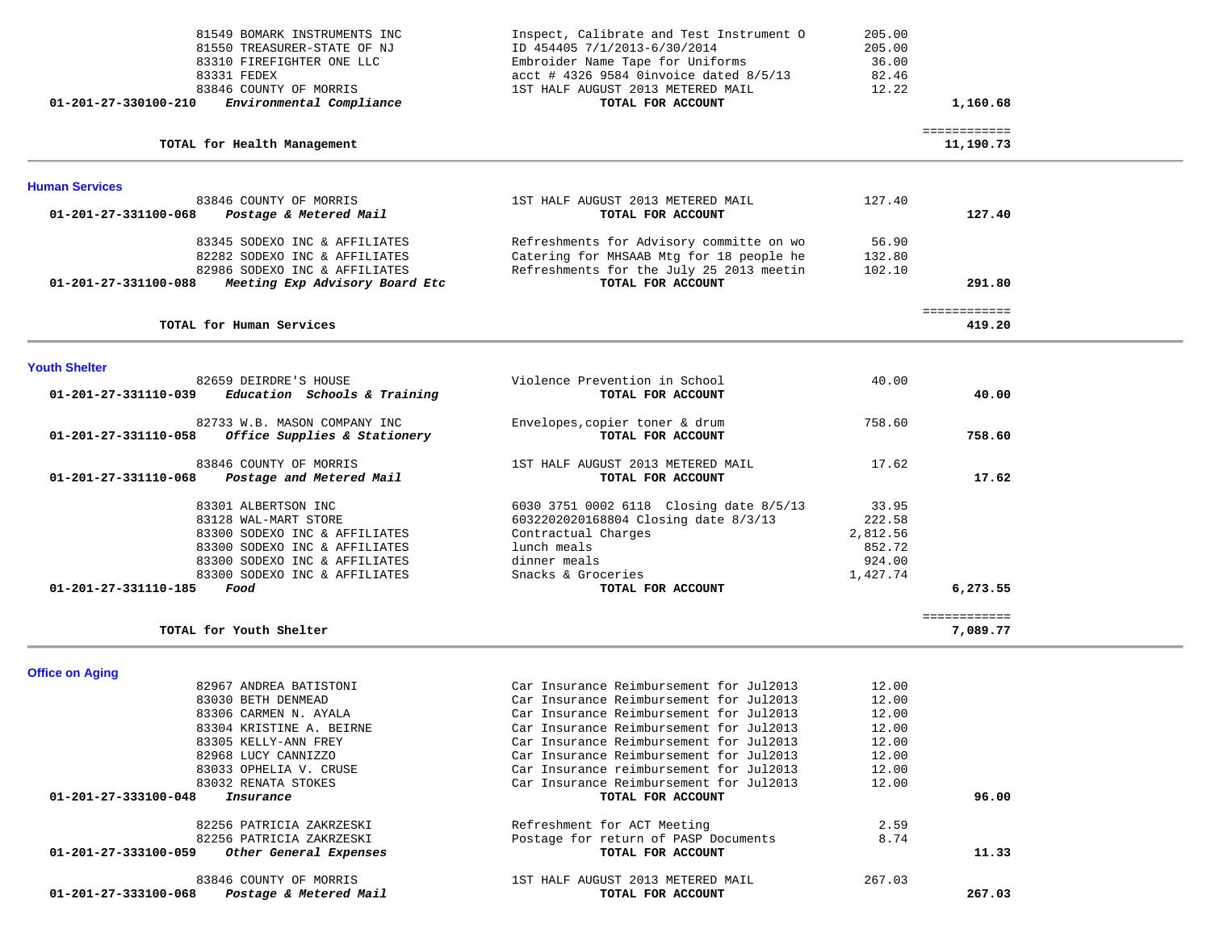| Account | Vendor / Description | Detail | Amount | Total |
|---|---|---|---|---|
| | 81549 BOMARK INSTRUMENTS INC | Inspect, Calibrate and Test Instrument O | 205.00 | |
| | 81550 TREASURER-STATE OF NJ | ID 454405 7/1/2013-6/30/2014 | 205.00 | |
| | 83310 FIREFIGHTER ONE LLC | Embroider Name Tape for Uniforms | 36.00 | |
| | 83331 FEDEX | acct # 4326 9584 0invoice dated 8/5/13 | 82.46 | |
| | 83846 COUNTY OF MORRIS | 1ST HALF AUGUST 2013 METERED MAIL | 12.22 | |
| **01-201-27-330100-210** | ***Environmental Compliance*** | **TOTAL FOR ACCOUNT** | | **1,160.68** |
| | **TOTAL for Health Management** | | | **11,190.73** |

## Human Services

| Account | Vendor / Description | Detail | Amount | Total |
|---|---|---|---|---|
| | 83846 COUNTY OF MORRIS | 1ST HALF AUGUST 2013 METERED MAIL | 127.40 | |
| **01-201-27-331100-068** | ***Postage & Metered Mail*** | **TOTAL FOR ACCOUNT** | | **127.40** |
| | 83345 SODEXO INC & AFFILIATES | Refreshments for Advisory committe on wo | 56.90 | |
| | 82282 SODEXO INC & AFFILIATES | Catering for MHSAAB Mtg for 18 people he | 132.80 | |
| | 82986 SODEXO INC & AFFILIATES | Refreshments for the July 25 2013 meetin | 102.10 | |
| **01-201-27-331100-088** | ***Meeting Exp Advisory Board Etc*** | **TOTAL FOR ACCOUNT** | | **291.80** |
| | **TOTAL for Human Services** | | | **419.20** |

## Youth Shelter

| Account | Vendor / Description | Detail | Amount | Total |
|---|---|---|---|---|
| | 82659 DEIRDRE'S HOUSE | Violence Prevention in School | 40.00 | |
| **01-201-27-331110-039** | ***Education Schools & Training*** | **TOTAL FOR ACCOUNT** | | **40.00** |
| | 82733 W.B. MASON COMPANY INC | Envelopes,copier toner & drum | 758.60 | |
| **01-201-27-331110-058** | ***Office Supplies & Stationery*** | **TOTAL FOR ACCOUNT** | | **758.60** |
| | 83846 COUNTY OF MORRIS | 1ST HALF AUGUST 2013 METERED MAIL | 17.62 | |
| **01-201-27-331110-068** | ***Postage and Metered Mail*** | **TOTAL FOR ACCOUNT** | | **17.62** |
| | 83301 ALBERTSON INC | 6030 3751 0002 6118 Closing date 8/5/13 | 33.95 | |
| | 83128 WAL-MART STORE | 6032202020168804 Closing date 8/3/13 | 222.58 | |
| | 83300 SODEXO INC & AFFILIATES | Contractual Charges | 2,812.56 | |
| | 83300 SODEXO INC & AFFILIATES | lunch meals | 852.72 | |
| | 83300 SODEXO INC & AFFILIATES | dinner meals | 924.00 | |
| | 83300 SODEXO INC & AFFILIATES | Snacks & Groceries | 1,427.74 | |
| **01-201-27-331110-185** | ***Food*** | **TOTAL FOR ACCOUNT** | | **6,273.55** |
| | **TOTAL for Youth Shelter** | | | **7,089.77** |

## Office on Aging

| Account | Vendor / Description | Detail | Amount | Total |
|---|---|---|---|---|
| | 82967 ANDREA BATISTONI | Car Insurance Reimbursement for Jul2013 | 12.00 | |
| | 83030 BETH DENMEAD | Car Insurance Reimbursement for Jul2013 | 12.00 | |
| | 83306 CARMEN N. AYALA | Car Insurance Reimbursement for Jul2013 | 12.00 | |
| | 83304 KRISTINE A. BEIRNE | Car Insurance Reimbursement for Jul2013 | 12.00 | |
| | 83305 KELLY-ANN FREY | Car Insurance Reimbursement for Jul2013 | 12.00 | |
| | 82968 LUCY CANNIZZO | Car Insurance Reimbursement for Jul2013 | 12.00 | |
| | 83033 OPHELIA V. CRUSE | Car Insurance reimbursement for Jul2013 | 12.00 | |
| | 83032 RENATA STOKES | Car Insurance Reimbursement for Jul2013 | 12.00 | |
| **01-201-27-333100-048** | ***Insurance*** | **TOTAL FOR ACCOUNT** | | **96.00** |
| | 82256 PATRICIA ZAKRZESKI | Refreshment for ACT Meeting | 2.59 | |
| | 82256 PATRICIA ZAKRZESKI | Postage for return of PASP Documents | 8.74 | |
| **01-201-27-333100-059** | ***Other General Expenses*** | **TOTAL FOR ACCOUNT** | | **11.33** |
| | 83846 COUNTY OF MORRIS | 1ST HALF AUGUST 2013 METERED MAIL | 267.03 | |
| **01-201-27-333100-068** | ***Postage & Metered Mail*** | **TOTAL FOR ACCOUNT** | | **267.03** |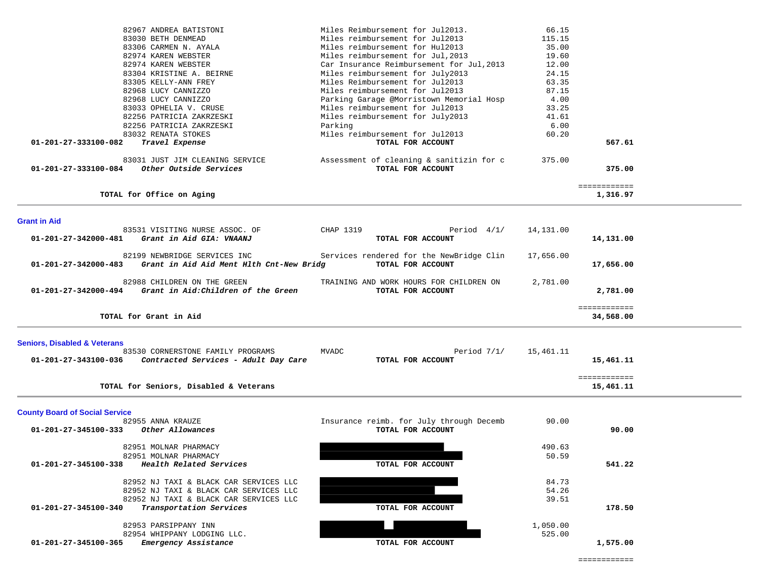| Account | Vendor | Description | Amount | Total |
|---|---|---|---|---|
| | 82967 ANDREA BATISTONI | Miles Reimbursement for Jul2013. | 66.15 | |
| | 83030 BETH DENMEAD | Miles reimbursement for Jul2013 | 115.15 | |
| | 83306 CARMEN N. AYALA | Miles reimbursement for Hul2013 | 35.00 | |
| | 82974 KAREN WEBSTER | Miles reimbursement for Jul,2013 | 19.60 | |
| | 82974 KAREN WEBSTER | Car Insurance Reimbursement for Jul,2013 | 12.00 | |
| | 83304 KRISTINE A. BEIRNE | Miles reimbursement for July2013 | 24.15 | |
| | 83305 KELLY-ANN FREY | Miles Reimbursement for Jul2013 | 63.35 | |
| | 82968 LUCY CANNIZZO | Miles reimbursement for Jul2013 | 87.15 | |
| | 82968 LUCY CANNIZZO | Parking Garage @Morristown Memorial Hosp | 4.00 | |
| | 83033 OPHELIA V. CRUSE | Miles reimbursement for Jul2013 | 33.25 | |
| | 82256 PATRICIA ZAKRZESKI | Miles reimbursement for July2013 | 41.61 | |
| | 82256 PATRICIA ZAKRZESKI | Parking | 6.00 | |
| | 83032 RENATA STOKES | Miles reimbursement for Jul2013 | 60.20 | |
| **01-201-27-333100-082** | ***Travel Expense*** | **TOTAL FOR ACCOUNT** | | **567.61** |
| | 83031 JUST JIM CLEANING SERVICE | Assessment of cleaning & sanitizin for c | 375.00 | |
| **01-201-27-333100-084** | ***Other Outside Services*** | **TOTAL FOR ACCOUNT** | | **375.00** |
| | **TOTAL for Office on Aging** | | | **1,316.97** |

## Grant in Aid

| Account | Vendor | Description | Amount | Total |
|---|---|---|---|---|
| | 83531 VISITING NURSE ASSOC. OF | CHAP 1319 Period 4/1/ | 14,131.00 | |
| **01-201-27-342000-481** | ***Grant in Aid GIA: VNAANJ*** | **TOTAL FOR ACCOUNT** | | **14,131.00** |
| | 82199 NEWBRIDGE SERVICES INC | Services rendered for the NewBridge Clin | 17,656.00 | |
| **01-201-27-342000-483** | ***Grant in Aid Aid Ment Hlth Cnt-New Bridg*** | **TOTAL FOR ACCOUNT** | | **17,656.00** |
| | 82988 CHILDREN ON THE GREEN | TRAINING AND WORK HOURS FOR CHILDREN ON | 2,781.00 | |
| **01-201-27-342000-494** | ***Grant in Aid:Children of the Green*** | **TOTAL FOR ACCOUNT** | | **2,781.00** |
| | **TOTAL for Grant in Aid** | | | **34,568.00** |

## Seniors, Disabled & Veterans

| Account | Vendor | Description | Amount | Total |
|---|---|---|---|---|
| | 83530 CORNERSTONE FAMILY PROGRAMS | MVADC Period 7/1/ | 15,461.11 | |
| **01-201-27-343100-036** | ***Contracted Services - Adult Day Care*** | **TOTAL FOR ACCOUNT** | | **15,461.11** |
| | **TOTAL for Seniors, Disabled & Veterans** | | | **15,461.11** |

## County Board of Social Service

| Account | Vendor | Description | Amount | Total |
|---|---|---|---|---|
| | 82955 ANNA KRAUZE | Insurance reimb. for July through Decemb | 90.00 | |
| **01-201-27-345100-333** | ***Other Allowances*** | **TOTAL FOR ACCOUNT** | | **90.00** |
| | 82951 MOLNAR PHARMACY | | 490.63 | |
| | 82951 MOLNAR PHARMACY | | 50.59 | |
| **01-201-27-345100-338** | ***Health Related Services*** | **TOTAL FOR ACCOUNT** | | **541.22** |
| | 82952 NJ TAXI & BLACK CAR SERVICES LLC | | 84.73 | |
| | 82952 NJ TAXI & BLACK CAR SERVICES LLC | | 54.26 | |
| | 82952 NJ TAXI & BLACK CAR SERVICES LLC | | 39.51 | |
| **01-201-27-345100-340** | ***Transportation Services*** | **TOTAL FOR ACCOUNT** | | **178.50** |
| | 82953 PARSIPPANY INN | | 1,050.00 | |
| | 82954 WHIPPANY LODGING LLC. | | 525.00 | |
| **01-201-27-345100-365** | ***Emergency Assistance*** | **TOTAL FOR ACCOUNT** | | **1,575.00** |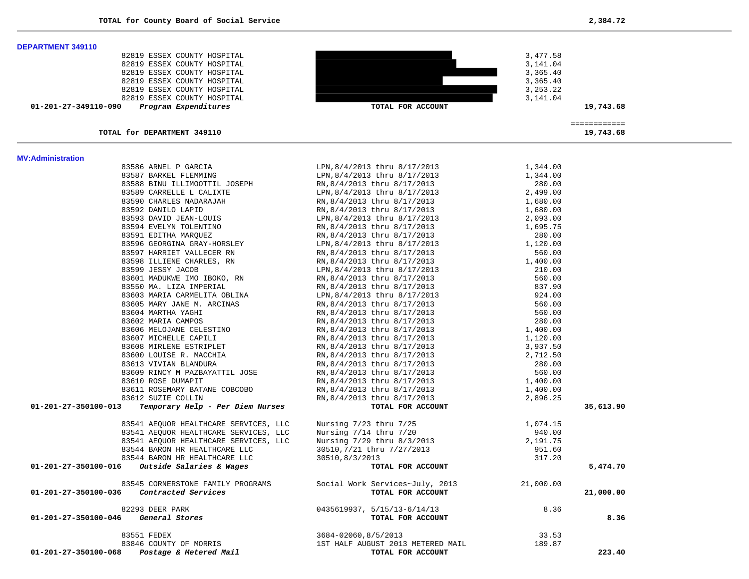**TOTAL for County Board of Social Service** **2,384.72**

---

**DEPARTMENT 349110**

| | | | | |
|---|---|---|---|---|
| | 82819 ESSEX COUNTY HOSPITAL | | 3,477.58 | |
| | 82819 ESSEX COUNTY HOSPITAL | | 3,141.04 | |
| | 82819 ESSEX COUNTY HOSPITAL | | 3,365.40 | |
| | 82819 ESSEX COUNTY HOSPITAL | | 3,365.40 | |
| | 82819 ESSEX COUNTY HOSPITAL | | 3,253.22 | |
| | 82819 ESSEX COUNTY HOSPITAL | | 3,141.04 | |
| **01-201-27-349110-090** | ***Program Expenditures*** | **TOTAL FOR ACCOUNT** | | **19,743.68** |

**TOTAL for DEPARTMENT 349110** ============ **19,743.68**

---

**MV:Administration**

| | | | | |
|---|---|---|---|---|
| | 83586 ARNEL P GARCIA | LPN,8/4/2013 thru 8/17/2013 | 1,344.00 | |
| | 83587 BARKEL FLEMMING | LPN,8/4/2013 thru 8/17/2013 | 1,344.00 | |
| | 83588 BINU ILLIMOOTTIL JOSEPH | RN,8/4/2013 thru 8/17/2013 | 280.00 | |
| | 83589 CARRELLE L CALIXTE | LPN,8/4/2013 thru 8/17/2013 | 2,499.00 | |
| | 83590 CHARLES NADARAJAH | RN,8/4/2013 thru 8/17/2013 | 1,680.00 | |
| | 83592 DANILO LAPID | RN,8/4/2013 thru 8/17/2013 | 1,680.00 | |
| | 83593 DAVID JEAN-LOUIS | LPN,8/4/2013 thru 8/17/2013 | 2,093.00 | |
| | 83594 EVELYN TOLENTINO | RN,8/4/2013 thru 8/17/2013 | 1,695.75 | |
| | 83591 EDITHA MARQUEZ | RN,8/4/2013 thru 8/17/2013 | 280.00 | |
| | 83596 GEORGINA GRAY-HORSLEY | LPN,8/4/2013 thru 8/17/2013 | 1,120.00 | |
| | 83597 HARRIET VALLECER RN | RN,8/4/2013 thru 8/17/2013 | 560.00 | |
| | 83598 ILLIENE CHARLES, RN | RN,8/4/2013 thru 8/17/2013 | 1,400.00 | |
| | 83599 JESSY JACOB | LPN,8/4/2013 thru 8/17/2013 | 210.00 | |
| | 83601 MADUKWE IMO IBOKO, RN | RN,8/4/2013 thru 8/17/2013 | 560.00 | |
| | 83550 MA. LIZA IMPERIAL | RN,8/4/2013 thru 8/17/2013 | 837.90 | |
| | 83603 MARIA CARMELITA OBLINA | LPN,8/4/2013 thru 8/17/2013 | 924.00 | |
| | 83605 MARY JANE M. ARCINAS | RN,8/4/2013 thru 8/17/2013 | 560.00 | |
| | 83604 MARTHA YAGHI | RN,8/4/2013 thru 8/17/2013 | 560.00 | |
| | 83602 MARIA CAMPOS | RN,8/4/2013 thru 8/17/2013 | 280.00 | |
| | 83606 MELOJANE CELESTINO | RN,8/4/2013 thru 8/17/2013 | 1,400.00 | |
| | 83607 MICHELLE CAPILI | RN,8/4/2013 thru 8/17/2013 | 1,120.00 | |
| | 83608 MIRLENE ESTRIPLET | RN,8/4/2013 thru 8/17/2013 | 3,937.50 | |
| | 83600 LOUISE R. MACCHIA | RN,8/4/2013 thru 8/17/2013 | 2,712.50 | |
| | 83613 VIVIAN BLANDURA | RN,8/4/2013 thru 8/17/2013 | 280.00 | |
| | 83609 RINCY M PAZBAYATTIL JOSE | RN,8/4/2013 thru 8/17/2013 | 560.00 | |
| | 83610 ROSE DUMAPIT | RN,8/4/2013 thru 8/17/2013 | 1,400.00 | |
| | 83611 ROSEMARY BATANE COBCOBO | RN,8/4/2013 thru 8/17/2013 | 1,400.00 | |
| | 83612 SUZIE COLLIN | RN,8/4/2013 thru 8/17/2013 | 2,896.25 | |
| **01-201-27-350100-013** | ***Temporary Help - Per Diem Nurses*** | **TOTAL FOR ACCOUNT** | | **35,613.90** |
| | 83541 AEQUOR HEALTHCARE SERVICES, LLC | Nursing 7/23 thru 7/25 | 1,074.15 | |
| | 83541 AEQUOR HEALTHCARE SERVICES, LLC | Nursing 7/14 thru 7/20 | 940.00 | |
| | 83541 AEQUOR HEALTHCARE SERVICES, LLC | Nursing 7/29 thru 8/3/2013 | 2,191.75 | |
| | 83544 BARON HR HEALTHCARE LLC | 30510,7/21 thru 7/27/2013 | 951.60 | |
| | 83544 BARON HR HEALTHCARE LLC | 30510,8/3/2013 | 317.20 | |
| **01-201-27-350100-016** | ***Outside Salaries & Wages*** | **TOTAL FOR ACCOUNT** | | **5,474.70** |
| | 83545 CORNERSTONE FAMILY PROGRAMS | Social Work Services~July, 2013 | 21,000.00 | |
| **01-201-27-350100-036** | ***Contracted Services*** | **TOTAL FOR ACCOUNT** | | **21,000.00** |
| | 82293 DEER PARK | 0435619937, 5/15/13-6/14/13 | 8.36 | |
| **01-201-27-350100-046** | ***General Stores*** | **TOTAL FOR ACCOUNT** | | **8.36** |
| | 83551 FEDEX | 3684-02060,8/5/2013 | 33.53 | |
| | 83846 COUNTY OF MORRIS | 1ST HALF AUGUST 2013 METERED MAIL | 189.87 | |
| **01-201-27-350100-068** | ***Postage & Metered Mail*** | **TOTAL FOR ACCOUNT** | | **223.40** |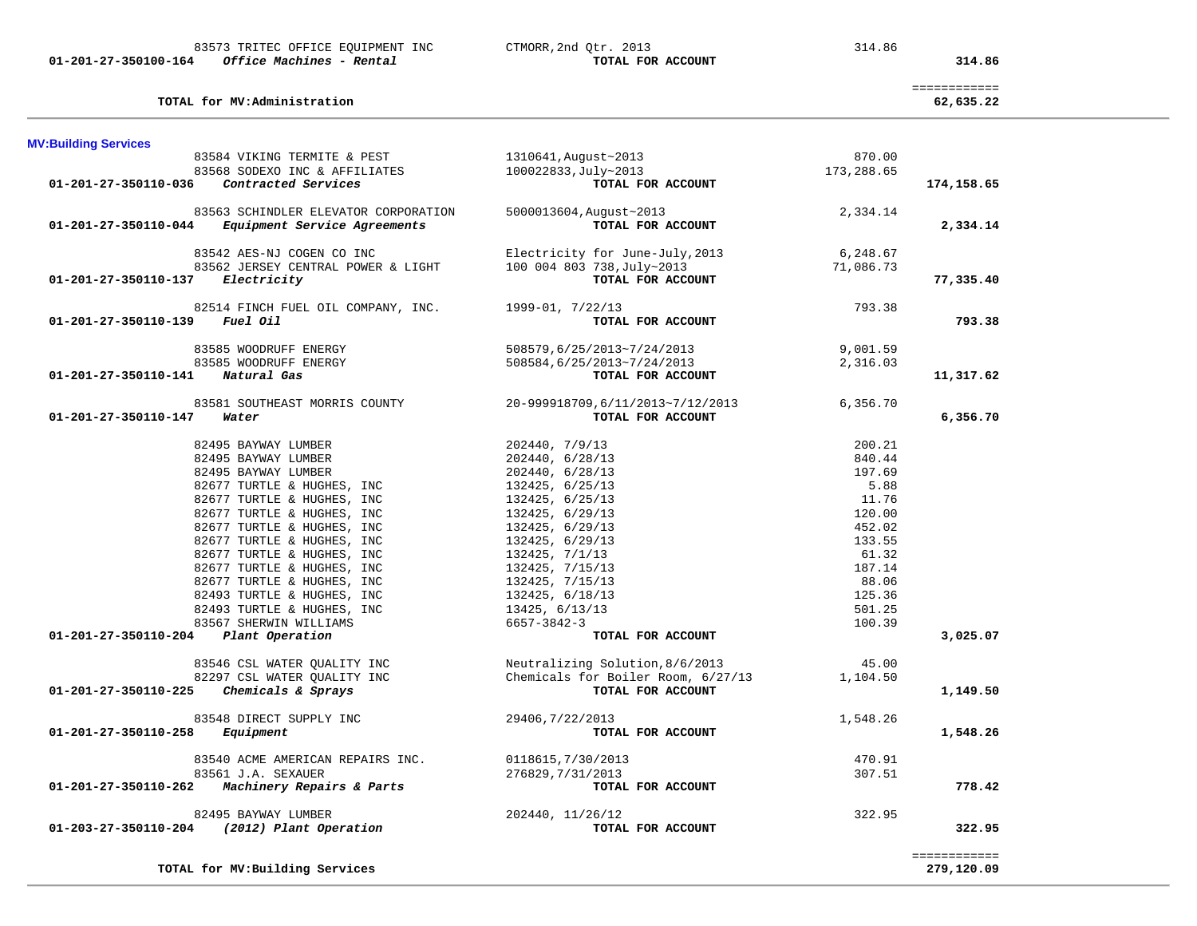| Account | Vendor / Description | Reference | Amount | Total |
|---|---|---|---|---|
| | 83573 TRITEC OFFICE EQUIPMENT INC | CTMORR,2nd Qtr. 2013 | 314.86 | |
| 01-201-27-350100-164 | *Office Machines - Rental* | TOTAL FOR ACCOUNT | | 314.86 |
| | | | | ============ |
| | **TOTAL for MV:Administration** | | | 62,635.22 |

**MV:Building Services**

| Account | Vendor / Description | Reference | Amount | Total |
|---|---|---|---|---|
| | 83584 VIKING TERMITE & PEST | 1310641,August~2013 | 870.00 | |
| | 83568 SODEXO INC & AFFILIATES | 100022833,July~2013 | 173,288.65 | |
| 01-201-27-350110-036 | *Contracted Services* | TOTAL FOR ACCOUNT | | 174,158.65 |
| | 83563 SCHINDLER ELEVATOR CORPORATION | 5000013604,August~2013 | 2,334.14 | |
| 01-201-27-350110-044 | *Equipment Service Agreements* | TOTAL FOR ACCOUNT | | 2,334.14 |
| | 83542 AES-NJ COGEN CO INC | Electricity for June-July,2013 | 6,248.67 | |
| | 83562 JERSEY CENTRAL POWER & LIGHT | 100 004 803 738,July~2013 | 71,086.73 | |
| 01-201-27-350110-137 | *Electricity* | TOTAL FOR ACCOUNT | | 77,335.40 |
| | 82514 FINCH FUEL OIL COMPANY, INC. | 1999-01, 7/22/13 | 793.38 | |
| 01-201-27-350110-139 | *Fuel Oil* | TOTAL FOR ACCOUNT | | 793.38 |
| | 83585 WOODRUFF ENERGY | 508579,6/25/2013~7/24/2013 | 9,001.59 | |
| | 83585 WOODRUFF ENERGY | 508584,6/25/2013~7/24/2013 | 2,316.03 | |
| 01-201-27-350110-141 | *Natural Gas* | TOTAL FOR ACCOUNT | | 11,317.62 |
| | 83581 SOUTHEAST MORRIS COUNTY | 20-999918709,6/11/2013~7/12/2013 | 6,356.70 | |
| 01-201-27-350110-147 | *Water* | TOTAL FOR ACCOUNT | | 6,356.70 |
| | 82495 BAYWAY LUMBER | 202440, 7/9/13 | 200.21 | |
| | 82495 BAYWAY LUMBER | 202440, 6/28/13 | 840.44 | |
| | 82495 BAYWAY LUMBER | 202440, 6/28/13 | 197.69 | |
| | 82677 TURTLE & HUGHES, INC | 132425, 6/25/13 | 5.88 | |
| | 82677 TURTLE & HUGHES, INC | 132425, 6/25/13 | 11.76 | |
| | 82677 TURTLE & HUGHES, INC | 132425, 6/29/13 | 120.00 | |
| | 82677 TURTLE & HUGHES, INC | 132425, 6/29/13 | 452.02 | |
| | 82677 TURTLE & HUGHES, INC | 132425, 6/29/13 | 133.55 | |
| | 82677 TURTLE & HUGHES, INC | 132425, 7/1/13 | 61.32 | |
| | 82677 TURTLE & HUGHES, INC | 132425, 7/15/13 | 187.14 | |
| | 82677 TURTLE & HUGHES, INC | 132425, 7/15/13 | 88.06 | |
| | 82493 TURTLE & HUGHES, INC | 132425, 6/18/13 | 125.36 | |
| | 82493 TURTLE & HUGHES, INC | 13425, 6/13/13 | 501.25 | |
| | 83567 SHERWIN WILLIAMS | 6657-3842-3 | 100.39 | |
| 01-201-27-350110-204 | *Plant Operation* | TOTAL FOR ACCOUNT | | 3,025.07 |
| | 83546 CSL WATER QUALITY INC | Neutralizing Solution,8/6/2013 | 45.00 | |
| | 82297 CSL WATER QUALITY INC | Chemicals for Boiler Room, 6/27/13 | 1,104.50 | |
| 01-201-27-350110-225 | *Chemicals & Sprays* | TOTAL FOR ACCOUNT | | 1,149.50 |
| | 83548 DIRECT SUPPLY INC | 29406,7/22/2013 | 1,548.26 | |
| 01-201-27-350110-258 | *Equipment* | TOTAL FOR ACCOUNT | | 1,548.26 |
| | 83540 ACME AMERICAN REPAIRS INC. | 0118615,7/30/2013 | 470.91 | |
| | 83561 J.A. SEXAUER | 276829,7/31/2013 | 307.51 | |
| 01-201-27-350110-262 | *Machinery Repairs & Parts* | TOTAL FOR ACCOUNT | | 778.42 |
| | 82495 BAYWAY LUMBER | 202440, 11/26/12 | 322.95 | |
| 01-203-27-350110-204 | *(2012) Plant Operation* | TOTAL FOR ACCOUNT | | 322.95 |
| | | | | ============ |
| | **TOTAL for MV:Building Services** | | | 279,120.09 |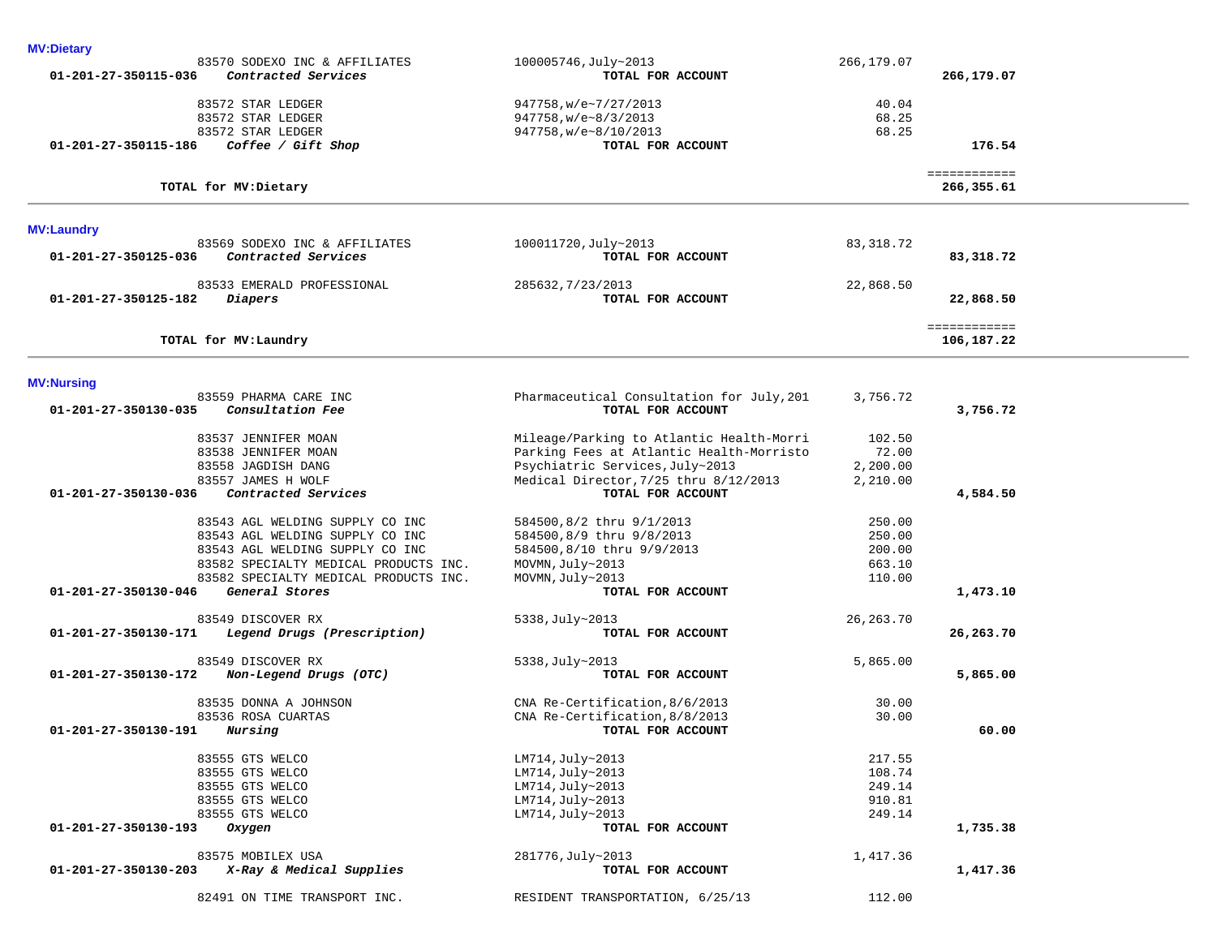**MV:Dietary**

| Account | Vendor / Description | Reference | Amount | Total |
|---|---|---|---|---|
| | 83570 SODEXO INC & AFFILIATES | 100005746,July~2013 | 266,179.07 | |
| 01-201-27-350115-036 | *Contracted Services* | TOTAL FOR ACCOUNT | | 266,179.07 |
| | 83572 STAR LEDGER | 947758,w/e~7/27/2013 | 40.04 | |
| | 83572 STAR LEDGER | 947758,w/e~8/3/2013 | 68.25 | |
| | 83572 STAR LEDGER | 947758,w/e~8/10/2013 | 68.25 | |
| 01-201-27-350115-186 | *Coffee / Gift Shop* | TOTAL FOR ACCOUNT | | 176.54 |
| | TOTAL for MV:Dietary | | | 266,355.61 |

**MV:Laundry**

| Account | Vendor / Description | Reference | Amount | Total |
|---|---|---|---|---|
| | 83569 SODEXO INC & AFFILIATES | 100011720,July~2013 | 83,318.72 | |
| 01-201-27-350125-036 | *Contracted Services* | TOTAL FOR ACCOUNT | | 83,318.72 |
| | 83533 EMERALD PROFESSIONAL | 285632,7/23/2013 | 22,868.50 | |
| 01-201-27-350125-182 | *Diapers* | TOTAL FOR ACCOUNT | | 22,868.50 |
| | TOTAL for MV:Laundry | | | 106,187.22 |

**MV:Nursing**

| Account | Vendor / Description | Reference | Amount | Total |
|---|---|---|---|---|
| | 83559 PHARMA CARE INC | Pharmaceutical Consultation for July,201 | 3,756.72 | |
| 01-201-27-350130-035 | *Consultation Fee* | TOTAL FOR ACCOUNT | | 3,756.72 |
| | 83537 JENNIFER MOAN | Mileage/Parking to Atlantic Health-Morri | 102.50 | |
| | 83538 JENNIFER MOAN | Parking Fees at Atlantic Health-Morristo | 72.00 | |
| | 83558 JAGDISH DANG | Psychiatric Services,July~2013 | 2,200.00 | |
| | 83557 JAMES H WOLF | Medical Director,7/25 thru 8/12/2013 | 2,210.00 | |
| 01-201-27-350130-036 | *Contracted Services* | TOTAL FOR ACCOUNT | | 4,584.50 |
| | 83543 AGL WELDING SUPPLY CO INC | 584500,8/2 thru 9/1/2013 | 250.00 | |
| | 83543 AGL WELDING SUPPLY CO INC | 584500,8/9 thru 9/8/2013 | 250.00 | |
| | 83543 AGL WELDING SUPPLY CO INC | 584500,8/10 thru 9/9/2013 | 200.00 | |
| | 83582 SPECIALTY MEDICAL PRODUCTS INC. | MOVMN,July~2013 | 663.10 | |
| | 83582 SPECIALTY MEDICAL PRODUCTS INC. | MOVMN,July~2013 | 110.00 | |
| 01-201-27-350130-046 | *General Stores* | TOTAL FOR ACCOUNT | | 1,473.10 |
| | 83549 DISCOVER RX | 5338,July~2013 | 26,263.70 | |
| 01-201-27-350130-171 | *Legend Drugs (Prescription)* | TOTAL FOR ACCOUNT | | 26,263.70 |
| | 83549 DISCOVER RX | 5338,July~2013 | 5,865.00 | |
| 01-201-27-350130-172 | *Non-Legend Drugs (OTC)* | TOTAL FOR ACCOUNT | | 5,865.00 |
| | 83535 DONNA A JOHNSON | CNA Re-Certification,8/6/2013 | 30.00 | |
| | 83536 ROSA CUARTAS | CNA Re-Certification,8/8/2013 | 30.00 | |
| 01-201-27-350130-191 | *Nursing* | TOTAL FOR ACCOUNT | | 60.00 |
| | 83555 GTS WELCO | LM714,July~2013 | 217.55 | |
| | 83555 GTS WELCO | LM714,July~2013 | 108.74 | |
| | 83555 GTS WELCO | LM714,July~2013 | 249.14 | |
| | 83555 GTS WELCO | LM714,July~2013 | 910.81 | |
| | 83555 GTS WELCO | LM714,July~2013 | 249.14 | |
| 01-201-27-350130-193 | *Oxygen* | TOTAL FOR ACCOUNT | | 1,735.38 |
| | 83575 MOBILEX USA | 281776,July~2013 | 1,417.36 | |
| 01-201-27-350130-203 | *X-Ray & Medical Supplies* | TOTAL FOR ACCOUNT | | 1,417.36 |
| | 82491 ON TIME TRANSPORT INC. | RESIDENT TRANSPORTATION, 6/25/13 | 112.00 | |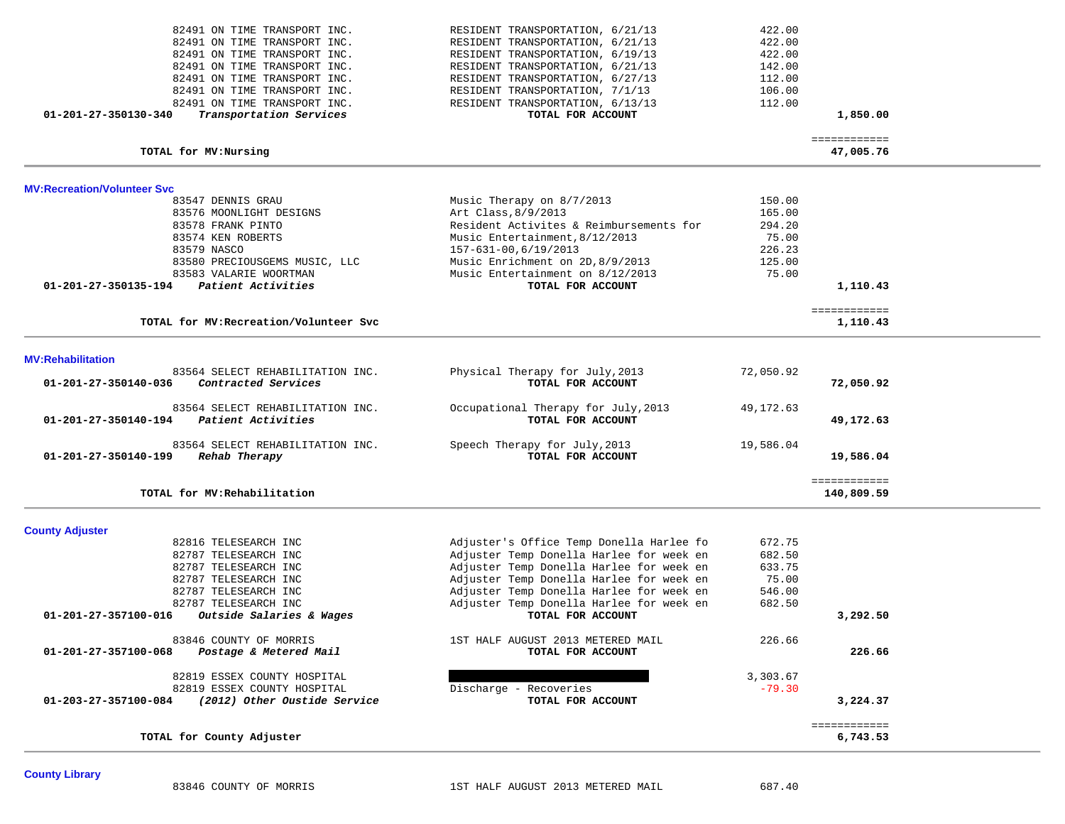| Account / Vendor | Description | Amount | Total |
|---|---|---|---|
| 82491 ON TIME TRANSPORT INC. | RESIDENT TRANSPORTATION, 6/21/13 | 422.00 | |
| 82491 ON TIME TRANSPORT INC. | RESIDENT TRANSPORTATION, 6/21/13 | 422.00 | |
| 82491 ON TIME TRANSPORT INC. | RESIDENT TRANSPORTATION, 6/19/13 | 422.00 | |
| 82491 ON TIME TRANSPORT INC. | RESIDENT TRANSPORTATION, 6/21/13 | 142.00 | |
| 82491 ON TIME TRANSPORT INC. | RESIDENT TRANSPORTATION, 6/27/13 | 112.00 | |
| 82491 ON TIME TRANSPORT INC. | RESIDENT TRANSPORTATION, 7/1/13 | 106.00 | |
| 82491 ON TIME TRANSPORT INC. | RESIDENT TRANSPORTATION, 6/13/13 | 112.00 | |
| **01-201-27-350130-340** ***Transportation Services*** | **TOTAL FOR ACCOUNT** | | **1,850.00** |
| | | | ============ |
| **TOTAL for MV:Nursing** | | | **47,005.76** |

## MV:Recreation/Volunteer Svc

| Account / Vendor | Description | Amount | Total |
|---|---|---|---|
| 83547 DENNIS GRAU | Music Therapy on 8/7/2013 | 150.00 | |
| 83576 MOONLIGHT DESIGNS | Art Class,8/9/2013 | 165.00 | |
| 83578 FRANK PINTO | Resident Activites & Reimbursements for | 294.20 | |
| 83574 KEN ROBERTS | Music Entertainment,8/12/2013 | 75.00 | |
| 83579 NASCO | 157-631-00,6/19/2013 | 226.23 | |
| 83580 PRECIOUSGEMS MUSIC, LLC | Music Enrichment on 2D,8/9/2013 | 125.00 | |
| 83583 VALARIE WOORTMAN | Music Entertainment on 8/12/2013 | 75.00 | |
| **01-201-27-350135-194** ***Patient Activities*** | **TOTAL FOR ACCOUNT** | | **1,110.43** |
| | | | ============ |
| **TOTAL for MV:Recreation/Volunteer Svc** | | | **1,110.43** |

## MV:Rehabilitation

| Account / Vendor | Description | Amount | Total |
|---|---|---|---|
| 83564 SELECT REHABILITATION INC. | Physical Therapy for July,2013 | 72,050.92 | |
| **01-201-27-350140-036** ***Contracted Services*** | **TOTAL FOR ACCOUNT** | | **72,050.92** |
| 83564 SELECT REHABILITATION INC. | Occupational Therapy for July,2013 | 49,172.63 | |
| **01-201-27-350140-194** ***Patient Activities*** | **TOTAL FOR ACCOUNT** | | **49,172.63** |
| 83564 SELECT REHABILITATION INC. | Speech Therapy for July,2013 | 19,586.04 | |
| **01-201-27-350140-199** ***Rehab Therapy*** | **TOTAL FOR ACCOUNT** | | **19,586.04** |
| | | | ============ |
| **TOTAL for MV:Rehabilitation** | | | **140,809.59** |

## County Adjuster

| Account / Vendor | Description | Amount | Total |
|---|---|---|---|
| 82816 TELESEARCH INC | Adjuster's Office Temp Donella Harlee fo | 672.75 | |
| 82787 TELESEARCH INC | Adjuster Temp Donella Harlee for week en | 682.50 | |
| 82787 TELESEARCH INC | Adjuster Temp Donella Harlee for week en | 633.75 | |
| 82787 TELESEARCH INC | Adjuster Temp Donella Harlee for week en | 75.00 | |
| 82787 TELESEARCH INC | Adjuster Temp Donella Harlee for week en | 546.00 | |
| 82787 TELESEARCH INC | Adjuster Temp Donella Harlee for week en | 682.50 | |
| **01-201-27-357100-016** ***Outside Salaries & Wages*** | **TOTAL FOR ACCOUNT** | | **3,292.50** |
| 83846 COUNTY OF MORRIS | 1ST HALF AUGUST 2013 METERED MAIL | 226.66 | |
| **01-201-27-357100-068** ***Postage & Metered Mail*** | **TOTAL FOR ACCOUNT** | | **226.66** |
| 82819 ESSEX COUNTY HOSPITAL | [REDACTED] | 3,303.67 | |
| 82819 ESSEX COUNTY HOSPITAL | Discharge - Recoveries | -79.30 | |
| **01-203-27-357100-084** ***(2012) Other Oustide Service*** | **TOTAL FOR ACCOUNT** | | **3,224.37** |
| | | | ============ |
| **TOTAL for County Adjuster** | | | **6,743.53** |

## County Library

| Account / Vendor | Description | Amount | Total |
|---|---|---|---|
| 83846 COUNTY OF MORRIS | 1ST HALF AUGUST 2013 METERED MAIL | 687.40 | |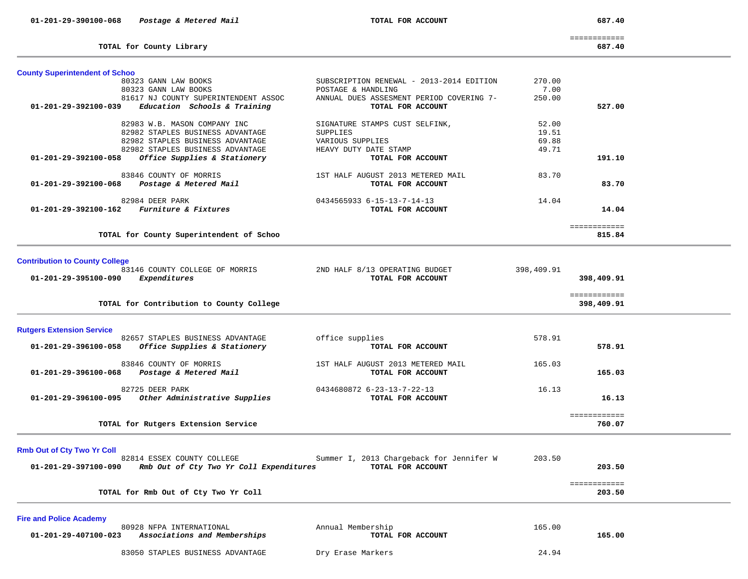| Account | Vendor / Description | Detail | Amount | Total |
|---|---|---|---|---|
| 01-201-29-390100-068 | *Postage & Metered Mail* | **TOTAL FOR ACCOUNT** | | **687.40** |
| | | | | ============ |
| | **TOTAL for County Library** | | | **687.40** |

## County Superintendent of Schoo

| Account | Vendor / Description | Detail | Amount | Total |
|---|---|---|---|---|
| | 80323 GANN LAW BOOKS | SUBSCRIPTION RENEWAL - 2013-2014 EDITION | 270.00 | |
| | 80323 GANN LAW BOOKS | POSTAGE & HANDLING | 7.00 | |
| | 81617 NJ COUNTY SUPERINTENDENT ASSOC | ANNUAL DUES ASSESMENT PERIOD COVERING 7- | 250.00 | |
| **01-201-29-392100-039** | ***Education Schools & Training*** | **TOTAL FOR ACCOUNT** | | **527.00** |
| | 82983 W.B. MASON COMPANY INC | SIGNATURE STAMPS CUST SELFINK, | 52.00 | |
| | 82982 STAPLES BUSINESS ADVANTAGE | SUPPLIES | 19.51 | |
| | 82982 STAPLES BUSINESS ADVANTAGE | VARIOUS SUPPLIES | 69.88 | |
| | 82982 STAPLES BUSINESS ADVANTAGE | HEAVY DUTY DATE STAMP | 49.71 | |
| **01-201-29-392100-058** | ***Office Supplies & Stationery*** | **TOTAL FOR ACCOUNT** | | **191.10** |
| | 83846 COUNTY OF MORRIS | 1ST HALF AUGUST 2013 METERED MAIL | 83.70 | |
| **01-201-29-392100-068** | ***Postage & Metered Mail*** | **TOTAL FOR ACCOUNT** | | **83.70** |
| | 82984 DEER PARK | 0434565933 6-15-13-7-14-13 | 14.04 | |
| **01-201-29-392100-162** | ***Furniture & Fixtures*** | **TOTAL FOR ACCOUNT** | | **14.04** |
| | | | | ============ |
| | **TOTAL for County Superintendent of Schoo** | | | **815.84** |

## Contribution to County College

| Account | Vendor / Description | Detail | Amount | Total |
|---|---|---|---|---|
| | 83146 COUNTY COLLEGE OF MORRIS | 2ND HALF 8/13 OPERATING BUDGET | 398,409.91 | |
| **01-201-29-395100-090** | ***Expenditures*** | **TOTAL FOR ACCOUNT** | | **398,409.91** |
| | | | | ============ |
| | **TOTAL for Contribution to County College** | | | **398,409.91** |

## Rutgers Extension Service

| Account | Vendor / Description | Detail | Amount | Total |
|---|---|---|---|---|
| | 82657 STAPLES BUSINESS ADVANTAGE | office supplies | 578.91 | |
| **01-201-29-396100-058** | ***Office Supplies & Stationery*** | **TOTAL FOR ACCOUNT** | | **578.91** |
| | 83846 COUNTY OF MORRIS | 1ST HALF AUGUST 2013 METERED MAIL | 165.03 | |
| **01-201-29-396100-068** | ***Postage & Metered Mail*** | **TOTAL FOR ACCOUNT** | | **165.03** |
| | 82725 DEER PARK | 0434680872 6-23-13-7-22-13 | 16.13 | |
| **01-201-29-396100-095** | ***Other Administrative Supplies*** | **TOTAL FOR ACCOUNT** | | **16.13** |
| | | | | ============ |
| | **TOTAL for Rutgers Extension Service** | | | **760.07** |

## Rmb Out of Cty Two Yr Coll

| Account | Vendor / Description | Detail | Amount | Total |
|---|---|---|---|---|
| | 82814 ESSEX COUNTY COLLEGE | Summer I, 2013 Chargeback for Jennifer W | 203.50 | |
| **01-201-29-397100-090** | ***Rmb Out of Cty Two Yr Coll Expenditures*** | **TOTAL FOR ACCOUNT** | | **203.50** |
| | | | | ============ |
| | **TOTAL for Rmb Out of Cty Two Yr Coll** | | | **203.50** |

## Fire and Police Academy

| Account | Vendor / Description | Detail | Amount | Total |
|---|---|---|---|---|
| | 80928 NFPA INTERNATIONAL | Annual Membership | 165.00 | |
| **01-201-29-407100-023** | ***Associations and Memberships*** | **TOTAL FOR ACCOUNT** | | **165.00** |
| | 83050 STAPLES BUSINESS ADVANTAGE | Dry Erase Markers | 24.94 | |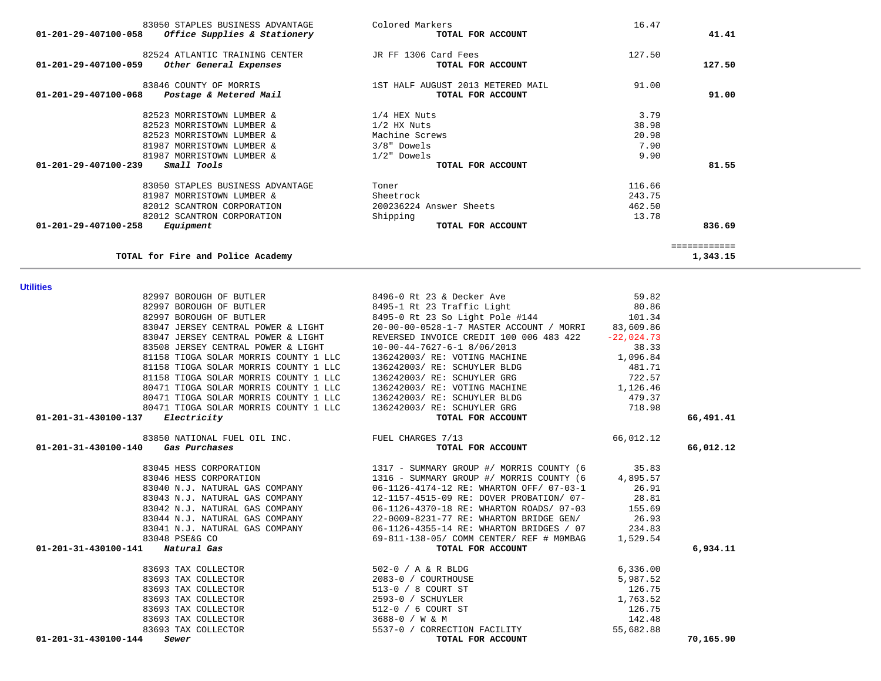| Account | Description | Vendor | Item | Amount | Total |
|---|---|---|---|---|---|
| | | 83050 STAPLES BUSINESS ADVANTAGE | Colored Markers | 16.47 | |
| 01-201-29-407100-058 | *Office Supplies & Stationery* | | **TOTAL FOR ACCOUNT** | | **41.41** |
| | | 82524 ATLANTIC TRAINING CENTER | JR FF 1306 Card Fees | 127.50 | |
| 01-201-29-407100-059 | *Other General Expenses* | | **TOTAL FOR ACCOUNT** | | **127.50** |
| | | 83846 COUNTY OF MORRIS | 1ST HALF AUGUST 2013 METERED MAIL | 91.00 | |
| 01-201-29-407100-068 | *Postage & Metered Mail* | | **TOTAL FOR ACCOUNT** | | **91.00** |
| | | 82523 MORRISTOWN LUMBER & | 1/4 HEX Nuts | 3.79 | |
| | | 82523 MORRISTOWN LUMBER & | 1/2 HX Nuts | 38.98 | |
| | | 82523 MORRISTOWN LUMBER & | Machine Screws | 20.98 | |
| | | 81987 MORRISTOWN LUMBER & | 3/8" Dowels | 7.90 | |
| | | 81987 MORRISTOWN LUMBER & | 1/2" Dowels | 9.90 | |
| 01-201-29-407100-239 | *Small Tools* | | **TOTAL FOR ACCOUNT** | | **81.55** |
| | | 83050 STAPLES BUSINESS ADVANTAGE | Toner | 116.66 | |
| | | 81987 MORRISTOWN LUMBER & | Sheetrock | 243.75 | |
| | | 82012 SCANTRON CORPORATION | 200236224 Answer Sheets | 462.50 | |
| | | 82012 SCANTRON CORPORATION | Shipping | 13.78 | |
| 01-201-29-407100-258 | *Equipment* | | **TOTAL FOR ACCOUNT** | | **836.69** |
| | | | | | ============ |
| | **TOTAL for Fire and Police Academy** | | | | **1,343.15** |

### Utilities

| Account | Description | Vendor | Item | Amount | Total |
|---|---|---|---|---|---|
| | | 82997 BOROUGH OF BUTLER | 8496-0 Rt 23 & Decker Ave | 59.82 | |
| | | 82997 BOROUGH OF BUTLER | 8495-1 Rt 23 Traffic Light | 80.86 | |
| | | 82997 BOROUGH OF BUTLER | 8495-0 Rt 23 So Light Pole #144 | 101.34 | |
| | | 83047 JERSEY CENTRAL POWER & LIGHT | 20-00-00-0528-1-7 MASTER ACCOUNT / MORRI | 83,609.86 | |
| | | 83047 JERSEY CENTRAL POWER & LIGHT | REVERSED INVOICE CREDIT 100 006 483 422 | -22,024.73 | |
| | | 83508 JERSEY CENTRAL POWER & LIGHT | 10-00-44-7627-6-1 8/06/2013 | 38.33 | |
| | | 81158 TIOGA SOLAR MORRIS COUNTY 1 LLC | 136242003/ RE: VOTING MACHINE | 1,096.84 | |
| | | 81158 TIOGA SOLAR MORRIS COUNTY 1 LLC | 136242003/ RE: SCHUYLER BLDG | 481.71 | |
| | | 81158 TIOGA SOLAR MORRIS COUNTY 1 LLC | 136242003/ RE: SCHUYLER GRG | 722.57 | |
| | | 80471 TIOGA SOLAR MORRIS COUNTY 1 LLC | 136242003/ RE: VOTING MACHINE | 1,126.46 | |
| | | 80471 TIOGA SOLAR MORRIS COUNTY 1 LLC | 136242003/ RE: SCHUYLER BLDG | 479.37 | |
| | | 80471 TIOGA SOLAR MORRIS COUNTY 1 LLC | 136242003/ RE: SCHUYLER GRG | 718.98 | |
| 01-201-31-430100-137 | *Electricity* | | **TOTAL FOR ACCOUNT** | | **66,491.41** |
| | | 83850 NATIONAL FUEL OIL INC. | FUEL CHARGES 7/13 | 66,012.12 | |
| 01-201-31-430100-140 | *Gas Purchases* | | **TOTAL FOR ACCOUNT** | | **66,012.12** |
| | | 83045 HESS CORPORATION | 1317 - SUMMARY GROUP #/ MORRIS COUNTY (6 | 35.83 | |
| | | 83046 HESS CORPORATION | 1316 - SUMMARY GROUP #/ MORRIS COUNTY (6 | 4,895.57 | |
| | | 83040 N.J. NATURAL GAS COMPANY | 06-1126-4174-12 RE: WHARTON OFF/ 07-03-1 | 26.91 | |
| | | 83043 N.J. NATURAL GAS COMPANY | 12-1157-4515-09 RE: DOVER PROBATION/ 07- | 28.81 | |
| | | 83042 N.J. NATURAL GAS COMPANY | 06-1126-4370-18 RE: WHARTON ROADS/ 07-03 | 155.69 | |
| | | 83044 N.J. NATURAL GAS COMPANY | 22-0009-8231-77 RE: WHARTON BRIDGE GEN/ | 26.93 | |
| | | 83041 N.J. NATURAL GAS COMPANY | 06-1126-4355-14 RE: WHARTON BRIDGES / 07 | 234.83 | |
| | | 83048 PSE&G CO | 69-811-138-05/ COMM CENTER/ REF # M0MBAG | 1,529.54 | |
| 01-201-31-430100-141 | *Natural Gas* | | **TOTAL FOR ACCOUNT** | | **6,934.11** |
| | | 83693 TAX COLLECTOR | 502-0 / A & R BLDG | 6,336.00 | |
| | | 83693 TAX COLLECTOR | 2083-0 / COURTHOUSE | 5,987.52 | |
| | | 83693 TAX COLLECTOR | 513-0 / 8 COURT ST | 126.75 | |
| | | 83693 TAX COLLECTOR | 2593-0 / SCHUYLER | 1,763.52 | |
| | | 83693 TAX COLLECTOR | 512-0 / 6 COURT ST | 126.75 | |
| | | 83693 TAX COLLECTOR | 3688-0 / W & M | 142.48 | |
| | | 83693 TAX COLLECTOR | 5537-0 / CORRECTION FACILITY | 55,682.88 | |
| 01-201-31-430100-144 | *Sewer* | | **TOTAL FOR ACCOUNT** | | **70,165.90** |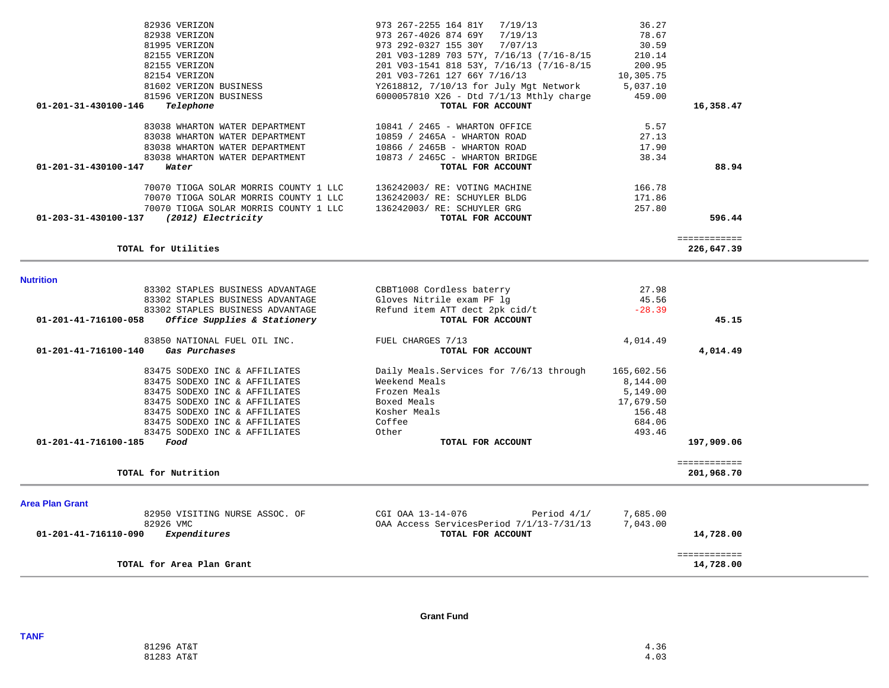| Account | Vendor / Description | Reference | Amount | Total |
|---|---|---|---|---|
| | 82936 VERIZON | 973 267-2255 164 81Y 7/19/13 | 36.27 | |
| | 82938 VERIZON | 973 267-4026 874 69Y 7/19/13 | 78.67 | |
| | 81995 VERIZON | 973 292-0327 155 30Y 7/07/13 | 30.59 | |
| | 82155 VERIZON | 201 V03-1289 703 57Y, 7/16/13 (7/16-8/15 | 210.14 | |
| | 82155 VERIZON | 201 V03-1541 818 53Y, 7/16/13 (7/16-8/15 | 200.95 | |
| | 82154 VERIZON | 201 V03-7261 127 66Y 7/16/13 | 10,305.75 | |
| | 81602 VERIZON BUSINESS | Y2618812, 7/10/13 for July Mgt Network | 5,037.10 | |
| | 81596 VERIZON BUSINESS | 6000057810 X26 - Dtd 7/1/13 Mthly charge | 459.00 | |
| **01-201-31-430100-146** | ***Telephone*** | **TOTAL FOR ACCOUNT** | | **16,358.47** |
| | 83038 WHARTON WATER DEPARTMENT | 10841 / 2465 - WHARTON OFFICE | 5.57 | |
| | 83038 WHARTON WATER DEPARTMENT | 10859 / 2465A - WHARTON ROAD | 27.13 | |
| | 83038 WHARTON WATER DEPARTMENT | 10866 / 2465B - WHARTON ROAD | 17.90 | |
| | 83038 WHARTON WATER DEPARTMENT | 10873 / 2465C - WHARTON BRIDGE | 38.34 | |
| **01-201-31-430100-147** | ***Water*** | **TOTAL FOR ACCOUNT** | | **88.94** |
| | 70070 TIOGA SOLAR MORRIS COUNTY 1 LLC | 136242003/ RE: VOTING MACHINE | 166.78 | |
| | 70070 TIOGA SOLAR MORRIS COUNTY 1 LLC | 136242003/ RE: SCHUYLER BLDG | 171.86 | |
| | 70070 TIOGA SOLAR MORRIS COUNTY 1 LLC | 136242003/ RE: SCHUYLER GRG | 257.80 | |
| **01-203-31-430100-137** | ***(2012) Electricity*** | **TOTAL FOR ACCOUNT** | | **596.44** |
| | **TOTAL for Utilities** | | | **226,647.39** |

**Nutrition**

| Account | Vendor / Description | Reference | Amount | Total |
|---|---|---|---|---|
| | 83302 STAPLES BUSINESS ADVANTAGE | CBBT1008 Cordless baterry | 27.98 | |
| | 83302 STAPLES BUSINESS ADVANTAGE | Gloves Nitrile exam PF lg | 45.56 | |
| | 83302 STAPLES BUSINESS ADVANTAGE | Refund item ATT dect 2pk cid/t | -28.39 | |
| **01-201-41-716100-058** | ***Office Supplies & Stationery*** | **TOTAL FOR ACCOUNT** | | **45.15** |
| | 83850 NATIONAL FUEL OIL INC. | FUEL CHARGES 7/13 | 4,014.49 | |
| **01-201-41-716100-140** | ***Gas Purchases*** | **TOTAL FOR ACCOUNT** | | **4,014.49** |
| | 83475 SODEXO INC & AFFILIATES | Daily Meals.Services for 7/6/13 through | 165,602.56 | |
| | 83475 SODEXO INC & AFFILIATES | Weekend Meals | 8,144.00 | |
| | 83475 SODEXO INC & AFFILIATES | Frozen Meals | 5,149.00 | |
| | 83475 SODEXO INC & AFFILIATES | Boxed Meals | 17,679.50 | |
| | 83475 SODEXO INC & AFFILIATES | Kosher Meals | 156.48 | |
| | 83475 SODEXO INC & AFFILIATES | Coffee | 684.06 | |
| | 83475 SODEXO INC & AFFILIATES | Other | 493.46 | |
| **01-201-41-716100-185** | ***Food*** | **TOTAL FOR ACCOUNT** | | **197,909.06** |
| | **TOTAL for Nutrition** | | | **201,968.70** |

**Area Plan Grant**

| Account | Vendor / Description | Reference | Amount | Total |
|---|---|---|---|---|
| | 82950 VISITING NURSE ASSOC. OF | CGI OAA 13-14-076 Period 4/1/ | 7,685.00 | |
| | 82926 VMC | OAA Access ServicesPeriod 7/1/13-7/31/13 | 7,043.00 | |
| **01-201-41-716110-090** | ***Expenditures*** | **TOTAL FOR ACCOUNT** | | **14,728.00** |
| | **TOTAL for Area Plan Grant** | | | **14,728.00** |

**Grant Fund**

**TANF**

| Account | Vendor / Description | Reference | Amount | Total |
|---|---|---|---|---|
| | 81296 AT&T | | 4.36 | |
| | 81283 AT&T | | 4.03 | |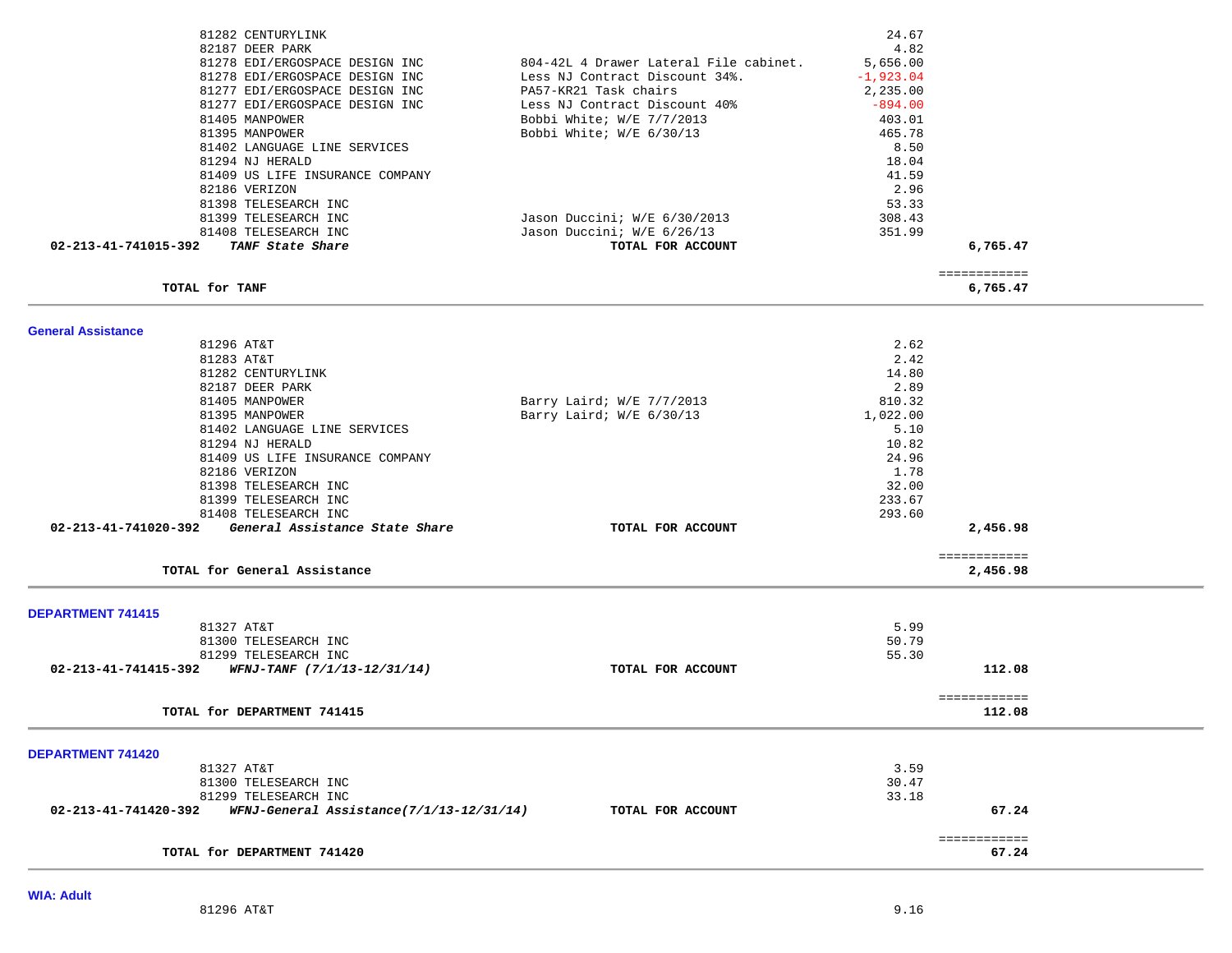| Vendor | Description | Amount | Total |
|---|---|---|---|
| 81282 CENTURYLINK | | 24.67 | |
| 82187 DEER PARK | | 4.82 | |
| 81278 EDI/ERGOSPACE DESIGN INC | 804-42L 4 Drawer Lateral File cabinet. | 5,656.00 | |
| 81278 EDI/ERGOSPACE DESIGN INC | Less NJ Contract Discount 34%. | -1,923.04 | |
| 81277 EDI/ERGOSPACE DESIGN INC | PA57-KR21 Task chairs | 2,235.00 | |
| 81277 EDI/ERGOSPACE DESIGN INC | Less NJ Contract Discount 40% | -894.00 | |
| 81405 MANPOWER | Bobbi White; W/E 7/7/2013 | 403.01 | |
| 81395 MANPOWER | Bobbi White; W/E 6/30/13 | 465.78 | |
| 81402 LANGUAGE LINE SERVICES | | 8.50 | |
| 81294 NJ HERALD | | 18.04 | |
| 81409 US LIFE INSURANCE COMPANY | | 41.59 | |
| 82186 VERIZON | | 2.96 | |
| 81398 TELESEARCH INC | | 53.33 | |
| 81399 TELESEARCH INC | Jason Duccini; W/E 6/30/2013 | 308.43 | |
| 81408 TELESEARCH INC | Jason Duccini; W/E 6/26/13 | 351.99 | |
| **02-213-41-741015-392** ***TANF State Share*** | **TOTAL FOR ACCOUNT** | | **6,765.47** |
| **TOTAL for TANF** | | | **6,765.47** |

## General Assistance

| Vendor | Description | Amount | Total |
|---|---|---|---|
| 81296 AT&T | | 2.62 | |
| 81283 AT&T | | 2.42 | |
| 81282 CENTURYLINK | | 14.80 | |
| 82187 DEER PARK | | 2.89 | |
| 81405 MANPOWER | Barry Laird; W/E 7/7/2013 | 810.32 | |
| 81395 MANPOWER | Barry Laird; W/E 6/30/13 | 1,022.00 | |
| 81402 LANGUAGE LINE SERVICES | | 5.10 | |
| 81294 NJ HERALD | | 10.82 | |
| 81409 US LIFE INSURANCE COMPANY | | 24.96 | |
| 82186 VERIZON | | 1.78 | |
| 81398 TELESEARCH INC | | 32.00 | |
| 81399 TELESEARCH INC | | 233.67 | |
| 81408 TELESEARCH INC | | 293.60 | |
| **02-213-41-741020-392** ***General Assistance State Share*** | **TOTAL FOR ACCOUNT** | | **2,456.98** |
| **TOTAL for General Assistance** | | | **2,456.98** |

## DEPARTMENT 741415

| Vendor | Description | Amount | Total |
|---|---|---|---|
| 81327 AT&T | | 5.99 | |
| 81300 TELESEARCH INC | | 50.79 | |
| 81299 TELESEARCH INC | | 55.30 | |
| **02-213-41-741415-392** ***WFNJ-TANF (7/1/13-12/31/14)*** | **TOTAL FOR ACCOUNT** | | **112.08** |
| **TOTAL for DEPARTMENT 741415** | | | **112.08** |

## DEPARTMENT 741420

| Vendor | Description | Amount | Total |
|---|---|---|---|
| 81327 AT&T | | 3.59 | |
| 81300 TELESEARCH INC | | 30.47 | |
| 81299 TELESEARCH INC | | 33.18 | |
| **02-213-41-741420-392** ***WFNJ-General Assistance(7/1/13-12/31/14)*** | **TOTAL FOR ACCOUNT** | | **67.24** |
| **TOTAL for DEPARTMENT 741420** | | | **67.24** |

## WIA: Adult

| Vendor | Description | Amount | Total |
|---|---|---|---|
| 81296 AT&T | | 9.16 | |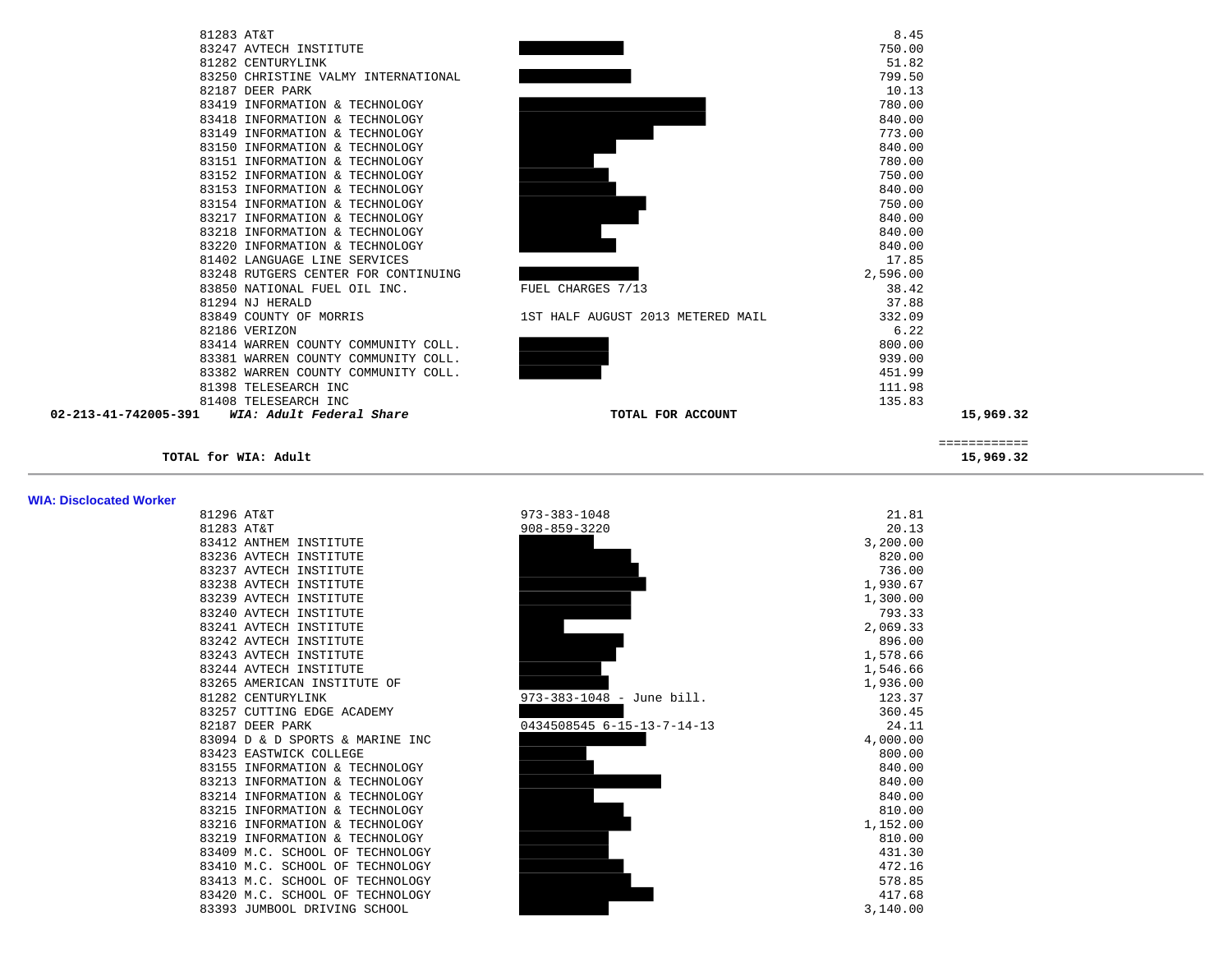| Vendor | Description | Amount | Total |
|---|---|---|---|
| 81283 AT&T | | 8.45 | |
| 83247 AVTECH INSTITUTE | | 750.00 | |
| 81282 CENTURYLINK | | 51.82 | |
| 83250 CHRISTINE VALMY INTERNATIONAL | | 799.50 | |
| 82187 DEER PARK | | 10.13 | |
| 83419 INFORMATION & TECHNOLOGY | | 780.00 | |
| 83418 INFORMATION & TECHNOLOGY | | 840.00 | |
| 83149 INFORMATION & TECHNOLOGY | | 773.00 | |
| 83150 INFORMATION & TECHNOLOGY | | 840.00 | |
| 83151 INFORMATION & TECHNOLOGY | | 780.00 | |
| 83152 INFORMATION & TECHNOLOGY | | 750.00 | |
| 83153 INFORMATION & TECHNOLOGY | | 840.00 | |
| 83154 INFORMATION & TECHNOLOGY | | 750.00 | |
| 83217 INFORMATION & TECHNOLOGY | | 840.00 | |
| 83218 INFORMATION & TECHNOLOGY | | 840.00 | |
| 83220 INFORMATION & TECHNOLOGY | | 840.00 | |
| 81402 LANGUAGE LINE SERVICES | | 17.85 | |
| 83248 RUTGERS CENTER FOR CONTINUING | | 2,596.00 | |
| 83850 NATIONAL FUEL OIL INC. | FUEL CHARGES 7/13 | 38.42 | |
| 81294 NJ HERALD | | 37.88 | |
| 83849 COUNTY OF MORRIS | 1ST HALF AUGUST 2013 METERED MAIL | 332.09 | |
| 82186 VERIZON | | 6.22 | |
| 83414 WARREN COUNTY COMMUNITY COLL. | | 800.00 | |
| 83381 WARREN COUNTY COMMUNITY COLL. | | 939.00 | |
| 83382 WARREN COUNTY COMMUNITY COLL. | | 451.99 | |
| 81398 TELESEARCH INC | | 111.98 | |
| 81408 TELESEARCH INC | | 135.83 | |
| **02-213-41-742005-391** ***WIA: Adult Federal Share*** | **TOTAL FOR ACCOUNT** | | **15,969.32** |

**TOTAL for WIA: Adult** — ============ **15,969.32**

## WIA: Disclocated Worker

| Vendor | Description | Amount |
|---|---|---|
| 81296 AT&T | 973-383-1048 | 21.81 |
| 81283 AT&T | 908-859-3220 | 20.13 |
| 83412 ANTHEM INSTITUTE | | 3,200.00 |
| 83236 AVTECH INSTITUTE | | 820.00 |
| 83237 AVTECH INSTITUTE | | 736.00 |
| 83238 AVTECH INSTITUTE | | 1,930.67 |
| 83239 AVTECH INSTITUTE | | 1,300.00 |
| 83240 AVTECH INSTITUTE | | 793.33 |
| 83241 AVTECH INSTITUTE | | 2,069.33 |
| 83242 AVTECH INSTITUTE | | 896.00 |
| 83243 AVTECH INSTITUTE | | 1,578.66 |
| 83244 AVTECH INSTITUTE | | 1,546.66 |
| 83265 AMERICAN INSTITUTE OF | | 1,936.00 |
| 81282 CENTURYLINK | 973-383-1048 - June bill. | 123.37 |
| 83257 CUTTING EDGE ACADEMY | | 360.45 |
| 82187 DEER PARK | 0434508545 6-15-13-7-14-13 | 24.11 |
| 83094 D & D SPORTS & MARINE INC | | 4,000.00 |
| 83423 EASTWICK COLLEGE | | 800.00 |
| 83155 INFORMATION & TECHNOLOGY | | 840.00 |
| 83213 INFORMATION & TECHNOLOGY | | 840.00 |
| 83214 INFORMATION & TECHNOLOGY | | 840.00 |
| 83215 INFORMATION & TECHNOLOGY | | 810.00 |
| 83216 INFORMATION & TECHNOLOGY | | 1,152.00 |
| 83219 INFORMATION & TECHNOLOGY | | 810.00 |
| 83409 M.C. SCHOOL OF TECHNOLOGY | | 431.30 |
| 83410 M.C. SCHOOL OF TECHNOLOGY | | 472.16 |
| 83413 M.C. SCHOOL OF TECHNOLOGY | | 578.85 |
| 83420 M.C. SCHOOL OF TECHNOLOGY | | 417.68 |
| 83393 JUMBOOL DRIVING SCHOOL | | 3,140.00 |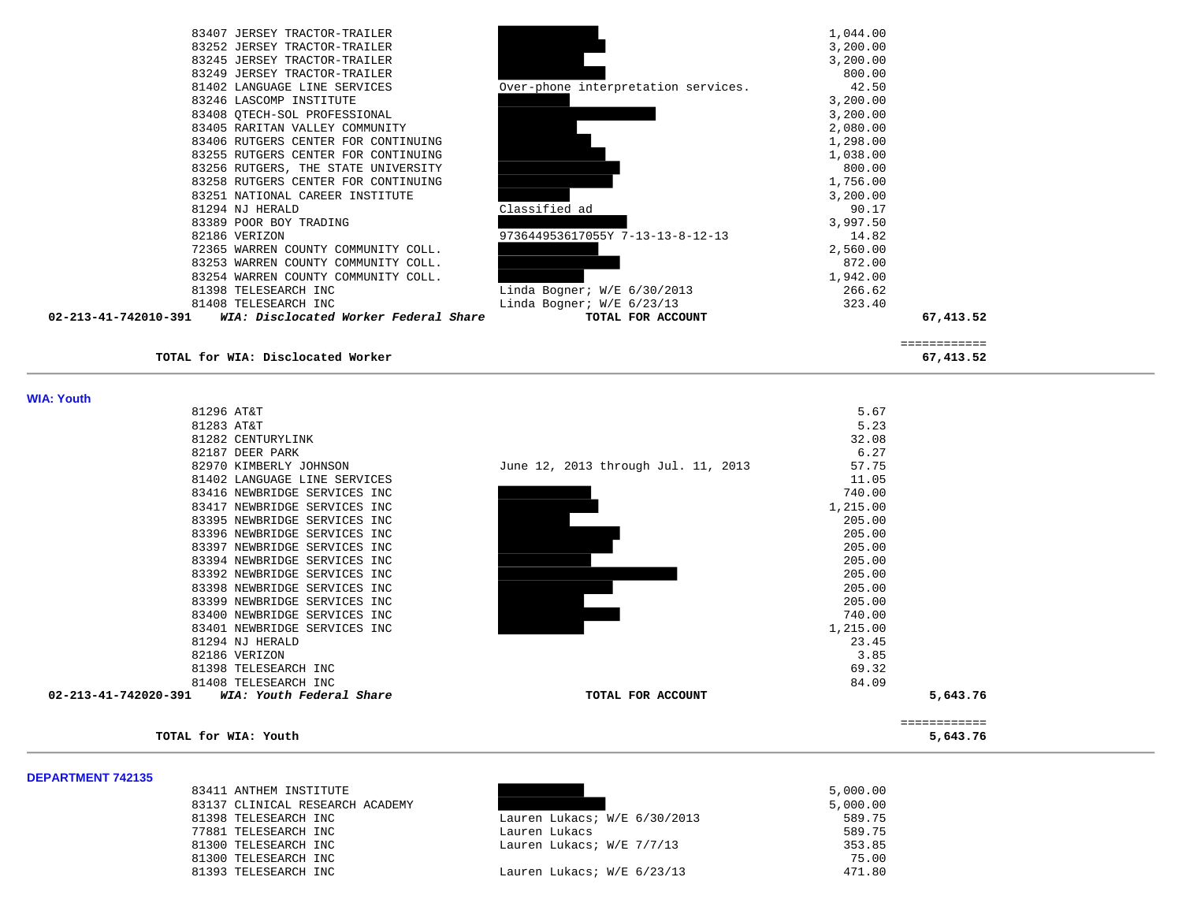| Vendor | Description | Amount | Total |
|---|---|---|---|
| 83407 JERSEY TRACTOR-TRAILER | | 1,044.00 | |
| 83252 JERSEY TRACTOR-TRAILER | | 3,200.00 | |
| 83245 JERSEY TRACTOR-TRAILER | | 3,200.00 | |
| 83249 JERSEY TRACTOR-TRAILER | | 800.00 | |
| 81402 LANGUAGE LINE SERVICES | Over-phone interpretation services. | 42.50 | |
| 83246 LASCOMP INSTITUTE | | 3,200.00 | |
| 83408 QTECH-SOL PROFESSIONAL | | 3,200.00 | |
| 83405 RARITAN VALLEY COMMUNITY | | 2,080.00 | |
| 83406 RUTGERS CENTER FOR CONTINUING | | 1,298.00 | |
| 83255 RUTGERS CENTER FOR CONTINUING | | 1,038.00 | |
| 83256 RUTGERS, THE STATE UNIVERSITY | | 800.00 | |
| 83258 RUTGERS CENTER FOR CONTINUING | | 1,756.00 | |
| 83251 NATIONAL CAREER INSTITUTE | | 3,200.00 | |
| 81294 NJ HERALD | Classified ad | 90.17 | |
| 83389 POOR BOY TRADING | | 3,997.50 | |
| 82186 VERIZON | 973644953617055Y 7-13-13-8-12-13 | 14.82 | |
| 72365 WARREN COUNTY COMMUNITY COLL. | | 2,560.00 | |
| 83253 WARREN COUNTY COMMUNITY COLL. | | 872.00 | |
| 83254 WARREN COUNTY COMMUNITY COLL. | | 1,942.00 | |
| 81398 TELESEARCH INC | Linda Bogner; W/E 6/30/2013 | 266.62 | |
| 81408 TELESEARCH INC | Linda Bogner; W/E 6/23/13 | 323.40 | |
| **02-213-41-742010-391** ***WIA: Disclocated Worker Federal Share*** | **TOTAL FOR ACCOUNT** | | **67,413.52** |

**TOTAL for WIA: Disclocated Worker** ============ **67,413.52**

## WIA: Youth

| Vendor | Description | Amount | Total |
|---|---|---|---|
| 81296 AT&T | | 5.67 | |
| 81283 AT&T | | 5.23 | |
| 81282 CENTURYLINK | | 32.08 | |
| 82187 DEER PARK | | 6.27 | |
| 82970 KIMBERLY JOHNSON | June 12, 2013 through Jul. 11, 2013 | 57.75 | |
| 81402 LANGUAGE LINE SERVICES | | 11.05 | |
| 83416 NEWBRIDGE SERVICES INC | | 740.00 | |
| 83417 NEWBRIDGE SERVICES INC | | 1,215.00 | |
| 83395 NEWBRIDGE SERVICES INC | | 205.00 | |
| 83396 NEWBRIDGE SERVICES INC | | 205.00 | |
| 83397 NEWBRIDGE SERVICES INC | | 205.00 | |
| 83394 NEWBRIDGE SERVICES INC | | 205.00 | |
| 83392 NEWBRIDGE SERVICES INC | | 205.00 | |
| 83398 NEWBRIDGE SERVICES INC | | 205.00 | |
| 83399 NEWBRIDGE SERVICES INC | | 205.00 | |
| 83400 NEWBRIDGE SERVICES INC | | 740.00 | |
| 83401 NEWBRIDGE SERVICES INC | | 1,215.00 | |
| 81294 NJ HERALD | | 23.45 | |
| 82186 VERIZON | | 3.85 | |
| 81398 TELESEARCH INC | | 69.32 | |
| 81408 TELESEARCH INC | | 84.09 | |
| **02-213-41-742020-391** ***WIA: Youth Federal Share*** | **TOTAL FOR ACCOUNT** | | **5,643.76** |

**TOTAL for WIA: Youth** ============ **5,643.76**

## DEPARTMENT 742135

| Vendor | Description | Amount |
|---|---|---|
| 83411 ANTHEM INSTITUTE | | 5,000.00 |
| 83137 CLINICAL RESEARCH ACADEMY | | 5,000.00 |
| 81398 TELESEARCH INC | Lauren Lukacs; W/E 6/30/2013 | 589.75 |
| 77881 TELESEARCH INC | Lauren Lukacs | 589.75 |
| 81300 TELESEARCH INC | Lauren Lukacs; W/E 7/7/13 | 353.85 |
| 81300 TELESEARCH INC | | 75.00 |
| 81393 TELESEARCH INC | Lauren Lukacs; W/E 6/23/13 | 471.80 |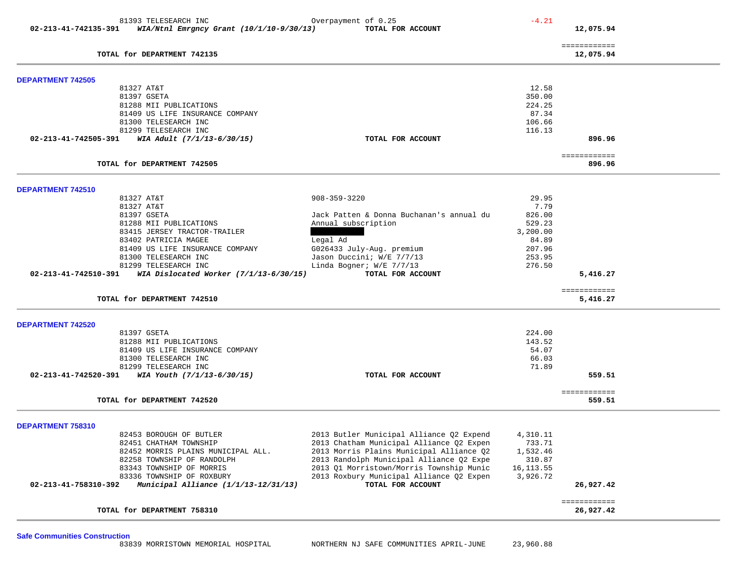| | | | |
|---|---|---|---|
| 81393 TELESEARCH INC | Overpayment of 0.25 | -4.21 | |
| **02-213-41-742135-391** ***WIA/Ntnl Emrgncy Grant (10/1/10-9/30/13)*** | **TOTAL FOR ACCOUNT** | | **12,075.94** |
| | | | ============ |
| **TOTAL for DEPARTMENT 742135** | | | **12,075.94** |

**DEPARTMENT 742505**

| | | | |
|---|---|---|---|
| 81327 AT&T | | 12.58 | |
| 81397 GSETA | | 350.00 | |
| 81288 MII PUBLICATIONS | | 224.25 | |
| 81409 US LIFE INSURANCE COMPANY | | 87.34 | |
| 81300 TELESEARCH INC | | 106.66 | |
| 81299 TELESEARCH INC | | 116.13 | |
| **02-213-41-742505-391** ***WIA Adult (7/1/13-6/30/15)*** | **TOTAL FOR ACCOUNT** | | **896.96** |
| | | | ============ |
| **TOTAL for DEPARTMENT 742505** | | | **896.96** |

**DEPARTMENT 742510**

| | | | |
|---|---|---|---|
| 81327 AT&T | 908-359-3220 | 29.95 | |
| 81327 AT&T | | 7.79 | |
| 81397 GSETA | Jack Patten & Donna Buchanan's annual du | 826.00 | |
| 81288 MII PUBLICATIONS | Annual subscription | 529.23 | |
| 83415 JERSEY TRACTOR-TRAILER | ███████ | 3,200.00 | |
| 83402 PATRICIA MAGEE | Legal Ad | 84.89 | |
| 81409 US LIFE INSURANCE COMPANY | G026433 July-Aug. premium | 207.96 | |
| 81300 TELESEARCH INC | Jason Duccini; W/E 7/7/13 | 253.95 | |
| 81299 TELESEARCH INC | Linda Bogner; W/E 7/7/13 | 276.50 | |
| **02-213-41-742510-391** ***WIA Dislocated Worker (7/1/13-6/30/15)*** | **TOTAL FOR ACCOUNT** | | **5,416.27** |
| | | | ============ |
| **TOTAL for DEPARTMENT 742510** | | | **5,416.27** |

**DEPARTMENT 742520**

| | | | |
|---|---|---|---|
| 81397 GSETA | | 224.00 | |
| 81288 MII PUBLICATIONS | | 143.52 | |
| 81409 US LIFE INSURANCE COMPANY | | 54.07 | |
| 81300 TELESEARCH INC | | 66.03 | |
| 81299 TELESEARCH INC | | 71.89 | |
| **02-213-41-742520-391** ***WIA Youth (7/1/13-6/30/15)*** | **TOTAL FOR ACCOUNT** | | **559.51** |
| | | | ============ |
| **TOTAL for DEPARTMENT 742520** | | | **559.51** |

**DEPARTMENT 758310**

| | | | |
|---|---|---|---|
| 82453 BOROUGH OF BUTLER | 2013 Butler Municipal Alliance Q2 Expend | 4,310.11 | |
| 82451 CHATHAM TOWNSHIP | 2013 Chatham Municipal Alliance Q2 Expen | 733.71 | |
| 82452 MORRIS PLAINS MUNICIPAL ALL. | 2013 Morris Plains Municipal Alliance Q2 | 1,532.46 | |
| 82258 TOWNSHIP OF RANDOLPH | 2013 Randolph Municipal Alliance Q2 Expe | 310.87 | |
| 83343 TOWNSHIP OF MORRIS | 2013 Q1 Morristown/Morris Township Munic | 16,113.55 | |
| 83336 TOWNSHIP OF ROXBURY | 2013 Roxbury Municipal Alliance Q2 Expen | 3,926.72 | |
| **02-213-41-758310-392** ***Municipal Alliance (1/1/13-12/31/13)*** | **TOTAL FOR ACCOUNT** | | **26,927.42** |
| | | | ============ |
| **TOTAL for DEPARTMENT 758310** | | | **26,927.42** |

**Safe Communities Construction**

| | | | |
|---|---|---|---|
| 83839 MORRISTOWN MEMORIAL HOSPITAL | NORTHERN NJ SAFE COMMUNITIES APRIL-JUNE | 23,960.88 | |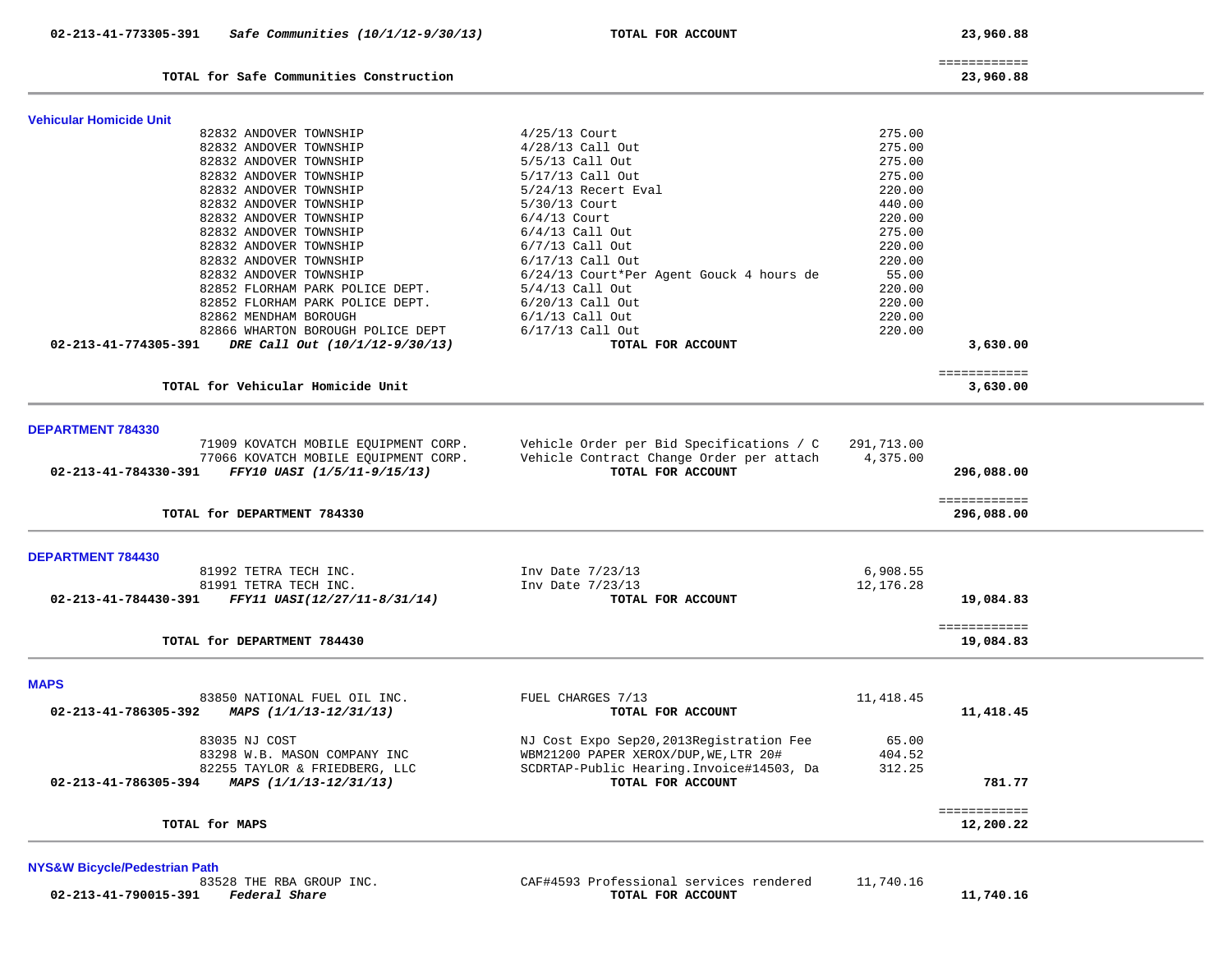**02-213-41-773305-391** ***Safe Communities (10/1/12-9/30/13)*** **TOTAL FOR ACCOUNT** **23,960.88**

============

**TOTAL for Safe Communities Construction** **23,960.88**

---

## Vehicular Homicide Unit

| Vendor | Description | Amount | Total |
|---|---|---|---|
| 82832 ANDOVER TOWNSHIP | 4/25/13 Court | 275.00 | |
| 82832 ANDOVER TOWNSHIP | 4/28/13 Call Out | 275.00 | |
| 82832 ANDOVER TOWNSHIP | 5/5/13 Call Out | 275.00 | |
| 82832 ANDOVER TOWNSHIP | 5/17/13 Call Out | 275.00 | |
| 82832 ANDOVER TOWNSHIP | 5/24/13 Recert Eval | 220.00 | |
| 82832 ANDOVER TOWNSHIP | 5/30/13 Court | 440.00 | |
| 82832 ANDOVER TOWNSHIP | 6/4/13 Court | 220.00 | |
| 82832 ANDOVER TOWNSHIP | 6/4/13 Call Out | 275.00 | |
| 82832 ANDOVER TOWNSHIP | 6/7/13 Call Out | 220.00 | |
| 82832 ANDOVER TOWNSHIP | 6/17/13 Call Out | 220.00 | |
| 82832 ANDOVER TOWNSHIP | 6/24/13 Court*Per Agent Gouck 4 hours de | 55.00 | |
| 82852 FLORHAM PARK POLICE DEPT. | 5/4/13 Call Out | 220.00 | |
| 82852 FLORHAM PARK POLICE DEPT. | 6/20/13 Call Out | 220.00 | |
| 82862 MENDHAM BOROUGH | 6/1/13 Call Out | 220.00 | |
| 82866 WHARTON BOROUGH POLICE DEPT | 6/17/13 Call Out | 220.00 | |
| **02-213-41-774305-391** ***DRE Call Out (10/1/12-9/30/13)*** | **TOTAL FOR ACCOUNT** | | **3,630.00** |

============

**TOTAL for Vehicular Homicide Unit** **3,630.00**

---

## DEPARTMENT 784330

| Vendor | Description | Amount | Total |
|---|---|---|---|
| 71909 KOVATCH MOBILE EQUIPMENT CORP. | Vehicle Order per Bid Specifications / C | 291,713.00 | |
| 77066 KOVATCH MOBILE EQUIPMENT CORP. | Vehicle Contract Change Order per attach | 4,375.00 | |
| **02-213-41-784330-391** ***FFY10 UASI (1/5/11-9/15/13)*** | **TOTAL FOR ACCOUNT** | | **296,088.00** |

============

**TOTAL for DEPARTMENT 784330** **296,088.00**

---

## DEPARTMENT 784430

| Vendor | Description | Amount | Total |
|---|---|---|---|
| 81992 TETRA TECH INC. | Inv Date 7/23/13 | 6,908.55 | |
| 81991 TETRA TECH INC. | Inv Date 7/23/13 | 12,176.28 | |
| **02-213-41-784430-391** ***FFY11 UASI(12/27/11-8/31/14)*** | **TOTAL FOR ACCOUNT** | | **19,084.83** |

============

**TOTAL for DEPARTMENT 784430** **19,084.83**

---

## MAPS

| Vendor | Description | Amount | Total |
|---|---|---|---|
| 83850 NATIONAL FUEL OIL INC. | FUEL CHARGES 7/13 | 11,418.45 | |
| **02-213-41-786305-392** ***MAPS (1/1/13-12/31/13)*** | **TOTAL FOR ACCOUNT** | | **11,418.45** |
| 83035 NJ COST | NJ Cost Expo Sep20,2013Registration Fee | 65.00 | |
| 83298 W.B. MASON COMPANY INC | WBM21200 PAPER XEROX/DUP,WE,LTR 20# | 404.52 | |
| 82255 TAYLOR & FRIEDBERG, LLC | SCDRTAP-Public Hearing.Invoice#14503, Da | 312.25 | |
| **02-213-41-786305-394** ***MAPS (1/1/13-12/31/13)*** | **TOTAL FOR ACCOUNT** | | **781.77** |

============

**TOTAL for MAPS** **12,200.22**

---

## NYS&W Bicycle/Pedestrian Path

| Vendor | Description | Amount | Total |
|---|---|---|---|
| 83528 THE RBA GROUP INC. | CAF#4593 Professional services rendered | 11,740.16 | |
| **02-213-41-790015-391** ***Federal Share*** | **TOTAL FOR ACCOUNT** | | **11,740.16** |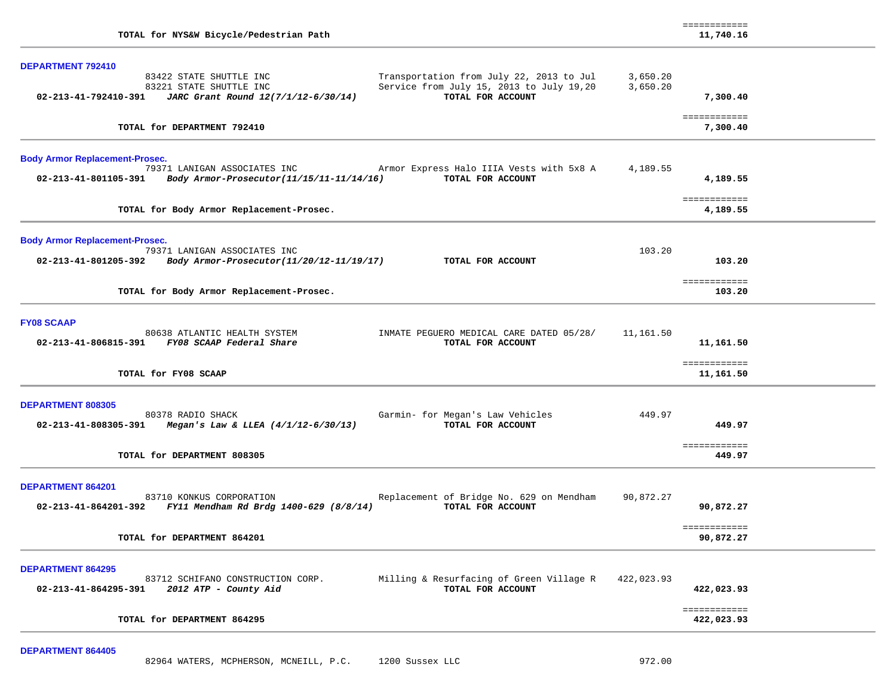| | | | |
|---|---|---|---|
| **TOTAL for NYS&W Bicycle/Pedestrian Path** | | | ============ **11,740.16** |

**DEPARTMENT 792410**

| | | | |
|---|---|---|---|
| 83422 STATE SHUTTLE INC | Transportation from July 22, 2013 to Jul | 3,650.20 | |
| 83221 STATE SHUTTLE INC | Service from July 15, 2013 to July 19,20 | 3,650.20 | |
| **02-213-41-792410-391** ***JARC Grant Round 12(7/1/12-6/30/14)*** | **TOTAL FOR ACCOUNT** | | **7,300.40** |
| **TOTAL for DEPARTMENT 792410** | | | ============ **7,300.40** |

**Body Armor Replacement-Prosec.**

| | | | |
|---|---|---|---|
| 79371 LANIGAN ASSOCIATES INC | Armor Express Halo IIIA Vests with 5x8 A | 4,189.55 | |
| **02-213-41-801105-391** ***Body Armor-Prosecutor(11/15/11-11/14/16)*** | **TOTAL FOR ACCOUNT** | | **4,189.55** |
| **TOTAL for Body Armor Replacement-Prosec.** | | | ============ **4,189.55** |

**Body Armor Replacement-Prosec.**

| | | | |
|---|---|---|---|
| 79371 LANIGAN ASSOCIATES INC | | 103.20 | |
| **02-213-41-801205-392** ***Body Armor-Prosecutor(11/20/12-11/19/17)*** | **TOTAL FOR ACCOUNT** | | **103.20** |
| **TOTAL for Body Armor Replacement-Prosec.** | | | ============ **103.20** |

**FY08 SCAAP**

| | | | |
|---|---|---|---|
| 80638 ATLANTIC HEALTH SYSTEM | INMATE PEGUERO MEDICAL CARE DATED 05/28/ | 11,161.50 | |
| **02-213-41-806815-391** ***FY08 SCAAP Federal Share*** | **TOTAL FOR ACCOUNT** | | **11,161.50** |
| **TOTAL for FY08 SCAAP** | | | ============ **11,161.50** |

**DEPARTMENT 808305**

| | | | |
|---|---|---|---|
| 80378 RADIO SHACK | Garmin- for Megan's Law Vehicles | 449.97 | |
| **02-213-41-808305-391** ***Megan's Law & LLEA (4/1/12-6/30/13)*** | **TOTAL FOR ACCOUNT** | | **449.97** |
| **TOTAL for DEPARTMENT 808305** | | | ============ **449.97** |

**DEPARTMENT 864201**

| | | | |
|---|---|---|---|
| 83710 KONKUS CORPORATION | Replacement of Bridge No. 629 on Mendham | 90,872.27 | |
| **02-213-41-864201-392** ***FY11 Mendham Rd Brdg 1400-629 (8/8/14)*** | **TOTAL FOR ACCOUNT** | | **90,872.27** |
| **TOTAL for DEPARTMENT 864201** | | | ============ **90,872.27** |

**DEPARTMENT 864295**

| | | | |
|---|---|---|---|
| 83712 SCHIFANO CONSTRUCTION CORP. | Milling & Resurfacing of Green Village R | 422,023.93 | |
| **02-213-41-864295-391** ***2012 ATP - County Aid*** | **TOTAL FOR ACCOUNT** | | **422,023.93** |
| **TOTAL for DEPARTMENT 864295** | | | ============ **422,023.93** |

**DEPARTMENT 864405**

| | | | |
|---|---|---|---|
| 82964 WATERS, MCPHERSON, MCNEILL, P.C. | 1200 Sussex LLC | 972.00 | |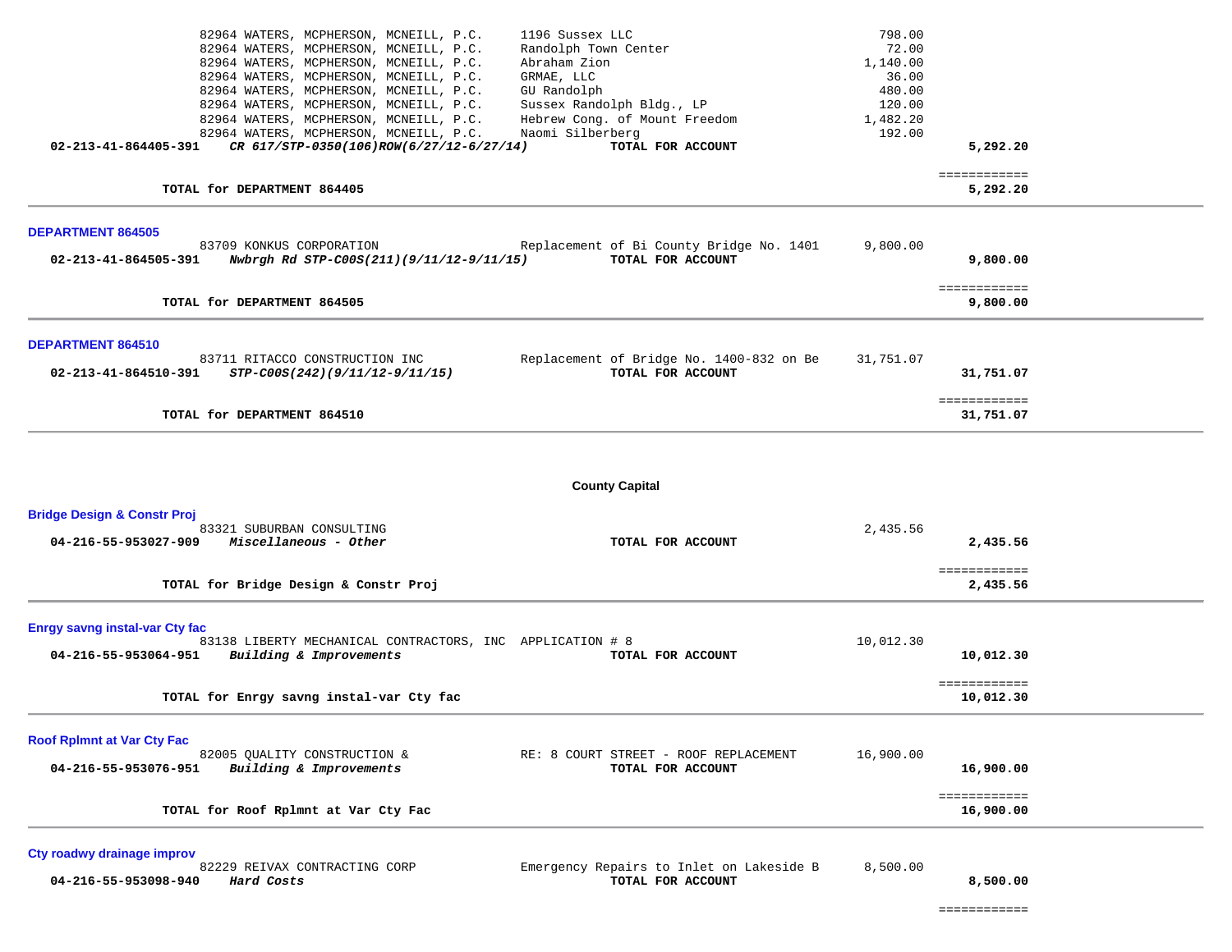| | | | |
|---|---|---|---|
| 82964 WATERS, MCPHERSON, MCNEILL, P.C. | 1196 Sussex LLC | 798.00 | |
| 82964 WATERS, MCPHERSON, MCNEILL, P.C. | Randolph Town Center | 72.00 | |
| 82964 WATERS, MCPHERSON, MCNEILL, P.C. | Abraham Zion | 1,140.00 | |
| 82964 WATERS, MCPHERSON, MCNEILL, P.C. | GRMAE, LLC | 36.00 | |
| 82964 WATERS, MCPHERSON, MCNEILL, P.C. | GU Randolph | 480.00 | |
| 82964 WATERS, MCPHERSON, MCNEILL, P.C. | Sussex Randolph Bldg., LP | 120.00 | |
| 82964 WATERS, MCPHERSON, MCNEILL, P.C. | Hebrew Cong. of Mount Freedom | 1,482.20 | |
| 82964 WATERS, MCPHERSON, MCNEILL, P.C. | Naomi Silberberg | 192.00 | |
| **02-213-41-864405-391** ***CR 617/STP-0350(106)ROW(6/27/12-6/27/14)*** | **TOTAL FOR ACCOUNT** | | **5,292.20** |

**TOTAL for DEPARTMENT 864405** ============ **5,292.20**

## DEPARTMENT 864505

| | | | |
|---|---|---|---|
| 83709 KONKUS CORPORATION | Replacement of Bi County Bridge No. 1401 | 9,800.00 | |
| **02-213-41-864505-391** ***Nwbrgh Rd STP-C00S(211)(9/11/12-9/11/15)*** | **TOTAL FOR ACCOUNT** | | **9,800.00** |

**TOTAL for DEPARTMENT 864505** ============ **9,800.00**

## DEPARTMENT 864510

| | | | |
|---|---|---|---|
| 83711 RITACCO CONSTRUCTION INC | Replacement of Bridge No. 1400-832 on Be | 31,751.07 | |
| **02-213-41-864510-391** ***STP-C00S(242)(9/11/12-9/11/15)*** | **TOTAL FOR ACCOUNT** | | **31,751.07** |

**TOTAL for DEPARTMENT 864510** ============ **31,751.07**

# County Capital

## Bridge Design & Constr Proj

| | | | |
|---|---|---|---|
| 83321 SUBURBAN CONSULTING | | 2,435.56 | |
| **04-216-55-953027-909** ***Miscellaneous - Other*** | **TOTAL FOR ACCOUNT** | | **2,435.56** |

**TOTAL for Bridge Design & Constr Proj** ============ **2,435.56**

## Enrgy savng instal-var Cty fac

| | | | |
|---|---|---|---|
| 83138 LIBERTY MECHANICAL CONTRACTORS, INC | APPLICATION # 8 | 10,012.30 | |
| **04-216-55-953064-951** ***Building & Improvements*** | **TOTAL FOR ACCOUNT** | | **10,012.30** |

**TOTAL for Enrgy savng instal-var Cty fac** ============ **10,012.30**

## Roof Rplmnt at Var Cty Fac

| | | | |
|---|---|---|---|
| 82005 QUALITY CONSTRUCTION & | RE: 8 COURT STREET - ROOF REPLACEMENT | 16,900.00 | |
| **04-216-55-953076-951** ***Building & Improvements*** | **TOTAL FOR ACCOUNT** | | **16,900.00** |

**TOTAL for Roof Rplmnt at Var Cty Fac** ============ **16,900.00**

## Cty roadwy drainage improv

| | | | |
|---|---|---|---|
| 82229 REIVAX CONTRACTING CORP | Emergency Repairs to Inlet on Lakeside B | 8,500.00 | |
| **04-216-55-953098-940** ***Hard Costs*** | **TOTAL FOR ACCOUNT** | | **8,500.00** |

============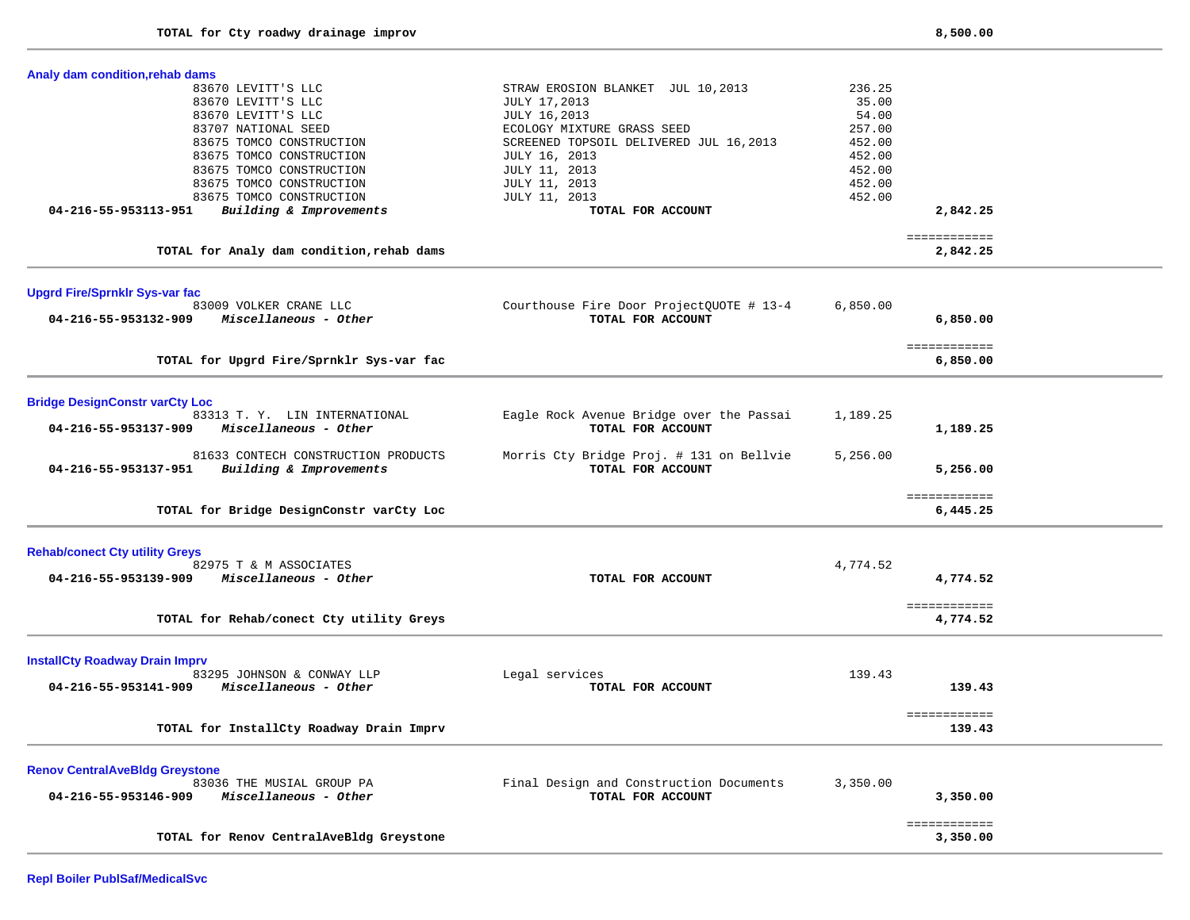**TOTAL for Cty roadwy drainage improv** **8,500.00**

---

### Analy dam condition,rehab dams

| Vendor | Description | Amount | Total |
|---|---|---|---|
| 83670 LEVITT'S LLC | STRAW EROSION BLANKET JUL 10,2013 | 236.25 | |
| 83670 LEVITT'S LLC | JULY 17,2013 | 35.00 | |
| 83670 LEVITT'S LLC | JULY 16,2013 | 54.00 | |
| 83707 NATIONAL SEED | ECOLOGY MIXTURE GRASS SEED | 257.00 | |
| 83675 TOMCO CONSTRUCTION | SCREENED TOPSOIL DELIVERED JUL 16,2013 | 452.00 | |
| 83675 TOMCO CONSTRUCTION | JULY 16, 2013 | 452.00 | |
| 83675 TOMCO CONSTRUCTION | JULY 11, 2013 | 452.00 | |
| 83675 TOMCO CONSTRUCTION | JULY 11, 2013 | 452.00 | |
| 83675 TOMCO CONSTRUCTION | JULY 11, 2013 | 452.00 | |
| **04-216-55-953113-951** ***Building & Improvements*** | **TOTAL FOR ACCOUNT** | | **2,842.25** |

**TOTAL for Analy dam condition,rehab dams** **2,842.25**

---

### Upgrd Fire/Sprnklr Sys-var fac

| Vendor | Description | Amount | Total |
|---|---|---|---|
| 83009 VOLKER CRANE LLC | Courthouse Fire Door ProjectQUOTE # 13-4 | 6,850.00 | |
| **04-216-55-953132-909** ***Miscellaneous - Other*** | **TOTAL FOR ACCOUNT** | | **6,850.00** |

**TOTAL for Upgrd Fire/Sprnklr Sys-var fac** **6,850.00**

---

### Bridge DesignConstr varCty Loc

| Vendor | Description | Amount | Total |
|---|---|---|---|
| 83313 T. Y. LIN INTERNATIONAL | Eagle Rock Avenue Bridge over the Passai | 1,189.25 | |
| **04-216-55-953137-909** ***Miscellaneous - Other*** | **TOTAL FOR ACCOUNT** | | **1,189.25** |
| 81633 CONTECH CONSTRUCTION PRODUCTS | Morris Cty Bridge Proj. # 131 on Bellvie | 5,256.00 | |
| **04-216-55-953137-951** ***Building & Improvements*** | **TOTAL FOR ACCOUNT** | | **5,256.00** |

**TOTAL for Bridge DesignConstr varCty Loc** **6,445.25**

---

### Rehab/conect Cty utility Greys

| Vendor | Description | Amount | Total |
|---|---|---|---|
| 82975 T & M ASSOCIATES | | 4,774.52 | |
| **04-216-55-953139-909** ***Miscellaneous - Other*** | **TOTAL FOR ACCOUNT** | | **4,774.52** |

**TOTAL for Rehab/conect Cty utility Greys** **4,774.52**

---

### InstallCty Roadway Drain Imprv

| Vendor | Description | Amount | Total |
|---|---|---|---|
| 83295 JOHNSON & CONWAY LLP | Legal services | 139.43 | |
| **04-216-55-953141-909** ***Miscellaneous - Other*** | **TOTAL FOR ACCOUNT** | | **139.43** |

**TOTAL for InstallCty Roadway Drain Imprv** **139.43**

---

### Renov CentralAveBldg Greystone

| Vendor | Description | Amount | Total |
|---|---|---|---|
| 83036 THE MUSIAL GROUP PA | Final Design and Construction Documents | 3,350.00 | |
| **04-216-55-953146-909** ***Miscellaneous - Other*** | **TOTAL FOR ACCOUNT** | | **3,350.00** |

**TOTAL for Renov CentralAveBldg Greystone** **3,350.00**

---

### Repl Boiler PublSaf/MedicalSvc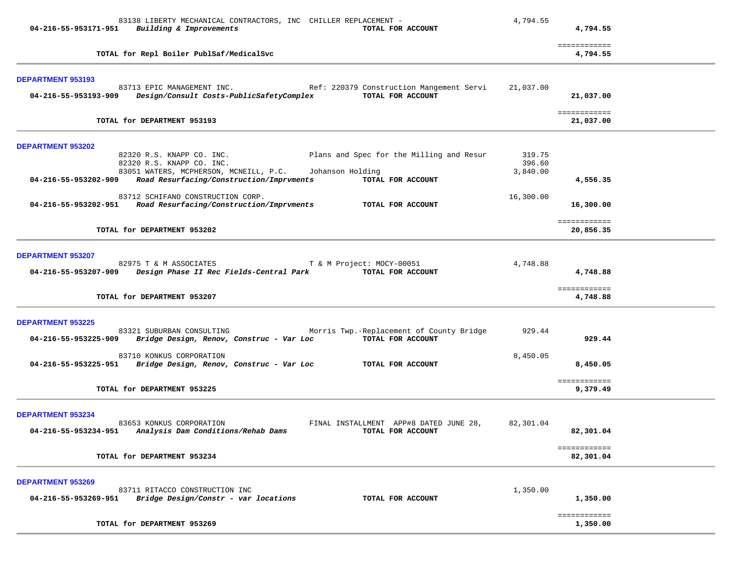| | | | |
|---|---|---|---|
| 83138 LIBERTY MECHANICAL CONTRACTORS, INC | CHILLER REPLACEMENT - | 4,794.55 | |
| **04-216-55-953171-951** *Building & Improvements* | **TOTAL FOR ACCOUNT** | | **4,794.55** |
| | | | ============ |
| **TOTAL for Repl Boiler PublSaf/MedicalSvc** | | | **4,794.55** |

**DEPARTMENT 953193**

| | | | |
|---|---|---|---|
| 83713 EPIC MANAGEMENT INC. | Ref: 220379 Construction Mangement Servi | 21,037.00 | |
| **04-216-55-953193-909** *Design/Consult Costs-PublicSafetyComplex* | **TOTAL FOR ACCOUNT** | | **21,037.00** |
| | | | ============ |
| **TOTAL for DEPARTMENT 953193** | | | **21,037.00** |

**DEPARTMENT 953202**

| | | | |
|---|---|---|---|
| 82320 R.S. KNAPP CO. INC. | Plans and Spec for the Milling and Resur | 319.75 | |
| 82320 R.S. KNAPP CO. INC. | | 396.60 | |
| 83051 WATERS, MCPHERSON, MCNEILL, P.C. | Johanson Holding | 3,840.00 | |
| **04-216-55-953202-909** *Road Resurfacing/Construction/Imprvments* | **TOTAL FOR ACCOUNT** | | **4,556.35** |
| 83712 SCHIFANO CONSTRUCTION CORP. | | 16,300.00 | |
| **04-216-55-953202-951** *Road Resurfacing/Construction/Imprvments* | **TOTAL FOR ACCOUNT** | | **16,300.00** |
| | | | ============ |
| **TOTAL for DEPARTMENT 953202** | | | **20,856.35** |

**DEPARTMENT 953207**

| | | | |
|---|---|---|---|
| 82975 T & M ASSOCIATES | T & M Project: MOCY-00051 | 4,748.88 | |
| **04-216-55-953207-909** *Design Phase II Rec Fields-Central Park* | **TOTAL FOR ACCOUNT** | | **4,748.88** |
| | | | ============ |
| **TOTAL for DEPARTMENT 953207** | | | **4,748.88** |

**DEPARTMENT 953225**

| | | | |
|---|---|---|---|
| 83321 SUBURBAN CONSULTING | Morris Twp.-Replacement of County Bridge | 929.44 | |
| **04-216-55-953225-909** *Bridge Design, Renov, Construc - Var Loc* | **TOTAL FOR ACCOUNT** | | **929.44** |
| 83710 KONKUS CORPORATION | | 8,450.05 | |
| **04-216-55-953225-951** *Bridge Design, Renov, Construc - Var Loc* | **TOTAL FOR ACCOUNT** | | **8,450.05** |
| | | | ============ |
| **TOTAL for DEPARTMENT 953225** | | | **9,379.49** |

**DEPARTMENT 953234**

| | | | |
|---|---|---|---|
| 83653 KONKUS CORPORATION | FINAL INSTALLMENT APP#8 DATED JUNE 28, | 82,301.04 | |
| **04-216-55-953234-951** *Analysis Dam Conditions/Rehab Dams* | **TOTAL FOR ACCOUNT** | | **82,301.04** |
| | | | ============ |
| **TOTAL for DEPARTMENT 953234** | | | **82,301.04** |

**DEPARTMENT 953269**

| | | | |
|---|---|---|---|
| 83711 RITACCO CONSTRUCTION INC | | 1,350.00 | |
| **04-216-55-953269-951** *Bridge Design/Constr - var locations* | **TOTAL FOR ACCOUNT** | | **1,350.00** |
| | | | ============ |
| **TOTAL for DEPARTMENT 953269** | | | **1,350.00** |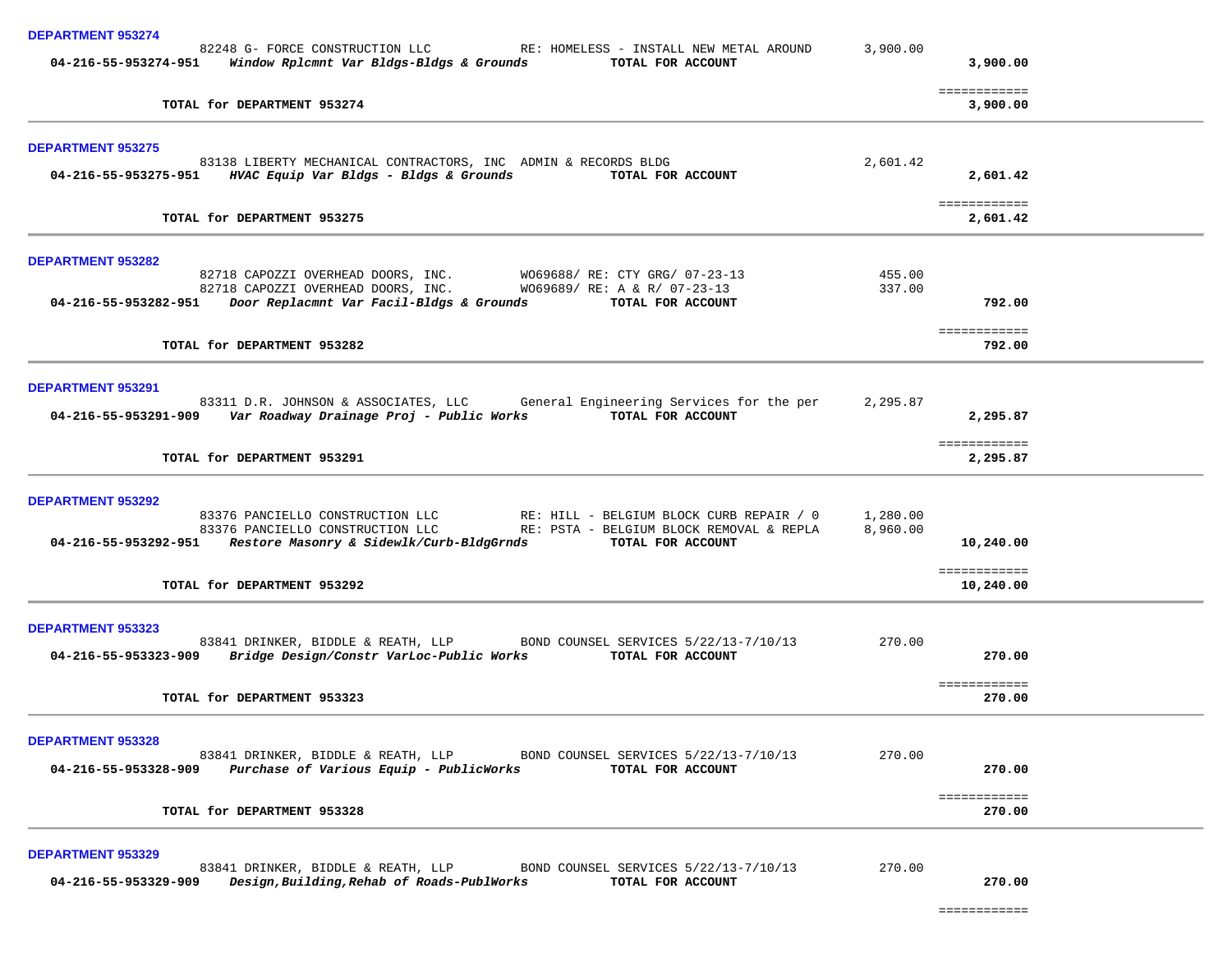**DEPARTMENT 953274**

| | | | |
|---|---|---|---|
| 82248 G- FORCE CONSTRUCTION LLC | RE: HOMELESS - INSTALL NEW METAL AROUND | 3,900.00 | |
| 04-216-55-953274-951 *Window Rplcmnt Var Bldgs-Bldgs & Grounds* | **TOTAL FOR ACCOUNT** | | **3,900.00** |

============

**TOTAL for DEPARTMENT 953274** **3,900.00**

---

**DEPARTMENT 953275**

| | | | |
|---|---|---|---|
| 83138 LIBERTY MECHANICAL CONTRACTORS, INC | ADMIN & RECORDS BLDG | 2,601.42 | |
| 04-216-55-953275-951 *HVAC Equip Var Bldgs - Bldgs & Grounds* | **TOTAL FOR ACCOUNT** | | **2,601.42** |

============

**TOTAL for DEPARTMENT 953275** **2,601.42**

---

**DEPARTMENT 953282**

| | | | |
|---|---|---|---|
| 82718 CAPOZZI OVERHEAD DOORS, INC. | WO69688/ RE: CTY GRG/ 07-23-13 | 455.00 | |
| 82718 CAPOZZI OVERHEAD DOORS, INC. | WO69689/ RE: A & R/ 07-23-13 | 337.00 | |
| 04-216-55-953282-951 *Door Replacmnt Var Facil-Bldgs & Grounds* | **TOTAL FOR ACCOUNT** | | **792.00** |

============

**TOTAL for DEPARTMENT 953282** **792.00**

---

**DEPARTMENT 953291**

| | | | |
|---|---|---|---|
| 83311 D.R. JOHNSON & ASSOCIATES, LLC | General Engineering Services for the per | 2,295.87 | |
| 04-216-55-953291-909 *Var Roadway Drainage Proj - Public Works* | **TOTAL FOR ACCOUNT** | | **2,295.87** |

============

**TOTAL for DEPARTMENT 953291** **2,295.87**

---

**DEPARTMENT 953292**

| | | | |
|---|---|---|---|
| 83376 PANCIELLO CONSTRUCTION LLC | RE: HILL - BELGIUM BLOCK CURB REPAIR / 0 | 1,280.00 | |
| 83376 PANCIELLO CONSTRUCTION LLC | RE: PSTA - BELGIUM BLOCK REMOVAL & REPLA | 8,960.00 | |
| 04-216-55-953292-951 *Restore Masonry & Sidewlk/Curb-BldgGrnds* | **TOTAL FOR ACCOUNT** | | **10,240.00** |

============

**TOTAL for DEPARTMENT 953292** **10,240.00**

---

**DEPARTMENT 953323**

| | | | |
|---|---|---|---|
| 83841 DRINKER, BIDDLE & REATH, LLP | BOND COUNSEL SERVICES 5/22/13-7/10/13 | 270.00 | |
| 04-216-55-953323-909 *Bridge Design/Constr VarLoc-Public Works* | **TOTAL FOR ACCOUNT** | | **270.00** |

============

**TOTAL for DEPARTMENT 953323** **270.00**

---

**DEPARTMENT 953328**

| | | | |
|---|---|---|---|
| 83841 DRINKER, BIDDLE & REATH, LLP | BOND COUNSEL SERVICES 5/22/13-7/10/13 | 270.00 | |
| 04-216-55-953328-909 *Purchase of Various Equip - PublicWorks* | **TOTAL FOR ACCOUNT** | | **270.00** |

============

**TOTAL for DEPARTMENT 953328** **270.00**

---

**DEPARTMENT 953329**

| | | | |
|---|---|---|---|
| 83841 DRINKER, BIDDLE & REATH, LLP | BOND COUNSEL SERVICES 5/22/13-7/10/13 | 270.00 | |
| 04-216-55-953329-909 *Design,Building,Rehab of Roads-PublWorks* | **TOTAL FOR ACCOUNT** | | **270.00** |

============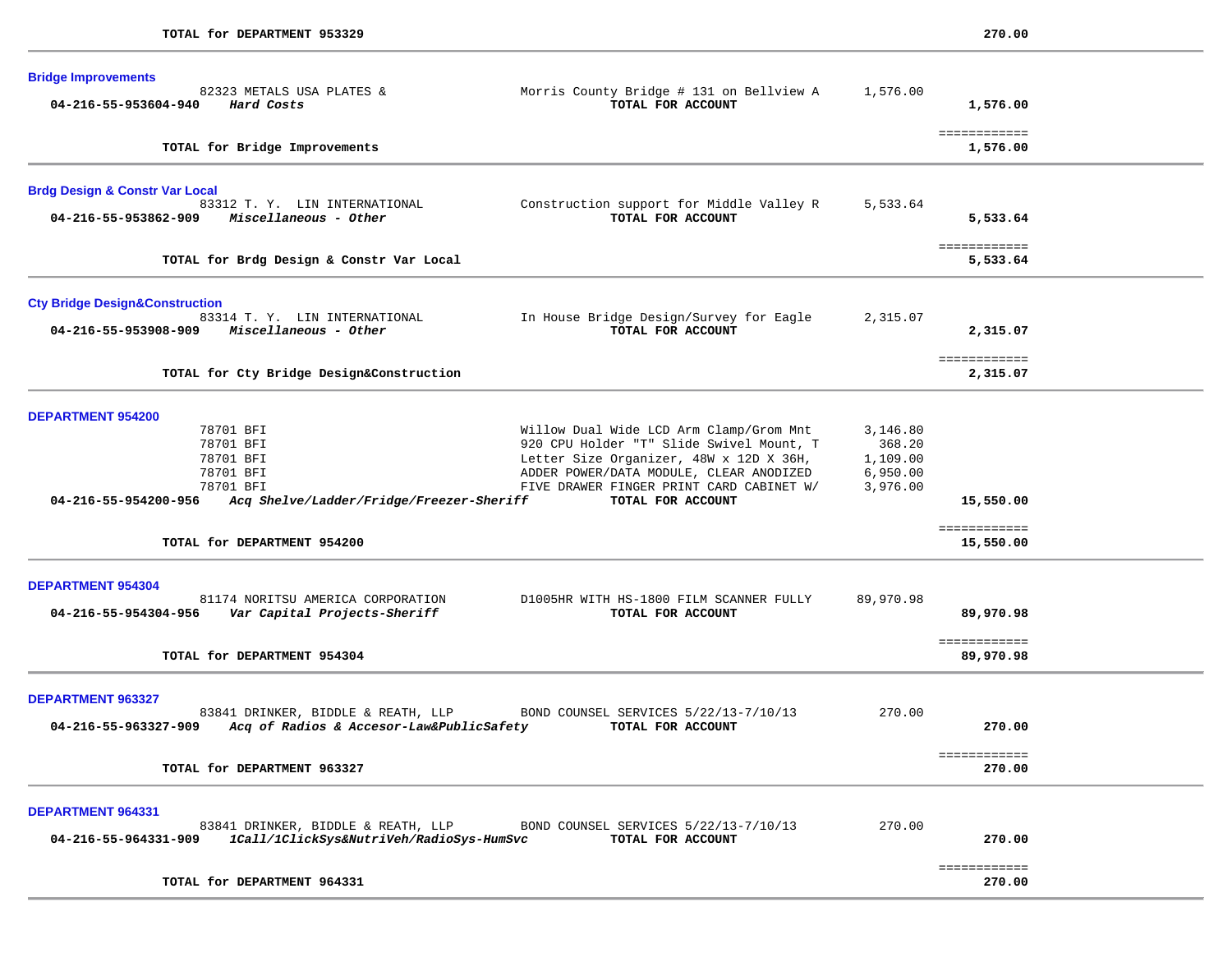TOTAL for DEPARTMENT 953329 270.00

### Bridge Improvements

| Account | Vendor / Description | Item Description | Amount | Total |
|---|---|---|---|---|
| | 82323 METALS USA PLATES & | Morris County Bridge # 131 on Bellview A | 1,576.00 | |
| 04-216-55-953604-940 | *Hard Costs* | TOTAL FOR ACCOUNT | | 1,576.00 |

TOTAL for Bridge Improvements ============ 1,576.00

### Brdg Design & Constr Var Local

| Account | Vendor / Description | Item Description | Amount | Total |
|---|---|---|---|---|
| | 83312 T. Y. LIN INTERNATIONAL | Construction support for Middle Valley R | 5,533.64 | |
| 04-216-55-953862-909 | *Miscellaneous - Other* | TOTAL FOR ACCOUNT | | 5,533.64 |

TOTAL for Brdg Design & Constr Var Local ============ 5,533.64

### Cty Bridge Design&Construction

| Account | Vendor / Description | Item Description | Amount | Total |
|---|---|---|---|---|
| | 83314 T. Y. LIN INTERNATIONAL | In House Bridge Design/Survey for Eagle | 2,315.07 | |
| 04-216-55-953908-909 | *Miscellaneous - Other* | TOTAL FOR ACCOUNT | | 2,315.07 |

TOTAL for Cty Bridge Design&Construction ============ 2,315.07

### DEPARTMENT 954200

| Account | Vendor / Description | Item Description | Amount | Total |
|---|---|---|---|---|
| | 78701 BFI | Willow Dual Wide LCD Arm Clamp/Grom Mnt | 3,146.80 | |
| | 78701 BFI | 920 CPU Holder "T" Slide Swivel Mount, T | 368.20 | |
| | 78701 BFI | Letter Size Organizer, 48W x 12D X 36H, | 1,109.00 | |
| | 78701 BFI | ADDER POWER/DATA MODULE, CLEAR ANODIZED | 6,950.00 | |
| | 78701 BFI | FIVE DRAWER FINGER PRINT CARD CABINET W/ | 3,976.00 | |
| 04-216-55-954200-956 | *Acq Shelve/Ladder/Fridge/Freezer-Sheriff* | TOTAL FOR ACCOUNT | | 15,550.00 |

TOTAL for DEPARTMENT 954200 ============ 15,550.00

### DEPARTMENT 954304

| Account | Vendor / Description | Item Description | Amount | Total |
|---|---|---|---|---|
| | 81174 NORITSU AMERICA CORPORATION | D1005HR WITH HS-1800 FILM SCANNER FULLY | 89,970.98 | |
| 04-216-55-954304-956 | *Var Capital Projects-Sheriff* | TOTAL FOR ACCOUNT | | 89,970.98 |

TOTAL for DEPARTMENT 954304 ============ 89,970.98

### DEPARTMENT 963327

| Account | Vendor / Description | Item Description | Amount | Total |
|---|---|---|---|---|
| | 83841 DRINKER, BIDDLE & REATH, LLP | BOND COUNSEL SERVICES 5/22/13-7/10/13 | 270.00 | |
| 04-216-55-963327-909 | *Acq of Radios & Accesor-Law&PublicSafety* | TOTAL FOR ACCOUNT | | 270.00 |

TOTAL for DEPARTMENT 963327 ============ 270.00

### DEPARTMENT 964331

| Account | Vendor / Description | Item Description | Amount | Total |
|---|---|---|---|---|
| | 83841 DRINKER, BIDDLE & REATH, LLP | BOND COUNSEL SERVICES 5/22/13-7/10/13 | 270.00 | |
| 04-216-55-964331-909 | *1Call/1ClickSys&NutriVeh/RadioSys-HumSvc* | TOTAL FOR ACCOUNT | | 270.00 |

TOTAL for DEPARTMENT 964331 ============ 270.00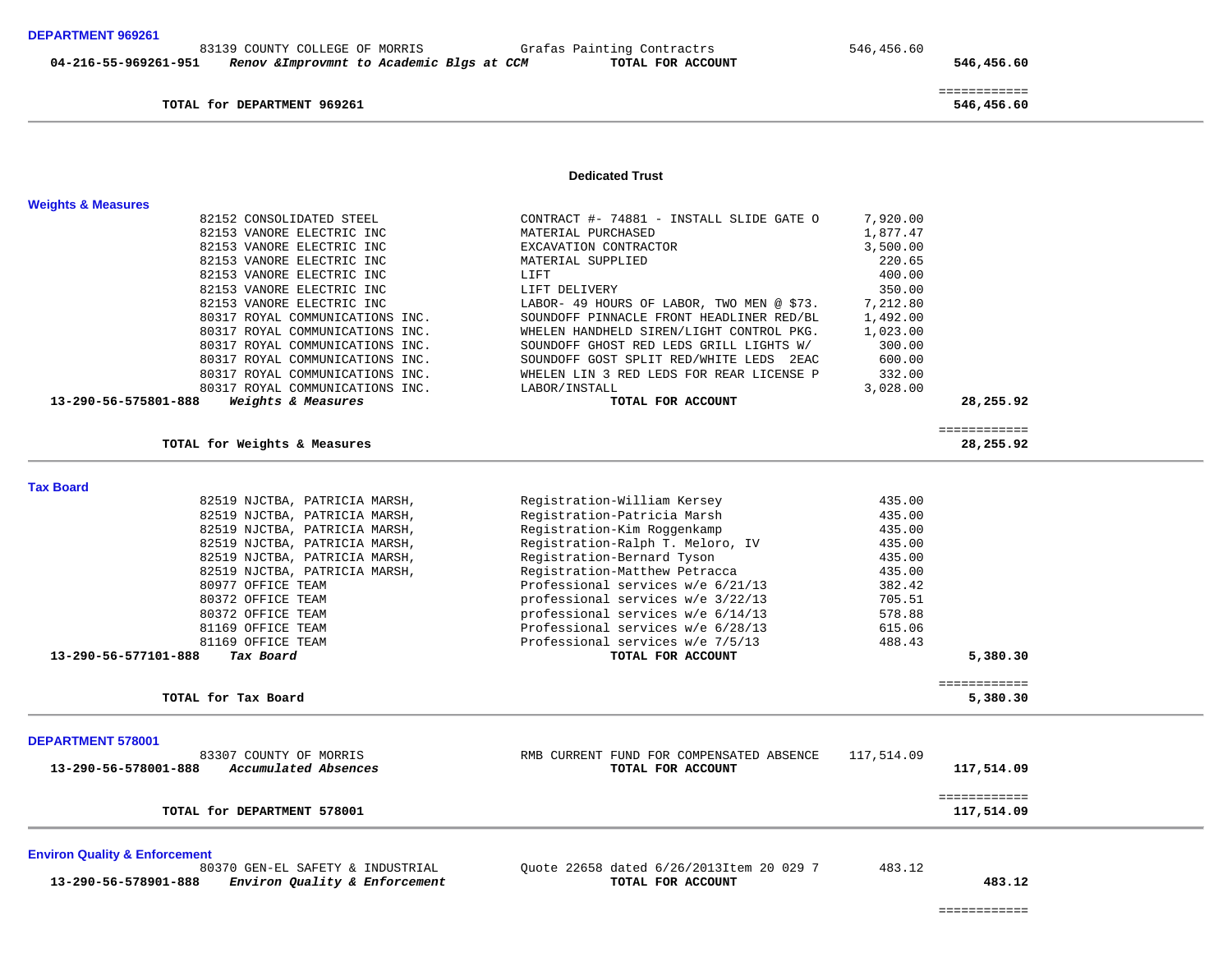**DEPARTMENT 969261**

| Account | Vendor | Description | Amount | Total |
|---|---|---|---|---|
| | 83139 COUNTY COLLEGE OF MORRIS | Grafas Painting Contractrs | 546,456.60 | |
| 04-216-55-969261-951 | *Renov &Improvmnt to Academic Blgs at CCM* | **TOTAL FOR ACCOUNT** | | **546,456.60** |
| | | | | ============ |
| | **TOTAL for DEPARTMENT 969261** | | | **546,456.60** |

## Dedicated Trust

**Weights & Measures**

| Account | Vendor | Description | Amount | Total |
|---|---|---|---|---|
| | 82152 CONSOLIDATED STEEL | CONTRACT #- 74881 - INSTALL SLIDE GATE O | 7,920.00 | |
| | 82153 VANORE ELECTRIC INC | MATERIAL PURCHASED | 1,877.47 | |
| | 82153 VANORE ELECTRIC INC | EXCAVATION CONTRACTOR | 3,500.00 | |
| | 82153 VANORE ELECTRIC INC | MATERIAL SUPPLIED | 220.65 | |
| | 82153 VANORE ELECTRIC INC | LIFT | 400.00 | |
| | 82153 VANORE ELECTRIC INC | LIFT DELIVERY | 350.00 | |
| | 82153 VANORE ELECTRIC INC | LABOR- 49 HOURS OF LABOR, TWO MEN @ $73. | 7,212.80 | |
| | 80317 ROYAL COMMUNICATIONS INC. | SOUNDOFF PINNACLE FRONT HEADLINER RED/BL | 1,492.00 | |
| | 80317 ROYAL COMMUNICATIONS INC. | WHELEN HANDHELD SIREN/LIGHT CONTROL PKG. | 1,023.00 | |
| | 80317 ROYAL COMMUNICATIONS INC. | SOUNDOFF GHOST RED LEDS GRILL LIGHTS W/ | 300.00 | |
| | 80317 ROYAL COMMUNICATIONS INC. | SOUNDOFF GOST SPLIT RED/WHITE LEDS 2EAC | 600.00 | |
| | 80317 ROYAL COMMUNICATIONS INC. | WHELEN LIN 3 RED LEDS FOR REAR LICENSE P | 332.00 | |
| | 80317 ROYAL COMMUNICATIONS INC. | LABOR/INSTALL | 3,028.00 | |
| 13-290-56-575801-888 | *Weights & Measures* | **TOTAL FOR ACCOUNT** | | **28,255.92** |
| | | | | ============ |
| | **TOTAL for Weights & Measures** | | | **28,255.92** |

**Tax Board**

| Account | Vendor | Description | Amount | Total |
|---|---|---|---|---|
| | 82519 NJCTBA, PATRICIA MARSH, | Registration-William Kersey | 435.00 | |
| | 82519 NJCTBA, PATRICIA MARSH, | Registration-Patricia Marsh | 435.00 | |
| | 82519 NJCTBA, PATRICIA MARSH, | Registration-Kim Roggenkamp | 435.00 | |
| | 82519 NJCTBA, PATRICIA MARSH, | Registration-Ralph T. Meloro, IV | 435.00 | |
| | 82519 NJCTBA, PATRICIA MARSH, | Registration-Bernard Tyson | 435.00 | |
| | 82519 NJCTBA, PATRICIA MARSH, | Registration-Matthew Petracca | 435.00 | |
| | 80977 OFFICE TEAM | Professional services w/e 6/21/13 | 382.42 | |
| | 80372 OFFICE TEAM | professional services w/e 3/22/13 | 705.51 | |
| | 80372 OFFICE TEAM | professional services w/e 6/14/13 | 578.88 | |
| | 81169 OFFICE TEAM | Professional services w/e 6/28/13 | 615.06 | |
| | 81169 OFFICE TEAM | Professional services w/e 7/5/13 | 488.43 | |
| 13-290-56-577101-888 | *Tax Board* | **TOTAL FOR ACCOUNT** | | **5,380.30** |
| | | | | ============ |
| | **TOTAL for Tax Board** | | | **5,380.30** |

**DEPARTMENT 578001**

| Account | Vendor | Description | Amount | Total |
|---|---|---|---|---|
| | 83307 COUNTY OF MORRIS | RMB CURRENT FUND FOR COMPENSATED ABSENCE | 117,514.09 | |
| 13-290-56-578001-888 | *Accumulated Absences* | **TOTAL FOR ACCOUNT** | | **117,514.09** |
| | | | | ============ |
| | **TOTAL for DEPARTMENT 578001** | | | **117,514.09** |

**Environ Quality & Enforcement**

| Account | Vendor | Description | Amount | Total |
|---|---|---|---|---|
| | 80370 GEN-EL SAFETY & INDUSTRIAL | Quote 22658 dated 6/26/2013Item 20 029 7 | 483.12 | |
| 13-290-56-578901-888 | *Environ Quality & Enforcement* | **TOTAL FOR ACCOUNT** | | **483.12** |
| | | | | ============ |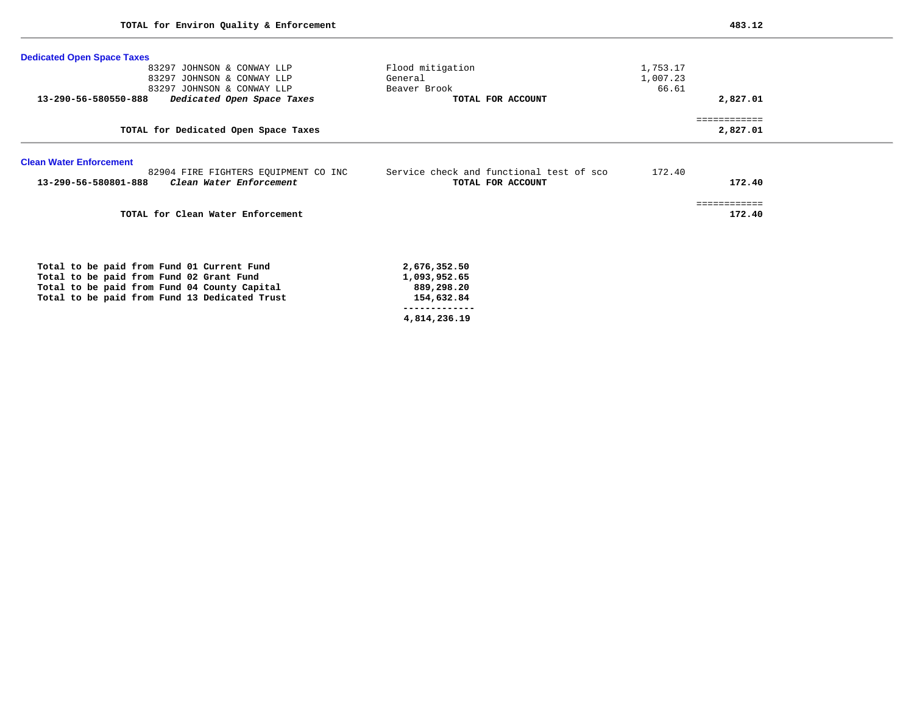**TOTAL for Environ Quality & Enforcement** **483.12**

---

## Dedicated Open Space Taxes

| | | | | |
|---|---|---|---|---|
| | 83297 JOHNSON & CONWAY LLP | Flood mitigation | 1,753.17 | |
| | 83297 JOHNSON & CONWAY LLP | General | 1,007.23 | |
| | 83297 JOHNSON & CONWAY LLP | Beaver Brook | 66.61 | |
| **13-290-56-580550-888** | ***Dedicated Open Space Taxes*** | **TOTAL FOR ACCOUNT** | | **2,827.01** |

============

**TOTAL for Dedicated Open Space Taxes** **2,827.01**

---

## Clean Water Enforcement

| | | | | |
|---|---|---|---|---|
| | 82904 FIRE FIGHTERS EQUIPMENT CO INC | Service check and functional test of sco | 172.40 | |
| **13-290-56-580801-888** | ***Clean Water Enforcement*** | **TOTAL FOR ACCOUNT** | | **172.40** |

============

**TOTAL for Clean Water Enforcement** **172.40**

| | |
|---|---|
| **Total to be paid from Fund 01 Current Fund** | **2,676,352.50** |
| **Total to be paid from Fund 02 Grant Fund** | **1,093,952.65** |
| **Total to be paid from Fund 04 County Capital** | **889,298.20** |
| **Total to be paid from Fund 13 Dedicated Trust** | **154,632.84** |
| | ------------- |
| | **4,814,236.19** |